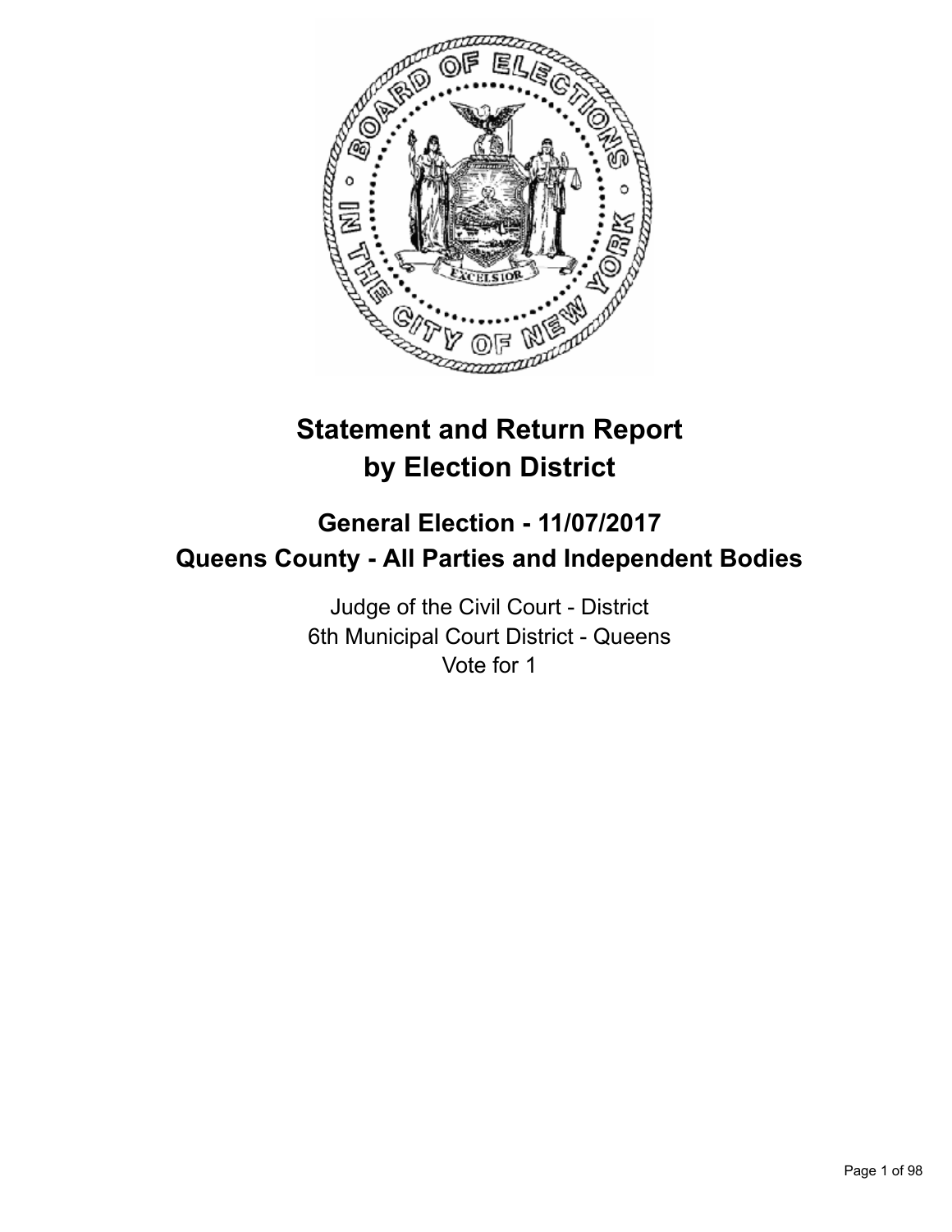# Statement and Return Report by Election District

## General Election - 11/07/2017
## Queens County - All Parties and Independent Bodies

Judge of the Civil Court - District
6th Municipal Court District - Queens
Vote for 1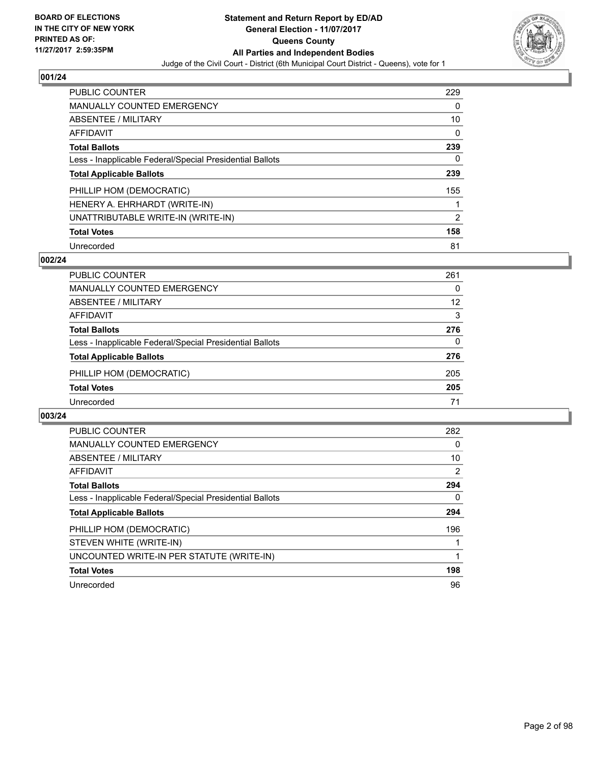**BOARD OF ELECTIONS IN THE CITY OF NEW YORK PRINTED AS OF: 11/27/2017 2:59:35PM**

# Statement and Return Report by ED/AD
## General Election - 11/07/2017
## Queens County
## All Parties and Independent Bodies
Judge of the Civil Court - District (6th Municipal Court District - Queens), vote for 1

### 001/24

| | |
|---|---|
| PUBLIC COUNTER | 229 |
| MANUALLY COUNTED EMERGENCY | 0 |
| ABSENTEE / MILITARY | 10 |
| AFFIDAVIT | 0 |
| **Total Ballots** | **239** |
| Less - Inapplicable Federal/Special Presidential Ballots | 0 |
| **Total Applicable Ballots** | **239** |
| PHILLIP HOM (DEMOCRATIC) | 155 |
| HENERY A. EHRHARDT (WRITE-IN) | 1 |
| UNATTRIBUTABLE WRITE-IN (WRITE-IN) | 2 |
| **Total Votes** | **158** |
| Unrecorded | 81 |

### 002/24

| | |
|---|---|
| PUBLIC COUNTER | 261 |
| MANUALLY COUNTED EMERGENCY | 0 |
| ABSENTEE / MILITARY | 12 |
| AFFIDAVIT | 3 |
| **Total Ballots** | **276** |
| Less - Inapplicable Federal/Special Presidential Ballots | 0 |
| **Total Applicable Ballots** | **276** |
| PHILLIP HOM (DEMOCRATIC) | 205 |
| **Total Votes** | **205** |
| Unrecorded | 71 |

### 003/24

| | |
|---|---|
| PUBLIC COUNTER | 282 |
| MANUALLY COUNTED EMERGENCY | 0 |
| ABSENTEE / MILITARY | 10 |
| AFFIDAVIT | 2 |
| **Total Ballots** | **294** |
| Less - Inapplicable Federal/Special Presidential Ballots | 0 |
| **Total Applicable Ballots** | **294** |
| PHILLIP HOM (DEMOCRATIC) | 196 |
| STEVEN WHITE (WRITE-IN) | 1 |
| UNCOUNTED WRITE-IN PER STATUTE (WRITE-IN) | 1 |
| **Total Votes** | **198** |
| Unrecorded | 96 |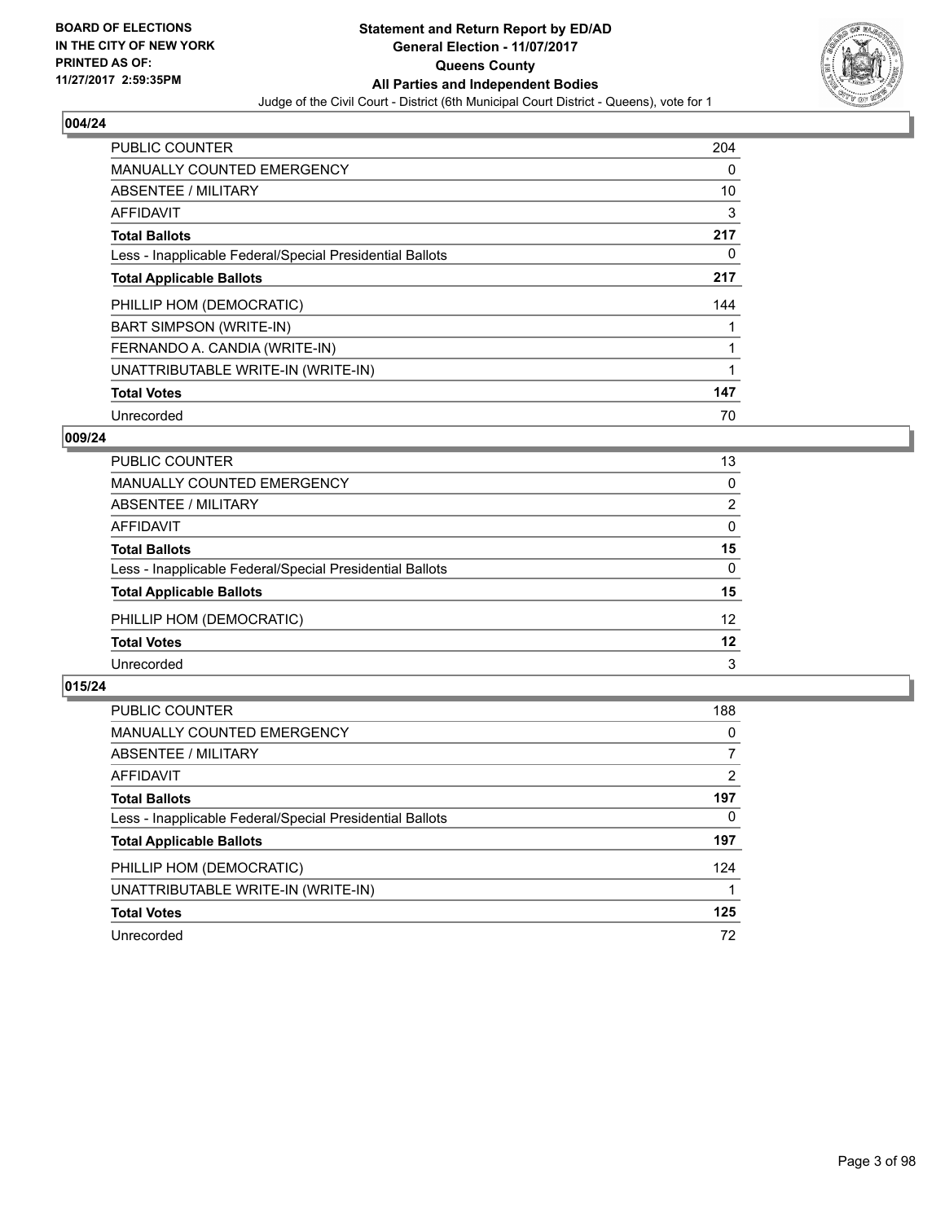BOARD OF ELECTIONS
IN THE CITY OF NEW YORK
PRINTED AS OF:
11/27/2017 2:59:35PM

**Statement and Return Report by ED/AD**
**General Election - 11/07/2017**
**Queens County**
**All Parties and Independent Bodies**
Judge of the Civil Court - District (6th Municipal Court District - Queens), vote for 1

### 004/24

| | |
|---|---|
| PUBLIC COUNTER | 204 |
| MANUALLY COUNTED EMERGENCY | 0 |
| ABSENTEE / MILITARY | 10 |
| AFFIDAVIT | 3 |
| **Total Ballots** | **217** |
| Less - Inapplicable Federal/Special Presidential Ballots | 0 |
| **Total Applicable Ballots** | **217** |
| PHILLIP HOM (DEMOCRATIC) | 144 |
| BART SIMPSON (WRITE-IN) | 1 |
| FERNANDO A. CANDIA (WRITE-IN) | 1 |
| UNATTRIBUTABLE WRITE-IN (WRITE-IN) | 1 |
| **Total Votes** | **147** |
| Unrecorded | 70 |

### 009/24

| | |
|---|---|
| PUBLIC COUNTER | 13 |
| MANUALLY COUNTED EMERGENCY | 0 |
| ABSENTEE / MILITARY | 2 |
| AFFIDAVIT | 0 |
| **Total Ballots** | **15** |
| Less - Inapplicable Federal/Special Presidential Ballots | 0 |
| **Total Applicable Ballots** | **15** |
| PHILLIP HOM (DEMOCRATIC) | 12 |
| **Total Votes** | **12** |
| Unrecorded | 3 |

### 015/24

| | |
|---|---|
| PUBLIC COUNTER | 188 |
| MANUALLY COUNTED EMERGENCY | 0 |
| ABSENTEE / MILITARY | 7 |
| AFFIDAVIT | 2 |
| **Total Ballots** | **197** |
| Less - Inapplicable Federal/Special Presidential Ballots | 0 |
| **Total Applicable Ballots** | **197** |
| PHILLIP HOM (DEMOCRATIC) | 124 |
| UNATTRIBUTABLE WRITE-IN (WRITE-IN) | 1 |
| **Total Votes** | **125** |
| Unrecorded | 72 |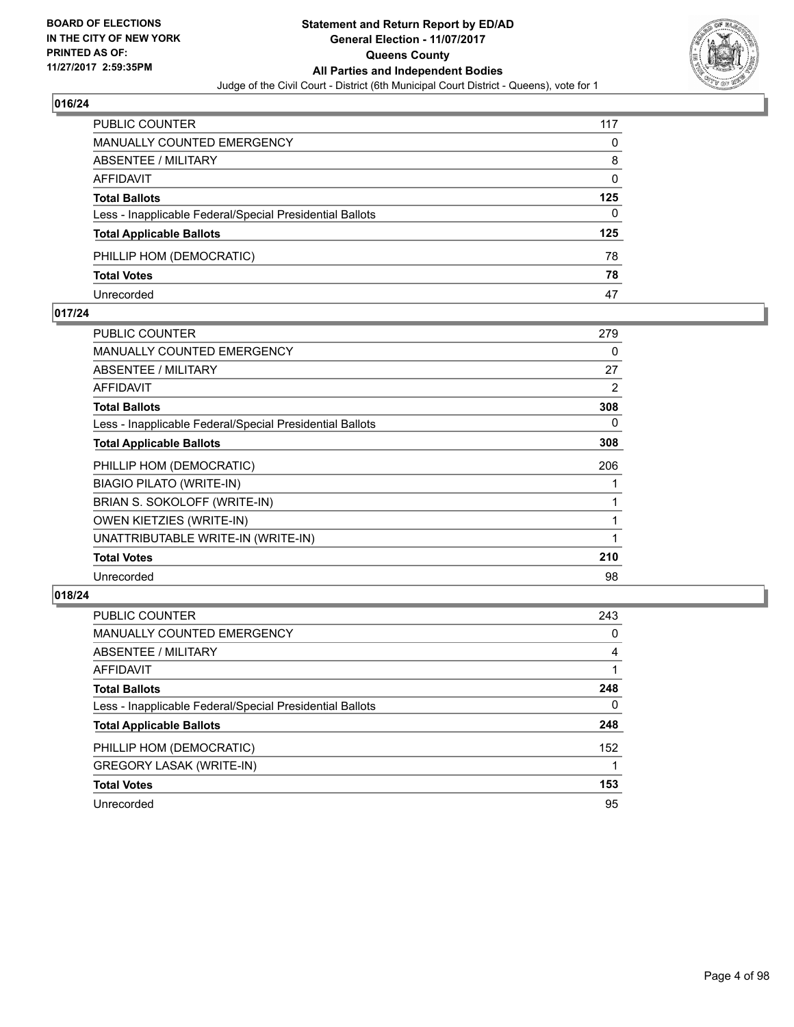**BOARD OF ELECTIONS IN THE CITY OF NEW YORK PRINTED AS OF: 11/27/2017 2:59:35PM**

**Statement and Return Report by ED/AD**
**General Election - 11/07/2017**
**Queens County**
**All Parties and Independent Bodies**
Judge of the Civil Court - District (6th Municipal Court District - Queens), vote for 1

### 016/24

| | |
|---|---|
| PUBLIC COUNTER | 117 |
| MANUALLY COUNTED EMERGENCY | 0 |
| ABSENTEE / MILITARY | 8 |
| AFFIDAVIT | 0 |
| **Total Ballots** | **125** |
| Less - Inapplicable Federal/Special Presidential Ballots | 0 |
| **Total Applicable Ballots** | **125** |
| PHILLIP HOM (DEMOCRATIC) | 78 |
| **Total Votes** | **78** |
| Unrecorded | 47 |

### 017/24

| | |
|---|---|
| PUBLIC COUNTER | 279 |
| MANUALLY COUNTED EMERGENCY | 0 |
| ABSENTEE / MILITARY | 27 |
| AFFIDAVIT | 2 |
| **Total Ballots** | **308** |
| Less - Inapplicable Federal/Special Presidential Ballots | 0 |
| **Total Applicable Ballots** | **308** |
| PHILLIP HOM (DEMOCRATIC) | 206 |
| BIAGIO PILATO (WRITE-IN) | 1 |
| BRIAN S. SOKOLOFF (WRITE-IN) | 1 |
| OWEN KIETZIES (WRITE-IN) | 1 |
| UNATTRIBUTABLE WRITE-IN (WRITE-IN) | 1 |
| **Total Votes** | **210** |
| Unrecorded | 98 |

### 018/24

| | |
|---|---|
| PUBLIC COUNTER | 243 |
| MANUALLY COUNTED EMERGENCY | 0 |
| ABSENTEE / MILITARY | 4 |
| AFFIDAVIT | 1 |
| **Total Ballots** | **248** |
| Less - Inapplicable Federal/Special Presidential Ballots | 0 |
| **Total Applicable Ballots** | **248** |
| PHILLIP HOM (DEMOCRATIC) | 152 |
| GREGORY LASAK (WRITE-IN) | 1 |
| **Total Votes** | **153** |
| Unrecorded | 95 |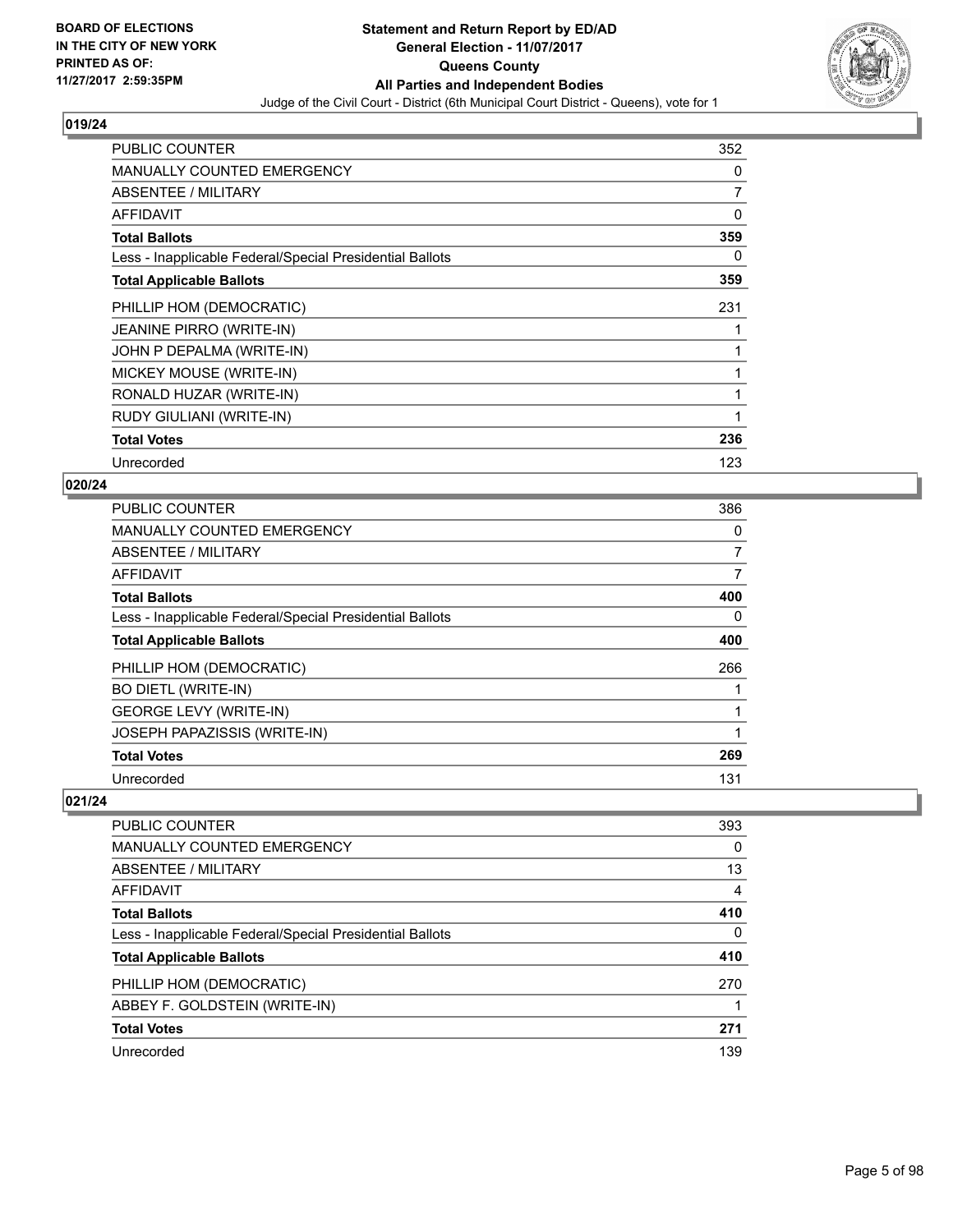## 019/24

| | |
|---|---|
| PUBLIC COUNTER | 352 |
| MANUALLY COUNTED EMERGENCY | 0 |
| ABSENTEE / MILITARY | 7 |
| AFFIDAVIT | 0 |
| **Total Ballots** | **359** |
| Less - Inapplicable Federal/Special Presidential Ballots | 0 |
| **Total Applicable Ballots** | **359** |
| PHILLIP HOM (DEMOCRATIC) | 231 |
| JEANINE PIRRO (WRITE-IN) | 1 |
| JOHN P DEPALMA (WRITE-IN) | 1 |
| MICKEY MOUSE (WRITE-IN) | 1 |
| RONALD HUZAR (WRITE-IN) | 1 |
| RUDY GIULIANI (WRITE-IN) | 1 |
| **Total Votes** | **236** |
| Unrecorded | 123 |

## 020/24

| | |
|---|---|
| PUBLIC COUNTER | 386 |
| MANUALLY COUNTED EMERGENCY | 0 |
| ABSENTEE / MILITARY | 7 |
| AFFIDAVIT | 7 |
| **Total Ballots** | **400** |
| Less - Inapplicable Federal/Special Presidential Ballots | 0 |
| **Total Applicable Ballots** | **400** |
| PHILLIP HOM (DEMOCRATIC) | 266 |
| BO DIETL (WRITE-IN) | 1 |
| GEORGE LEVY (WRITE-IN) | 1 |
| JOSEPH PAPAZISSIS (WRITE-IN) | 1 |
| **Total Votes** | **269** |
| Unrecorded | 131 |

## 021/24

| | |
|---|---|
| PUBLIC COUNTER | 393 |
| MANUALLY COUNTED EMERGENCY | 0 |
| ABSENTEE / MILITARY | 13 |
| AFFIDAVIT | 4 |
| **Total Ballots** | **410** |
| Less - Inapplicable Federal/Special Presidential Ballots | 0 |
| **Total Applicable Ballots** | **410** |
| PHILLIP HOM (DEMOCRATIC) | 270 |
| ABBEY F. GOLDSTEIN (WRITE-IN) | 1 |
| **Total Votes** | **271** |
| Unrecorded | 139 |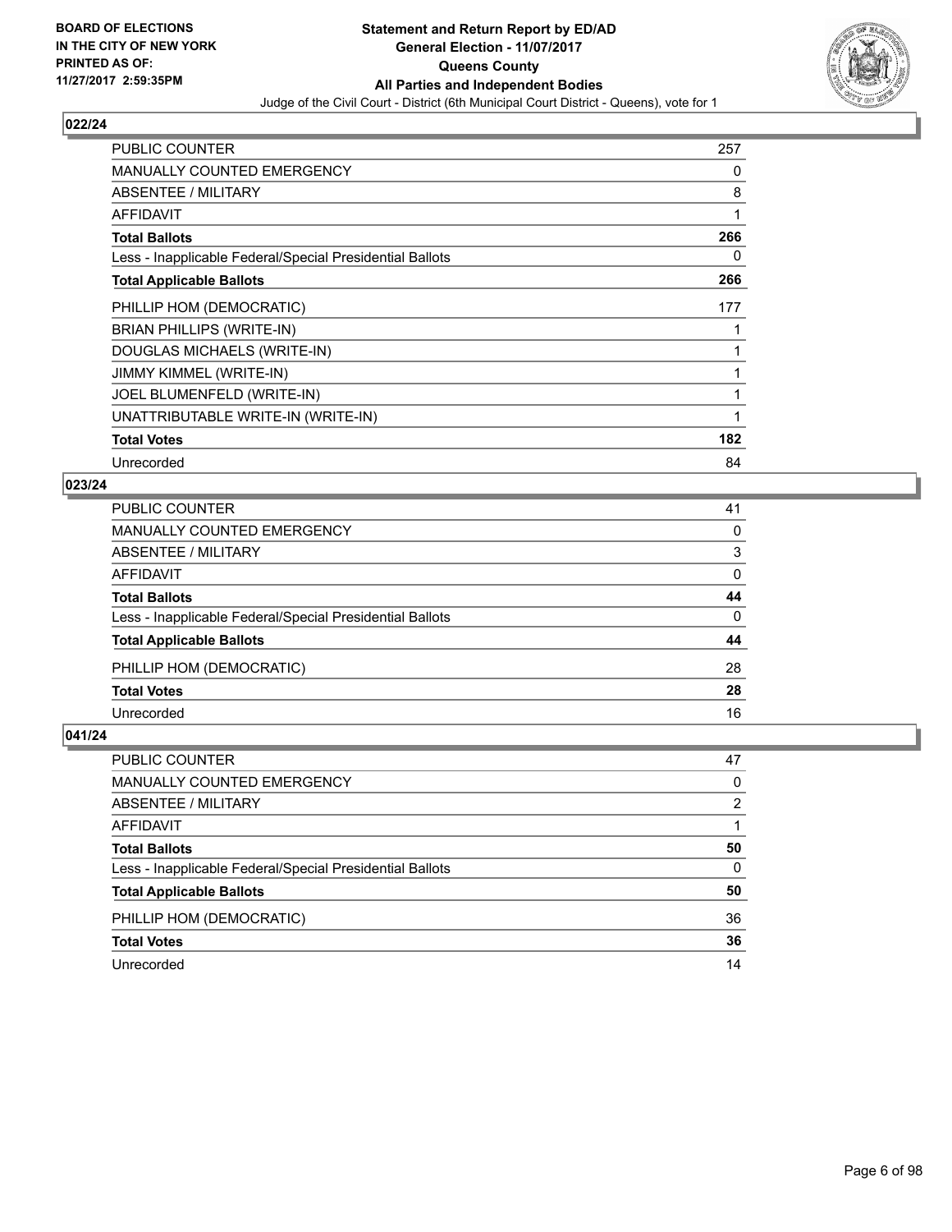## 022/24

| | |
|---|---|
| PUBLIC COUNTER | 257 |
| MANUALLY COUNTED EMERGENCY | 0 |
| ABSENTEE / MILITARY | 8 |
| AFFIDAVIT | 1 |
| **Total Ballots** | **266** |
| Less - Inapplicable Federal/Special Presidential Ballots | 0 |
| **Total Applicable Ballots** | **266** |
| PHILLIP HOM (DEMOCRATIC) | 177 |
| BRIAN PHILLIPS (WRITE-IN) | 1 |
| DOUGLAS MICHAELS (WRITE-IN) | 1 |
| JIMMY KIMMEL (WRITE-IN) | 1 |
| JOEL BLUMENFELD (WRITE-IN) | 1 |
| UNATTRIBUTABLE WRITE-IN (WRITE-IN) | 1 |
| **Total Votes** | **182** |
| Unrecorded | 84 |

## 023/24

| | |
|---|---|
| PUBLIC COUNTER | 41 |
| MANUALLY COUNTED EMERGENCY | 0 |
| ABSENTEE / MILITARY | 3 |
| AFFIDAVIT | 0 |
| **Total Ballots** | **44** |
| Less - Inapplicable Federal/Special Presidential Ballots | 0 |
| **Total Applicable Ballots** | **44** |
| PHILLIP HOM (DEMOCRATIC) | 28 |
| **Total Votes** | **28** |
| Unrecorded | 16 |

## 041/24

| | |
|---|---|
| PUBLIC COUNTER | 47 |
| MANUALLY COUNTED EMERGENCY | 0 |
| ABSENTEE / MILITARY | 2 |
| AFFIDAVIT | 1 |
| **Total Ballots** | **50** |
| Less - Inapplicable Federal/Special Presidential Ballots | 0 |
| **Total Applicable Ballots** | **50** |
| PHILLIP HOM (DEMOCRATIC) | 36 |
| **Total Votes** | **36** |
| Unrecorded | 14 |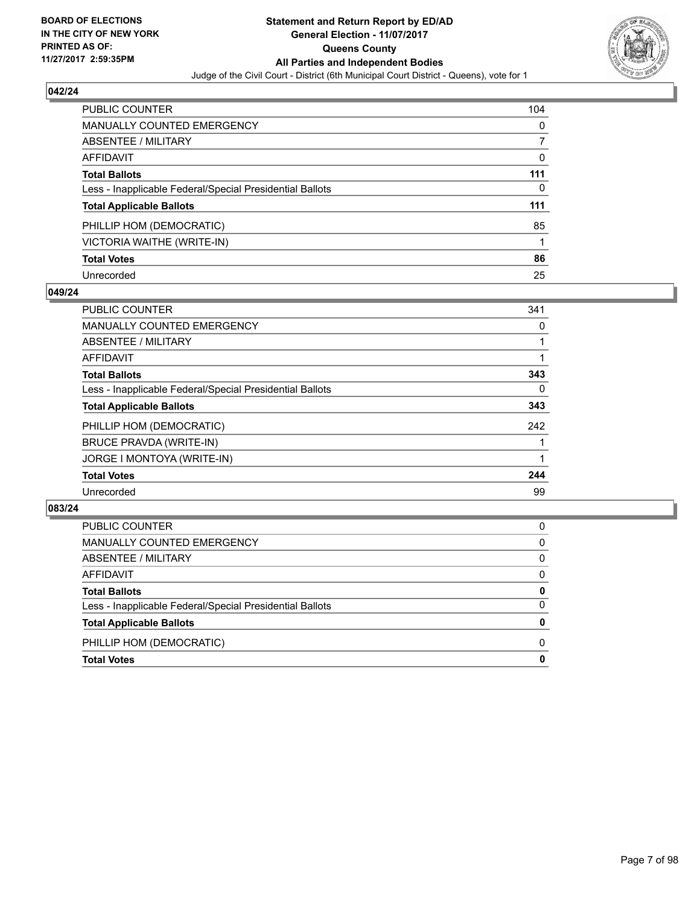## 042/24

| | |
|---|---|
| PUBLIC COUNTER | 104 |
| MANUALLY COUNTED EMERGENCY | 0 |
| ABSENTEE / MILITARY | 7 |
| AFFIDAVIT | 0 |
| **Total Ballots** | **111** |
| Less - Inapplicable Federal/Special Presidential Ballots | 0 |
| **Total Applicable Ballots** | **111** |
| PHILLIP HOM (DEMOCRATIC) | 85 |
| VICTORIA WAITHE (WRITE-IN) | 1 |
| **Total Votes** | **86** |
| Unrecorded | 25 |

## 049/24

| | |
|---|---|
| PUBLIC COUNTER | 341 |
| MANUALLY COUNTED EMERGENCY | 0 |
| ABSENTEE / MILITARY | 1 |
| AFFIDAVIT | 1 |
| **Total Ballots** | **343** |
| Less - Inapplicable Federal/Special Presidential Ballots | 0 |
| **Total Applicable Ballots** | **343** |
| PHILLIP HOM (DEMOCRATIC) | 242 |
| BRUCE PRAVDA (WRITE-IN) | 1 |
| JORGE I MONTOYA (WRITE-IN) | 1 |
| **Total Votes** | **244** |
| Unrecorded | 99 |

## 083/24

| | |
|---|---|
| PUBLIC COUNTER | 0 |
| MANUALLY COUNTED EMERGENCY | 0 |
| ABSENTEE / MILITARY | 0 |
| AFFIDAVIT | 0 |
| **Total Ballots** | **0** |
| Less - Inapplicable Federal/Special Presidential Ballots | 0 |
| **Total Applicable Ballots** | **0** |
| PHILLIP HOM (DEMOCRATIC) | 0 |
| **Total Votes** | **0** |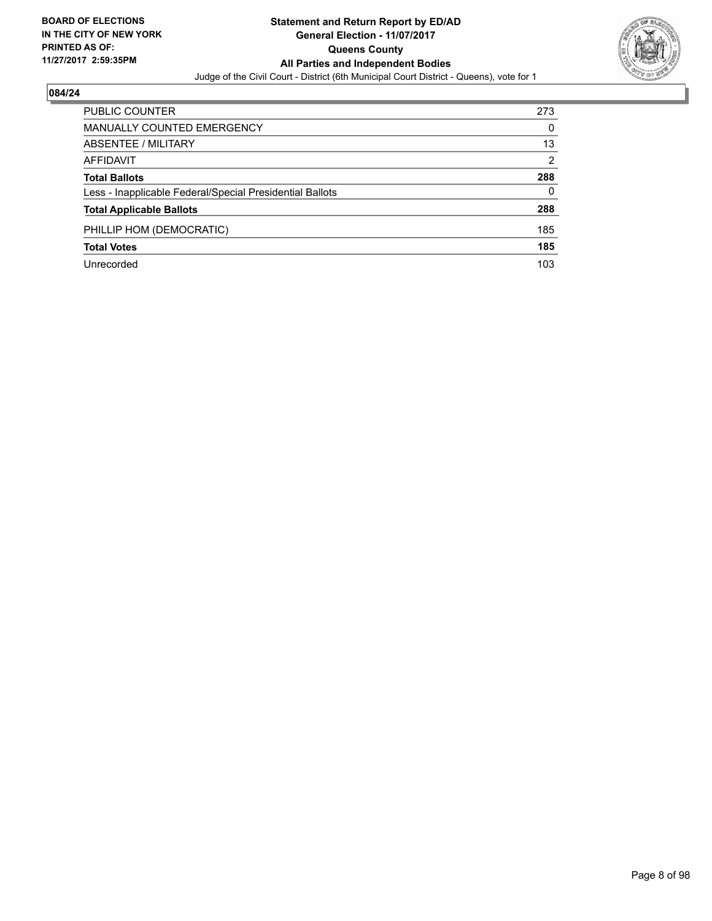**BOARD OF ELECTIONS IN THE CITY OF NEW YORK PRINTED AS OF: 11/27/2017 2:59:35PM**

# Statement and Return Report by ED/AD
## General Election - 11/07/2017
## Queens County
## All Parties and Independent Bodies

Judge of the Civil Court - District (6th Municipal Court District - Queens), vote for 1

### 084/24

| | |
|---|---|
| PUBLIC COUNTER | 273 |
| MANUALLY COUNTED EMERGENCY | 0 |
| ABSENTEE / MILITARY | 13 |
| AFFIDAVIT | 2 |
| **Total Ballots** | **288** |
| Less - Inapplicable Federal/Special Presidential Ballots | 0 |
| **Total Applicable Ballots** | **288** |
| PHILLIP HOM (DEMOCRATIC) | 185 |
| **Total Votes** | **185** |
| Unrecorded | 103 |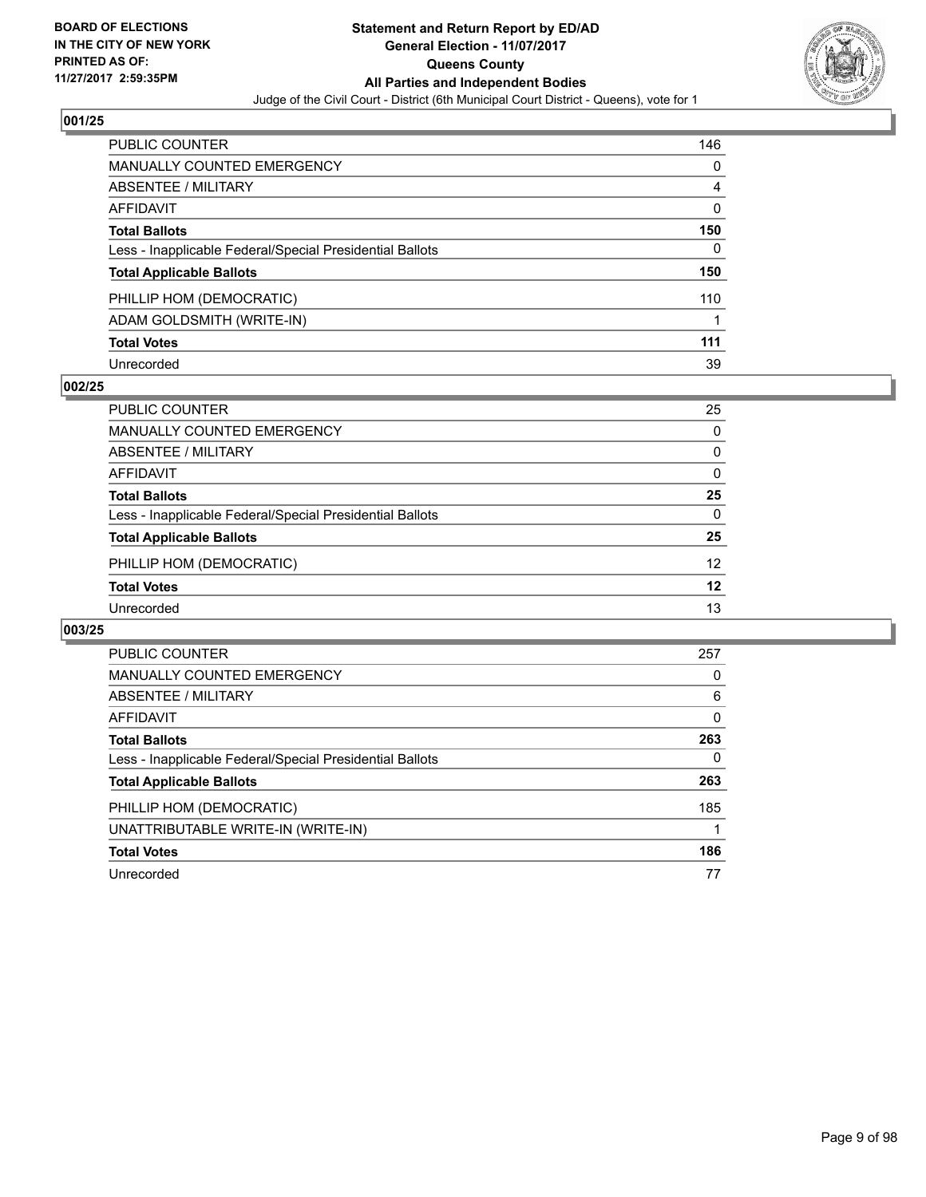BOARD OF ELECTIONS
IN THE CITY OF NEW YORK
PRINTED AS OF:
11/27/2017 2:59:35PM

**Statement and Return Report by ED/AD**
**General Election - 11/07/2017**
**Queens County**
**All Parties and Independent Bodies**
Judge of the Civil Court - District (6th Municipal Court District - Queens), vote for 1

### 001/25

| | |
|---|---|
| PUBLIC COUNTER | 146 |
| MANUALLY COUNTED EMERGENCY | 0 |
| ABSENTEE / MILITARY | 4 |
| AFFIDAVIT | 0 |
| **Total Ballots** | **150** |
| Less - Inapplicable Federal/Special Presidential Ballots | 0 |
| **Total Applicable Ballots** | **150** |
| PHILLIP HOM (DEMOCRATIC) | 110 |
| ADAM GOLDSMITH (WRITE-IN) | 1 |
| **Total Votes** | **111** |
| Unrecorded | 39 |

### 002/25

| | |
|---|---|
| PUBLIC COUNTER | 25 |
| MANUALLY COUNTED EMERGENCY | 0 |
| ABSENTEE / MILITARY | 0 |
| AFFIDAVIT | 0 |
| **Total Ballots** | **25** |
| Less - Inapplicable Federal/Special Presidential Ballots | 0 |
| **Total Applicable Ballots** | **25** |
| PHILLIP HOM (DEMOCRATIC) | 12 |
| **Total Votes** | **12** |
| Unrecorded | 13 |

### 003/25

| | |
|---|---|
| PUBLIC COUNTER | 257 |
| MANUALLY COUNTED EMERGENCY | 0 |
| ABSENTEE / MILITARY | 6 |
| AFFIDAVIT | 0 |
| **Total Ballots** | **263** |
| Less - Inapplicable Federal/Special Presidential Ballots | 0 |
| **Total Applicable Ballots** | **263** |
| PHILLIP HOM (DEMOCRATIC) | 185 |
| UNATTRIBUTABLE WRITE-IN (WRITE-IN) | 1 |
| **Total Votes** | **186** |
| Unrecorded | 77 |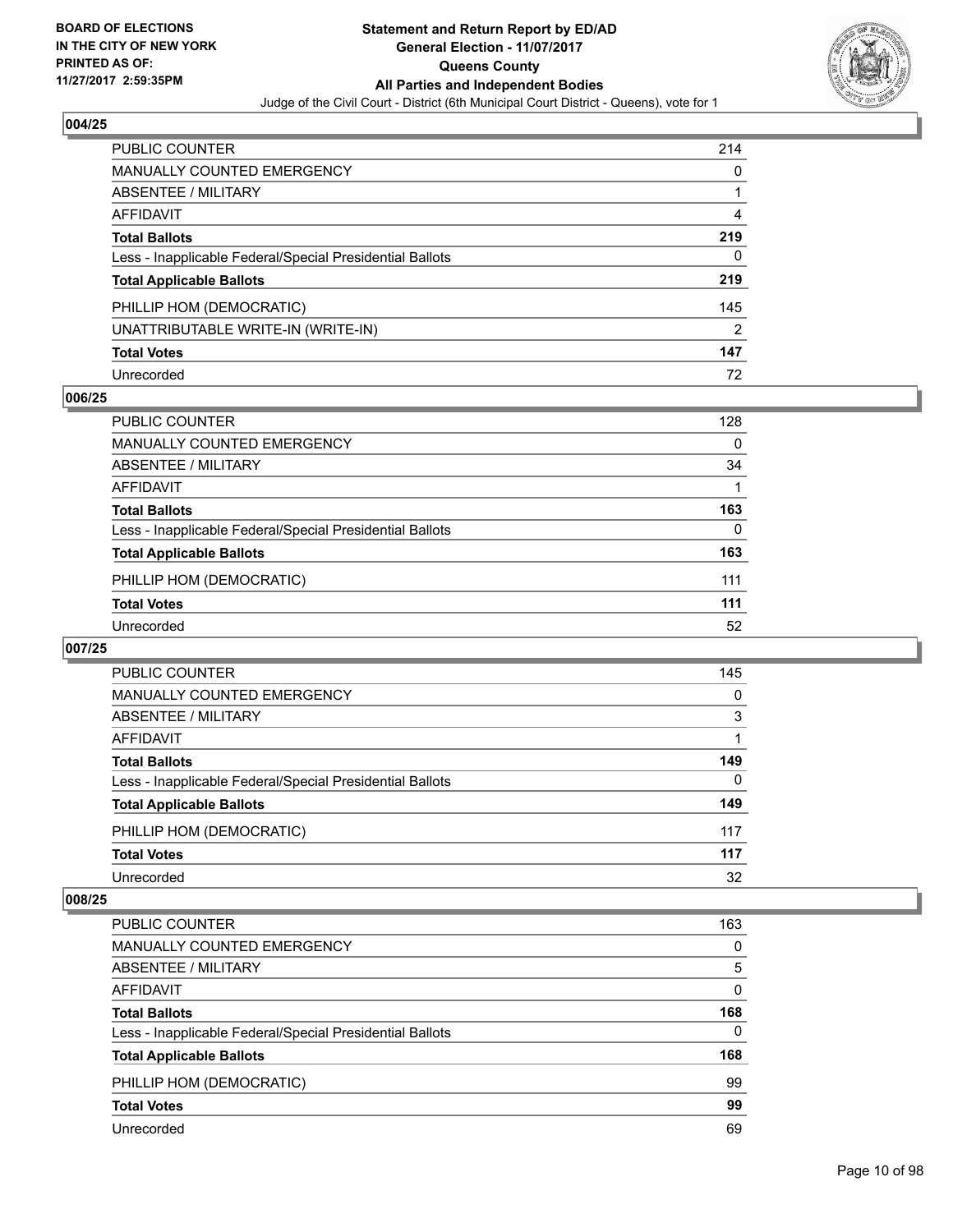## 004/25

| | |
|---|---|
| PUBLIC COUNTER | 214 |
| MANUALLY COUNTED EMERGENCY | 0 |
| ABSENTEE / MILITARY | 1 |
| AFFIDAVIT | 4 |
| **Total Ballots** | **219** |
| Less - Inapplicable Federal/Special Presidential Ballots | 0 |
| **Total Applicable Ballots** | **219** |
| PHILLIP HOM (DEMOCRATIC) | 145 |
| UNATTRIBUTABLE WRITE-IN (WRITE-IN) | 2 |
| **Total Votes** | **147** |
| Unrecorded | 72 |

## 006/25

| | |
|---|---|
| PUBLIC COUNTER | 128 |
| MANUALLY COUNTED EMERGENCY | 0 |
| ABSENTEE / MILITARY | 34 |
| AFFIDAVIT | 1 |
| **Total Ballots** | **163** |
| Less - Inapplicable Federal/Special Presidential Ballots | 0 |
| **Total Applicable Ballots** | **163** |
| PHILLIP HOM (DEMOCRATIC) | 111 |
| **Total Votes** | **111** |
| Unrecorded | 52 |

## 007/25

| | |
|---|---|
| PUBLIC COUNTER | 145 |
| MANUALLY COUNTED EMERGENCY | 0 |
| ABSENTEE / MILITARY | 3 |
| AFFIDAVIT | 1 |
| **Total Ballots** | **149** |
| Less - Inapplicable Federal/Special Presidential Ballots | 0 |
| **Total Applicable Ballots** | **149** |
| PHILLIP HOM (DEMOCRATIC) | 117 |
| **Total Votes** | **117** |
| Unrecorded | 32 |

## 008/25

| | |
|---|---|
| PUBLIC COUNTER | 163 |
| MANUALLY COUNTED EMERGENCY | 0 |
| ABSENTEE / MILITARY | 5 |
| AFFIDAVIT | 0 |
| **Total Ballots** | **168** |
| Less - Inapplicable Federal/Special Presidential Ballots | 0 |
| **Total Applicable Ballots** | **168** |
| PHILLIP HOM (DEMOCRATIC) | 99 |
| **Total Votes** | **99** |
| Unrecorded | 69 |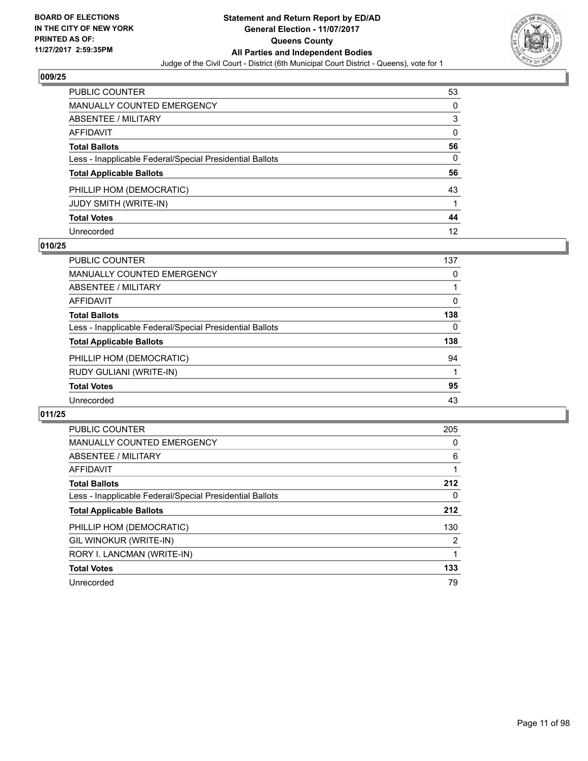**BOARD OF ELECTIONS IN THE CITY OF NEW YORK PRINTED AS OF: 11/27/2017 2:59:35PM**

**Statement and Return Report by ED/AD General Election - 11/07/2017 Queens County All Parties and Independent Bodies**

Judge of the Civil Court - District (6th Municipal Court District - Queens), vote for 1

## 009/25

| | |
|---|---|
| PUBLIC COUNTER | 53 |
| MANUALLY COUNTED EMERGENCY | 0 |
| ABSENTEE / MILITARY | 3 |
| AFFIDAVIT | 0 |
| **Total Ballots** | **56** |
| Less - Inapplicable Federal/Special Presidential Ballots | 0 |
| **Total Applicable Ballots** | **56** |
| PHILLIP HOM (DEMOCRATIC) | 43 |
| JUDY SMITH (WRITE-IN) | 1 |
| **Total Votes** | **44** |
| Unrecorded | 12 |

## 010/25

| | |
|---|---|
| PUBLIC COUNTER | 137 |
| MANUALLY COUNTED EMERGENCY | 0 |
| ABSENTEE / MILITARY | 1 |
| AFFIDAVIT | 0 |
| **Total Ballots** | **138** |
| Less - Inapplicable Federal/Special Presidential Ballots | 0 |
| **Total Applicable Ballots** | **138** |
| PHILLIP HOM (DEMOCRATIC) | 94 |
| RUDY GULIANI (WRITE-IN) | 1 |
| **Total Votes** | **95** |
| Unrecorded | 43 |

## 011/25

| | |
|---|---|
| PUBLIC COUNTER | 205 |
| MANUALLY COUNTED EMERGENCY | 0 |
| ABSENTEE / MILITARY | 6 |
| AFFIDAVIT | 1 |
| **Total Ballots** | **212** |
| Less - Inapplicable Federal/Special Presidential Ballots | 0 |
| **Total Applicable Ballots** | **212** |
| PHILLIP HOM (DEMOCRATIC) | 130 |
| GIL WINOKUR (WRITE-IN) | 2 |
| RORY I. LANCMAN (WRITE-IN) | 1 |
| **Total Votes** | **133** |
| Unrecorded | 79 |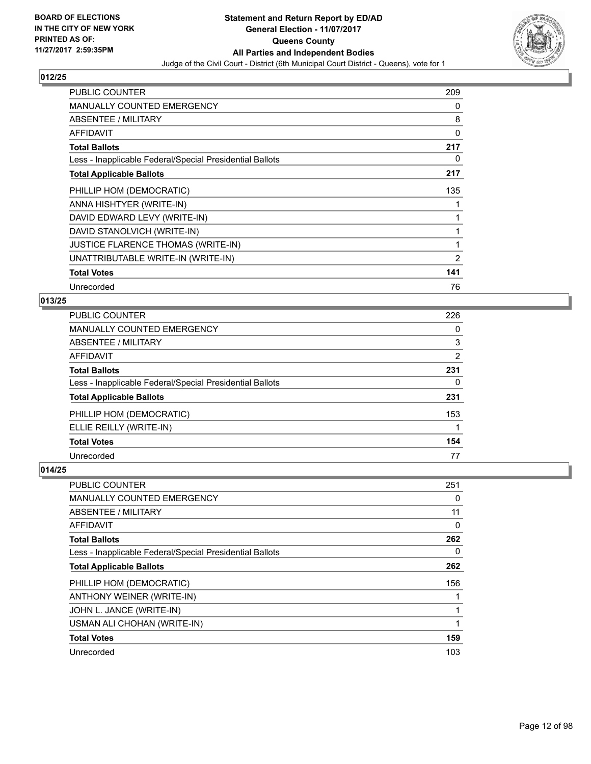BOARD OF ELECTIONS
IN THE CITY OF NEW YORK
PRINTED AS OF:
11/27/2017 2:59:35PM

**Statement and Return Report by ED/AD**
**General Election - 11/07/2017**
**Queens County**
**All Parties and Independent Bodies**
Judge of the Civil Court - District (6th Municipal Court District - Queens), vote for 1

### 012/25

| | |
|---|---|
| PUBLIC COUNTER | 209 |
| MANUALLY COUNTED EMERGENCY | 0 |
| ABSENTEE / MILITARY | 8 |
| AFFIDAVIT | 0 |
| **Total Ballots** | **217** |
| Less - Inapplicable Federal/Special Presidential Ballots | 0 |
| **Total Applicable Ballots** | **217** |
| PHILLIP HOM (DEMOCRATIC) | 135 |
| ANNA HISHTYER (WRITE-IN) | 1 |
| DAVID EDWARD LEVY (WRITE-IN) | 1 |
| DAVID STANOLVICH (WRITE-IN) | 1 |
| JUSTICE FLARENCE THOMAS (WRITE-IN) | 1 |
| UNATTRIBUTABLE WRITE-IN (WRITE-IN) | 2 |
| **Total Votes** | **141** |
| Unrecorded | 76 |

### 013/25

| | |
|---|---|
| PUBLIC COUNTER | 226 |
| MANUALLY COUNTED EMERGENCY | 0 |
| ABSENTEE / MILITARY | 3 |
| AFFIDAVIT | 2 |
| **Total Ballots** | **231** |
| Less - Inapplicable Federal/Special Presidential Ballots | 0 |
| **Total Applicable Ballots** | **231** |
| PHILLIP HOM (DEMOCRATIC) | 153 |
| ELLIE REILLY (WRITE-IN) | 1 |
| **Total Votes** | **154** |
| Unrecorded | 77 |

### 014/25

| | |
|---|---|
| PUBLIC COUNTER | 251 |
| MANUALLY COUNTED EMERGENCY | 0 |
| ABSENTEE / MILITARY | 11 |
| AFFIDAVIT | 0 |
| **Total Ballots** | **262** |
| Less - Inapplicable Federal/Special Presidential Ballots | 0 |
| **Total Applicable Ballots** | **262** |
| PHILLIP HOM (DEMOCRATIC) | 156 |
| ANTHONY WEINER (WRITE-IN) | 1 |
| JOHN L. JANCE (WRITE-IN) | 1 |
| USMAN ALI CHOHAN (WRITE-IN) | 1 |
| **Total Votes** | **159** |
| Unrecorded | 103 |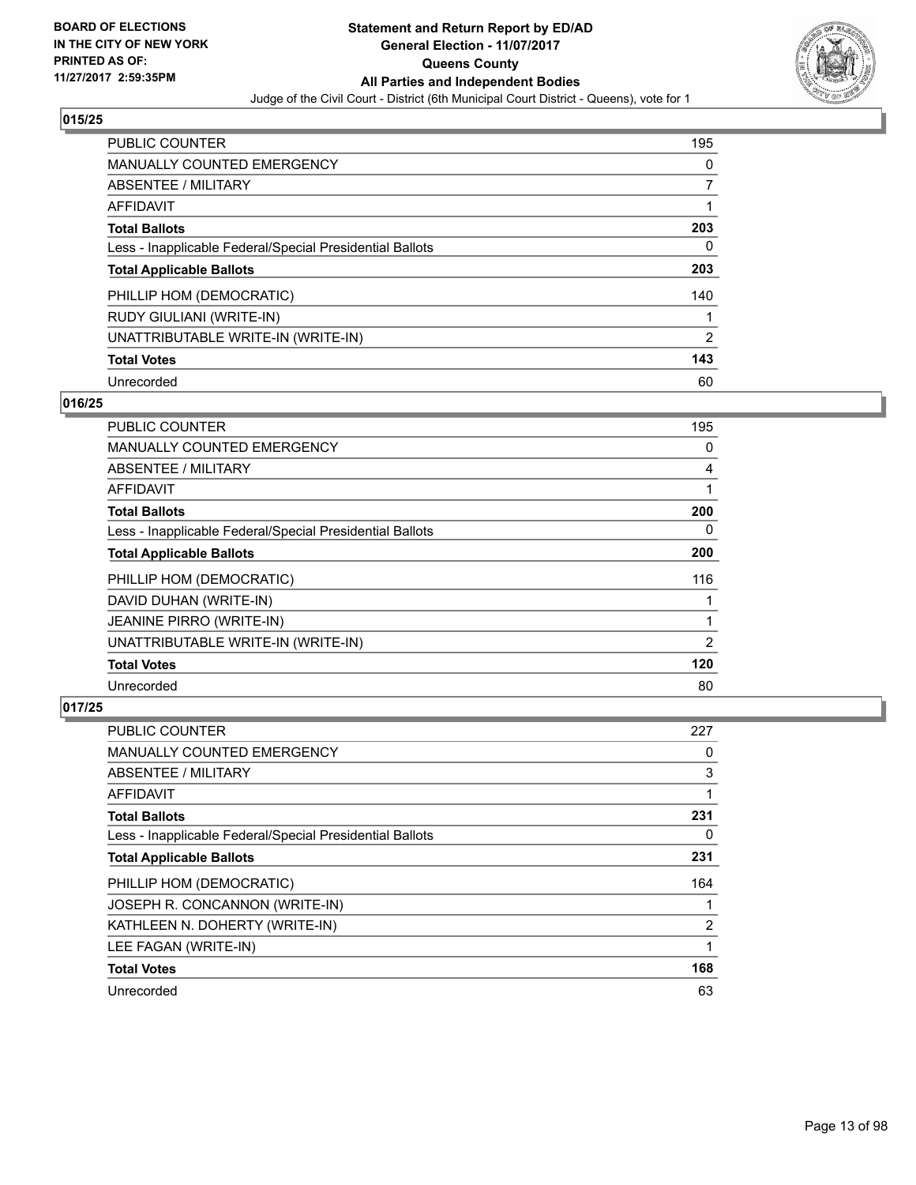## 015/25

| | |
|---|---|
| PUBLIC COUNTER | 195 |
| MANUALLY COUNTED EMERGENCY | 0 |
| ABSENTEE / MILITARY | 7 |
| AFFIDAVIT | 1 |
| **Total Ballots** | **203** |
| Less - Inapplicable Federal/Special Presidential Ballots | 0 |
| **Total Applicable Ballots** | **203** |
| PHILLIP HOM (DEMOCRATIC) | 140 |
| RUDY GIULIANI (WRITE-IN) | 1 |
| UNATTRIBUTABLE WRITE-IN (WRITE-IN) | 2 |
| **Total Votes** | **143** |
| Unrecorded | 60 |

## 016/25

| | |
|---|---|
| PUBLIC COUNTER | 195 |
| MANUALLY COUNTED EMERGENCY | 0 |
| ABSENTEE / MILITARY | 4 |
| AFFIDAVIT | 1 |
| **Total Ballots** | **200** |
| Less - Inapplicable Federal/Special Presidential Ballots | 0 |
| **Total Applicable Ballots** | **200** |
| PHILLIP HOM (DEMOCRATIC) | 116 |
| DAVID DUHAN (WRITE-IN) | 1 |
| JEANINE PIRRO (WRITE-IN) | 1 |
| UNATTRIBUTABLE WRITE-IN (WRITE-IN) | 2 |
| **Total Votes** | **120** |
| Unrecorded | 80 |

## 017/25

| | |
|---|---|
| PUBLIC COUNTER | 227 |
| MANUALLY COUNTED EMERGENCY | 0 |
| ABSENTEE / MILITARY | 3 |
| AFFIDAVIT | 1 |
| **Total Ballots** | **231** |
| Less - Inapplicable Federal/Special Presidential Ballots | 0 |
| **Total Applicable Ballots** | **231** |
| PHILLIP HOM (DEMOCRATIC) | 164 |
| JOSEPH R. CONCANNON (WRITE-IN) | 1 |
| KATHLEEN N. DOHERTY (WRITE-IN) | 2 |
| LEE FAGAN (WRITE-IN) | 1 |
| **Total Votes** | **168** |
| Unrecorded | 63 |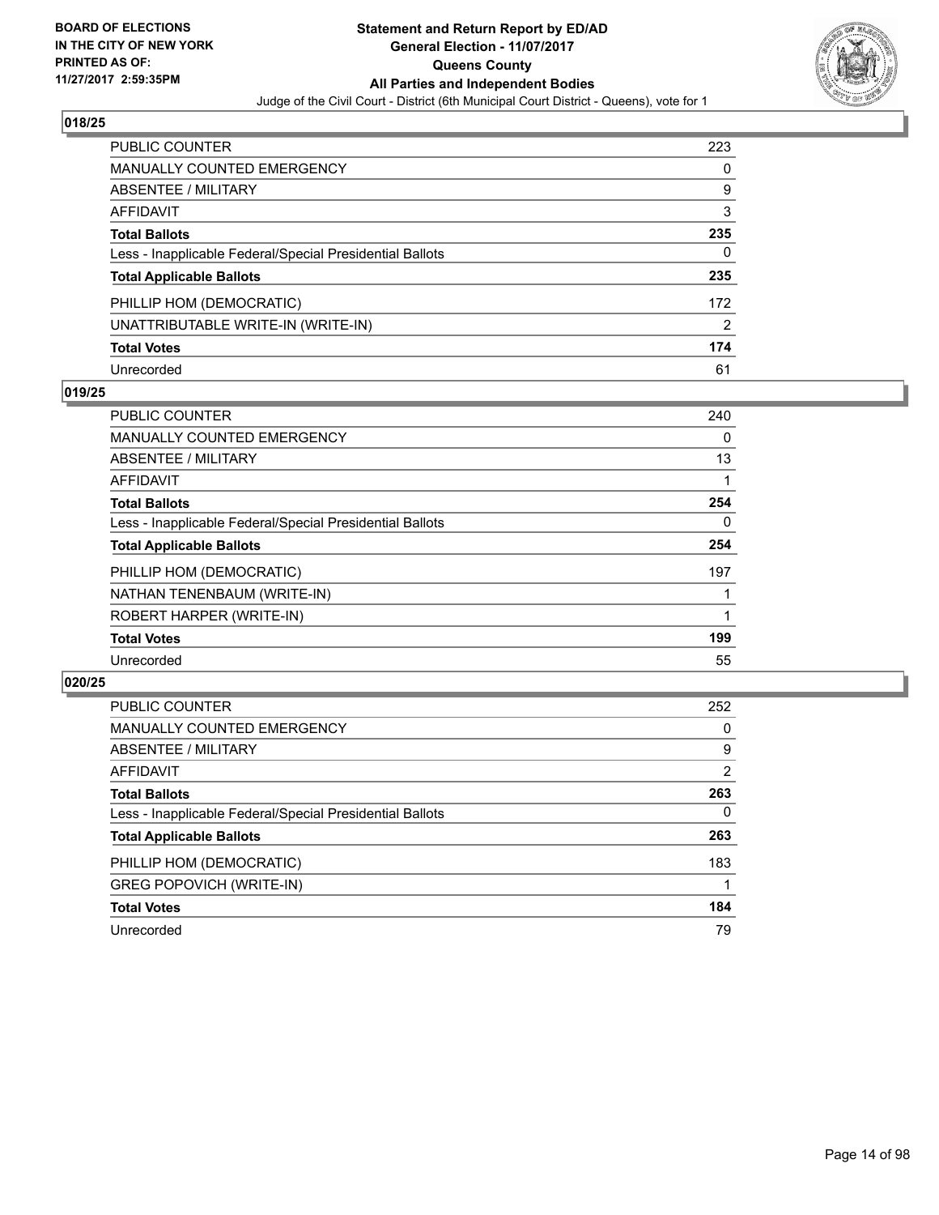BOARD OF ELECTIONS
IN THE CITY OF NEW YORK
PRINTED AS OF:
11/27/2017 2:59:35PM

# Statement and Return Report by ED/AD
## General Election - 11/07/2017
## Queens County
## All Parties and Independent Bodies

Judge of the Civil Court - District (6th Municipal Court District - Queens), vote for 1

### 018/25

| | |
|---|---|
| PUBLIC COUNTER | 223 |
| MANUALLY COUNTED EMERGENCY | 0 |
| ABSENTEE / MILITARY | 9 |
| AFFIDAVIT | 3 |
| **Total Ballots** | **235** |
| Less - Inapplicable Federal/Special Presidential Ballots | 0 |
| **Total Applicable Ballots** | **235** |
| PHILLIP HOM (DEMOCRATIC) | 172 |
| UNATTRIBUTABLE WRITE-IN (WRITE-IN) | 2 |
| **Total Votes** | **174** |
| Unrecorded | 61 |

### 019/25

| | |
|---|---|
| PUBLIC COUNTER | 240 |
| MANUALLY COUNTED EMERGENCY | 0 |
| ABSENTEE / MILITARY | 13 |
| AFFIDAVIT | 1 |
| **Total Ballots** | **254** |
| Less - Inapplicable Federal/Special Presidential Ballots | 0 |
| **Total Applicable Ballots** | **254** |
| PHILLIP HOM (DEMOCRATIC) | 197 |
| NATHAN TENENBAUM (WRITE-IN) | 1 |
| ROBERT HARPER (WRITE-IN) | 1 |
| **Total Votes** | **199** |
| Unrecorded | 55 |

### 020/25

| | |
|---|---|
| PUBLIC COUNTER | 252 |
| MANUALLY COUNTED EMERGENCY | 0 |
| ABSENTEE / MILITARY | 9 |
| AFFIDAVIT | 2 |
| **Total Ballots** | **263** |
| Less - Inapplicable Federal/Special Presidential Ballots | 0 |
| **Total Applicable Ballots** | **263** |
| PHILLIP HOM (DEMOCRATIC) | 183 |
| GREG POPOVICH (WRITE-IN) | 1 |
| **Total Votes** | **184** |
| Unrecorded | 79 |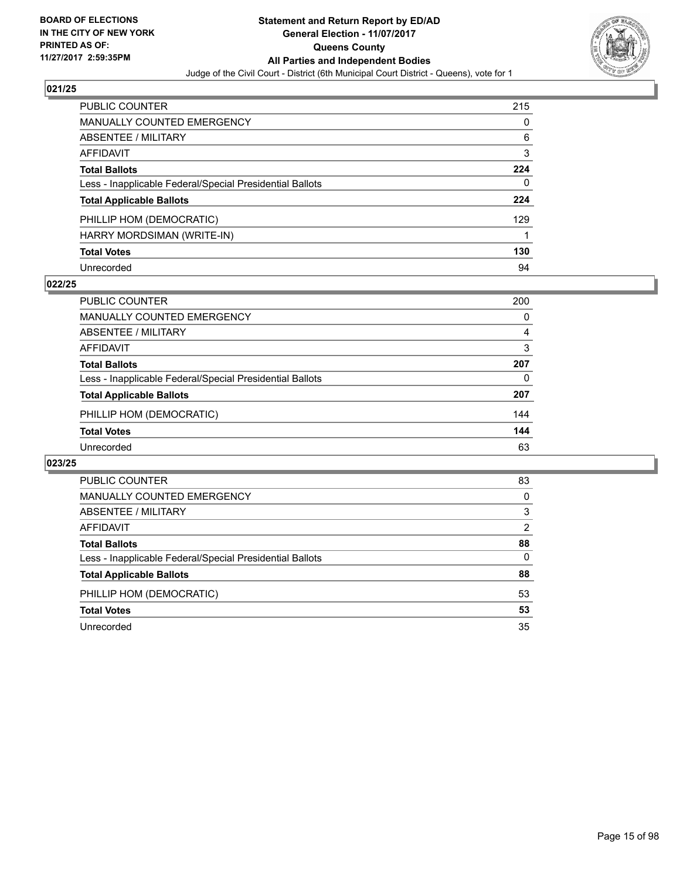**BOARD OF ELECTIONS IN THE CITY OF NEW YORK PRINTED AS OF: 11/27/2017 2:59:35PM**

**Statement and Return Report by ED/AD General Election - 11/07/2017 Queens County All Parties and Independent Bodies**

Judge of the Civil Court - District (6th Municipal Court District - Queens), vote for 1

## 021/25

| | |
|---|---|
| PUBLIC COUNTER | 215 |
| MANUALLY COUNTED EMERGENCY | 0 |
| ABSENTEE / MILITARY | 6 |
| AFFIDAVIT | 3 |
| **Total Ballots** | **224** |
| Less - Inapplicable Federal/Special Presidential Ballots | 0 |
| **Total Applicable Ballots** | **224** |
| PHILLIP HOM (DEMOCRATIC) | 129 |
| HARRY MORDSIMAN (WRITE-IN) | 1 |
| **Total Votes** | **130** |
| Unrecorded | 94 |

## 022/25

| | |
|---|---|
| PUBLIC COUNTER | 200 |
| MANUALLY COUNTED EMERGENCY | 0 |
| ABSENTEE / MILITARY | 4 |
| AFFIDAVIT | 3 |
| **Total Ballots** | **207** |
| Less - Inapplicable Federal/Special Presidential Ballots | 0 |
| **Total Applicable Ballots** | **207** |
| PHILLIP HOM (DEMOCRATIC) | 144 |
| **Total Votes** | **144** |
| Unrecorded | 63 |

## 023/25

| | |
|---|---|
| PUBLIC COUNTER | 83 |
| MANUALLY COUNTED EMERGENCY | 0 |
| ABSENTEE / MILITARY | 3 |
| AFFIDAVIT | 2 |
| **Total Ballots** | **88** |
| Less - Inapplicable Federal/Special Presidential Ballots | 0 |
| **Total Applicable Ballots** | **88** |
| PHILLIP HOM (DEMOCRATIC) | 53 |
| **Total Votes** | **53** |
| Unrecorded | 35 |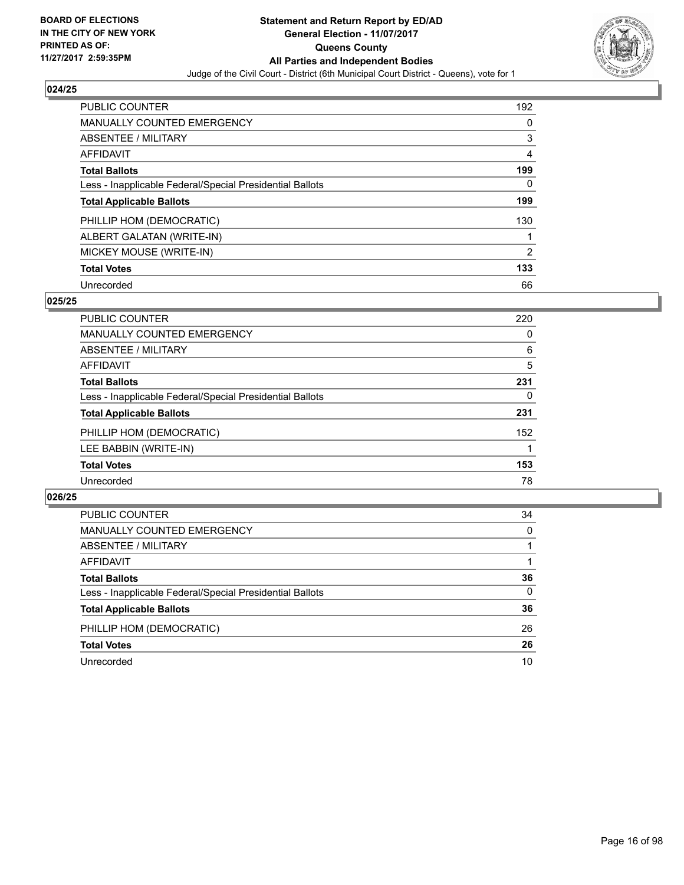**BOARD OF ELECTIONS IN THE CITY OF NEW YORK PRINTED AS OF: 11/27/2017 2:59:35PM**

# Statement and Return Report by ED/AD
## General Election - 11/07/2017
## Queens County
## All Parties and Independent Bodies

Judge of the Civil Court - District (6th Municipal Court District - Queens), vote for 1

### 024/25

| | |
|---|---|
| PUBLIC COUNTER | 192 |
| MANUALLY COUNTED EMERGENCY | 0 |
| ABSENTEE / MILITARY | 3 |
| AFFIDAVIT | 4 |
| **Total Ballots** | **199** |
| Less - Inapplicable Federal/Special Presidential Ballots | 0 |
| **Total Applicable Ballots** | **199** |
| PHILLIP HOM (DEMOCRATIC) | 130 |
| ALBERT GALATAN (WRITE-IN) | 1 |
| MICKEY MOUSE (WRITE-IN) | 2 |
| **Total Votes** | **133** |
| Unrecorded | 66 |

### 025/25

| | |
|---|---|
| PUBLIC COUNTER | 220 |
| MANUALLY COUNTED EMERGENCY | 0 |
| ABSENTEE / MILITARY | 6 |
| AFFIDAVIT | 5 |
| **Total Ballots** | **231** |
| Less - Inapplicable Federal/Special Presidential Ballots | 0 |
| **Total Applicable Ballots** | **231** |
| PHILLIP HOM (DEMOCRATIC) | 152 |
| LEE BABBIN (WRITE-IN) | 1 |
| **Total Votes** | **153** |
| Unrecorded | 78 |

### 026/25

| | |
|---|---|
| PUBLIC COUNTER | 34 |
| MANUALLY COUNTED EMERGENCY | 0 |
| ABSENTEE / MILITARY | 1 |
| AFFIDAVIT | 1 |
| **Total Ballots** | **36** |
| Less - Inapplicable Federal/Special Presidential Ballots | 0 |
| **Total Applicable Ballots** | **36** |
| PHILLIP HOM (DEMOCRATIC) | 26 |
| **Total Votes** | **26** |
| Unrecorded | 10 |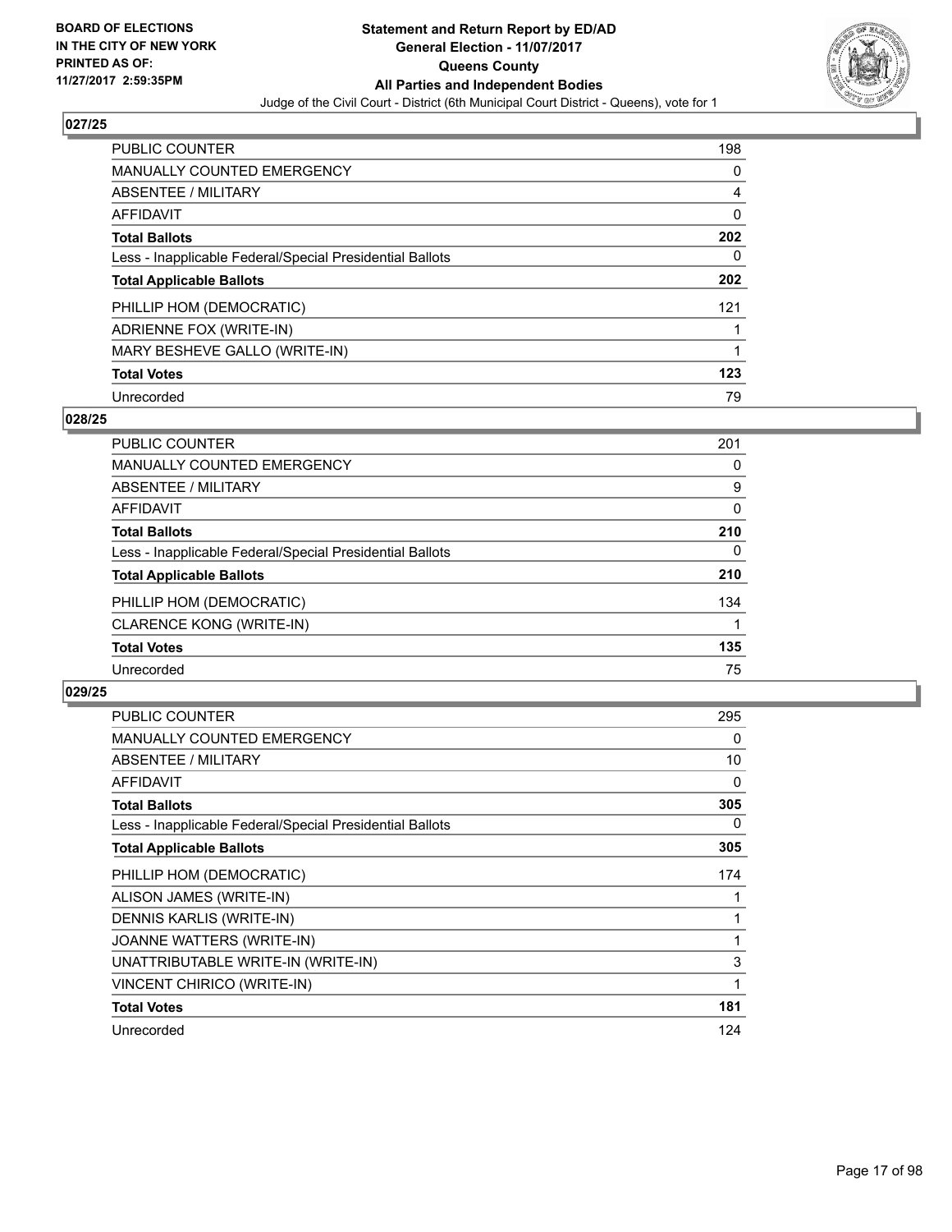**BOARD OF ELECTIONS IN THE CITY OF NEW YORK PRINTED AS OF: 11/27/2017 2:59:35PM**

# Statement and Return Report by ED/AD
## General Election - 11/07/2017
## Queens County
## All Parties and Independent Bodies
Judge of the Civil Court - District (6th Municipal Court District - Queens), vote for 1

### 027/25

| | |
|---|---|
| PUBLIC COUNTER | 198 |
| MANUALLY COUNTED EMERGENCY | 0 |
| ABSENTEE / MILITARY | 4 |
| AFFIDAVIT | 0 |
| **Total Ballots** | **202** |
| Less - Inapplicable Federal/Special Presidential Ballots | 0 |
| **Total Applicable Ballots** | **202** |
| PHILLIP HOM (DEMOCRATIC) | 121 |
| ADRIENNE FOX (WRITE-IN) | 1 |
| MARY BESHEVE GALLO (WRITE-IN) | 1 |
| **Total Votes** | **123** |
| Unrecorded | 79 |

### 028/25

| | |
|---|---|
| PUBLIC COUNTER | 201 |
| MANUALLY COUNTED EMERGENCY | 0 |
| ABSENTEE / MILITARY | 9 |
| AFFIDAVIT | 0 |
| **Total Ballots** | **210** |
| Less - Inapplicable Federal/Special Presidential Ballots | 0 |
| **Total Applicable Ballots** | **210** |
| PHILLIP HOM (DEMOCRATIC) | 134 |
| CLARENCE KONG (WRITE-IN) | 1 |
| **Total Votes** | **135** |
| Unrecorded | 75 |

### 029/25

| | |
|---|---|
| PUBLIC COUNTER | 295 |
| MANUALLY COUNTED EMERGENCY | 0 |
| ABSENTEE / MILITARY | 10 |
| AFFIDAVIT | 0 |
| **Total Ballots** | **305** |
| Less - Inapplicable Federal/Special Presidential Ballots | 0 |
| **Total Applicable Ballots** | **305** |
| PHILLIP HOM (DEMOCRATIC) | 174 |
| ALISON JAMES (WRITE-IN) | 1 |
| DENNIS KARLIS (WRITE-IN) | 1 |
| JOANNE WATTERS (WRITE-IN) | 1 |
| UNATTRIBUTABLE WRITE-IN (WRITE-IN) | 3 |
| VINCENT CHIRICO (WRITE-IN) | 1 |
| **Total Votes** | **181** |
| Unrecorded | 124 |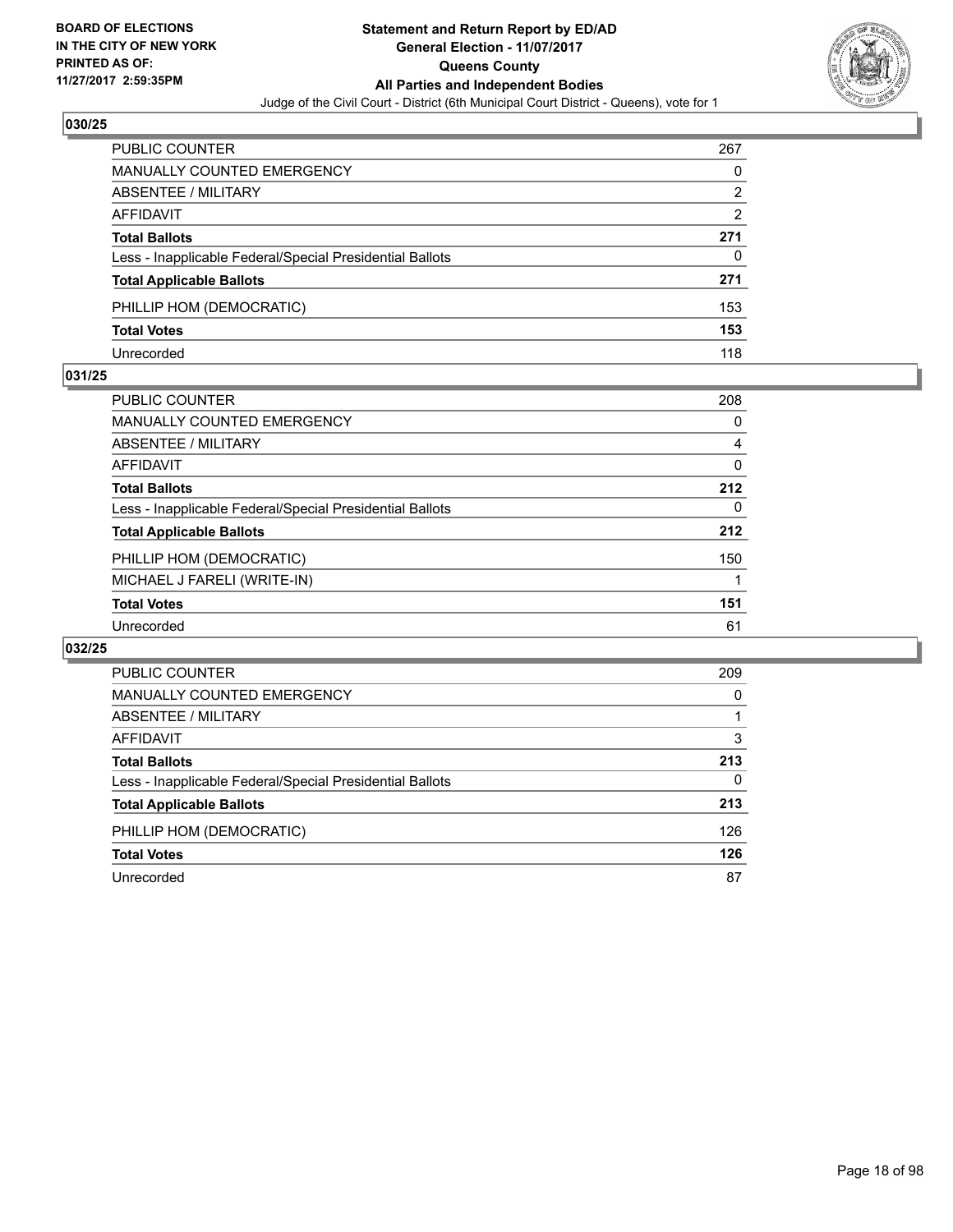**BOARD OF ELECTIONS IN THE CITY OF NEW YORK PRINTED AS OF: 11/27/2017 2:59:35PM**

**Statement and Return Report by ED/AD General Election - 11/07/2017 Queens County All Parties and Independent Bodies**

Judge of the Civil Court - District (6th Municipal Court District - Queens), vote for 1

## 030/25

| | |
|---|---|
| PUBLIC COUNTER | 267 |
| MANUALLY COUNTED EMERGENCY | 0 |
| ABSENTEE / MILITARY | 2 |
| AFFIDAVIT | 2 |
| **Total Ballots** | **271** |
| Less - Inapplicable Federal/Special Presidential Ballots | 0 |
| **Total Applicable Ballots** | **271** |
| PHILLIP HOM (DEMOCRATIC) | 153 |
| **Total Votes** | **153** |
| Unrecorded | 118 |

## 031/25

| | |
|---|---|
| PUBLIC COUNTER | 208 |
| MANUALLY COUNTED EMERGENCY | 0 |
| ABSENTEE / MILITARY | 4 |
| AFFIDAVIT | 0 |
| **Total Ballots** | **212** |
| Less - Inapplicable Federal/Special Presidential Ballots | 0 |
| **Total Applicable Ballots** | **212** |
| PHILLIP HOM (DEMOCRATIC) | 150 |
| MICHAEL J FARELI (WRITE-IN) | 1 |
| **Total Votes** | **151** |
| Unrecorded | 61 |

## 032/25

| | |
|---|---|
| PUBLIC COUNTER | 209 |
| MANUALLY COUNTED EMERGENCY | 0 |
| ABSENTEE / MILITARY | 1 |
| AFFIDAVIT | 3 |
| **Total Ballots** | **213** |
| Less - Inapplicable Federal/Special Presidential Ballots | 0 |
| **Total Applicable Ballots** | **213** |
| PHILLIP HOM (DEMOCRATIC) | 126 |
| **Total Votes** | **126** |
| Unrecorded | 87 |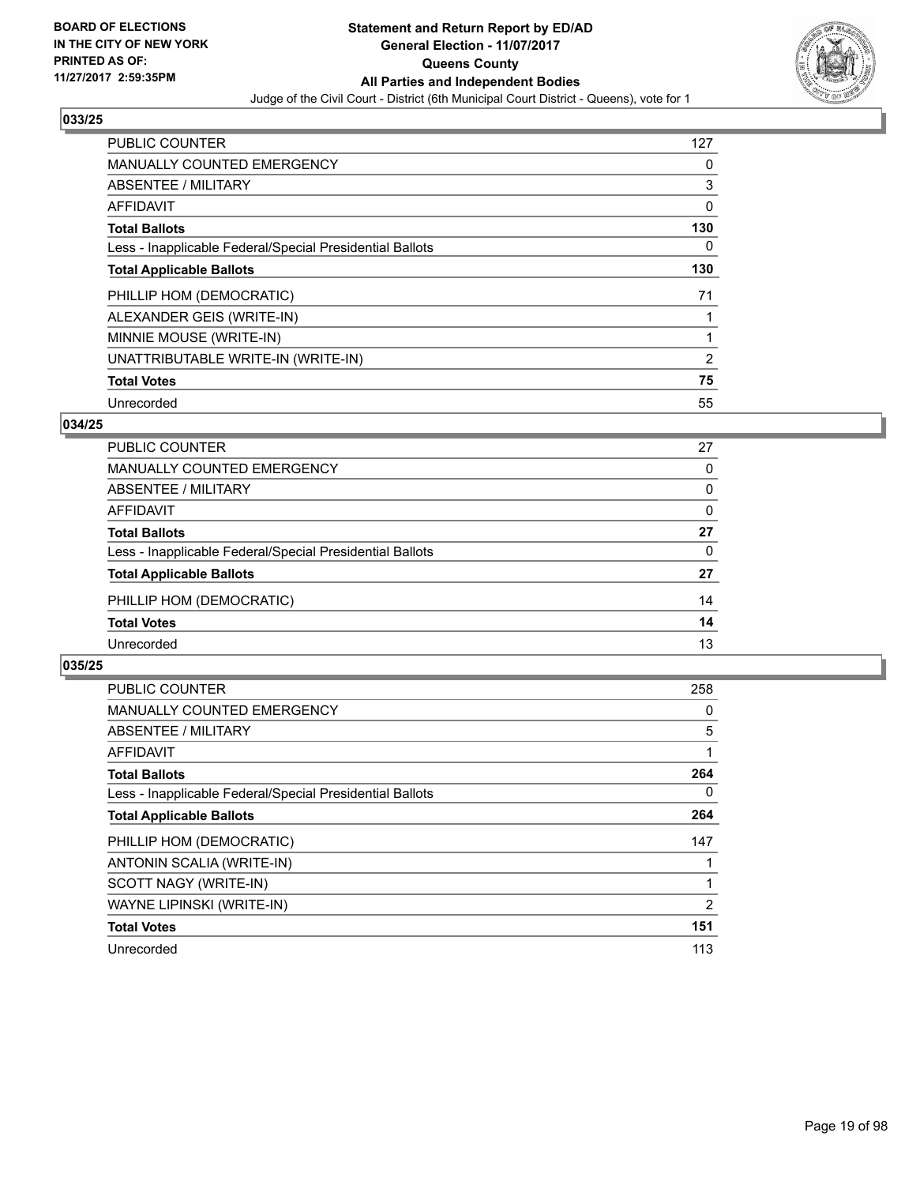**BOARD OF ELECTIONS IN THE CITY OF NEW YORK PRINTED AS OF: 11/27/2017 2:59:35PM**

**Statement and Return Report by ED/AD General Election - 11/07/2017 Queens County All Parties and Independent Bodies**

Judge of the Civil Court - District (6th Municipal Court District - Queens), vote for 1

### 033/25

| | |
|---|---|
| PUBLIC COUNTER | 127 |
| MANUALLY COUNTED EMERGENCY | 0 |
| ABSENTEE / MILITARY | 3 |
| AFFIDAVIT | 0 |
| **Total Ballots** | **130** |
| Less - Inapplicable Federal/Special Presidential Ballots | 0 |
| **Total Applicable Ballots** | **130** |
| PHILLIP HOM (DEMOCRATIC) | 71 |
| ALEXANDER GEIS (WRITE-IN) | 1 |
| MINNIE MOUSE (WRITE-IN) | 1 |
| UNATTRIBUTABLE WRITE-IN (WRITE-IN) | 2 |
| **Total Votes** | **75** |
| Unrecorded | 55 |

### 034/25

| | |
|---|---|
| PUBLIC COUNTER | 27 |
| MANUALLY COUNTED EMERGENCY | 0 |
| ABSENTEE / MILITARY | 0 |
| AFFIDAVIT | 0 |
| **Total Ballots** | **27** |
| Less - Inapplicable Federal/Special Presidential Ballots | 0 |
| **Total Applicable Ballots** | **27** |
| PHILLIP HOM (DEMOCRATIC) | 14 |
| **Total Votes** | **14** |
| Unrecorded | 13 |

### 035/25

| | |
|---|---|
| PUBLIC COUNTER | 258 |
| MANUALLY COUNTED EMERGENCY | 0 |
| ABSENTEE / MILITARY | 5 |
| AFFIDAVIT | 1 |
| **Total Ballots** | **264** |
| Less - Inapplicable Federal/Special Presidential Ballots | 0 |
| **Total Applicable Ballots** | **264** |
| PHILLIP HOM (DEMOCRATIC) | 147 |
| ANTONIN SCALIA (WRITE-IN) | 1 |
| SCOTT NAGY (WRITE-IN) | 1 |
| WAYNE LIPINSKI (WRITE-IN) | 2 |
| **Total Votes** | **151** |
| Unrecorded | 113 |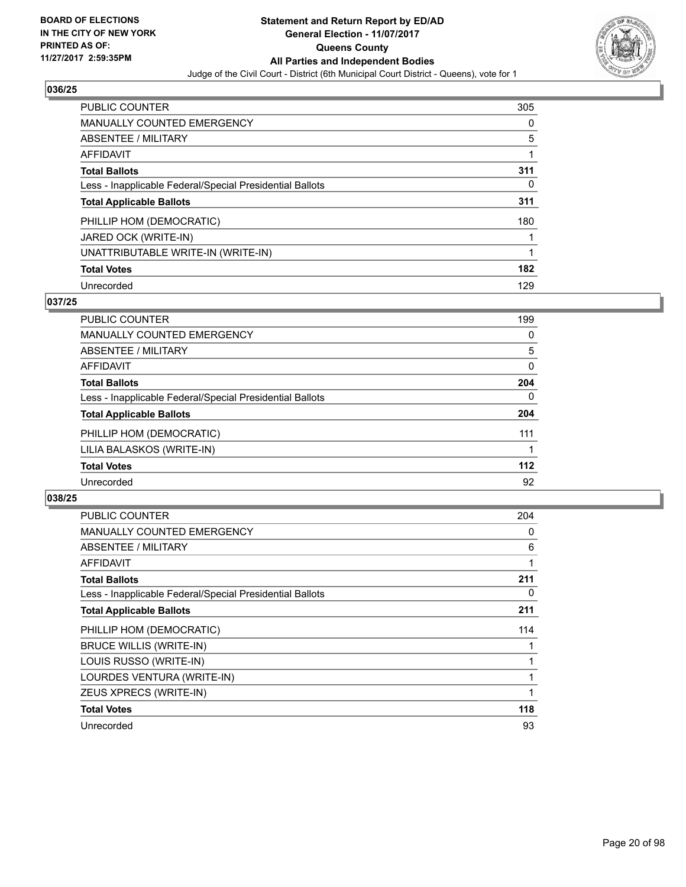**BOARD OF ELECTIONS IN THE CITY OF NEW YORK PRINTED AS OF: 11/27/2017 2:59:35PM**

# Statement and Return Report by ED/AD
## General Election - 11/07/2017
## Queens County
## All Parties and Independent Bodies
Judge of the Civil Court - District (6th Municipal Court District - Queens), vote for 1

### 036/25

| | |
|---|---|
| PUBLIC COUNTER | 305 |
| MANUALLY COUNTED EMERGENCY | 0 |
| ABSENTEE / MILITARY | 5 |
| AFFIDAVIT | 1 |
| **Total Ballots** | **311** |
| Less - Inapplicable Federal/Special Presidential Ballots | 0 |
| **Total Applicable Ballots** | **311** |
| PHILLIP HOM (DEMOCRATIC) | 180 |
| JARED OCK (WRITE-IN) | 1 |
| UNATTRIBUTABLE WRITE-IN (WRITE-IN) | 1 |
| **Total Votes** | **182** |
| Unrecorded | 129 |

### 037/25

| | |
|---|---|
| PUBLIC COUNTER | 199 |
| MANUALLY COUNTED EMERGENCY | 0 |
| ABSENTEE / MILITARY | 5 |
| AFFIDAVIT | 0 |
| **Total Ballots** | **204** |
| Less - Inapplicable Federal/Special Presidential Ballots | 0 |
| **Total Applicable Ballots** | **204** |
| PHILLIP HOM (DEMOCRATIC) | 111 |
| LILIA BALASKOS (WRITE-IN) | 1 |
| **Total Votes** | **112** |
| Unrecorded | 92 |

### 038/25

| | |
|---|---|
| PUBLIC COUNTER | 204 |
| MANUALLY COUNTED EMERGENCY | 0 |
| ABSENTEE / MILITARY | 6 |
| AFFIDAVIT | 1 |
| **Total Ballots** | **211** |
| Less - Inapplicable Federal/Special Presidential Ballots | 0 |
| **Total Applicable Ballots** | **211** |
| PHILLIP HOM (DEMOCRATIC) | 114 |
| BRUCE WILLIS (WRITE-IN) | 1 |
| LOUIS RUSSO (WRITE-IN) | 1 |
| LOURDES VENTURA (WRITE-IN) | 1 |
| ZEUS XPRECS (WRITE-IN) | 1 |
| **Total Votes** | **118** |
| Unrecorded | 93 |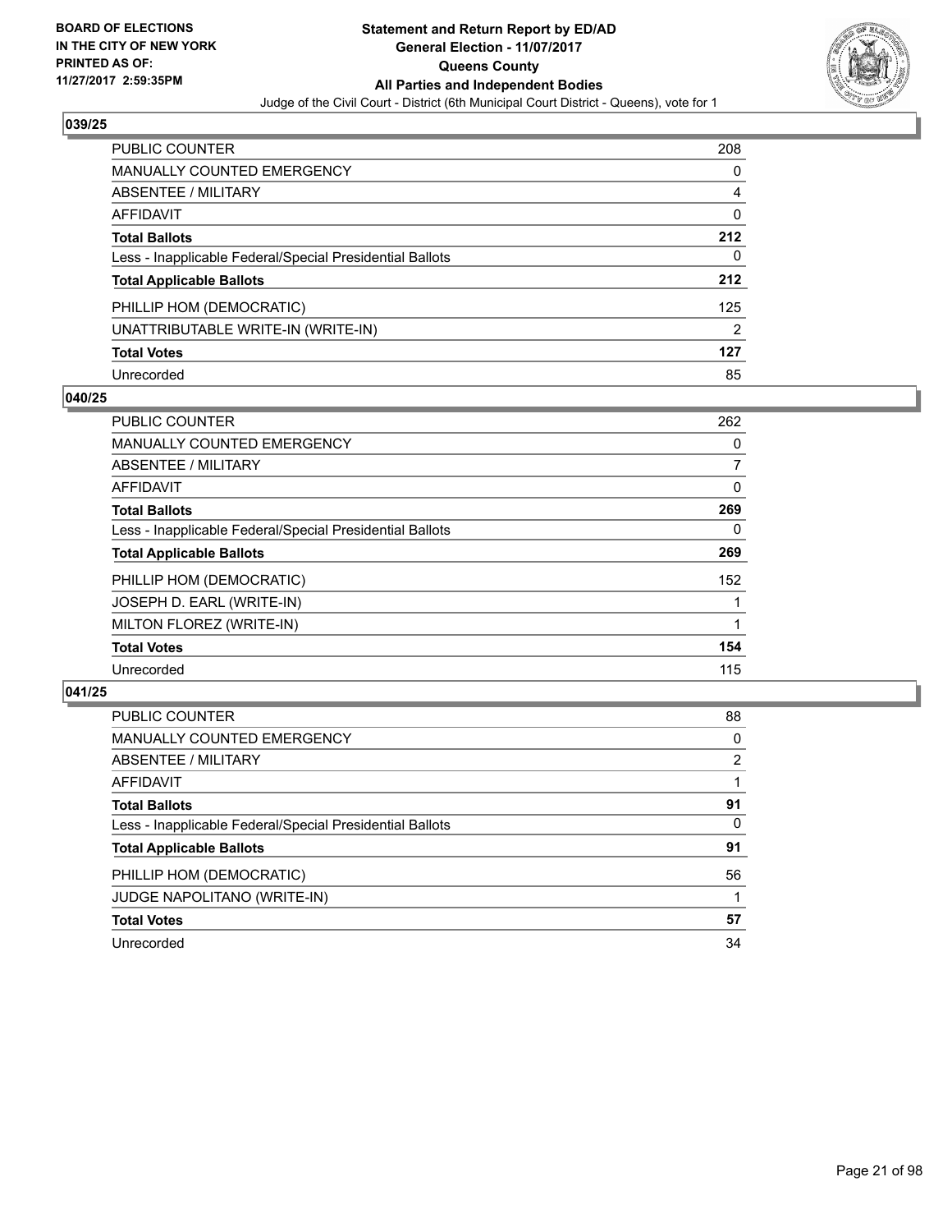**BOARD OF ELECTIONS IN THE CITY OF NEW YORK PRINTED AS OF: 11/27/2017 2:59:35PM**

# Statement and Return Report by ED/AD
## General Election - 11/07/2017
## Queens County
## All Parties and Independent Bodies

Judge of the Civil Court - District (6th Municipal Court District - Queens), vote for 1

### 039/25

| | |
|---|---|
| PUBLIC COUNTER | 208 |
| MANUALLY COUNTED EMERGENCY | 0 |
| ABSENTEE / MILITARY | 4 |
| AFFIDAVIT | 0 |
| **Total Ballots** | **212** |
| Less - Inapplicable Federal/Special Presidential Ballots | 0 |
| **Total Applicable Ballots** | **212** |
| PHILLIP HOM (DEMOCRATIC) | 125 |
| UNATTRIBUTABLE WRITE-IN (WRITE-IN) | 2 |
| **Total Votes** | **127** |
| Unrecorded | 85 |

### 040/25

| | |
|---|---|
| PUBLIC COUNTER | 262 |
| MANUALLY COUNTED EMERGENCY | 0 |
| ABSENTEE / MILITARY | 7 |
| AFFIDAVIT | 0 |
| **Total Ballots** | **269** |
| Less - Inapplicable Federal/Special Presidential Ballots | 0 |
| **Total Applicable Ballots** | **269** |
| PHILLIP HOM (DEMOCRATIC) | 152 |
| JOSEPH D. EARL (WRITE-IN) | 1 |
| MILTON FLOREZ (WRITE-IN) | 1 |
| **Total Votes** | **154** |
| Unrecorded | 115 |

### 041/25

| | |
|---|---|
| PUBLIC COUNTER | 88 |
| MANUALLY COUNTED EMERGENCY | 0 |
| ABSENTEE / MILITARY | 2 |
| AFFIDAVIT | 1 |
| **Total Ballots** | **91** |
| Less - Inapplicable Federal/Special Presidential Ballots | 0 |
| **Total Applicable Ballots** | **91** |
| PHILLIP HOM (DEMOCRATIC) | 56 |
| JUDGE NAPOLITANO (WRITE-IN) | 1 |
| **Total Votes** | **57** |
| Unrecorded | 34 |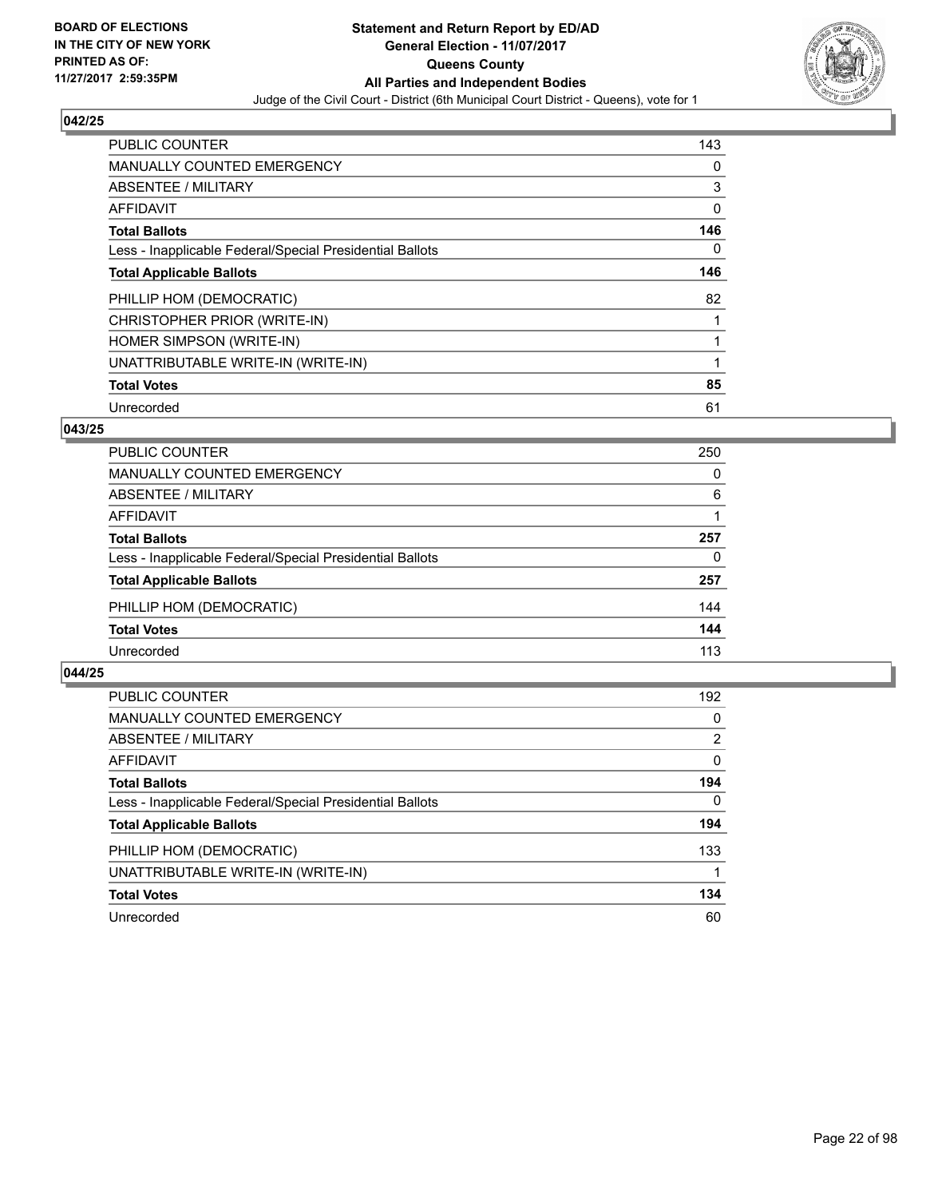**BOARD OF ELECTIONS IN THE CITY OF NEW YORK PRINTED AS OF: 11/27/2017 2:59:35PM**

**Statement and Return Report by ED/AD**
**General Election - 11/07/2017**
**Queens County**
**All Parties and Independent Bodies**
Judge of the Civil Court - District (6th Municipal Court District - Queens), vote for 1

### 042/25

| | |
|---|---|
| PUBLIC COUNTER | 143 |
| MANUALLY COUNTED EMERGENCY | 0 |
| ABSENTEE / MILITARY | 3 |
| AFFIDAVIT | 0 |
| **Total Ballots** | **146** |
| Less - Inapplicable Federal/Special Presidential Ballots | 0 |
| **Total Applicable Ballots** | **146** |
| PHILLIP HOM (DEMOCRATIC) | 82 |
| CHRISTOPHER PRIOR (WRITE-IN) | 1 |
| HOMER SIMPSON (WRITE-IN) | 1 |
| UNATTRIBUTABLE WRITE-IN (WRITE-IN) | 1 |
| **Total Votes** | **85** |
| Unrecorded | 61 |

### 043/25

| | |
|---|---|
| PUBLIC COUNTER | 250 |
| MANUALLY COUNTED EMERGENCY | 0 |
| ABSENTEE / MILITARY | 6 |
| AFFIDAVIT | 1 |
| **Total Ballots** | **257** |
| Less - Inapplicable Federal/Special Presidential Ballots | 0 |
| **Total Applicable Ballots** | **257** |
| PHILLIP HOM (DEMOCRATIC) | 144 |
| **Total Votes** | **144** |
| Unrecorded | 113 |

### 044/25

| | |
|---|---|
| PUBLIC COUNTER | 192 |
| MANUALLY COUNTED EMERGENCY | 0 |
| ABSENTEE / MILITARY | 2 |
| AFFIDAVIT | 0 |
| **Total Ballots** | **194** |
| Less - Inapplicable Federal/Special Presidential Ballots | 0 |
| **Total Applicable Ballots** | **194** |
| PHILLIP HOM (DEMOCRATIC) | 133 |
| UNATTRIBUTABLE WRITE-IN (WRITE-IN) | 1 |
| **Total Votes** | **134** |
| Unrecorded | 60 |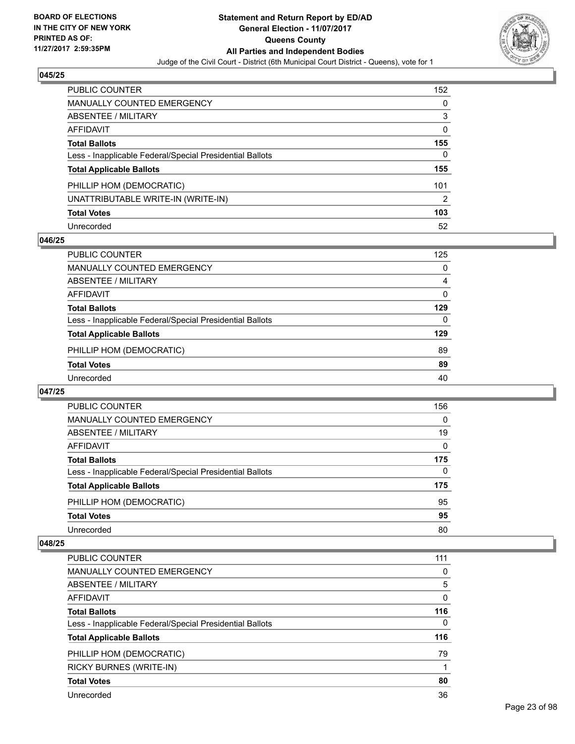## 045/25

| | |
|---|---|
| PUBLIC COUNTER | 152 |
| MANUALLY COUNTED EMERGENCY | 0 |
| ABSENTEE / MILITARY | 3 |
| AFFIDAVIT | 0 |
| **Total Ballots** | **155** |
| Less - Inapplicable Federal/Special Presidential Ballots | 0 |
| **Total Applicable Ballots** | **155** |
| PHILLIP HOM (DEMOCRATIC) | 101 |
| UNATTRIBUTABLE WRITE-IN (WRITE-IN) | 2 |
| **Total Votes** | **103** |
| Unrecorded | 52 |

## 046/25

| | |
|---|---|
| PUBLIC COUNTER | 125 |
| MANUALLY COUNTED EMERGENCY | 0 |
| ABSENTEE / MILITARY | 4 |
| AFFIDAVIT | 0 |
| **Total Ballots** | **129** |
| Less - Inapplicable Federal/Special Presidential Ballots | 0 |
| **Total Applicable Ballots** | **129** |
| PHILLIP HOM (DEMOCRATIC) | 89 |
| **Total Votes** | **89** |
| Unrecorded | 40 |

## 047/25

| | |
|---|---|
| PUBLIC COUNTER | 156 |
| MANUALLY COUNTED EMERGENCY | 0 |
| ABSENTEE / MILITARY | 19 |
| AFFIDAVIT | 0 |
| **Total Ballots** | **175** |
| Less - Inapplicable Federal/Special Presidential Ballots | 0 |
| **Total Applicable Ballots** | **175** |
| PHILLIP HOM (DEMOCRATIC) | 95 |
| **Total Votes** | **95** |
| Unrecorded | 80 |

## 048/25

| | |
|---|---|
| PUBLIC COUNTER | 111 |
| MANUALLY COUNTED EMERGENCY | 0 |
| ABSENTEE / MILITARY | 5 |
| AFFIDAVIT | 0 |
| **Total Ballots** | **116** |
| Less - Inapplicable Federal/Special Presidential Ballots | 0 |
| **Total Applicable Ballots** | **116** |
| PHILLIP HOM (DEMOCRATIC) | 79 |
| RICKY BURNES (WRITE-IN) | 1 |
| **Total Votes** | **80** |
| Unrecorded | 36 |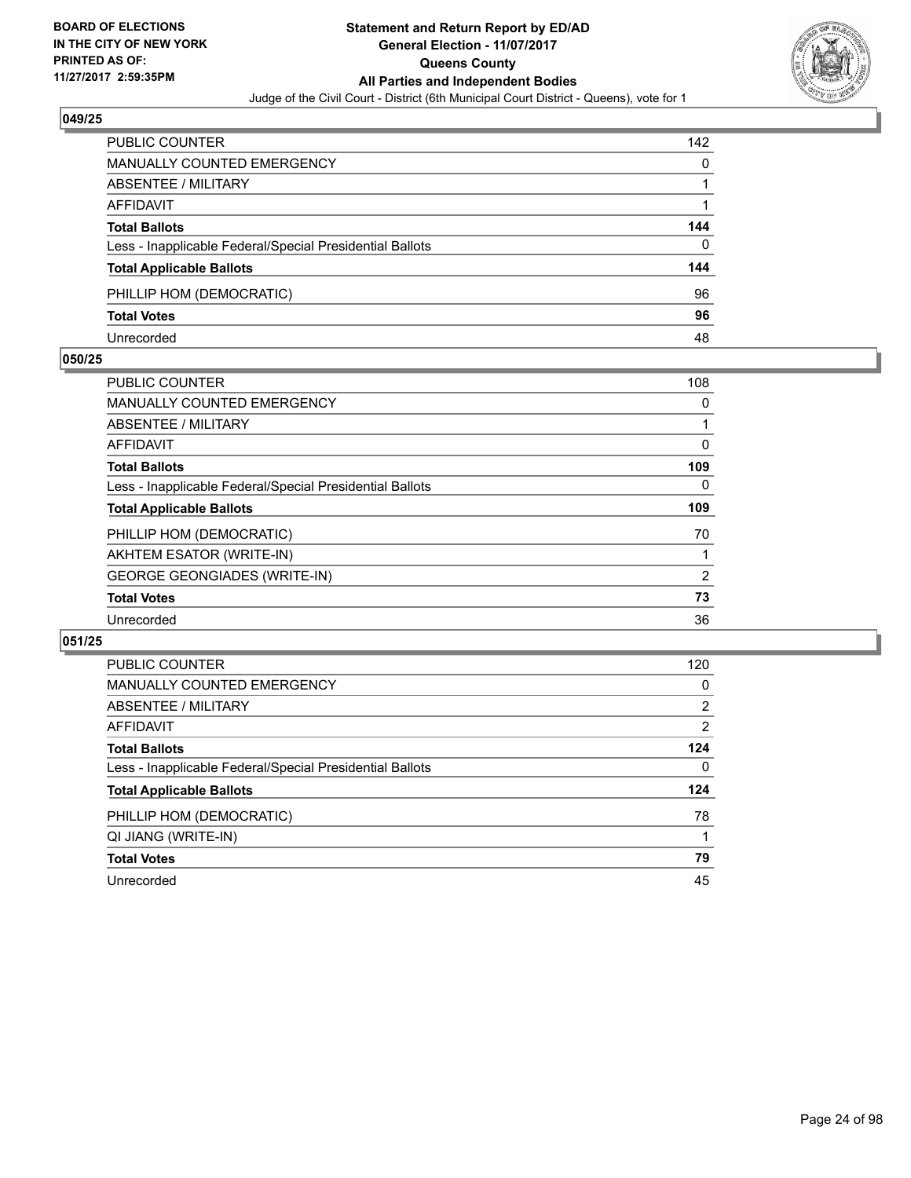BOARD OF ELECTIONS
IN THE CITY OF NEW YORK
PRINTED AS OF:
11/27/2017 2:59:35PM

**Statement and Return Report by ED/AD**
**General Election - 11/07/2017**
**Queens County**
**All Parties and Independent Bodies**
Judge of the Civil Court - District (6th Municipal Court District - Queens), vote for 1

### 049/25

| | |
|---|---|
| PUBLIC COUNTER | 142 |
| MANUALLY COUNTED EMERGENCY | 0 |
| ABSENTEE / MILITARY | 1 |
| AFFIDAVIT | 1 |
| **Total Ballots** | **144** |
| Less - Inapplicable Federal/Special Presidential Ballots | 0 |
| **Total Applicable Ballots** | **144** |
| PHILLIP HOM (DEMOCRATIC) | 96 |
| **Total Votes** | **96** |
| Unrecorded | 48 |

### 050/25

| | |
|---|---|
| PUBLIC COUNTER | 108 |
| MANUALLY COUNTED EMERGENCY | 0 |
| ABSENTEE / MILITARY | 1 |
| AFFIDAVIT | 0 |
| **Total Ballots** | **109** |
| Less - Inapplicable Federal/Special Presidential Ballots | 0 |
| **Total Applicable Ballots** | **109** |
| PHILLIP HOM (DEMOCRATIC) | 70 |
| AKHTEM ESATOR (WRITE-IN) | 1 |
| GEORGE GEONGIADES (WRITE-IN) | 2 |
| **Total Votes** | **73** |
| Unrecorded | 36 |

### 051/25

| | |
|---|---|
| PUBLIC COUNTER | 120 |
| MANUALLY COUNTED EMERGENCY | 0 |
| ABSENTEE / MILITARY | 2 |
| AFFIDAVIT | 2 |
| **Total Ballots** | **124** |
| Less - Inapplicable Federal/Special Presidential Ballots | 0 |
| **Total Applicable Ballots** | **124** |
| PHILLIP HOM (DEMOCRATIC) | 78 |
| QI JIANG (WRITE-IN) | 1 |
| **Total Votes** | **79** |
| Unrecorded | 45 |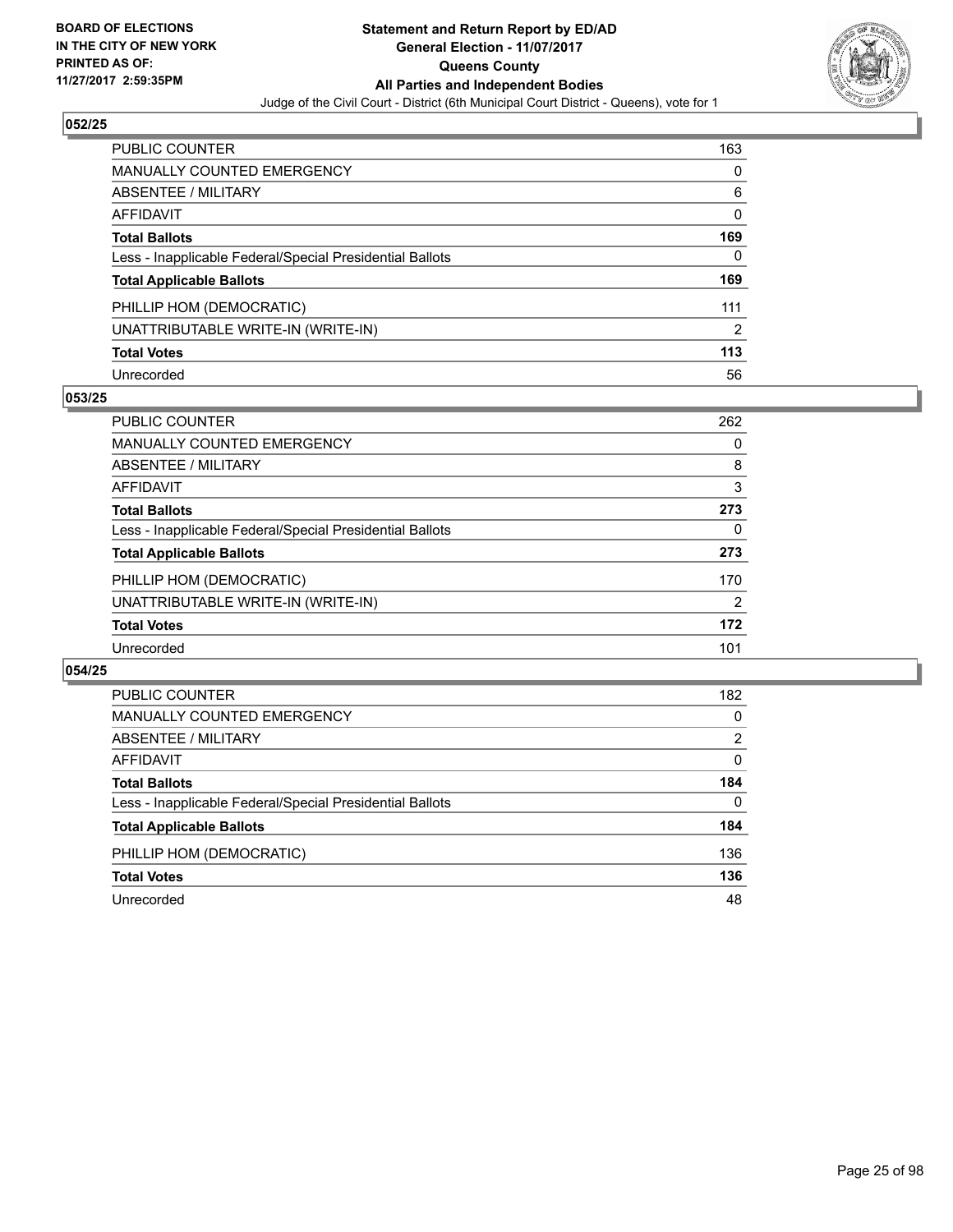**BOARD OF ELECTIONS IN THE CITY OF NEW YORK PRINTED AS OF: 11/27/2017 2:59:35PM**

# Statement and Return Report by ED/AD
## General Election - 11/07/2017
## Queens County
## All Parties and Independent Bodies
Judge of the Civil Court - District (6th Municipal Court District - Queens), vote for 1

### 052/25

| | |
|---|---|
| PUBLIC COUNTER | 163 |
| MANUALLY COUNTED EMERGENCY | 0 |
| ABSENTEE / MILITARY | 6 |
| AFFIDAVIT | 0 |
| **Total Ballots** | **169** |
| Less - Inapplicable Federal/Special Presidential Ballots | 0 |
| **Total Applicable Ballots** | **169** |
| PHILLIP HOM (DEMOCRATIC) | 111 |
| UNATTRIBUTABLE WRITE-IN (WRITE-IN) | 2 |
| **Total Votes** | **113** |
| Unrecorded | 56 |

### 053/25

| | |
|---|---|
| PUBLIC COUNTER | 262 |
| MANUALLY COUNTED EMERGENCY | 0 |
| ABSENTEE / MILITARY | 8 |
| AFFIDAVIT | 3 |
| **Total Ballots** | **273** |
| Less - Inapplicable Federal/Special Presidential Ballots | 0 |
| **Total Applicable Ballots** | **273** |
| PHILLIP HOM (DEMOCRATIC) | 170 |
| UNATTRIBUTABLE WRITE-IN (WRITE-IN) | 2 |
| **Total Votes** | **172** |
| Unrecorded | 101 |

### 054/25

| | |
|---|---|
| PUBLIC COUNTER | 182 |
| MANUALLY COUNTED EMERGENCY | 0 |
| ABSENTEE / MILITARY | 2 |
| AFFIDAVIT | 0 |
| **Total Ballots** | **184** |
| Less - Inapplicable Federal/Special Presidential Ballots | 0 |
| **Total Applicable Ballots** | **184** |
| PHILLIP HOM (DEMOCRATIC) | 136 |
| **Total Votes** | **136** |
| Unrecorded | 48 |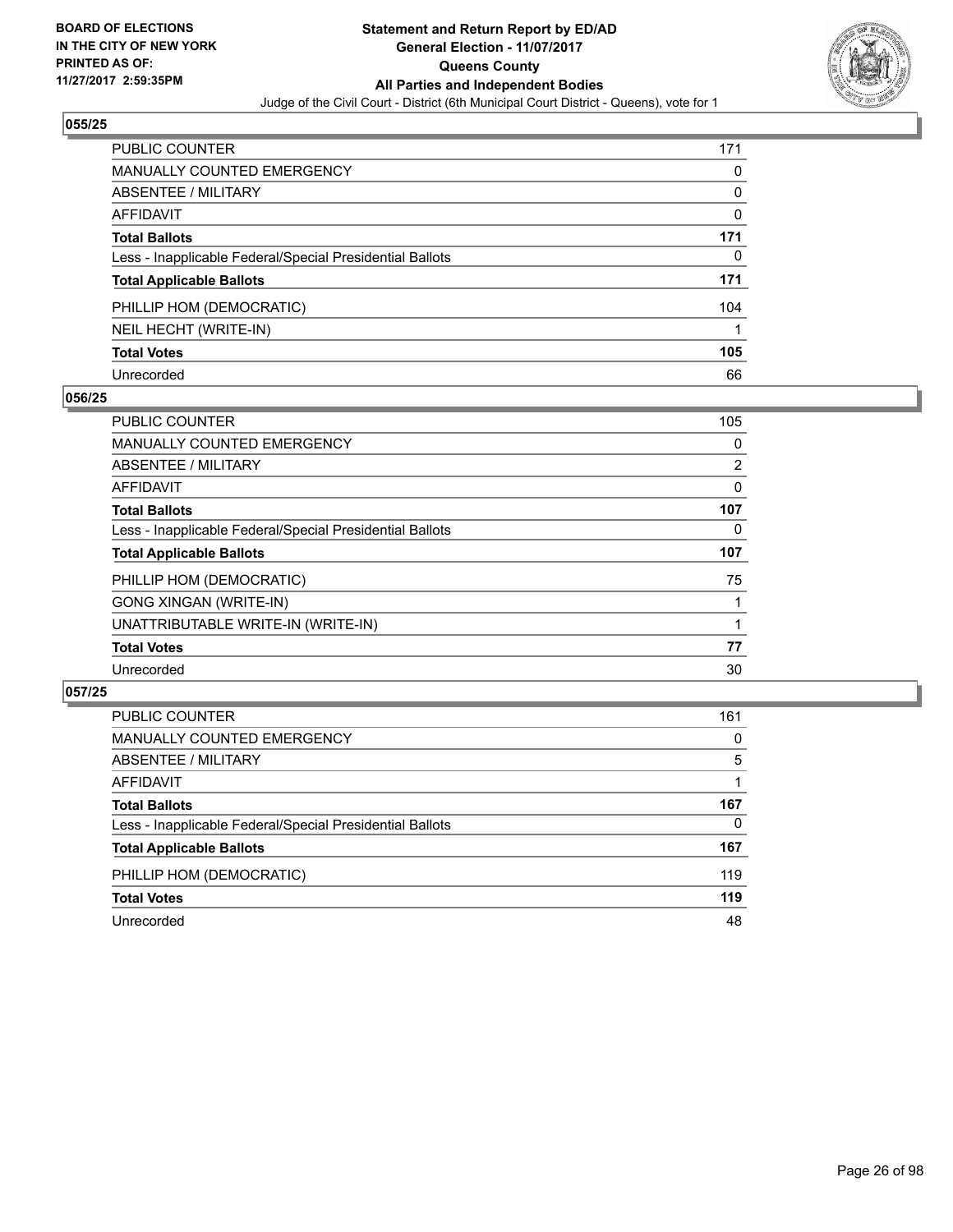**BOARD OF ELECTIONS IN THE CITY OF NEW YORK PRINTED AS OF: 11/27/2017 2:59:35PM**

# Statement and Return Report by ED/AD
## General Election - 11/07/2017
## Queens County
## All Parties and Independent Bodies
### Judge of the Civil Court - District (6th Municipal Court District - Queens), vote for 1

### 055/25

| | |
|---|---|
| PUBLIC COUNTER | 171 |
| MANUALLY COUNTED EMERGENCY | 0 |
| ABSENTEE / MILITARY | 0 |
| AFFIDAVIT | 0 |
| **Total Ballots** | **171** |
| Less - Inapplicable Federal/Special Presidential Ballots | 0 |
| **Total Applicable Ballots** | **171** |
| PHILLIP HOM (DEMOCRATIC) | 104 |
| NEIL HECHT (WRITE-IN) | 1 |
| **Total Votes** | **105** |
| Unrecorded | 66 |

### 056/25

| | |
|---|---|
| PUBLIC COUNTER | 105 |
| MANUALLY COUNTED EMERGENCY | 0 |
| ABSENTEE / MILITARY | 2 |
| AFFIDAVIT | 0 |
| **Total Ballots** | **107** |
| Less - Inapplicable Federal/Special Presidential Ballots | 0 |
| **Total Applicable Ballots** | **107** |
| PHILLIP HOM (DEMOCRATIC) | 75 |
| GONG XINGAN (WRITE-IN) | 1 |
| UNATTRIBUTABLE WRITE-IN (WRITE-IN) | 1 |
| **Total Votes** | **77** |
| Unrecorded | 30 |

### 057/25

| | |
|---|---|
| PUBLIC COUNTER | 161 |
| MANUALLY COUNTED EMERGENCY | 0 |
| ABSENTEE / MILITARY | 5 |
| AFFIDAVIT | 1 |
| **Total Ballots** | **167** |
| Less - Inapplicable Federal/Special Presidential Ballots | 0 |
| **Total Applicable Ballots** | **167** |
| PHILLIP HOM (DEMOCRATIC) | 119 |
| **Total Votes** | **119** |
| Unrecorded | 48 |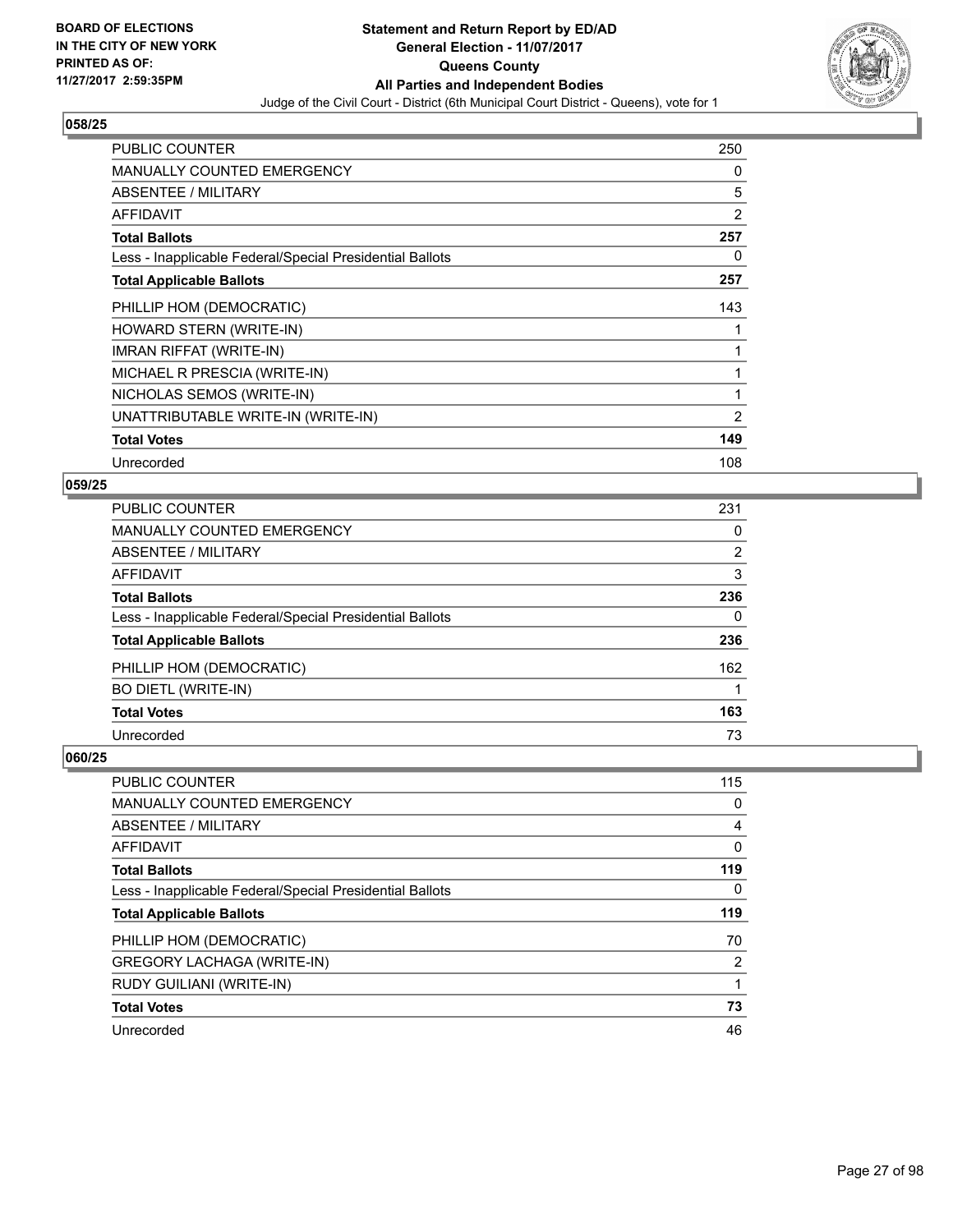**BOARD OF ELECTIONS IN THE CITY OF NEW YORK PRINTED AS OF: 11/27/2017 2:59:35PM**

# Statement and Return Report by ED/AD
## General Election - 11/07/2017
## Queens County
## All Parties and Independent Bodies
Judge of the Civil Court - District (6th Municipal Court District - Queens), vote for 1

### 058/25

| | |
|---|---|
| PUBLIC COUNTER | 250 |
| MANUALLY COUNTED EMERGENCY | 0 |
| ABSENTEE / MILITARY | 5 |
| AFFIDAVIT | 2 |
| **Total Ballots** | **257** |
| Less - Inapplicable Federal/Special Presidential Ballots | 0 |
| **Total Applicable Ballots** | **257** |
| PHILLIP HOM (DEMOCRATIC) | 143 |
| HOWARD STERN (WRITE-IN) | 1 |
| IMRAN RIFFAT (WRITE-IN) | 1 |
| MICHAEL R PRESCIA (WRITE-IN) | 1 |
| NICHOLAS SEMOS (WRITE-IN) | 1 |
| UNATTRIBUTABLE WRITE-IN (WRITE-IN) | 2 |
| **Total Votes** | **149** |
| Unrecorded | 108 |

### 059/25

| | |
|---|---|
| PUBLIC COUNTER | 231 |
| MANUALLY COUNTED EMERGENCY | 0 |
| ABSENTEE / MILITARY | 2 |
| AFFIDAVIT | 3 |
| **Total Ballots** | **236** |
| Less - Inapplicable Federal/Special Presidential Ballots | 0 |
| **Total Applicable Ballots** | **236** |
| PHILLIP HOM (DEMOCRATIC) | 162 |
| BO DIETL (WRITE-IN) | 1 |
| **Total Votes** | **163** |
| Unrecorded | 73 |

### 060/25

| | |
|---|---|
| PUBLIC COUNTER | 115 |
| MANUALLY COUNTED EMERGENCY | 0 |
| ABSENTEE / MILITARY | 4 |
| AFFIDAVIT | 0 |
| **Total Ballots** | **119** |
| Less - Inapplicable Federal/Special Presidential Ballots | 0 |
| **Total Applicable Ballots** | **119** |
| PHILLIP HOM (DEMOCRATIC) | 70 |
| GREGORY LACHAGA (WRITE-IN) | 2 |
| RUDY GUILIANI (WRITE-IN) | 1 |
| **Total Votes** | **73** |
| Unrecorded | 46 |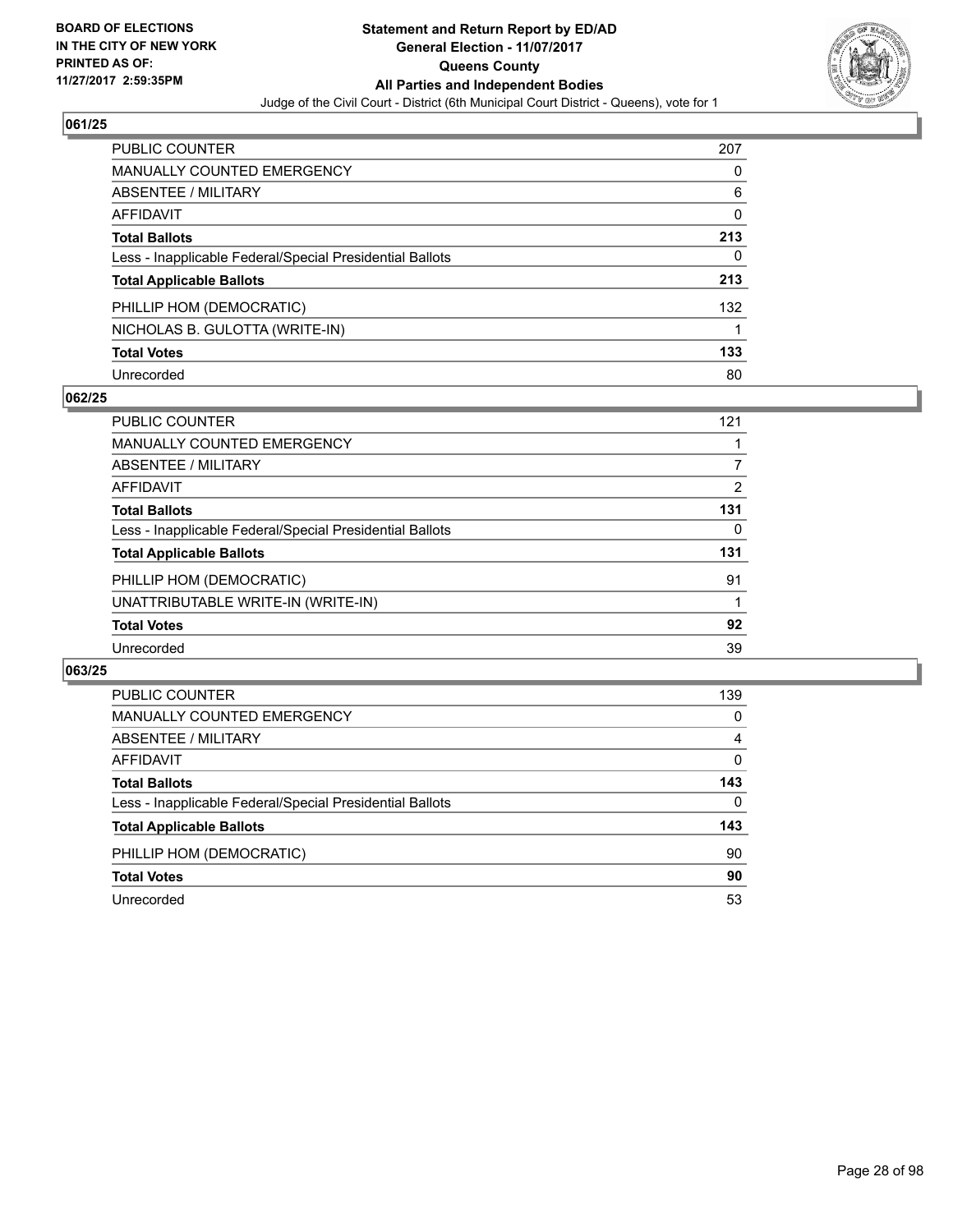**BOARD OF ELECTIONS IN THE CITY OF NEW YORK PRINTED AS OF: 11/27/2017 2:59:35PM**

# Statement and Return Report by ED/AD
## General Election - 11/07/2017
## Queens County
## All Parties and Independent Bodies
### Judge of the Civil Court - District (6th Municipal Court District - Queens), vote for 1

### 061/25

| | |
|---|---|
| PUBLIC COUNTER | 207 |
| MANUALLY COUNTED EMERGENCY | 0 |
| ABSENTEE / MILITARY | 6 |
| AFFIDAVIT | 0 |
| **Total Ballots** | **213** |
| Less - Inapplicable Federal/Special Presidential Ballots | 0 |
| **Total Applicable Ballots** | **213** |
| PHILLIP HOM (DEMOCRATIC) | 132 |
| NICHOLAS B. GULOTTA (WRITE-IN) | 1 |
| **Total Votes** | **133** |
| Unrecorded | 80 |

### 062/25

| | |
|---|---|
| PUBLIC COUNTER | 121 |
| MANUALLY COUNTED EMERGENCY | 1 |
| ABSENTEE / MILITARY | 7 |
| AFFIDAVIT | 2 |
| **Total Ballots** | **131** |
| Less - Inapplicable Federal/Special Presidential Ballots | 0 |
| **Total Applicable Ballots** | **131** |
| PHILLIP HOM (DEMOCRATIC) | 91 |
| UNATTRIBUTABLE WRITE-IN (WRITE-IN) | 1 |
| **Total Votes** | **92** |
| Unrecorded | 39 |

### 063/25

| | |
|---|---|
| PUBLIC COUNTER | 139 |
| MANUALLY COUNTED EMERGENCY | 0 |
| ABSENTEE / MILITARY | 4 |
| AFFIDAVIT | 0 |
| **Total Ballots** | **143** |
| Less - Inapplicable Federal/Special Presidential Ballots | 0 |
| **Total Applicable Ballots** | **143** |
| PHILLIP HOM (DEMOCRATIC) | 90 |
| **Total Votes** | **90** |
| Unrecorded | 53 |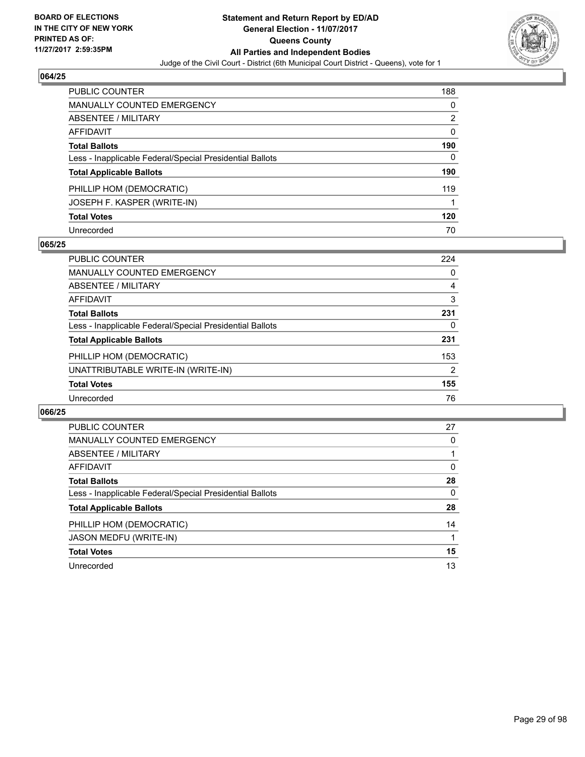**BOARD OF ELECTIONS IN THE CITY OF NEW YORK PRINTED AS OF: 11/27/2017 2:59:35PM**

# Statement and Return Report by ED/AD
## General Election - 11/07/2017
## Queens County
## All Parties and Independent Bodies
Judge of the Civil Court - District (6th Municipal Court District - Queens), vote for 1

### 064/25

| | |
|---|---|
| PUBLIC COUNTER | 188 |
| MANUALLY COUNTED EMERGENCY | 0 |
| ABSENTEE / MILITARY | 2 |
| AFFIDAVIT | 0 |
| **Total Ballots** | **190** |
| Less - Inapplicable Federal/Special Presidential Ballots | 0 |
| **Total Applicable Ballots** | **190** |
| PHILLIP HOM (DEMOCRATIC) | 119 |
| JOSEPH F. KASPER (WRITE-IN) | 1 |
| **Total Votes** | **120** |
| Unrecorded | 70 |

### 065/25

| | |
|---|---|
| PUBLIC COUNTER | 224 |
| MANUALLY COUNTED EMERGENCY | 0 |
| ABSENTEE / MILITARY | 4 |
| AFFIDAVIT | 3 |
| **Total Ballots** | **231** |
| Less - Inapplicable Federal/Special Presidential Ballots | 0 |
| **Total Applicable Ballots** | **231** |
| PHILLIP HOM (DEMOCRATIC) | 153 |
| UNATTRIBUTABLE WRITE-IN (WRITE-IN) | 2 |
| **Total Votes** | **155** |
| Unrecorded | 76 |

### 066/25

| | |
|---|---|
| PUBLIC COUNTER | 27 |
| MANUALLY COUNTED EMERGENCY | 0 |
| ABSENTEE / MILITARY | 1 |
| AFFIDAVIT | 0 |
| **Total Ballots** | **28** |
| Less - Inapplicable Federal/Special Presidential Ballots | 0 |
| **Total Applicable Ballots** | **28** |
| PHILLIP HOM (DEMOCRATIC) | 14 |
| JASON MEDFU (WRITE-IN) | 1 |
| **Total Votes** | **15** |
| Unrecorded | 13 |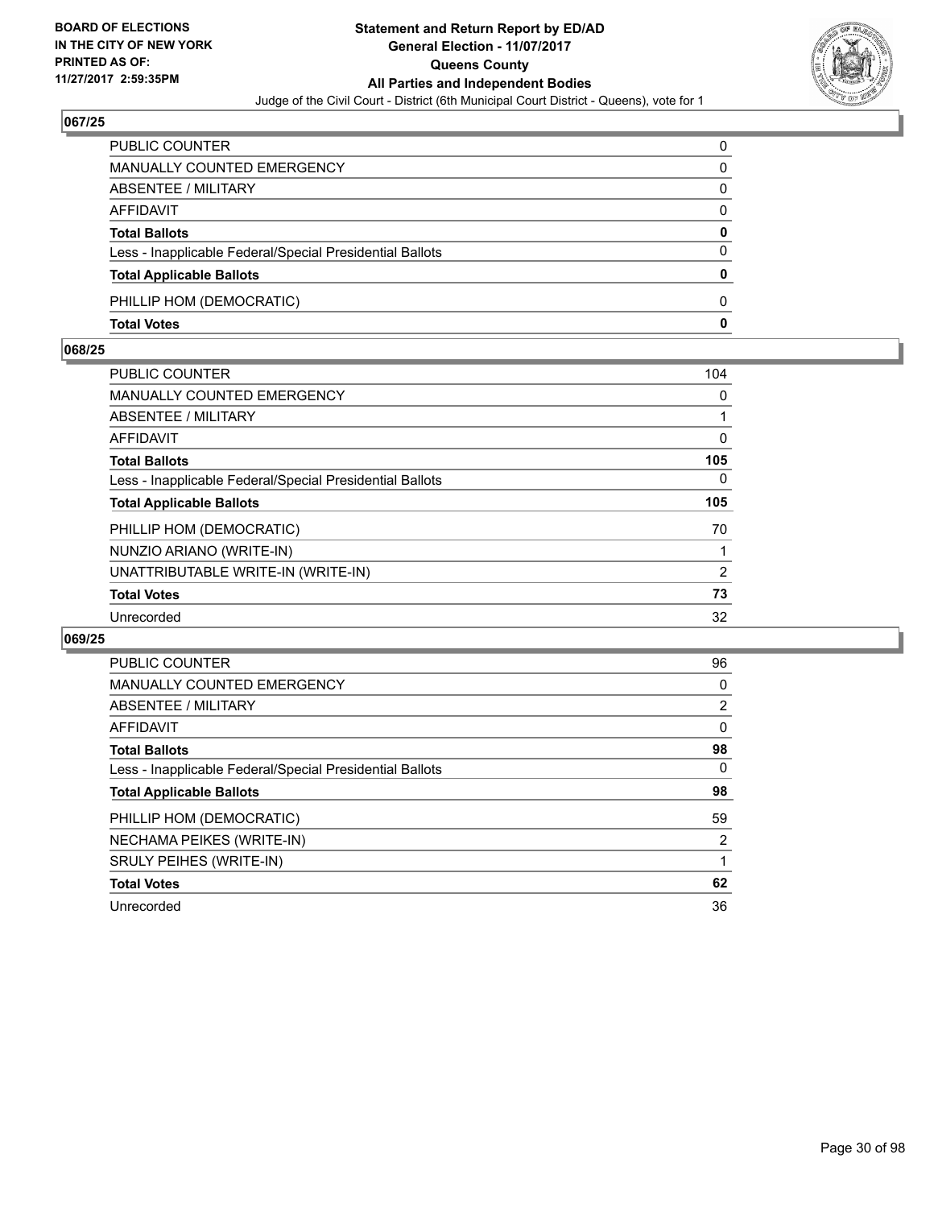BOARD OF ELECTIONS
IN THE CITY OF NEW YORK
PRINTED AS OF:
11/27/2017 2:59:35PM

# Statement and Return Report by ED/AD
## General Election - 11/07/2017
## Queens County
## All Parties and Independent Bodies

Judge of the Civil Court - District (6th Municipal Court District - Queens), vote for 1

### 067/25

| | |
|---|---|
| PUBLIC COUNTER | 0 |
| MANUALLY COUNTED EMERGENCY | 0 |
| ABSENTEE / MILITARY | 0 |
| AFFIDAVIT | 0 |
| **Total Ballots** | **0** |
| Less - Inapplicable Federal/Special Presidential Ballots | 0 |
| **Total Applicable Ballots** | **0** |
| PHILLIP HOM (DEMOCRATIC) | 0 |
| **Total Votes** | **0** |

### 068/25

| | |
|---|---|
| PUBLIC COUNTER | 104 |
| MANUALLY COUNTED EMERGENCY | 0 |
| ABSENTEE / MILITARY | 1 |
| AFFIDAVIT | 0 |
| **Total Ballots** | **105** |
| Less - Inapplicable Federal/Special Presidential Ballots | 0 |
| **Total Applicable Ballots** | **105** |
| PHILLIP HOM (DEMOCRATIC) | 70 |
| NUNZIO ARIANO (WRITE-IN) | 1 |
| UNATTRIBUTABLE WRITE-IN (WRITE-IN) | 2 |
| **Total Votes** | **73** |
| Unrecorded | 32 |

### 069/25

| | |
|---|---|
| PUBLIC COUNTER | 96 |
| MANUALLY COUNTED EMERGENCY | 0 |
| ABSENTEE / MILITARY | 2 |
| AFFIDAVIT | 0 |
| **Total Ballots** | **98** |
| Less - Inapplicable Federal/Special Presidential Ballots | 0 |
| **Total Applicable Ballots** | **98** |
| PHILLIP HOM (DEMOCRATIC) | 59 |
| NECHAMA PEIKES (WRITE-IN) | 2 |
| SRULY PEIHES (WRITE-IN) | 1 |
| **Total Votes** | **62** |
| Unrecorded | 36 |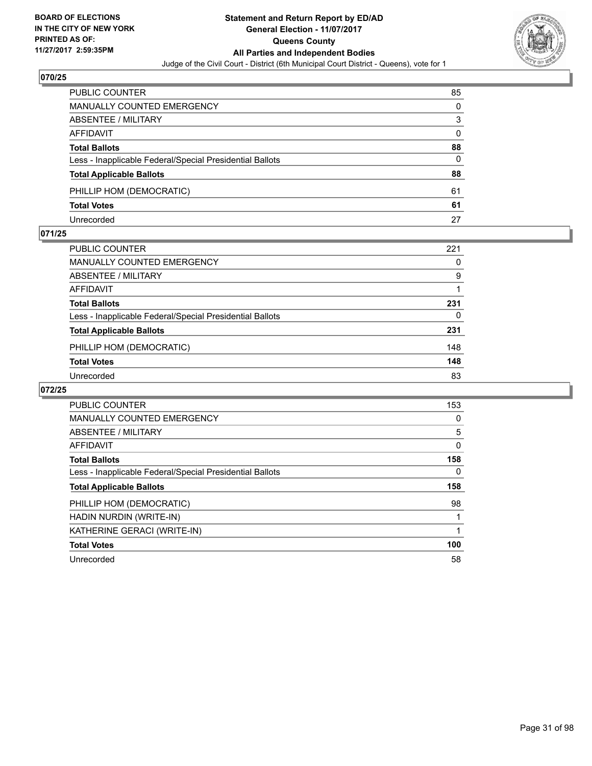**BOARD OF ELECTIONS IN THE CITY OF NEW YORK PRINTED AS OF: 11/27/2017 2:59:35PM**

# Statement and Return Report by ED/AD
## General Election - 11/07/2017
## Queens County
## All Parties and Independent Bodies
Judge of the Civil Court - District (6th Municipal Court District - Queens), vote for 1

### 070/25

| | |
|---|---|
| PUBLIC COUNTER | 85 |
| MANUALLY COUNTED EMERGENCY | 0 |
| ABSENTEE / MILITARY | 3 |
| AFFIDAVIT | 0 |
| **Total Ballots** | **88** |
| Less - Inapplicable Federal/Special Presidential Ballots | 0 |
| **Total Applicable Ballots** | **88** |
| PHILLIP HOM (DEMOCRATIC) | 61 |
| **Total Votes** | **61** |
| Unrecorded | 27 |

### 071/25

| | |
|---|---|
| PUBLIC COUNTER | 221 |
| MANUALLY COUNTED EMERGENCY | 0 |
| ABSENTEE / MILITARY | 9 |
| AFFIDAVIT | 1 |
| **Total Ballots** | **231** |
| Less - Inapplicable Federal/Special Presidential Ballots | 0 |
| **Total Applicable Ballots** | **231** |
| PHILLIP HOM (DEMOCRATIC) | 148 |
| **Total Votes** | **148** |
| Unrecorded | 83 |

### 072/25

| | |
|---|---|
| PUBLIC COUNTER | 153 |
| MANUALLY COUNTED EMERGENCY | 0 |
| ABSENTEE / MILITARY | 5 |
| AFFIDAVIT | 0 |
| **Total Ballots** | **158** |
| Less - Inapplicable Federal/Special Presidential Ballots | 0 |
| **Total Applicable Ballots** | **158** |
| PHILLIP HOM (DEMOCRATIC) | 98 |
| HADIN NURDIN (WRITE-IN) | 1 |
| KATHERINE GERACI (WRITE-IN) | 1 |
| **Total Votes** | **100** |
| Unrecorded | 58 |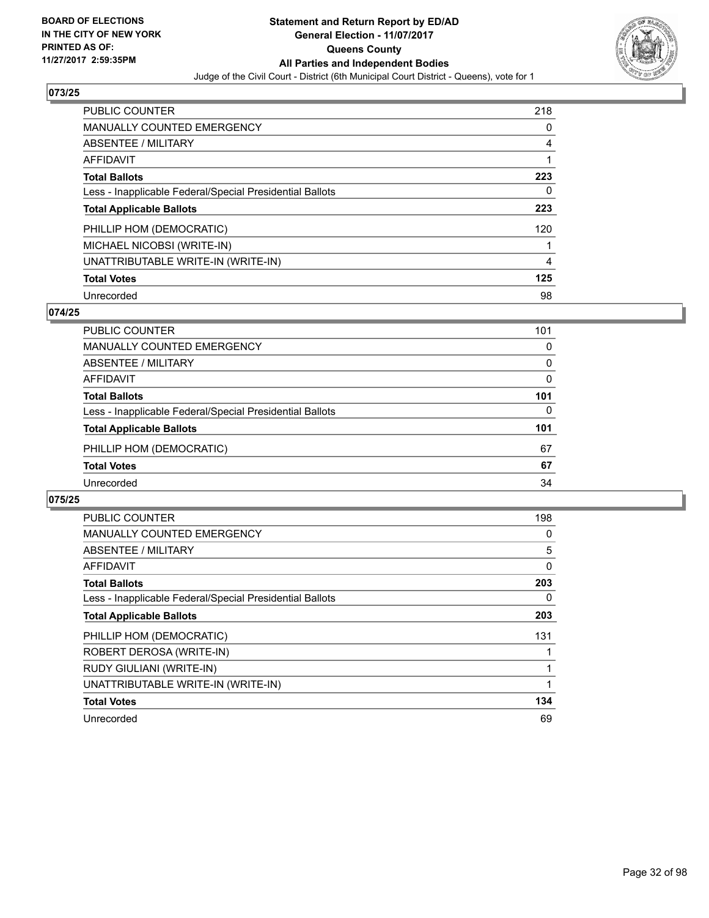BOARD OF ELECTIONS
IN THE CITY OF NEW YORK
PRINTED AS OF:
11/27/2017 2:59:35PM

**Statement and Return Report by ED/AD**
**General Election - 11/07/2017**
**Queens County**
**All Parties and Independent Bodies**
Judge of the Civil Court - District (6th Municipal Court District - Queens), vote for 1

## 073/25

| | |
|---|---|
| PUBLIC COUNTER | 218 |
| MANUALLY COUNTED EMERGENCY | 0 |
| ABSENTEE / MILITARY | 4 |
| AFFIDAVIT | 1 |
| **Total Ballots** | **223** |
| Less - Inapplicable Federal/Special Presidential Ballots | 0 |
| **Total Applicable Ballots** | **223** |
| PHILLIP HOM (DEMOCRATIC) | 120 |
| MICHAEL NICOBSI (WRITE-IN) | 1 |
| UNATTRIBUTABLE WRITE-IN (WRITE-IN) | 4 |
| **Total Votes** | **125** |
| Unrecorded | 98 |

## 074/25

| | |
|---|---|
| PUBLIC COUNTER | 101 |
| MANUALLY COUNTED EMERGENCY | 0 |
| ABSENTEE / MILITARY | 0 |
| AFFIDAVIT | 0 |
| **Total Ballots** | **101** |
| Less - Inapplicable Federal/Special Presidential Ballots | 0 |
| **Total Applicable Ballots** | **101** |
| PHILLIP HOM (DEMOCRATIC) | 67 |
| **Total Votes** | **67** |
| Unrecorded | 34 |

## 075/25

| | |
|---|---|
| PUBLIC COUNTER | 198 |
| MANUALLY COUNTED EMERGENCY | 0 |
| ABSENTEE / MILITARY | 5 |
| AFFIDAVIT | 0 |
| **Total Ballots** | **203** |
| Less - Inapplicable Federal/Special Presidential Ballots | 0 |
| **Total Applicable Ballots** | **203** |
| PHILLIP HOM (DEMOCRATIC) | 131 |
| ROBERT DEROSA (WRITE-IN) | 1 |
| RUDY GIULIANI (WRITE-IN) | 1 |
| UNATTRIBUTABLE WRITE-IN (WRITE-IN) | 1 |
| **Total Votes** | **134** |
| Unrecorded | 69 |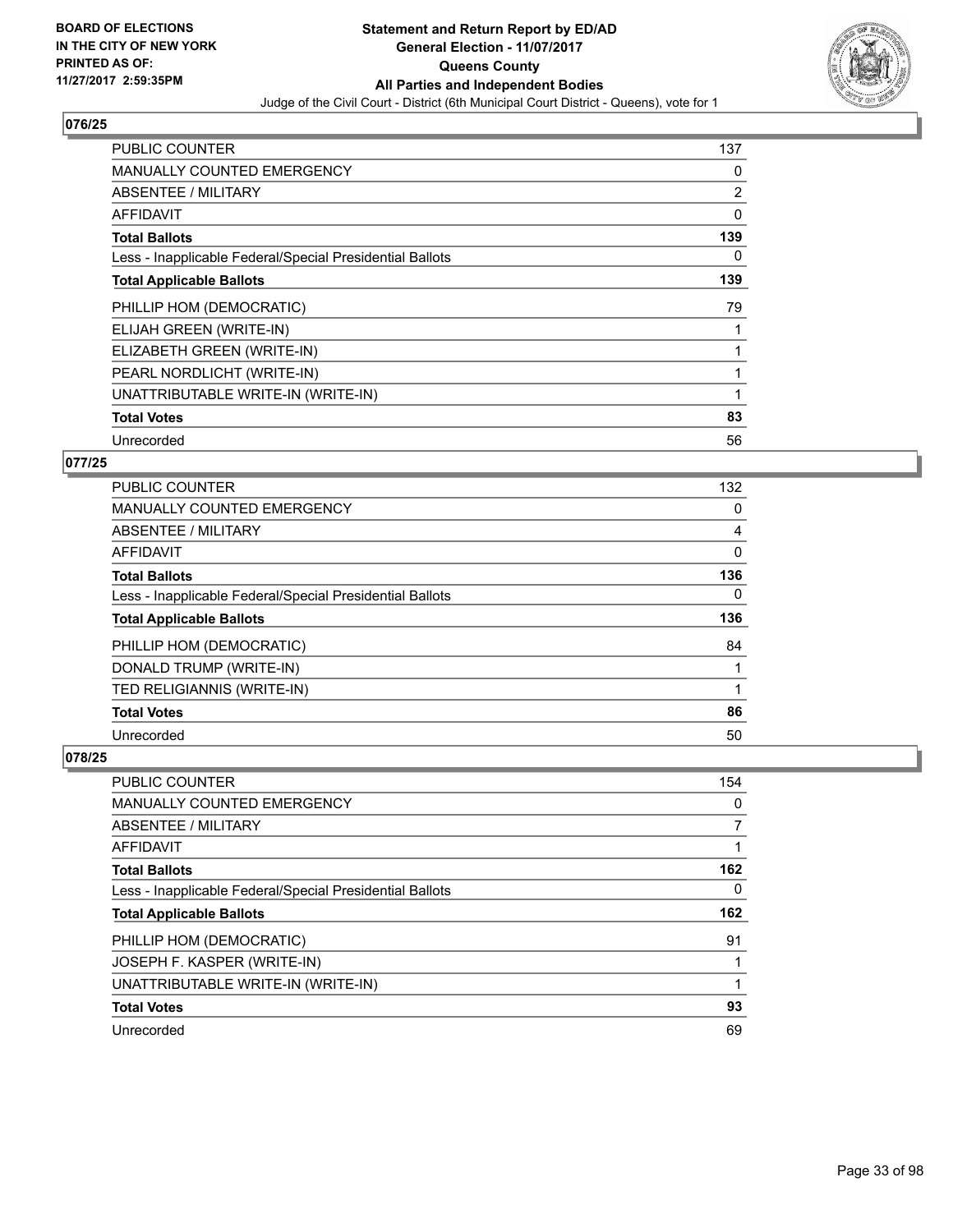## 076/25

| | |
|---|---|
| PUBLIC COUNTER | 137 |
| MANUALLY COUNTED EMERGENCY | 0 |
| ABSENTEE / MILITARY | 2 |
| AFFIDAVIT | 0 |
| **Total Ballots** | **139** |
| Less - Inapplicable Federal/Special Presidential Ballots | 0 |
| **Total Applicable Ballots** | **139** |
| PHILLIP HOM (DEMOCRATIC) | 79 |
| ELIJAH GREEN (WRITE-IN) | 1 |
| ELIZABETH GREEN (WRITE-IN) | 1 |
| PEARL NORDLICHT (WRITE-IN) | 1 |
| UNATTRIBUTABLE WRITE-IN (WRITE-IN) | 1 |
| **Total Votes** | **83** |
| Unrecorded | 56 |

## 077/25

| | |
|---|---|
| PUBLIC COUNTER | 132 |
| MANUALLY COUNTED EMERGENCY | 0 |
| ABSENTEE / MILITARY | 4 |
| AFFIDAVIT | 0 |
| **Total Ballots** | **136** |
| Less - Inapplicable Federal/Special Presidential Ballots | 0 |
| **Total Applicable Ballots** | **136** |
| PHILLIP HOM (DEMOCRATIC) | 84 |
| DONALD TRUMP (WRITE-IN) | 1 |
| TED RELIGIANNIS (WRITE-IN) | 1 |
| **Total Votes** | **86** |
| Unrecorded | 50 |

## 078/25

| | |
|---|---|
| PUBLIC COUNTER | 154 |
| MANUALLY COUNTED EMERGENCY | 0 |
| ABSENTEE / MILITARY | 7 |
| AFFIDAVIT | 1 |
| **Total Ballots** | **162** |
| Less - Inapplicable Federal/Special Presidential Ballots | 0 |
| **Total Applicable Ballots** | **162** |
| PHILLIP HOM (DEMOCRATIC) | 91 |
| JOSEPH F. KASPER (WRITE-IN) | 1 |
| UNATTRIBUTABLE WRITE-IN (WRITE-IN) | 1 |
| **Total Votes** | **93** |
| Unrecorded | 69 |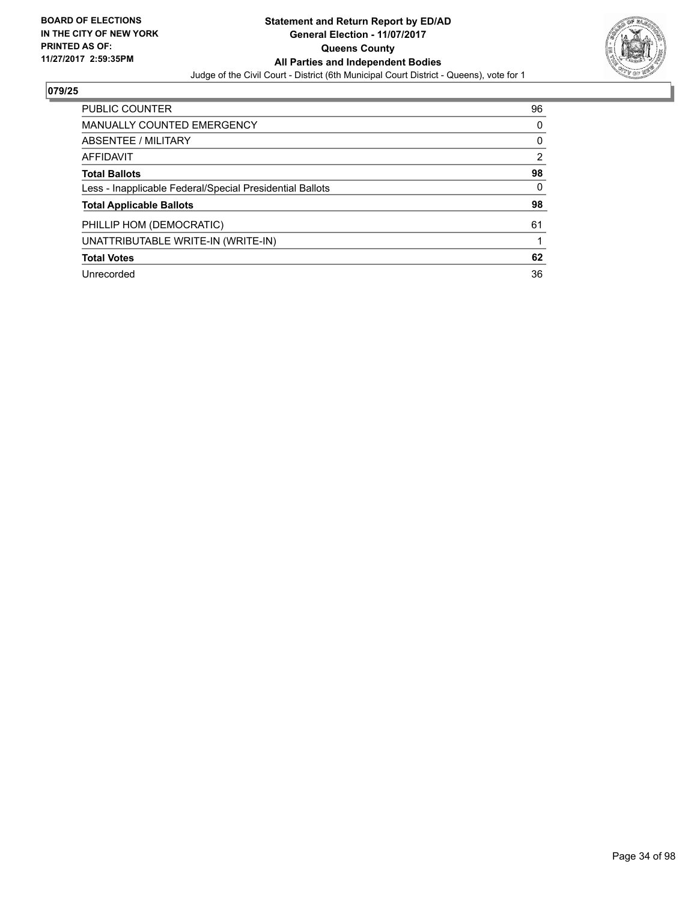BOARD OF ELECTIONS
IN THE CITY OF NEW YORK
PRINTED AS OF:
11/27/2017 2:59:35PM

**Statement and Return Report by ED/AD**
**General Election - 11/07/2017**
**Queens County**
**All Parties and Independent Bodies**
Judge of the Civil Court - District (6th Municipal Court District - Queens), vote for 1

## 079/25

| | |
|---|---|
| PUBLIC COUNTER | 96 |
| MANUALLY COUNTED EMERGENCY | 0 |
| ABSENTEE / MILITARY | 0 |
| AFFIDAVIT | 2 |
| **Total Ballots** | **98** |
| Less - Inapplicable Federal/Special Presidential Ballots | 0 |
| **Total Applicable Ballots** | **98** |
| PHILLIP HOM (DEMOCRATIC) | 61 |
| UNATTRIBUTABLE WRITE-IN (WRITE-IN) | 1 |
| **Total Votes** | **62** |
| Unrecorded | 36 |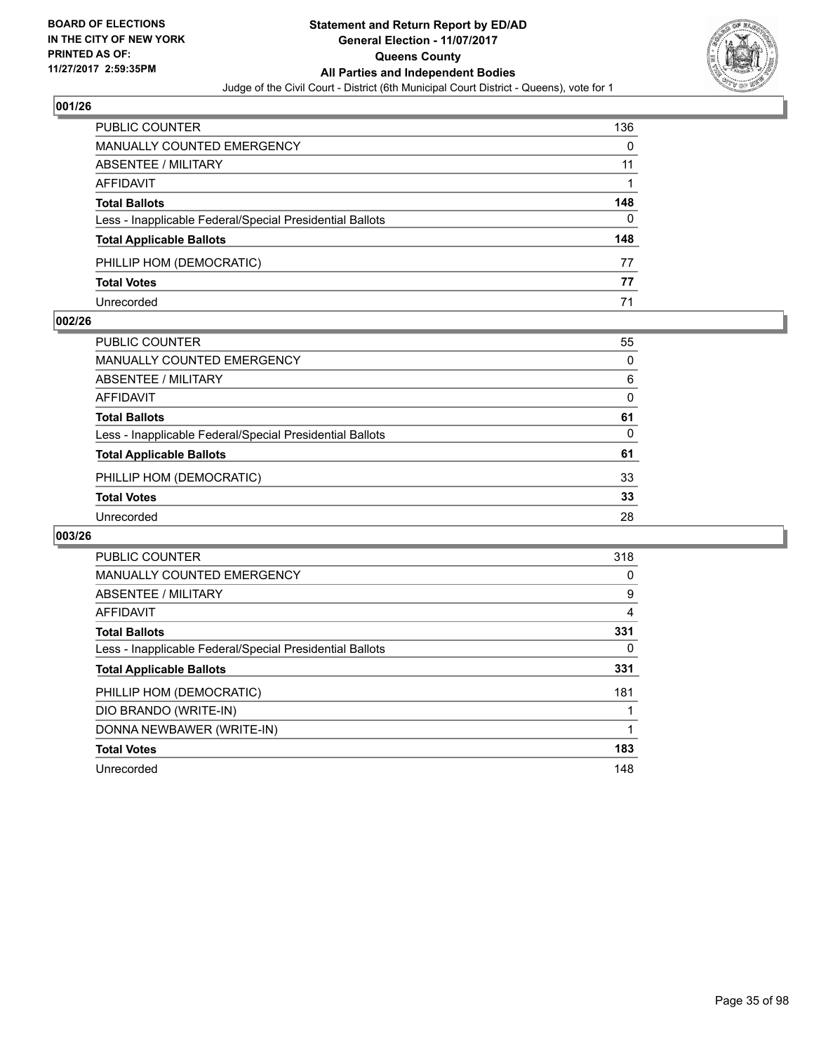BOARD OF ELECTIONS
IN THE CITY OF NEW YORK
PRINTED AS OF:
11/27/2017 2:59:35PM

**Statement and Return Report by ED/AD**
**General Election - 11/07/2017**
**Queens County**
**All Parties and Independent Bodies**
Judge of the Civil Court - District (6th Municipal Court District - Queens), vote for 1

### 001/26

| | |
|---|---|
| PUBLIC COUNTER | 136 |
| MANUALLY COUNTED EMERGENCY | 0 |
| ABSENTEE / MILITARY | 11 |
| AFFIDAVIT | 1 |
| **Total Ballots** | **148** |
| Less - Inapplicable Federal/Special Presidential Ballots | 0 |
| **Total Applicable Ballots** | **148** |
| PHILLIP HOM (DEMOCRATIC) | 77 |
| **Total Votes** | **77** |
| Unrecorded | 71 |

### 002/26

| | |
|---|---|
| PUBLIC COUNTER | 55 |
| MANUALLY COUNTED EMERGENCY | 0 |
| ABSENTEE / MILITARY | 6 |
| AFFIDAVIT | 0 |
| **Total Ballots** | **61** |
| Less - Inapplicable Federal/Special Presidential Ballots | 0 |
| **Total Applicable Ballots** | **61** |
| PHILLIP HOM (DEMOCRATIC) | 33 |
| **Total Votes** | **33** |
| Unrecorded | 28 |

### 003/26

| | |
|---|---|
| PUBLIC COUNTER | 318 |
| MANUALLY COUNTED EMERGENCY | 0 |
| ABSENTEE / MILITARY | 9 |
| AFFIDAVIT | 4 |
| **Total Ballots** | **331** |
| Less - Inapplicable Federal/Special Presidential Ballots | 0 |
| **Total Applicable Ballots** | **331** |
| PHILLIP HOM (DEMOCRATIC) | 181 |
| DIO BRANDO (WRITE-IN) | 1 |
| DONNA NEWBAWER (WRITE-IN) | 1 |
| **Total Votes** | **183** |
| Unrecorded | 148 |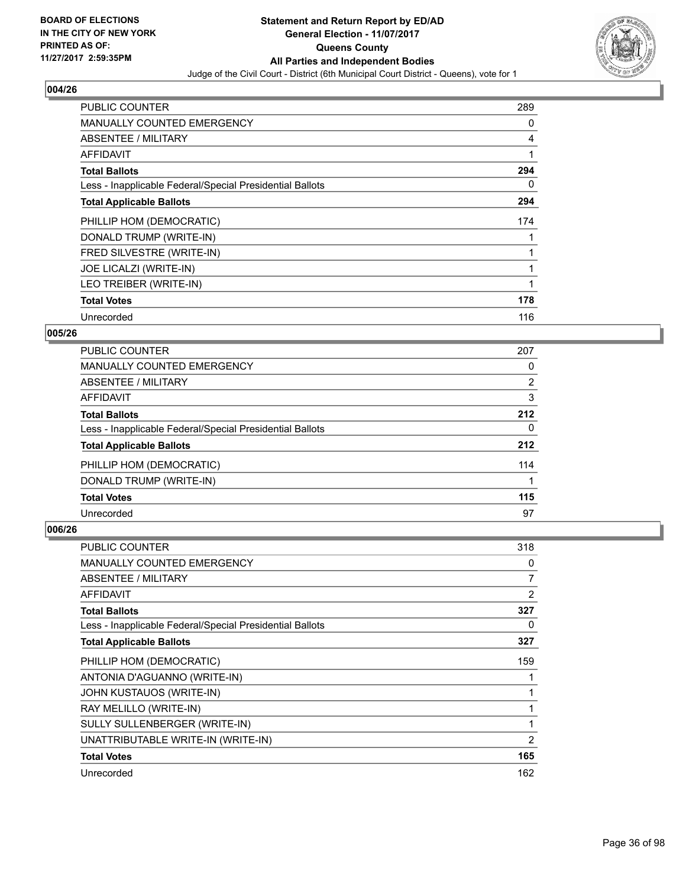## 004/26

| | |
|---|---|
| PUBLIC COUNTER | 289 |
| MANUALLY COUNTED EMERGENCY | 0 |
| ABSENTEE / MILITARY | 4 |
| AFFIDAVIT | 1 |
| **Total Ballots** | **294** |
| Less - Inapplicable Federal/Special Presidential Ballots | 0 |
| **Total Applicable Ballots** | **294** |
| PHILLIP HOM (DEMOCRATIC) | 174 |
| DONALD TRUMP (WRITE-IN) | 1 |
| FRED SILVESTRE (WRITE-IN) | 1 |
| JOE LICALZI (WRITE-IN) | 1 |
| LEO TREIBER (WRITE-IN) | 1 |
| **Total Votes** | **178** |
| Unrecorded | 116 |

## 005/26

| | |
|---|---|
| PUBLIC COUNTER | 207 |
| MANUALLY COUNTED EMERGENCY | 0 |
| ABSENTEE / MILITARY | 2 |
| AFFIDAVIT | 3 |
| **Total Ballots** | **212** |
| Less - Inapplicable Federal/Special Presidential Ballots | 0 |
| **Total Applicable Ballots** | **212** |
| PHILLIP HOM (DEMOCRATIC) | 114 |
| DONALD TRUMP (WRITE-IN) | 1 |
| **Total Votes** | **115** |
| Unrecorded | 97 |

## 006/26

| | |
|---|---|
| PUBLIC COUNTER | 318 |
| MANUALLY COUNTED EMERGENCY | 0 |
| ABSENTEE / MILITARY | 7 |
| AFFIDAVIT | 2 |
| **Total Ballots** | **327** |
| Less - Inapplicable Federal/Special Presidential Ballots | 0 |
| **Total Applicable Ballots** | **327** |
| PHILLIP HOM (DEMOCRATIC) | 159 |
| ANTONIA D'AGUANNO (WRITE-IN) | 1 |
| JOHN KUSTAUOS (WRITE-IN) | 1 |
| RAY MELILLO (WRITE-IN) | 1 |
| SULLY SULLENBERGER (WRITE-IN) | 1 |
| UNATTRIBUTABLE WRITE-IN (WRITE-IN) | 2 |
| **Total Votes** | **165** |
| Unrecorded | 162 |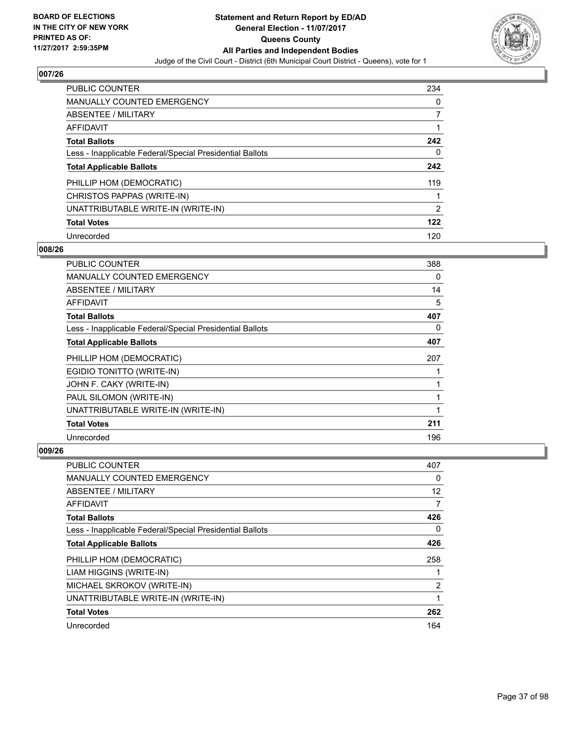BOARD OF ELECTIONS
IN THE CITY OF NEW YORK
PRINTED AS OF:
11/27/2017 2:59:35PM

**Statement and Return Report by ED/AD**
**General Election - 11/07/2017**
**Queens County**
**All Parties and Independent Bodies**
Judge of the Civil Court - District (6th Municipal Court District - Queens), vote for 1

## 007/26

| | |
|---|---|
| PUBLIC COUNTER | 234 |
| MANUALLY COUNTED EMERGENCY | 0 |
| ABSENTEE / MILITARY | 7 |
| AFFIDAVIT | 1 |
| **Total Ballots** | **242** |
| Less - Inapplicable Federal/Special Presidential Ballots | 0 |
| **Total Applicable Ballots** | **242** |
| PHILLIP HOM (DEMOCRATIC) | 119 |
| CHRISTOS PAPPAS (WRITE-IN) | 1 |
| UNATTRIBUTABLE WRITE-IN (WRITE-IN) | 2 |
| **Total Votes** | **122** |
| Unrecorded | 120 |

## 008/26

| | |
|---|---|
| PUBLIC COUNTER | 388 |
| MANUALLY COUNTED EMERGENCY | 0 |
| ABSENTEE / MILITARY | 14 |
| AFFIDAVIT | 5 |
| **Total Ballots** | **407** |
| Less - Inapplicable Federal/Special Presidential Ballots | 0 |
| **Total Applicable Ballots** | **407** |
| PHILLIP HOM (DEMOCRATIC) | 207 |
| EGIDIO TONITTO (WRITE-IN) | 1 |
| JOHN F. CAKY (WRITE-IN) | 1 |
| PAUL SILOMON (WRITE-IN) | 1 |
| UNATTRIBUTABLE WRITE-IN (WRITE-IN) | 1 |
| **Total Votes** | **211** |
| Unrecorded | 196 |

## 009/26

| | |
|---|---|
| PUBLIC COUNTER | 407 |
| MANUALLY COUNTED EMERGENCY | 0 |
| ABSENTEE / MILITARY | 12 |
| AFFIDAVIT | 7 |
| **Total Ballots** | **426** |
| Less - Inapplicable Federal/Special Presidential Ballots | 0 |
| **Total Applicable Ballots** | **426** |
| PHILLIP HOM (DEMOCRATIC) | 258 |
| LIAM HIGGINS (WRITE-IN) | 1 |
| MICHAEL SKROKOV (WRITE-IN) | 2 |
| UNATTRIBUTABLE WRITE-IN (WRITE-IN) | 1 |
| **Total Votes** | **262** |
| Unrecorded | 164 |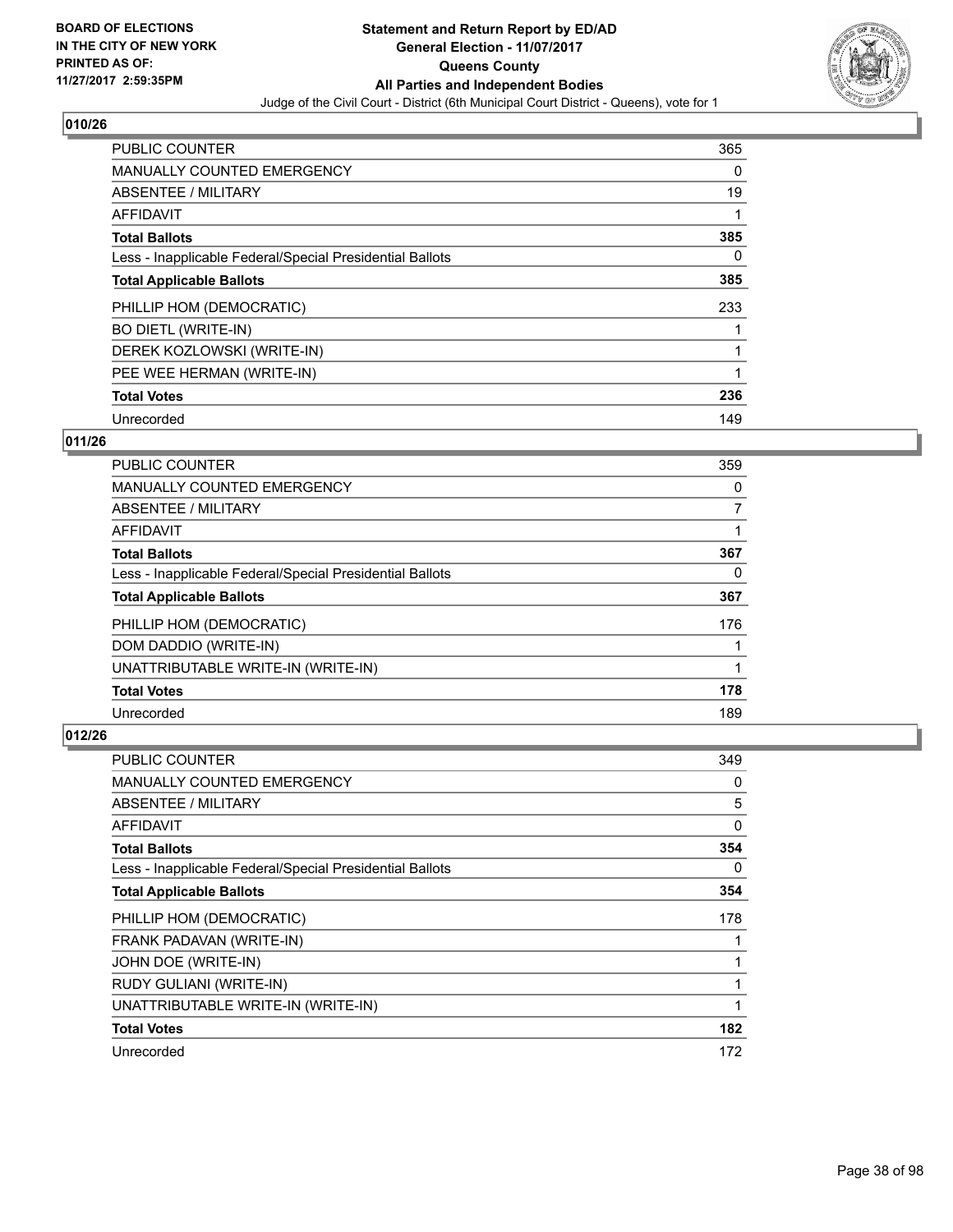**BOARD OF ELECTIONS IN THE CITY OF NEW YORK PRINTED AS OF: 11/27/2017 2:59:35PM**

# Statement and Return Report by ED/AD
## General Election - 11/07/2017
## Queens County
## All Parties and Independent Bodies
Judge of the Civil Court - District (6th Municipal Court District - Queens), vote for 1

### 010/26

| | |
|---|---|
| PUBLIC COUNTER | 365 |
| MANUALLY COUNTED EMERGENCY | 0 |
| ABSENTEE / MILITARY | 19 |
| AFFIDAVIT | 1 |
| **Total Ballots** | **385** |
| Less - Inapplicable Federal/Special Presidential Ballots | 0 |
| **Total Applicable Ballots** | **385** |
| PHILLIP HOM (DEMOCRATIC) | 233 |
| BO DIETL (WRITE-IN) | 1 |
| DEREK KOZLOWSKI (WRITE-IN) | 1 |
| PEE WEE HERMAN (WRITE-IN) | 1 |
| **Total Votes** | **236** |
| Unrecorded | 149 |

### 011/26

| | |
|---|---|
| PUBLIC COUNTER | 359 |
| MANUALLY COUNTED EMERGENCY | 0 |
| ABSENTEE / MILITARY | 7 |
| AFFIDAVIT | 1 |
| **Total Ballots** | **367** |
| Less - Inapplicable Federal/Special Presidential Ballots | 0 |
| **Total Applicable Ballots** | **367** |
| PHILLIP HOM (DEMOCRATIC) | 176 |
| DOM DADDIO (WRITE-IN) | 1 |
| UNATTRIBUTABLE WRITE-IN (WRITE-IN) | 1 |
| **Total Votes** | **178** |
| Unrecorded | 189 |

### 012/26

| | |
|---|---|
| PUBLIC COUNTER | 349 |
| MANUALLY COUNTED EMERGENCY | 0 |
| ABSENTEE / MILITARY | 5 |
| AFFIDAVIT | 0 |
| **Total Ballots** | **354** |
| Less - Inapplicable Federal/Special Presidential Ballots | 0 |
| **Total Applicable Ballots** | **354** |
| PHILLIP HOM (DEMOCRATIC) | 178 |
| FRANK PADAVAN (WRITE-IN) | 1 |
| JOHN DOE (WRITE-IN) | 1 |
| RUDY GULIANI (WRITE-IN) | 1 |
| UNATTRIBUTABLE WRITE-IN (WRITE-IN) | 1 |
| **Total Votes** | **182** |
| Unrecorded | 172 |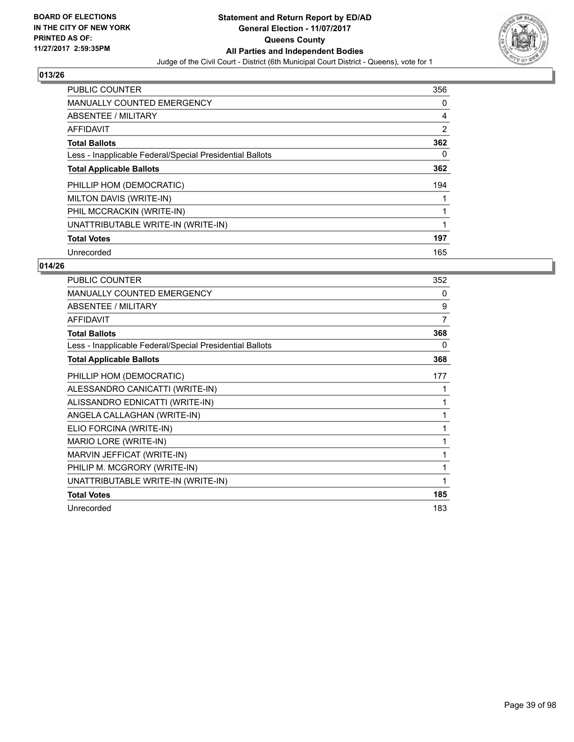BOARD OF ELECTIONS
IN THE CITY OF NEW YORK
PRINTED AS OF:
11/27/2017 2:59:35PM

**Statement and Return Report by ED/AD**
**General Election - 11/07/2017**
**Queens County**
**All Parties and Independent Bodies**
Judge of the Civil Court - District (6th Municipal Court District - Queens), vote for 1

## 013/26

| | |
|---|---|
| PUBLIC COUNTER | 356 |
| MANUALLY COUNTED EMERGENCY | 0 |
| ABSENTEE / MILITARY | 4 |
| AFFIDAVIT | 2 |
| **Total Ballots** | **362** |
| Less - Inapplicable Federal/Special Presidential Ballots | 0 |
| **Total Applicable Ballots** | **362** |
| PHILLIP HOM (DEMOCRATIC) | 194 |
| MILTON DAVIS (WRITE-IN) | 1 |
| PHIL MCCRACKIN (WRITE-IN) | 1 |
| UNATTRIBUTABLE WRITE-IN (WRITE-IN) | 1 |
| **Total Votes** | **197** |
| Unrecorded | 165 |

## 014/26

| | |
|---|---|
| PUBLIC COUNTER | 352 |
| MANUALLY COUNTED EMERGENCY | 0 |
| ABSENTEE / MILITARY | 9 |
| AFFIDAVIT | 7 |
| **Total Ballots** | **368** |
| Less - Inapplicable Federal/Special Presidential Ballots | 0 |
| **Total Applicable Ballots** | **368** |
| PHILLIP HOM (DEMOCRATIC) | 177 |
| ALESSANDRO CANICATTI (WRITE-IN) | 1 |
| ALISSANDRO EDNICATTI (WRITE-IN) | 1 |
| ANGELA CALLAGHAN (WRITE-IN) | 1 |
| ELIO FORCINA (WRITE-IN) | 1 |
| MARIO LORE (WRITE-IN) | 1 |
| MARVIN JEFFICAT (WRITE-IN) | 1 |
| PHILIP M. MCGRORY (WRITE-IN) | 1 |
| UNATTRIBUTABLE WRITE-IN (WRITE-IN) | 1 |
| **Total Votes** | **185** |
| Unrecorded | 183 |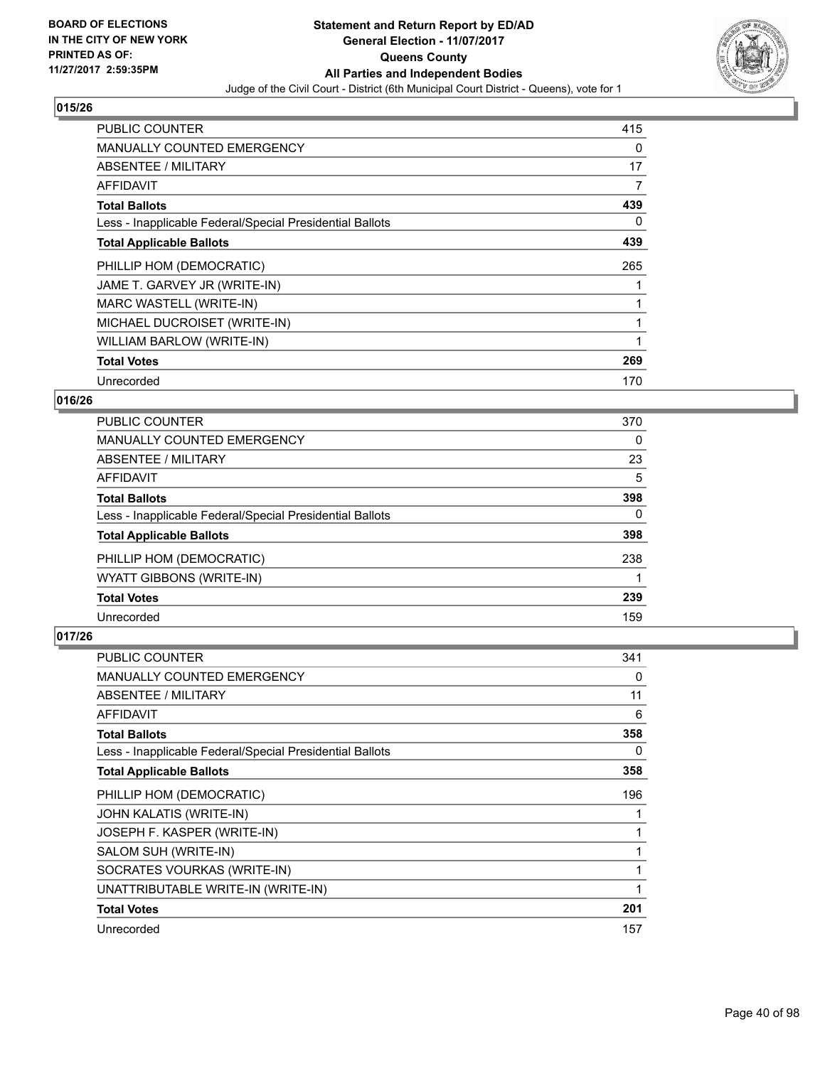BOARD OF ELECTIONS
IN THE CITY OF NEW YORK
PRINTED AS OF:
11/27/2017 2:59:35PM

**Statement and Return Report by ED/AD**
**General Election - 11/07/2017**
**Queens County**
**All Parties and Independent Bodies**
Judge of the Civil Court - District (6th Municipal Court District - Queens), vote for 1

## 015/26

| | |
|---|---|
| PUBLIC COUNTER | 415 |
| MANUALLY COUNTED EMERGENCY | 0 |
| ABSENTEE / MILITARY | 17 |
| AFFIDAVIT | 7 |
| **Total Ballots** | **439** |
| Less - Inapplicable Federal/Special Presidential Ballots | 0 |
| **Total Applicable Ballots** | **439** |
| PHILLIP HOM (DEMOCRATIC) | 265 |
| JAME T. GARVEY JR (WRITE-IN) | 1 |
| MARC WASTELL (WRITE-IN) | 1 |
| MICHAEL DUCROISET (WRITE-IN) | 1 |
| WILLIAM BARLOW (WRITE-IN) | 1 |
| **Total Votes** | **269** |
| Unrecorded | 170 |

## 016/26

| | |
|---|---|
| PUBLIC COUNTER | 370 |
| MANUALLY COUNTED EMERGENCY | 0 |
| ABSENTEE / MILITARY | 23 |
| AFFIDAVIT | 5 |
| **Total Ballots** | **398** |
| Less - Inapplicable Federal/Special Presidential Ballots | 0 |
| **Total Applicable Ballots** | **398** |
| PHILLIP HOM (DEMOCRATIC) | 238 |
| WYATT GIBBONS (WRITE-IN) | 1 |
| **Total Votes** | **239** |
| Unrecorded | 159 |

## 017/26

| | |
|---|---|
| PUBLIC COUNTER | 341 |
| MANUALLY COUNTED EMERGENCY | 0 |
| ABSENTEE / MILITARY | 11 |
| AFFIDAVIT | 6 |
| **Total Ballots** | **358** |
| Less - Inapplicable Federal/Special Presidential Ballots | 0 |
| **Total Applicable Ballots** | **358** |
| PHILLIP HOM (DEMOCRATIC) | 196 |
| JOHN KALATIS (WRITE-IN) | 1 |
| JOSEPH F. KASPER (WRITE-IN) | 1 |
| SALOM SUH (WRITE-IN) | 1 |
| SOCRATES VOURKAS (WRITE-IN) | 1 |
| UNATTRIBUTABLE WRITE-IN (WRITE-IN) | 1 |
| **Total Votes** | **201** |
| Unrecorded | 157 |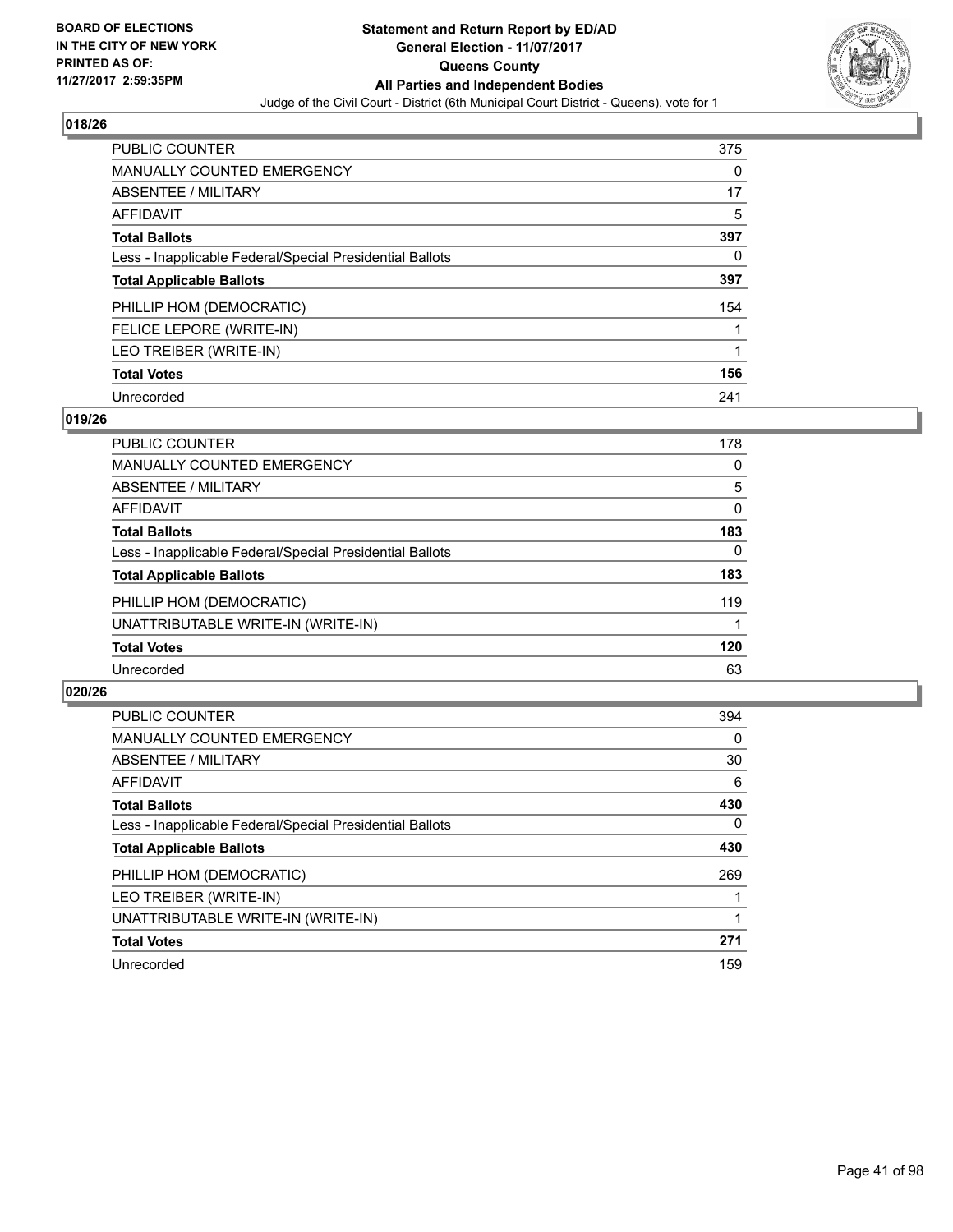**BOARD OF ELECTIONS IN THE CITY OF NEW YORK PRINTED AS OF: 11/27/2017 2:59:35PM**

# Statement and Return Report by ED/AD
## General Election - 11/07/2017
## Queens County
## All Parties and Independent Bodies
Judge of the Civil Court - District (6th Municipal Court District - Queens), vote for 1

### 018/26

| | |
|---|---|
| PUBLIC COUNTER | 375 |
| MANUALLY COUNTED EMERGENCY | 0 |
| ABSENTEE / MILITARY | 17 |
| AFFIDAVIT | 5 |
| **Total Ballots** | **397** |
| Less - Inapplicable Federal/Special Presidential Ballots | 0 |
| **Total Applicable Ballots** | **397** |
| PHILLIP HOM (DEMOCRATIC) | 154 |
| FELICE LEPORE (WRITE-IN) | 1 |
| LEO TREIBER (WRITE-IN) | 1 |
| **Total Votes** | **156** |
| Unrecorded | 241 |

### 019/26

| | |
|---|---|
| PUBLIC COUNTER | 178 |
| MANUALLY COUNTED EMERGENCY | 0 |
| ABSENTEE / MILITARY | 5 |
| AFFIDAVIT | 0 |
| **Total Ballots** | **183** |
| Less - Inapplicable Federal/Special Presidential Ballots | 0 |
| **Total Applicable Ballots** | **183** |
| PHILLIP HOM (DEMOCRATIC) | 119 |
| UNATTRIBUTABLE WRITE-IN (WRITE-IN) | 1 |
| **Total Votes** | **120** |
| Unrecorded | 63 |

### 020/26

| | |
|---|---|
| PUBLIC COUNTER | 394 |
| MANUALLY COUNTED EMERGENCY | 0 |
| ABSENTEE / MILITARY | 30 |
| AFFIDAVIT | 6 |
| **Total Ballots** | **430** |
| Less - Inapplicable Federal/Special Presidential Ballots | 0 |
| **Total Applicable Ballots** | **430** |
| PHILLIP HOM (DEMOCRATIC) | 269 |
| LEO TREIBER (WRITE-IN) | 1 |
| UNATTRIBUTABLE WRITE-IN (WRITE-IN) | 1 |
| **Total Votes** | **271** |
| Unrecorded | 159 |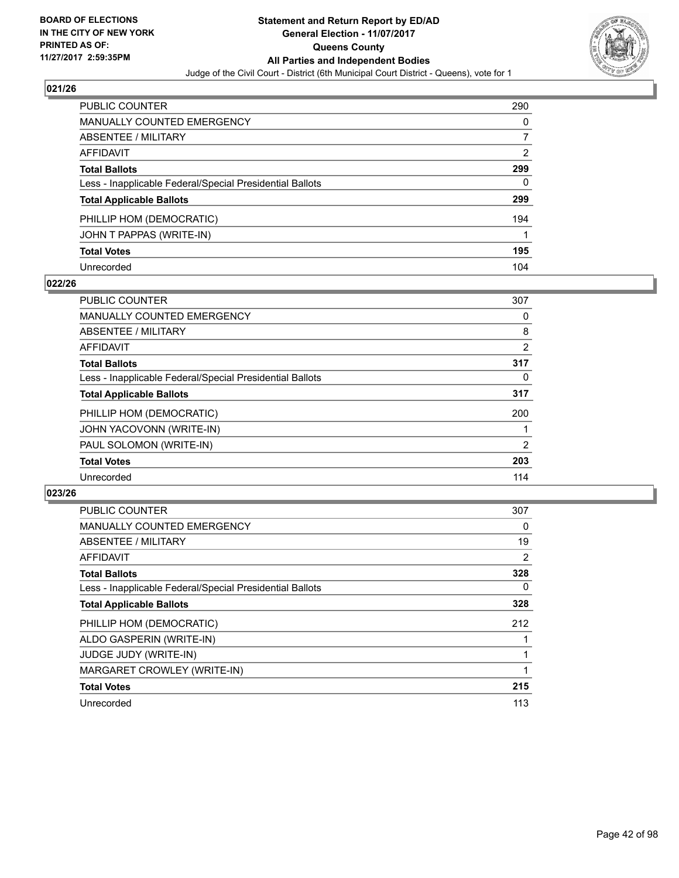BOARD OF ELECTIONS
IN THE CITY OF NEW YORK
PRINTED AS OF:
11/27/2017 2:59:35PM

**Statement and Return Report by ED/AD**
**General Election - 11/07/2017**
**Queens County**
**All Parties and Independent Bodies**
Judge of the Civil Court - District (6th Municipal Court District - Queens), vote for 1

## 021/26

| | |
|---|---|
| PUBLIC COUNTER | 290 |
| MANUALLY COUNTED EMERGENCY | 0 |
| ABSENTEE / MILITARY | 7 |
| AFFIDAVIT | 2 |
| **Total Ballots** | **299** |
| Less - Inapplicable Federal/Special Presidential Ballots | 0 |
| **Total Applicable Ballots** | **299** |
| PHILLIP HOM (DEMOCRATIC) | 194 |
| JOHN T PAPPAS (WRITE-IN) | 1 |
| **Total Votes** | **195** |
| Unrecorded | 104 |

## 022/26

| | |
|---|---|
| PUBLIC COUNTER | 307 |
| MANUALLY COUNTED EMERGENCY | 0 |
| ABSENTEE / MILITARY | 8 |
| AFFIDAVIT | 2 |
| **Total Ballots** | **317** |
| Less - Inapplicable Federal/Special Presidential Ballots | 0 |
| **Total Applicable Ballots** | **317** |
| PHILLIP HOM (DEMOCRATIC) | 200 |
| JOHN YACOVONN (WRITE-IN) | 1 |
| PAUL SOLOMON (WRITE-IN) | 2 |
| **Total Votes** | **203** |
| Unrecorded | 114 |

## 023/26

| | |
|---|---|
| PUBLIC COUNTER | 307 |
| MANUALLY COUNTED EMERGENCY | 0 |
| ABSENTEE / MILITARY | 19 |
| AFFIDAVIT | 2 |
| **Total Ballots** | **328** |
| Less - Inapplicable Federal/Special Presidential Ballots | 0 |
| **Total Applicable Ballots** | **328** |
| PHILLIP HOM (DEMOCRATIC) | 212 |
| ALDO GASPERIN (WRITE-IN) | 1 |
| JUDGE JUDY (WRITE-IN) | 1 |
| MARGARET CROWLEY (WRITE-IN) | 1 |
| **Total Votes** | **215** |
| Unrecorded | 113 |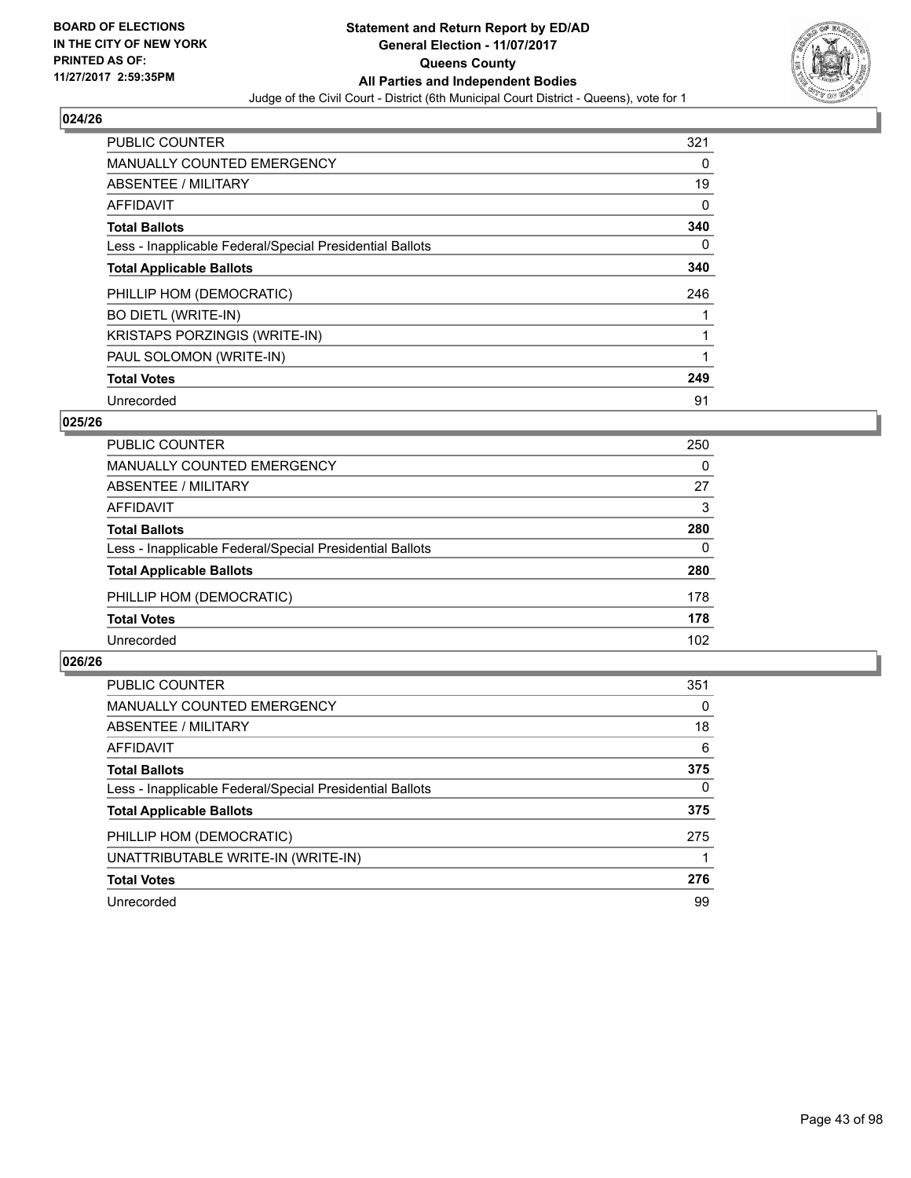**BOARD OF ELECTIONS IN THE CITY OF NEW YORK PRINTED AS OF: 11/27/2017 2:59:35PM**

**Statement and Return Report by ED/AD**
**General Election - 11/07/2017**
**Queens County**
**All Parties and Independent Bodies**
Judge of the Civil Court - District (6th Municipal Court District - Queens), vote for 1

### 024/26

| | |
|---|---|
| PUBLIC COUNTER | 321 |
| MANUALLY COUNTED EMERGENCY | 0 |
| ABSENTEE / MILITARY | 19 |
| AFFIDAVIT | 0 |
| **Total Ballots** | **340** |
| Less - Inapplicable Federal/Special Presidential Ballots | 0 |
| **Total Applicable Ballots** | **340** |
| PHILLIP HOM (DEMOCRATIC) | 246 |
| BO DIETL (WRITE-IN) | 1 |
| KRISTAPS PORZINGIS (WRITE-IN) | 1 |
| PAUL SOLOMON (WRITE-IN) | 1 |
| **Total Votes** | **249** |
| Unrecorded | 91 |

### 025/26

| | |
|---|---|
| PUBLIC COUNTER | 250 |
| MANUALLY COUNTED EMERGENCY | 0 |
| ABSENTEE / MILITARY | 27 |
| AFFIDAVIT | 3 |
| **Total Ballots** | **280** |
| Less - Inapplicable Federal/Special Presidential Ballots | 0 |
| **Total Applicable Ballots** | **280** |
| PHILLIP HOM (DEMOCRATIC) | 178 |
| **Total Votes** | **178** |
| Unrecorded | 102 |

### 026/26

| | |
|---|---|
| PUBLIC COUNTER | 351 |
| MANUALLY COUNTED EMERGENCY | 0 |
| ABSENTEE / MILITARY | 18 |
| AFFIDAVIT | 6 |
| **Total Ballots** | **375** |
| Less - Inapplicable Federal/Special Presidential Ballots | 0 |
| **Total Applicable Ballots** | **375** |
| PHILLIP HOM (DEMOCRATIC) | 275 |
| UNATTRIBUTABLE WRITE-IN (WRITE-IN) | 1 |
| **Total Votes** | **276** |
| Unrecorded | 99 |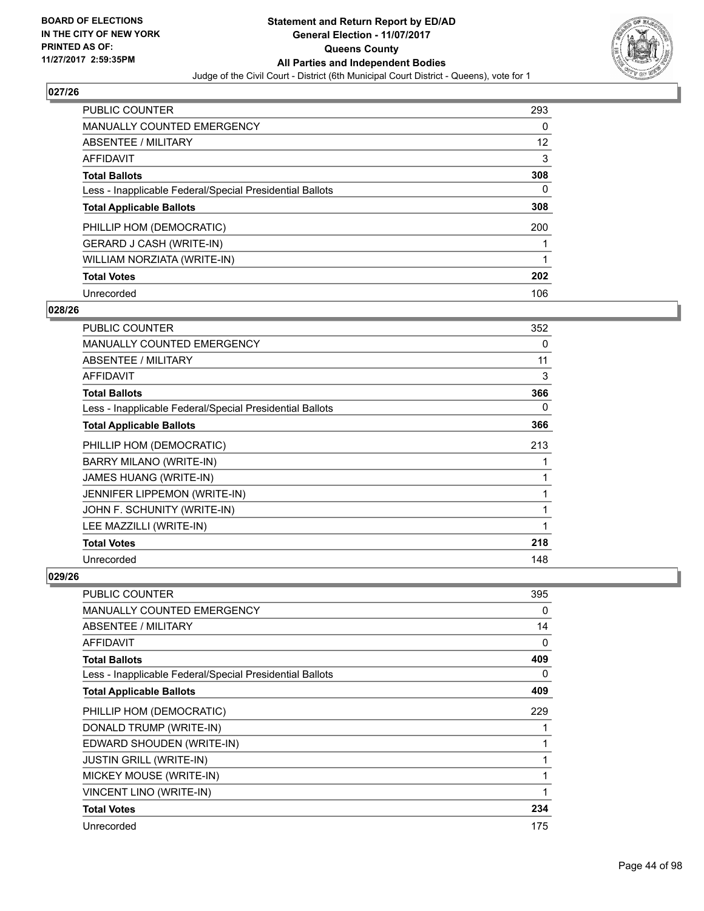**BOARD OF ELECTIONS IN THE CITY OF NEW YORK PRINTED AS OF: 11/27/2017 2:59:35PM**

# Statement and Return Report by ED/AD
## General Election - 11/07/2017
## Queens County
## All Parties and Independent Bodies
Judge of the Civil Court - District (6th Municipal Court District - Queens), vote for 1

### 027/26

| | |
|---|---|
| PUBLIC COUNTER | 293 |
| MANUALLY COUNTED EMERGENCY | 0 |
| ABSENTEE / MILITARY | 12 |
| AFFIDAVIT | 3 |
| **Total Ballots** | **308** |
| Less - Inapplicable Federal/Special Presidential Ballots | 0 |
| **Total Applicable Ballots** | **308** |
| PHILLIP HOM (DEMOCRATIC) | 200 |
| GERARD J CASH (WRITE-IN) | 1 |
| WILLIAM NORZIATA (WRITE-IN) | 1 |
| **Total Votes** | **202** |
| Unrecorded | 106 |

### 028/26

| | |
|---|---|
| PUBLIC COUNTER | 352 |
| MANUALLY COUNTED EMERGENCY | 0 |
| ABSENTEE / MILITARY | 11 |
| AFFIDAVIT | 3 |
| **Total Ballots** | **366** |
| Less - Inapplicable Federal/Special Presidential Ballots | 0 |
| **Total Applicable Ballots** | **366** |
| PHILLIP HOM (DEMOCRATIC) | 213 |
| BARRY MILANO (WRITE-IN) | 1 |
| JAMES HUANG (WRITE-IN) | 1 |
| JENNIFER LIPPEMON (WRITE-IN) | 1 |
| JOHN F. SCHUNITY (WRITE-IN) | 1 |
| LEE MAZZILLI (WRITE-IN) | 1 |
| **Total Votes** | **218** |
| Unrecorded | 148 |

### 029/26

| | |
|---|---|
| PUBLIC COUNTER | 395 |
| MANUALLY COUNTED EMERGENCY | 0 |
| ABSENTEE / MILITARY | 14 |
| AFFIDAVIT | 0 |
| **Total Ballots** | **409** |
| Less - Inapplicable Federal/Special Presidential Ballots | 0 |
| **Total Applicable Ballots** | **409** |
| PHILLIP HOM (DEMOCRATIC) | 229 |
| DONALD TRUMP (WRITE-IN) | 1 |
| EDWARD SHOUDEN (WRITE-IN) | 1 |
| JUSTIN GRILL (WRITE-IN) | 1 |
| MICKEY MOUSE (WRITE-IN) | 1 |
| VINCENT LINO (WRITE-IN) | 1 |
| **Total Votes** | **234** |
| Unrecorded | 175 |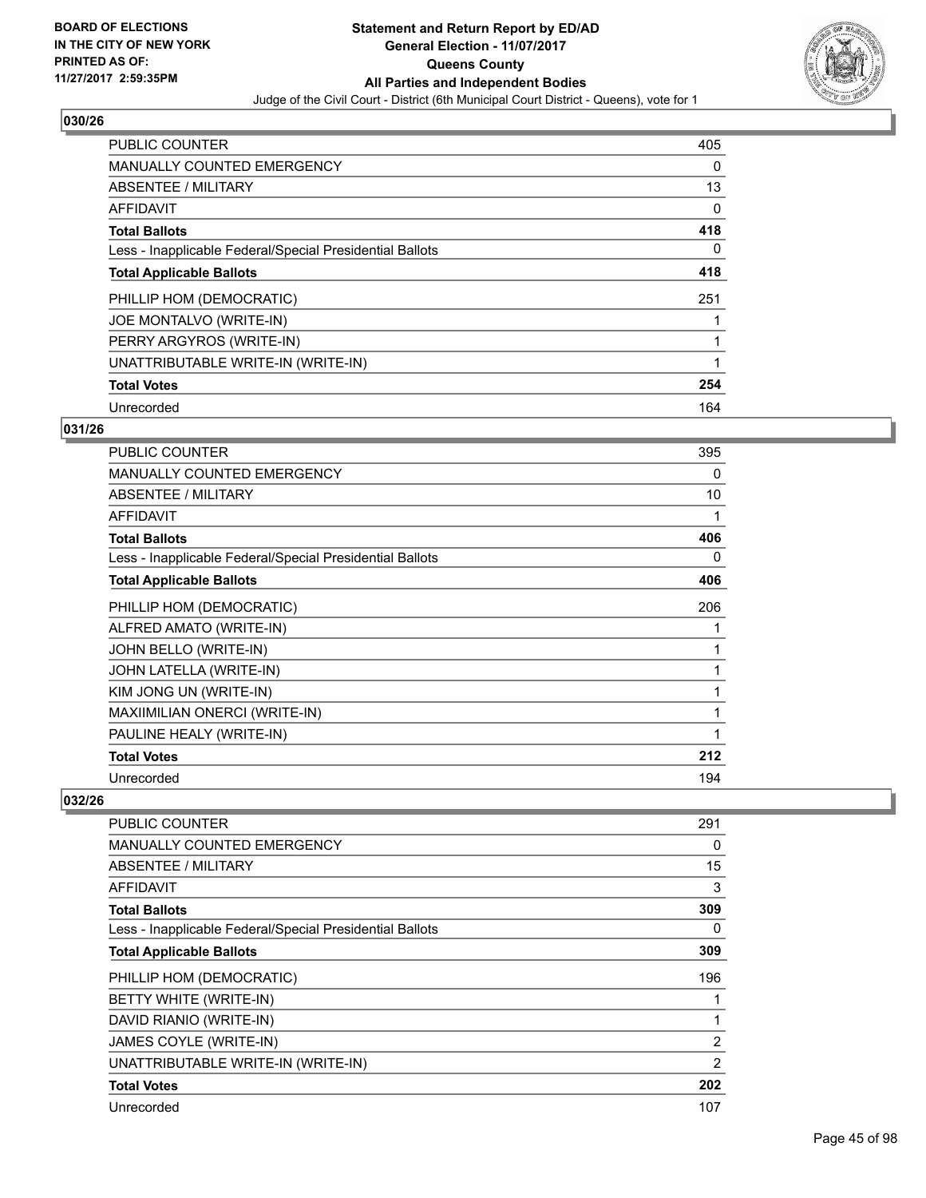**BOARD OF ELECTIONS IN THE CITY OF NEW YORK PRINTED AS OF: 11/27/2017 2:59:35PM**

# Statement and Return Report by ED/AD
## General Election - 11/07/2017
## Queens County
## All Parties and Independent Bodies
Judge of the Civil Court - District (6th Municipal Court District - Queens), vote for 1

### 030/26

| | |
|---|---|
| PUBLIC COUNTER | 405 |
| MANUALLY COUNTED EMERGENCY | 0 |
| ABSENTEE / MILITARY | 13 |
| AFFIDAVIT | 0 |
| **Total Ballots** | **418** |
| Less - Inapplicable Federal/Special Presidential Ballots | 0 |
| **Total Applicable Ballots** | **418** |
| PHILLIP HOM (DEMOCRATIC) | 251 |
| JOE MONTALVO (WRITE-IN) | 1 |
| PERRY ARGYROS (WRITE-IN) | 1 |
| UNATTRIBUTABLE WRITE-IN (WRITE-IN) | 1 |
| **Total Votes** | **254** |
| Unrecorded | 164 |

### 031/26

| | |
|---|---|
| PUBLIC COUNTER | 395 |
| MANUALLY COUNTED EMERGENCY | 0 |
| ABSENTEE / MILITARY | 10 |
| AFFIDAVIT | 1 |
| **Total Ballots** | **406** |
| Less - Inapplicable Federal/Special Presidential Ballots | 0 |
| **Total Applicable Ballots** | **406** |
| PHILLIP HOM (DEMOCRATIC) | 206 |
| ALFRED AMATO (WRITE-IN) | 1 |
| JOHN BELLO (WRITE-IN) | 1 |
| JOHN LATELLA (WRITE-IN) | 1 |
| KIM JONG UN (WRITE-IN) | 1 |
| MAXIIMILIAN ONERCI (WRITE-IN) | 1 |
| PAULINE HEALY (WRITE-IN) | 1 |
| **Total Votes** | **212** |
| Unrecorded | 194 |

### 032/26

| | |
|---|---|
| PUBLIC COUNTER | 291 |
| MANUALLY COUNTED EMERGENCY | 0 |
| ABSENTEE / MILITARY | 15 |
| AFFIDAVIT | 3 |
| **Total Ballots** | **309** |
| Less - Inapplicable Federal/Special Presidential Ballots | 0 |
| **Total Applicable Ballots** | **309** |
| PHILLIP HOM (DEMOCRATIC) | 196 |
| BETTY WHITE (WRITE-IN) | 1 |
| DAVID RIANIO (WRITE-IN) | 1 |
| JAMES COYLE (WRITE-IN) | 2 |
| UNATTRIBUTABLE WRITE-IN (WRITE-IN) | 2 |
| **Total Votes** | **202** |
| Unrecorded | 107 |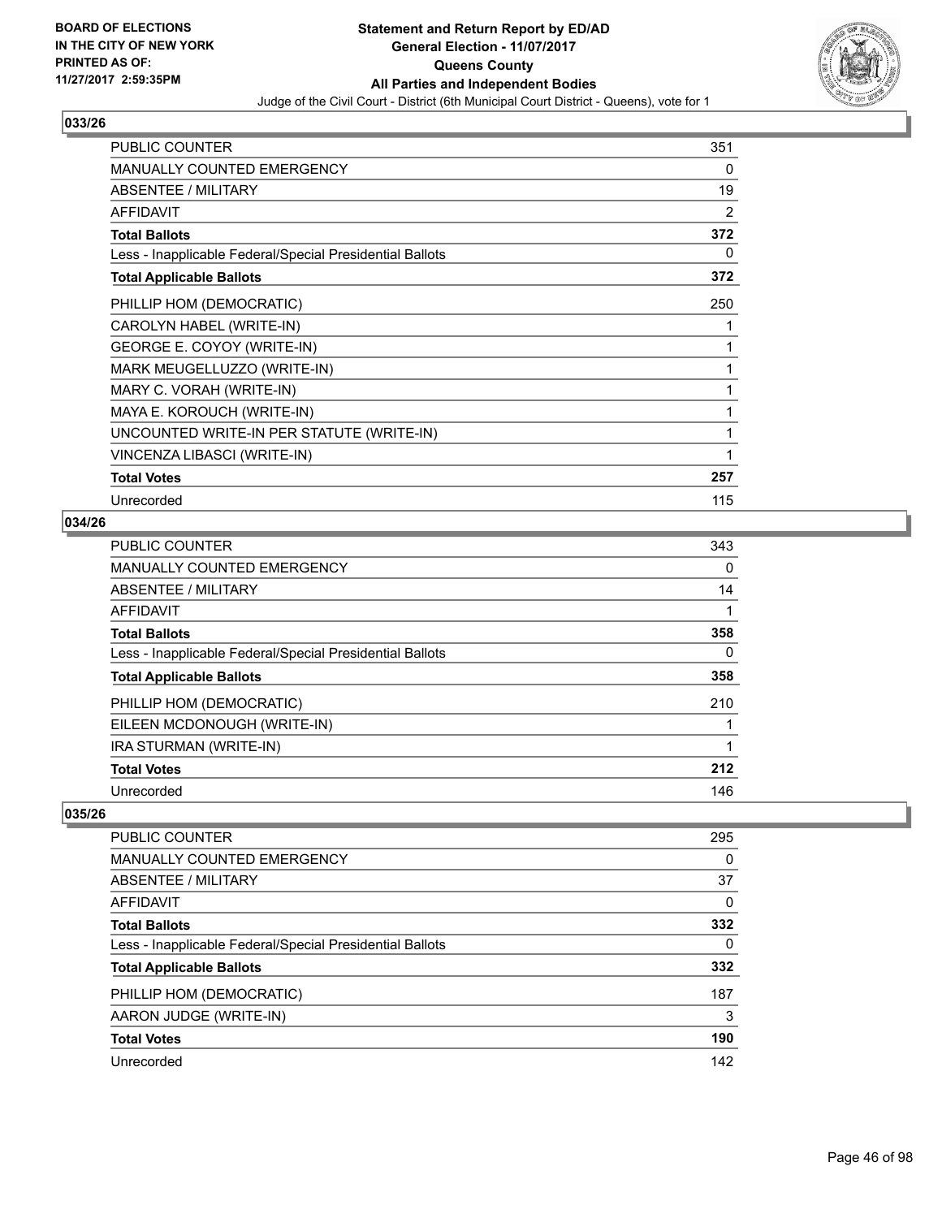## 033/26

| | |
|---|---|
| PUBLIC COUNTER | 351 |
| MANUALLY COUNTED EMERGENCY | 0 |
| ABSENTEE / MILITARY | 19 |
| AFFIDAVIT | 2 |
| **Total Ballots** | **372** |
| Less - Inapplicable Federal/Special Presidential Ballots | 0 |
| **Total Applicable Ballots** | **372** |
| PHILLIP HOM (DEMOCRATIC) | 250 |
| CAROLYN HABEL (WRITE-IN) | 1 |
| GEORGE E. COYOY (WRITE-IN) | 1 |
| MARK MEUGELLUZZO (WRITE-IN) | 1 |
| MARY C. VORAH (WRITE-IN) | 1 |
| MAYA E. KOROUCH (WRITE-IN) | 1 |
| UNCOUNTED WRITE-IN PER STATUTE (WRITE-IN) | 1 |
| VINCENZA LIBASCI (WRITE-IN) | 1 |
| **Total Votes** | **257** |
| Unrecorded | 115 |

## 034/26

| | |
|---|---|
| PUBLIC COUNTER | 343 |
| MANUALLY COUNTED EMERGENCY | 0 |
| ABSENTEE / MILITARY | 14 |
| AFFIDAVIT | 1 |
| **Total Ballots** | **358** |
| Less - Inapplicable Federal/Special Presidential Ballots | 0 |
| **Total Applicable Ballots** | **358** |
| PHILLIP HOM (DEMOCRATIC) | 210 |
| EILEEN MCDONOUGH (WRITE-IN) | 1 |
| IRA STURMAN (WRITE-IN) | 1 |
| **Total Votes** | **212** |
| Unrecorded | 146 |

## 035/26

| | |
|---|---|
| PUBLIC COUNTER | 295 |
| MANUALLY COUNTED EMERGENCY | 0 |
| ABSENTEE / MILITARY | 37 |
| AFFIDAVIT | 0 |
| **Total Ballots** | **332** |
| Less - Inapplicable Federal/Special Presidential Ballots | 0 |
| **Total Applicable Ballots** | **332** |
| PHILLIP HOM (DEMOCRATIC) | 187 |
| AARON JUDGE (WRITE-IN) | 3 |
| **Total Votes** | **190** |
| Unrecorded | 142 |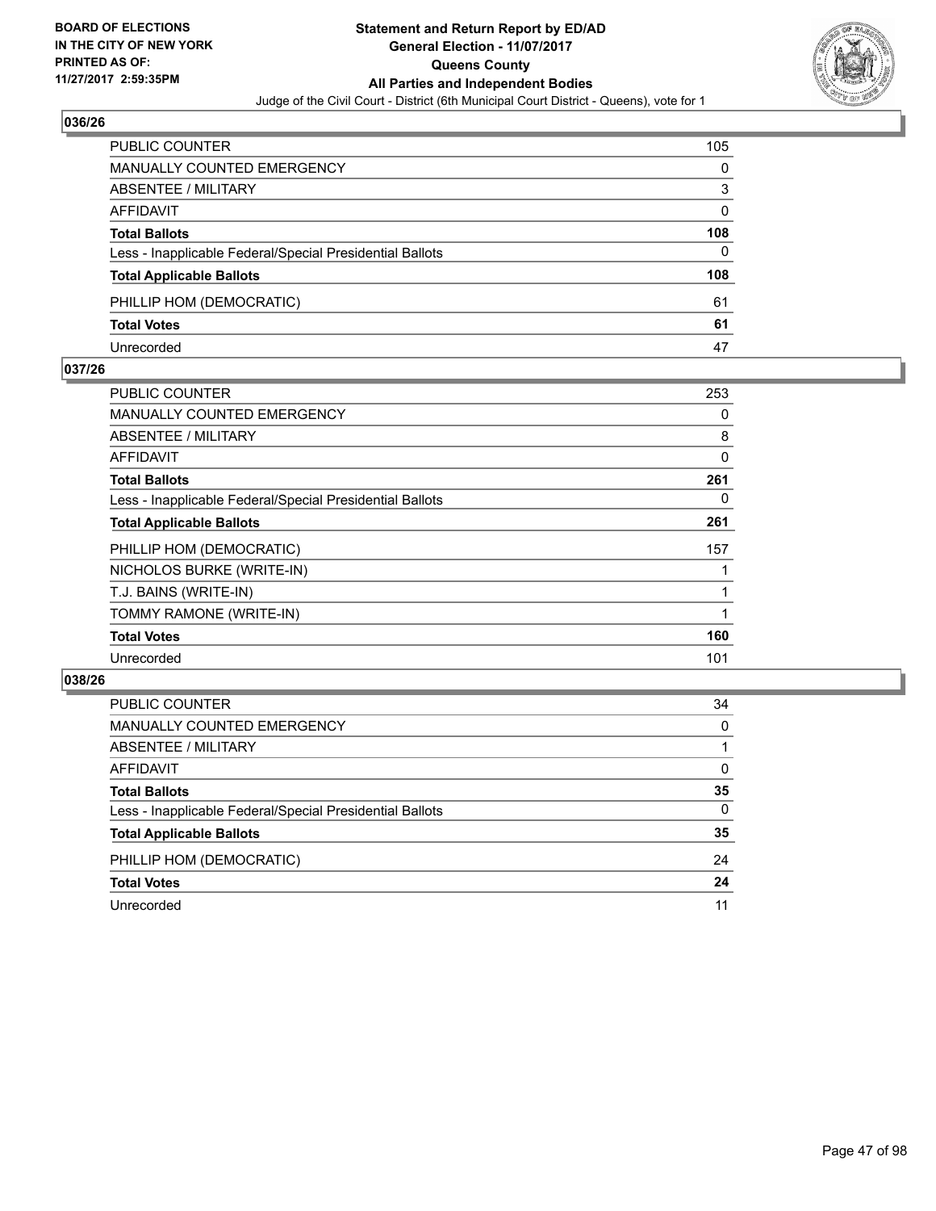BOARD OF ELECTIONS
IN THE CITY OF NEW YORK
PRINTED AS OF:
11/27/2017 2:59:35PM

**Statement and Return Report by ED/AD**
**General Election - 11/07/2017**
**Queens County**
**All Parties and Independent Bodies**
Judge of the Civil Court - District (6th Municipal Court District - Queens), vote for 1

## 036/26

| | |
|---|---|
| PUBLIC COUNTER | 105 |
| MANUALLY COUNTED EMERGENCY | 0 |
| ABSENTEE / MILITARY | 3 |
| AFFIDAVIT | 0 |
| **Total Ballots** | **108** |
| Less - Inapplicable Federal/Special Presidential Ballots | 0 |
| **Total Applicable Ballots** | **108** |
| PHILLIP HOM (DEMOCRATIC) | 61 |
| **Total Votes** | **61** |
| Unrecorded | 47 |

## 037/26

| | |
|---|---|
| PUBLIC COUNTER | 253 |
| MANUALLY COUNTED EMERGENCY | 0 |
| ABSENTEE / MILITARY | 8 |
| AFFIDAVIT | 0 |
| **Total Ballots** | **261** |
| Less - Inapplicable Federal/Special Presidential Ballots | 0 |
| **Total Applicable Ballots** | **261** |
| PHILLIP HOM (DEMOCRATIC) | 157 |
| NICHOLOS BURKE (WRITE-IN) | 1 |
| T.J. BAINS (WRITE-IN) | 1 |
| TOMMY RAMONE (WRITE-IN) | 1 |
| **Total Votes** | **160** |
| Unrecorded | 101 |

## 038/26

| | |
|---|---|
| PUBLIC COUNTER | 34 |
| MANUALLY COUNTED EMERGENCY | 0 |
| ABSENTEE / MILITARY | 1 |
| AFFIDAVIT | 0 |
| **Total Ballots** | **35** |
| Less - Inapplicable Federal/Special Presidential Ballots | 0 |
| **Total Applicable Ballots** | **35** |
| PHILLIP HOM (DEMOCRATIC) | 24 |
| **Total Votes** | **24** |
| Unrecorded | 11 |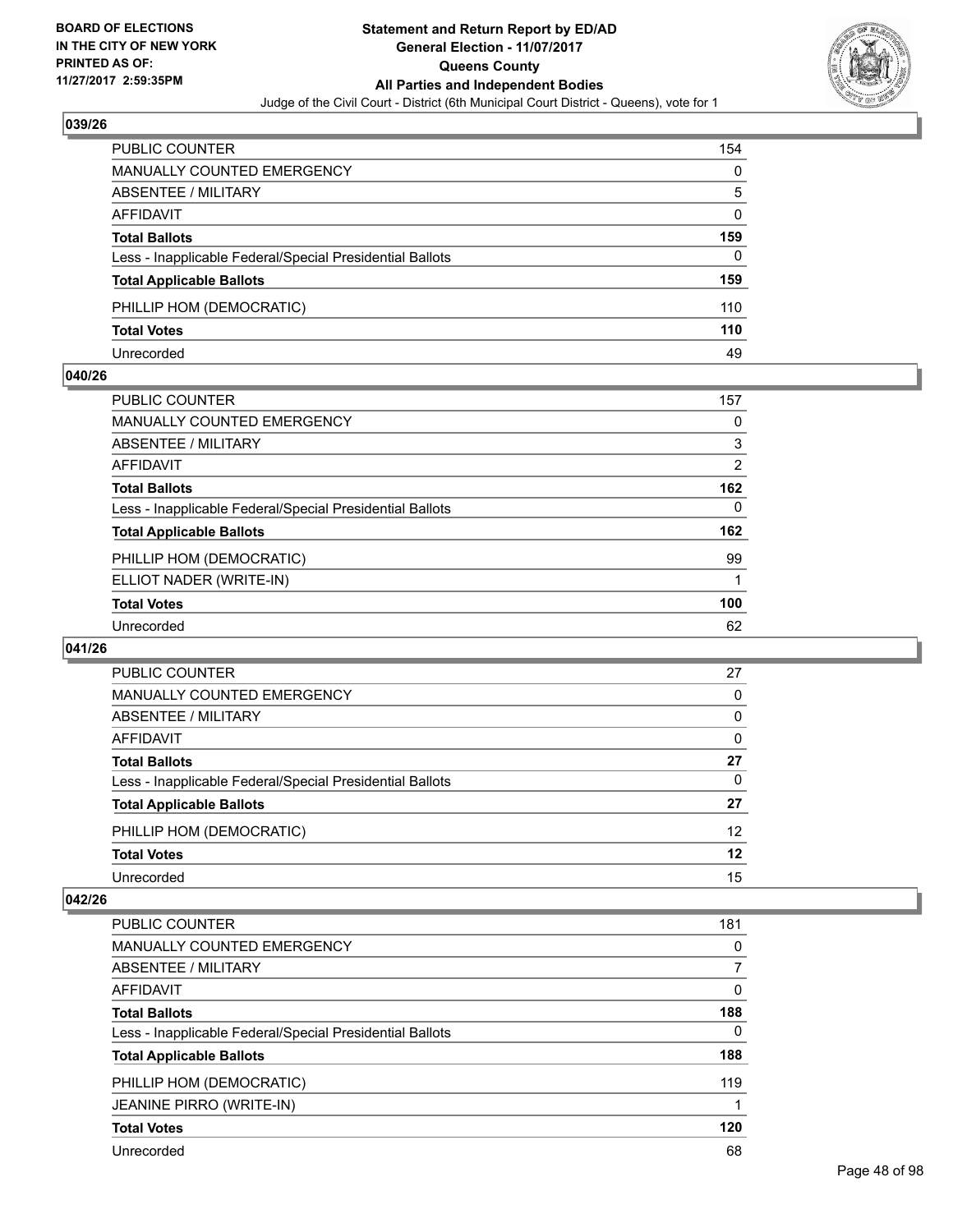BOARD OF ELECTIONS
IN THE CITY OF NEW YORK
PRINTED AS OF:
11/27/2017 2:59:35PM

**Statement and Return Report by ED/AD**
**General Election - 11/07/2017**
**Queens County**
**All Parties and Independent Bodies**
Judge of the Civil Court - District (6th Municipal Court District - Queens), vote for 1

### 039/26

| | |
|---|---|
| PUBLIC COUNTER | 154 |
| MANUALLY COUNTED EMERGENCY | 0 |
| ABSENTEE / MILITARY | 5 |
| AFFIDAVIT | 0 |
| **Total Ballots** | **159** |
| Less - Inapplicable Federal/Special Presidential Ballots | 0 |
| **Total Applicable Ballots** | **159** |
| PHILLIP HOM (DEMOCRATIC) | 110 |
| **Total Votes** | **110** |
| Unrecorded | 49 |

### 040/26

| | |
|---|---|
| PUBLIC COUNTER | 157 |
| MANUALLY COUNTED EMERGENCY | 0 |
| ABSENTEE / MILITARY | 3 |
| AFFIDAVIT | 2 |
| **Total Ballots** | **162** |
| Less - Inapplicable Federal/Special Presidential Ballots | 0 |
| **Total Applicable Ballots** | **162** |
| PHILLIP HOM (DEMOCRATIC) | 99 |
| ELLIOT NADER (WRITE-IN) | 1 |
| **Total Votes** | **100** |
| Unrecorded | 62 |

### 041/26

| | |
|---|---|
| PUBLIC COUNTER | 27 |
| MANUALLY COUNTED EMERGENCY | 0 |
| ABSENTEE / MILITARY | 0 |
| AFFIDAVIT | 0 |
| **Total Ballots** | **27** |
| Less - Inapplicable Federal/Special Presidential Ballots | 0 |
| **Total Applicable Ballots** | **27** |
| PHILLIP HOM (DEMOCRATIC) | 12 |
| **Total Votes** | **12** |
| Unrecorded | 15 |

### 042/26

| | |
|---|---|
| PUBLIC COUNTER | 181 |
| MANUALLY COUNTED EMERGENCY | 0 |
| ABSENTEE / MILITARY | 7 |
| AFFIDAVIT | 0 |
| **Total Ballots** | **188** |
| Less - Inapplicable Federal/Special Presidential Ballots | 0 |
| **Total Applicable Ballots** | **188** |
| PHILLIP HOM (DEMOCRATIC) | 119 |
| JEANINE PIRRO (WRITE-IN) | 1 |
| **Total Votes** | **120** |
| Unrecorded | 68 |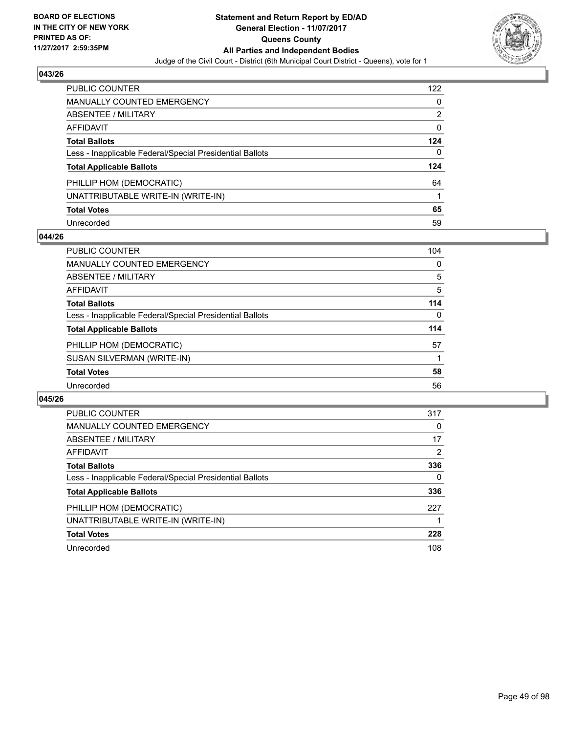BOARD OF ELECTIONS
IN THE CITY OF NEW YORK
PRINTED AS OF:
11/27/2017 2:59:35PM

**Statement and Return Report by ED/AD**
**General Election - 11/07/2017**
**Queens County**
**All Parties and Independent Bodies**
Judge of the Civil Court - District (6th Municipal Court District - Queens), vote for 1

### 043/26

| | |
|---|---|
| PUBLIC COUNTER | 122 |
| MANUALLY COUNTED EMERGENCY | 0 |
| ABSENTEE / MILITARY | 2 |
| AFFIDAVIT | 0 |
| **Total Ballots** | **124** |
| Less - Inapplicable Federal/Special Presidential Ballots | 0 |
| **Total Applicable Ballots** | **124** |
| PHILLIP HOM (DEMOCRATIC) | 64 |
| UNATTRIBUTABLE WRITE-IN (WRITE-IN) | 1 |
| **Total Votes** | **65** |
| Unrecorded | 59 |

### 044/26

| | |
|---|---|
| PUBLIC COUNTER | 104 |
| MANUALLY COUNTED EMERGENCY | 0 |
| ABSENTEE / MILITARY | 5 |
| AFFIDAVIT | 5 |
| **Total Ballots** | **114** |
| Less - Inapplicable Federal/Special Presidential Ballots | 0 |
| **Total Applicable Ballots** | **114** |
| PHILLIP HOM (DEMOCRATIC) | 57 |
| SUSAN SILVERMAN (WRITE-IN) | 1 |
| **Total Votes** | **58** |
| Unrecorded | 56 |

### 045/26

| | |
|---|---|
| PUBLIC COUNTER | 317 |
| MANUALLY COUNTED EMERGENCY | 0 |
| ABSENTEE / MILITARY | 17 |
| AFFIDAVIT | 2 |
| **Total Ballots** | **336** |
| Less - Inapplicable Federal/Special Presidential Ballots | 0 |
| **Total Applicable Ballots** | **336** |
| PHILLIP HOM (DEMOCRATIC) | 227 |
| UNATTRIBUTABLE WRITE-IN (WRITE-IN) | 1 |
| **Total Votes** | **228** |
| Unrecorded | 108 |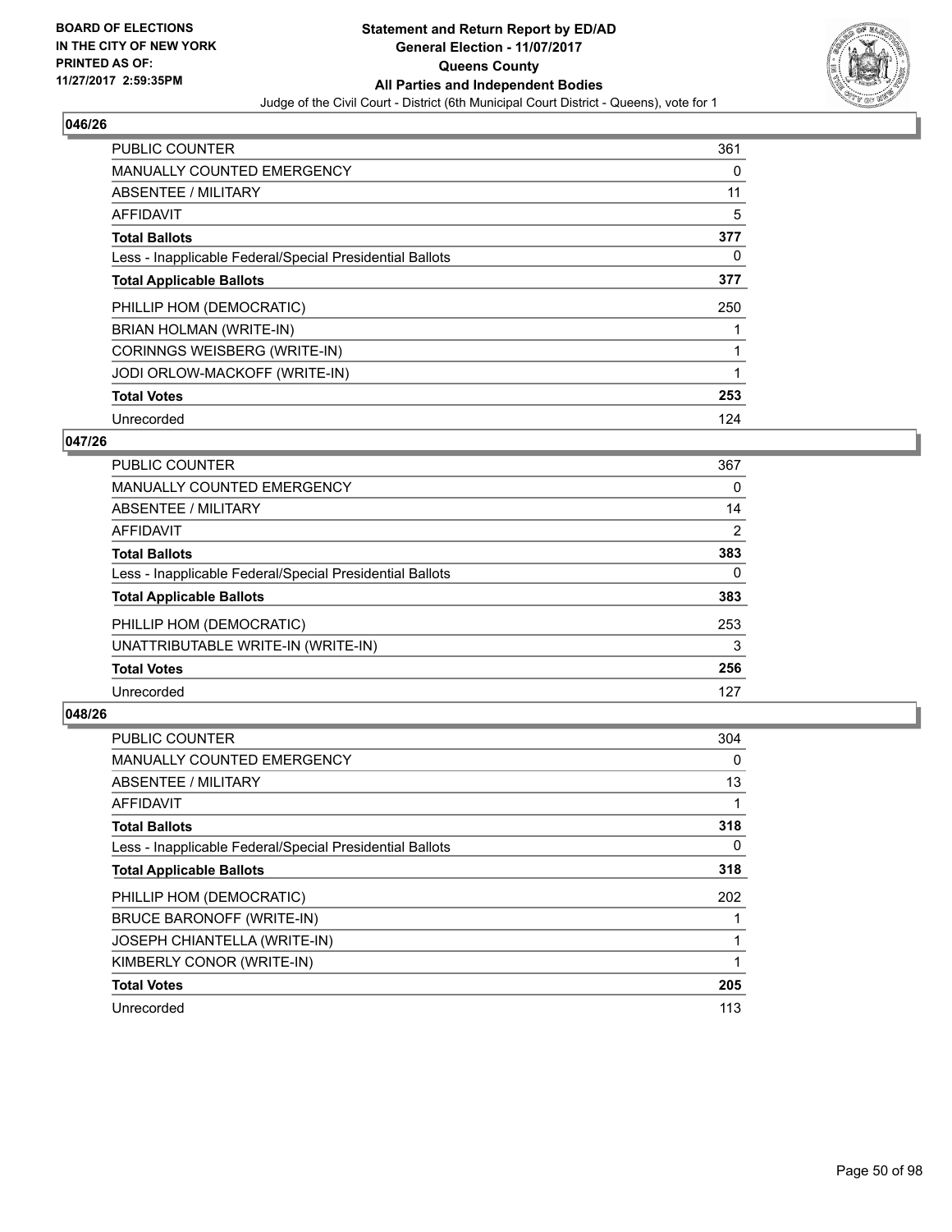## 046/26

| | |
|---|---|
| PUBLIC COUNTER | 361 |
| MANUALLY COUNTED EMERGENCY | 0 |
| ABSENTEE / MILITARY | 11 |
| AFFIDAVIT | 5 |
| **Total Ballots** | **377** |
| Less - Inapplicable Federal/Special Presidential Ballots | 0 |
| **Total Applicable Ballots** | **377** |
| PHILLIP HOM (DEMOCRATIC) | 250 |
| BRIAN HOLMAN (WRITE-IN) | 1 |
| CORINNGS WEISBERG (WRITE-IN) | 1 |
| JODI ORLOW-MACKOFF (WRITE-IN) | 1 |
| **Total Votes** | **253** |
| Unrecorded | 124 |

## 047/26

| | |
|---|---|
| PUBLIC COUNTER | 367 |
| MANUALLY COUNTED EMERGENCY | 0 |
| ABSENTEE / MILITARY | 14 |
| AFFIDAVIT | 2 |
| **Total Ballots** | **383** |
| Less - Inapplicable Federal/Special Presidential Ballots | 0 |
| **Total Applicable Ballots** | **383** |
| PHILLIP HOM (DEMOCRATIC) | 253 |
| UNATTRIBUTABLE WRITE-IN (WRITE-IN) | 3 |
| **Total Votes** | **256** |
| Unrecorded | 127 |

## 048/26

| | |
|---|---|
| PUBLIC COUNTER | 304 |
| MANUALLY COUNTED EMERGENCY | 0 |
| ABSENTEE / MILITARY | 13 |
| AFFIDAVIT | 1 |
| **Total Ballots** | **318** |
| Less - Inapplicable Federal/Special Presidential Ballots | 0 |
| **Total Applicable Ballots** | **318** |
| PHILLIP HOM (DEMOCRATIC) | 202 |
| BRUCE BARONOFF (WRITE-IN) | 1 |
| JOSEPH CHIANTELLA (WRITE-IN) | 1 |
| KIMBERLY CONOR (WRITE-IN) | 1 |
| **Total Votes** | **205** |
| Unrecorded | 113 |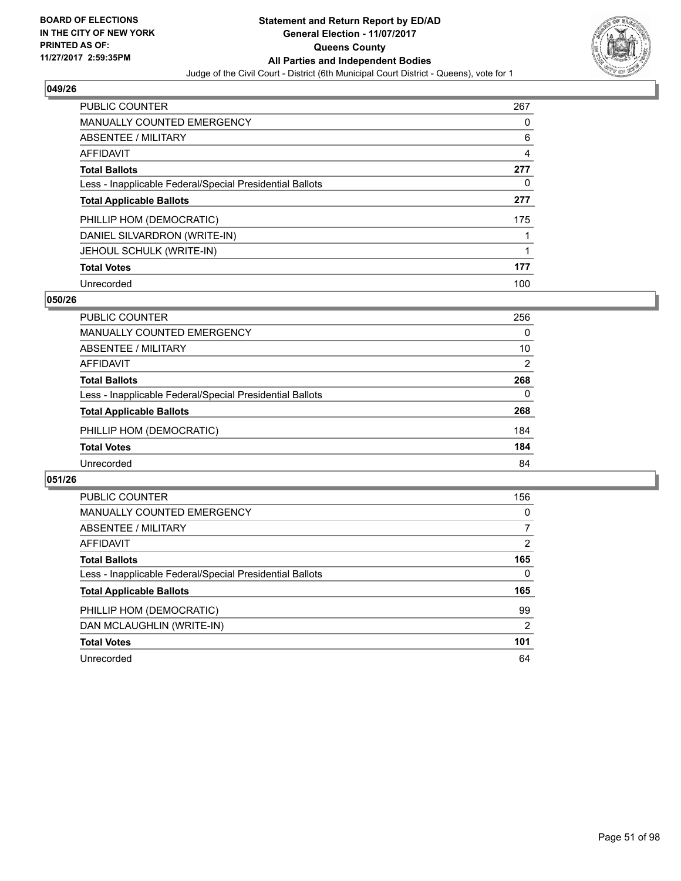**BOARD OF ELECTIONS IN THE CITY OF NEW YORK PRINTED AS OF: 11/27/2017 2:59:35PM**

# Statement and Return Report by ED/AD
## General Election - 11/07/2017
## Queens County
## All Parties and Independent Bodies
Judge of the Civil Court - District (6th Municipal Court District - Queens), vote for 1

### 049/26

| | |
|---|---|
| PUBLIC COUNTER | 267 |
| MANUALLY COUNTED EMERGENCY | 0 |
| ABSENTEE / MILITARY | 6 |
| AFFIDAVIT | 4 |
| **Total Ballots** | **277** |
| Less - Inapplicable Federal/Special Presidential Ballots | 0 |
| **Total Applicable Ballots** | **277** |
| PHILLIP HOM (DEMOCRATIC) | 175 |
| DANIEL SILVARDRON (WRITE-IN) | 1 |
| JEHOUL SCHULK (WRITE-IN) | 1 |
| **Total Votes** | **177** |
| Unrecorded | 100 |

### 050/26

| | |
|---|---|
| PUBLIC COUNTER | 256 |
| MANUALLY COUNTED EMERGENCY | 0 |
| ABSENTEE / MILITARY | 10 |
| AFFIDAVIT | 2 |
| **Total Ballots** | **268** |
| Less - Inapplicable Federal/Special Presidential Ballots | 0 |
| **Total Applicable Ballots** | **268** |
| PHILLIP HOM (DEMOCRATIC) | 184 |
| **Total Votes** | **184** |
| Unrecorded | 84 |

### 051/26

| | |
|---|---|
| PUBLIC COUNTER | 156 |
| MANUALLY COUNTED EMERGENCY | 0 |
| ABSENTEE / MILITARY | 7 |
| AFFIDAVIT | 2 |
| **Total Ballots** | **165** |
| Less - Inapplicable Federal/Special Presidential Ballots | 0 |
| **Total Applicable Ballots** | **165** |
| PHILLIP HOM (DEMOCRATIC) | 99 |
| DAN MCLAUGHLIN (WRITE-IN) | 2 |
| **Total Votes** | **101** |
| Unrecorded | 64 |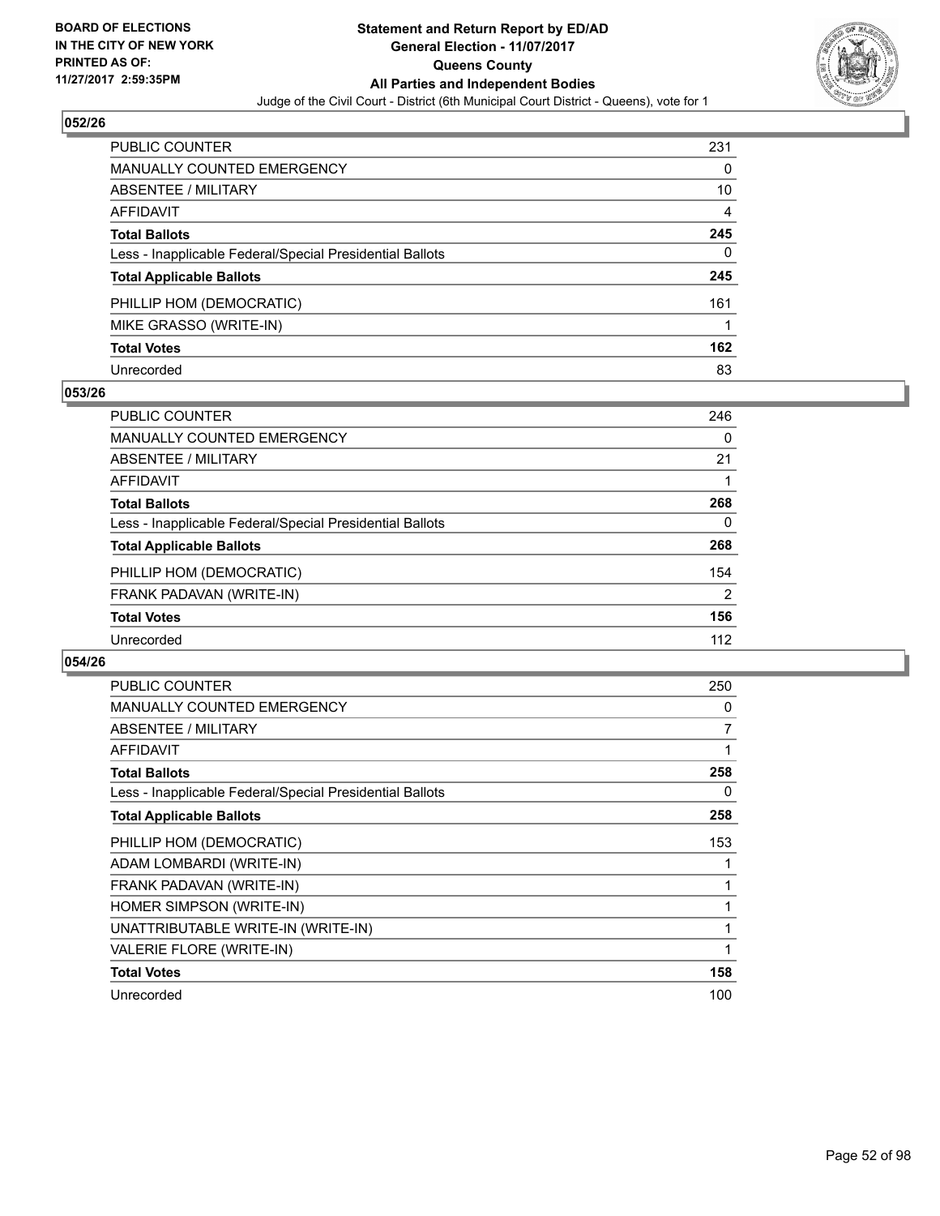**BOARD OF ELECTIONS IN THE CITY OF NEW YORK PRINTED AS OF: 11/27/2017 2:59:35PM**

# Statement and Return Report by ED/AD
## General Election - 11/07/2017
## Queens County
## All Parties and Independent Bodies
Judge of the Civil Court - District (6th Municipal Court District - Queens), vote for 1

### 052/26

| | |
|---|---|
| PUBLIC COUNTER | 231 |
| MANUALLY COUNTED EMERGENCY | 0 |
| ABSENTEE / MILITARY | 10 |
| AFFIDAVIT | 4 |
| **Total Ballots** | **245** |
| Less - Inapplicable Federal/Special Presidential Ballots | 0 |
| **Total Applicable Ballots** | **245** |
| PHILLIP HOM (DEMOCRATIC) | 161 |
| MIKE GRASSO (WRITE-IN) | 1 |
| **Total Votes** | **162** |
| Unrecorded | 83 |

### 053/26

| | |
|---|---|
| PUBLIC COUNTER | 246 |
| MANUALLY COUNTED EMERGENCY | 0 |
| ABSENTEE / MILITARY | 21 |
| AFFIDAVIT | 1 |
| **Total Ballots** | **268** |
| Less - Inapplicable Federal/Special Presidential Ballots | 0 |
| **Total Applicable Ballots** | **268** |
| PHILLIP HOM (DEMOCRATIC) | 154 |
| FRANK PADAVAN (WRITE-IN) | 2 |
| **Total Votes** | **156** |
| Unrecorded | 112 |

### 054/26

| | |
|---|---|
| PUBLIC COUNTER | 250 |
| MANUALLY COUNTED EMERGENCY | 0 |
| ABSENTEE / MILITARY | 7 |
| AFFIDAVIT | 1 |
| **Total Ballots** | **258** |
| Less - Inapplicable Federal/Special Presidential Ballots | 0 |
| **Total Applicable Ballots** | **258** |
| PHILLIP HOM (DEMOCRATIC) | 153 |
| ADAM LOMBARDI (WRITE-IN) | 1 |
| FRANK PADAVAN (WRITE-IN) | 1 |
| HOMER SIMPSON (WRITE-IN) | 1 |
| UNATTRIBUTABLE WRITE-IN (WRITE-IN) | 1 |
| VALERIE FLORE (WRITE-IN) | 1 |
| **Total Votes** | **158** |
| Unrecorded | 100 |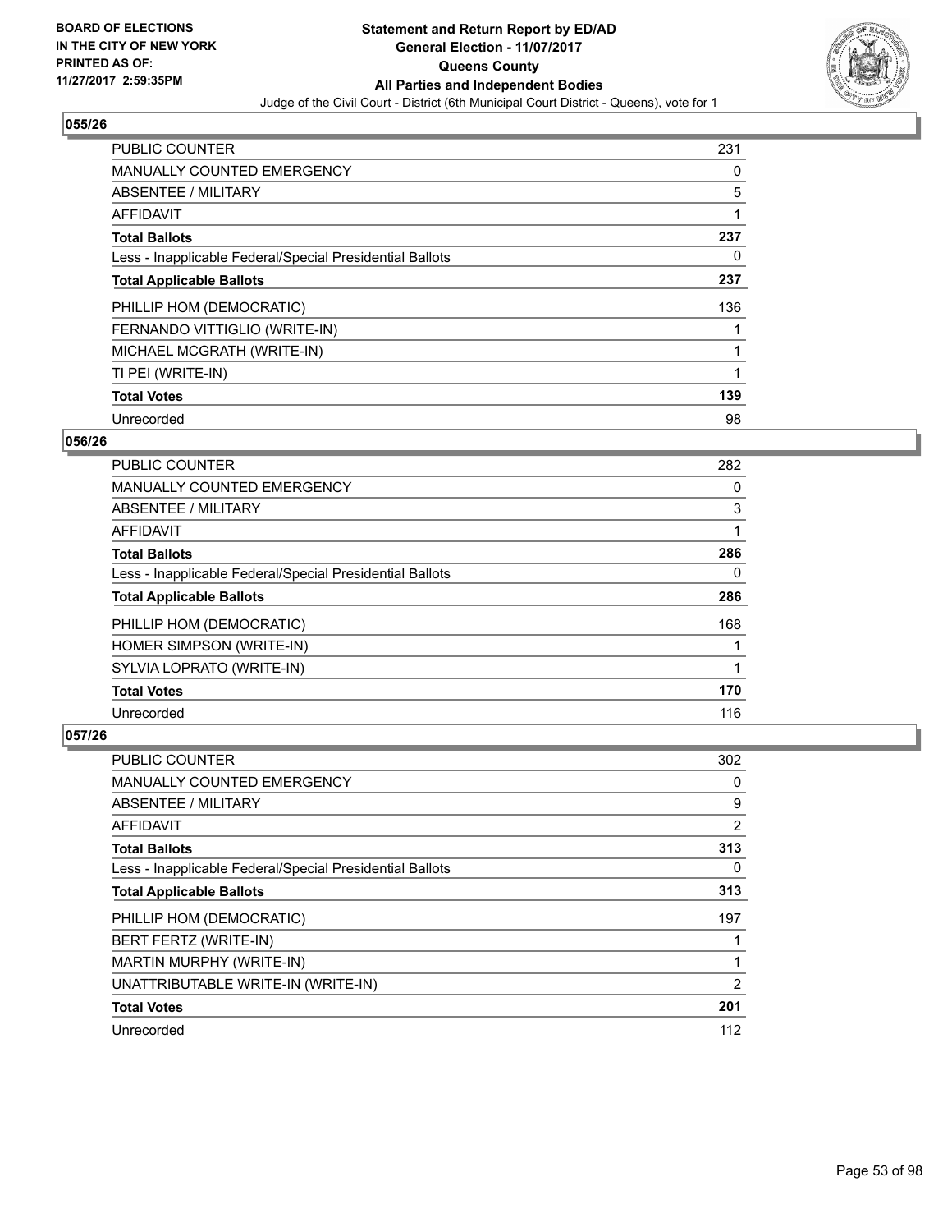## 055/26

| | |
|---|---|
| PUBLIC COUNTER | 231 |
| MANUALLY COUNTED EMERGENCY | 0 |
| ABSENTEE / MILITARY | 5 |
| AFFIDAVIT | 1 |
| **Total Ballots** | **237** |
| Less - Inapplicable Federal/Special Presidential Ballots | 0 |
| **Total Applicable Ballots** | **237** |
| PHILLIP HOM (DEMOCRATIC) | 136 |
| FERNANDO VITTIGLIO (WRITE-IN) | 1 |
| MICHAEL MCGRATH (WRITE-IN) | 1 |
| TI PEI (WRITE-IN) | 1 |
| **Total Votes** | **139** |
| Unrecorded | 98 |

## 056/26

| | |
|---|---|
| PUBLIC COUNTER | 282 |
| MANUALLY COUNTED EMERGENCY | 0 |
| ABSENTEE / MILITARY | 3 |
| AFFIDAVIT | 1 |
| **Total Ballots** | **286** |
| Less - Inapplicable Federal/Special Presidential Ballots | 0 |
| **Total Applicable Ballots** | **286** |
| PHILLIP HOM (DEMOCRATIC) | 168 |
| HOMER SIMPSON (WRITE-IN) | 1 |
| SYLVIA LOPRATO (WRITE-IN) | 1 |
| **Total Votes** | **170** |
| Unrecorded | 116 |

## 057/26

| | |
|---|---|
| PUBLIC COUNTER | 302 |
| MANUALLY COUNTED EMERGENCY | 0 |
| ABSENTEE / MILITARY | 9 |
| AFFIDAVIT | 2 |
| **Total Ballots** | **313** |
| Less - Inapplicable Federal/Special Presidential Ballots | 0 |
| **Total Applicable Ballots** | **313** |
| PHILLIP HOM (DEMOCRATIC) | 197 |
| BERT FERTZ (WRITE-IN) | 1 |
| MARTIN MURPHY (WRITE-IN) | 1 |
| UNATTRIBUTABLE WRITE-IN (WRITE-IN) | 2 |
| **Total Votes** | **201** |
| Unrecorded | 112 |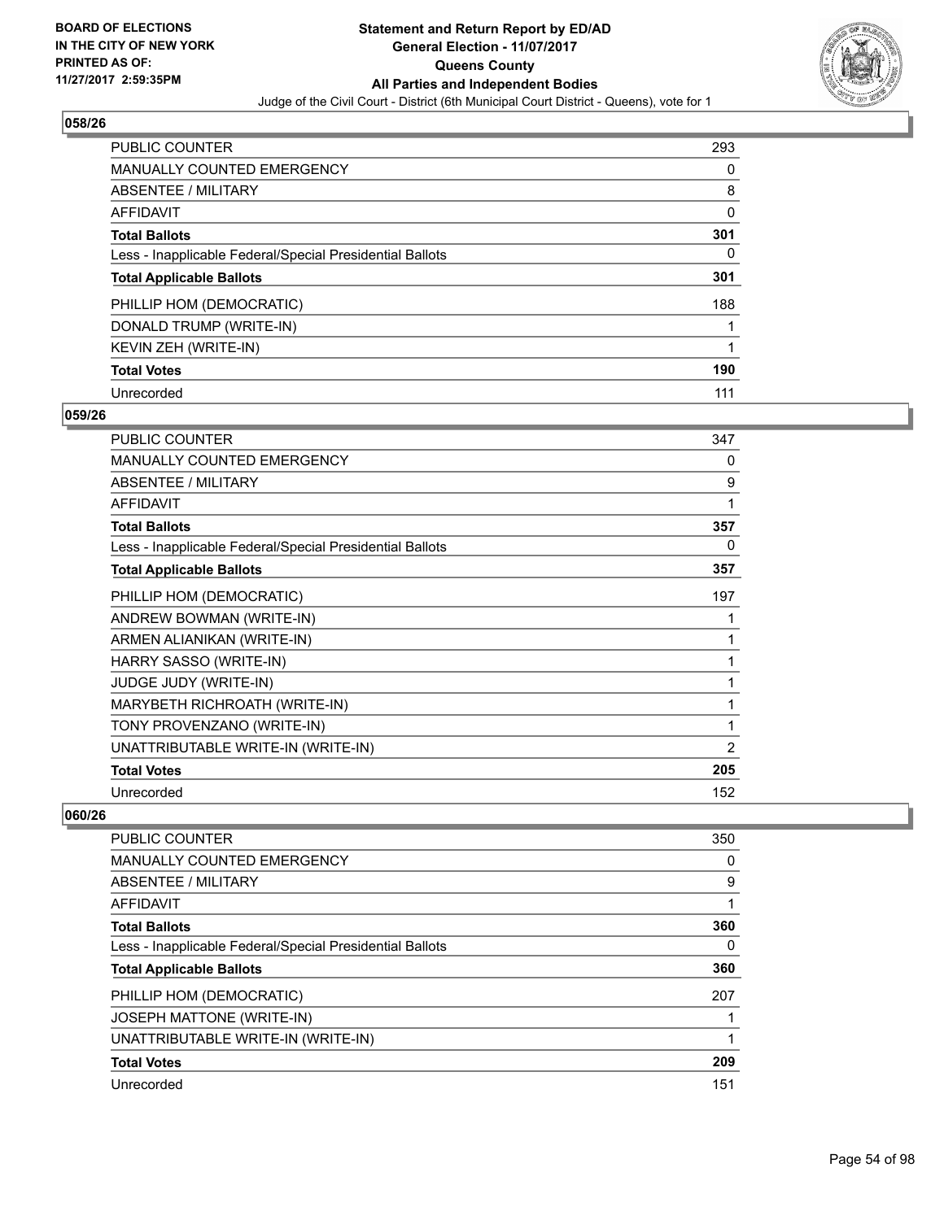## 058/26

| | |
|---|---|
| PUBLIC COUNTER | 293 |
| MANUALLY COUNTED EMERGENCY | 0 |
| ABSENTEE / MILITARY | 8 |
| AFFIDAVIT | 0 |
| **Total Ballots** | **301** |
| Less - Inapplicable Federal/Special Presidential Ballots | 0 |
| **Total Applicable Ballots** | **301** |
| PHILLIP HOM (DEMOCRATIC) | 188 |
| DONALD TRUMP (WRITE-IN) | 1 |
| KEVIN ZEH (WRITE-IN) | 1 |
| **Total Votes** | **190** |
| Unrecorded | 111 |

## 059/26

| | |
|---|---|
| PUBLIC COUNTER | 347 |
| MANUALLY COUNTED EMERGENCY | 0 |
| ABSENTEE / MILITARY | 9 |
| AFFIDAVIT | 1 |
| **Total Ballots** | **357** |
| Less - Inapplicable Federal/Special Presidential Ballots | 0 |
| **Total Applicable Ballots** | **357** |
| PHILLIP HOM (DEMOCRATIC) | 197 |
| ANDREW BOWMAN (WRITE-IN) | 1 |
| ARMEN ALIANIKAN (WRITE-IN) | 1 |
| HARRY SASSO (WRITE-IN) | 1 |
| JUDGE JUDY (WRITE-IN) | 1 |
| MARYBETH RICHROATH (WRITE-IN) | 1 |
| TONY PROVENZANO (WRITE-IN) | 1 |
| UNATTRIBUTABLE WRITE-IN (WRITE-IN) | 2 |
| **Total Votes** | **205** |
| Unrecorded | 152 |

## 060/26

| | |
|---|---|
| PUBLIC COUNTER | 350 |
| MANUALLY COUNTED EMERGENCY | 0 |
| ABSENTEE / MILITARY | 9 |
| AFFIDAVIT | 1 |
| **Total Ballots** | **360** |
| Less - Inapplicable Federal/Special Presidential Ballots | 0 |
| **Total Applicable Ballots** | **360** |
| PHILLIP HOM (DEMOCRATIC) | 207 |
| JOSEPH MATTONE (WRITE-IN) | 1 |
| UNATTRIBUTABLE WRITE-IN (WRITE-IN) | 1 |
| **Total Votes** | **209** |
| Unrecorded | 151 |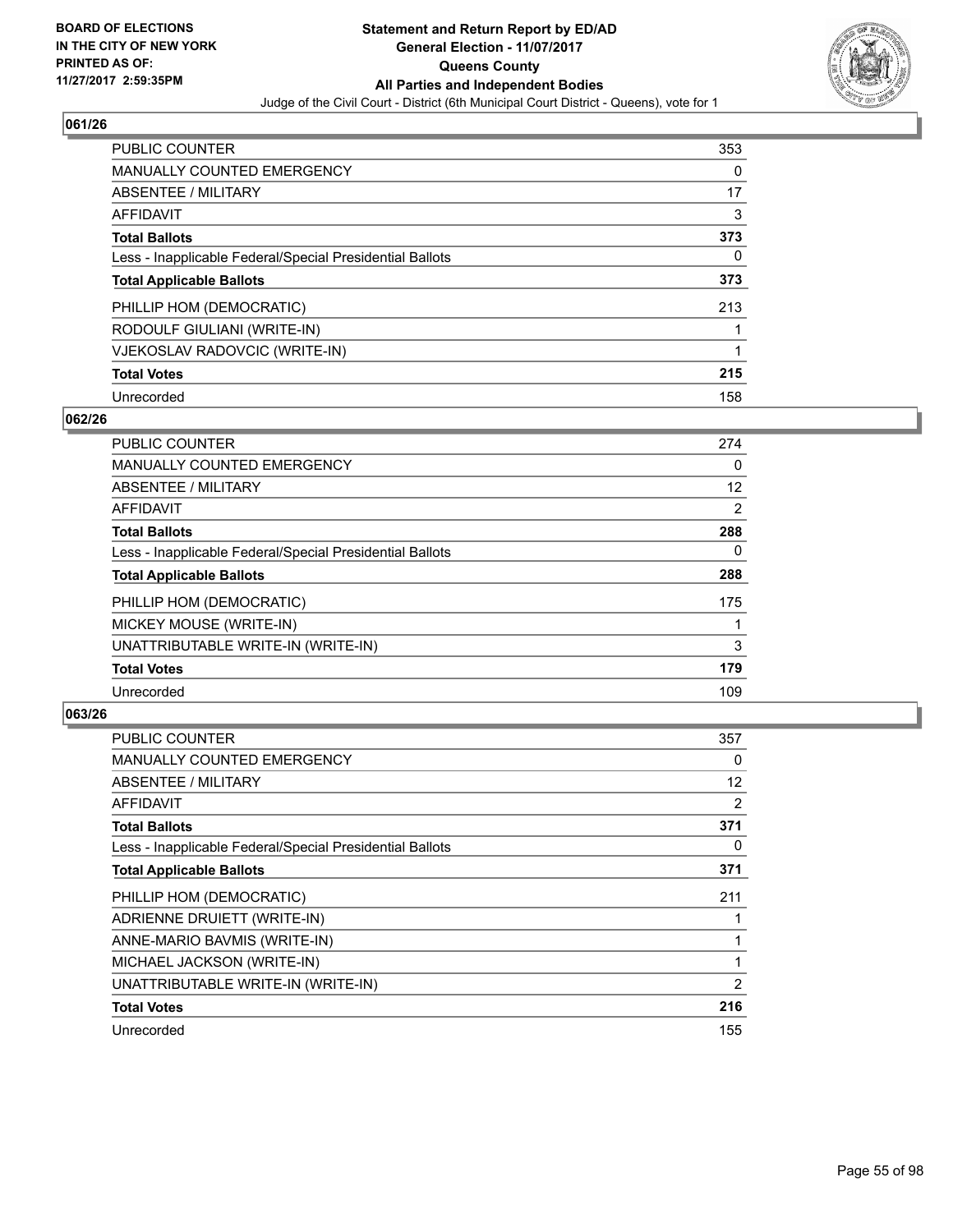BOARD OF ELECTIONS
IN THE CITY OF NEW YORK
PRINTED AS OF:
11/27/2017 2:59:35PM

**Statement and Return Report by ED/AD**
**General Election - 11/07/2017**
**Queens County**
**All Parties and Independent Bodies**
Judge of the Civil Court - District (6th Municipal Court District - Queens), vote for 1

## 061/26

| | |
|---|---|
| PUBLIC COUNTER | 353 |
| MANUALLY COUNTED EMERGENCY | 0 |
| ABSENTEE / MILITARY | 17 |
| AFFIDAVIT | 3 |
| **Total Ballots** | **373** |
| Less - Inapplicable Federal/Special Presidential Ballots | 0 |
| **Total Applicable Ballots** | **373** |
| PHILLIP HOM (DEMOCRATIC) | 213 |
| RODOULF GIULIANI (WRITE-IN) | 1 |
| VJEKOSLAV RADOVCIC (WRITE-IN) | 1 |
| **Total Votes** | **215** |
| Unrecorded | 158 |

## 062/26

| | |
|---|---|
| PUBLIC COUNTER | 274 |
| MANUALLY COUNTED EMERGENCY | 0 |
| ABSENTEE / MILITARY | 12 |
| AFFIDAVIT | 2 |
| **Total Ballots** | **288** |
| Less - Inapplicable Federal/Special Presidential Ballots | 0 |
| **Total Applicable Ballots** | **288** |
| PHILLIP HOM (DEMOCRATIC) | 175 |
| MICKEY MOUSE (WRITE-IN) | 1 |
| UNATTRIBUTABLE WRITE-IN (WRITE-IN) | 3 |
| **Total Votes** | **179** |
| Unrecorded | 109 |

## 063/26

| | |
|---|---|
| PUBLIC COUNTER | 357 |
| MANUALLY COUNTED EMERGENCY | 0 |
| ABSENTEE / MILITARY | 12 |
| AFFIDAVIT | 2 |
| **Total Ballots** | **371** |
| Less - Inapplicable Federal/Special Presidential Ballots | 0 |
| **Total Applicable Ballots** | **371** |
| PHILLIP HOM (DEMOCRATIC) | 211 |
| ADRIENNE DRUIETT (WRITE-IN) | 1 |
| ANNE-MARIO BAVMIS (WRITE-IN) | 1 |
| MICHAEL JACKSON (WRITE-IN) | 1 |
| UNATTRIBUTABLE WRITE-IN (WRITE-IN) | 2 |
| **Total Votes** | **216** |
| Unrecorded | 155 |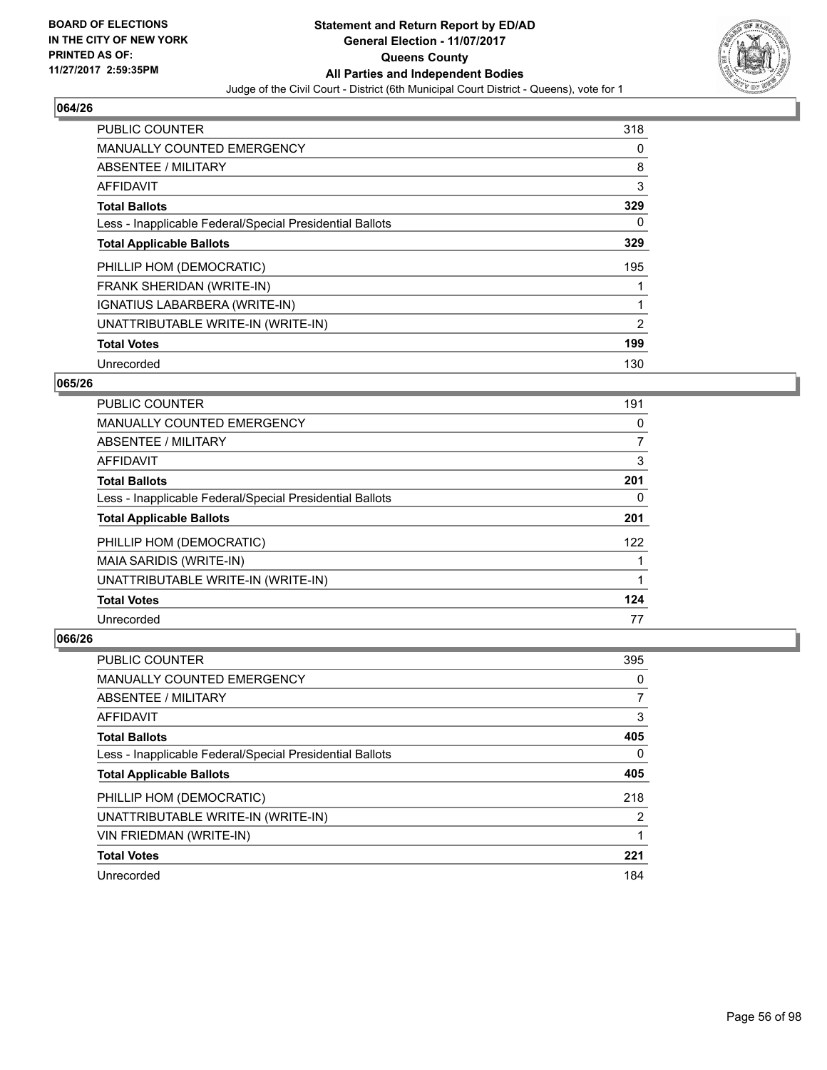BOARD OF ELECTIONS
IN THE CITY OF NEW YORK
PRINTED AS OF:
11/27/2017 2:59:35PM

**Statement and Return Report by ED/AD**
**General Election - 11/07/2017**
**Queens County**
**All Parties and Independent Bodies**
Judge of the Civil Court - District (6th Municipal Court District - Queens), vote for 1

## 064/26

| | |
|---|---|
| PUBLIC COUNTER | 318 |
| MANUALLY COUNTED EMERGENCY | 0 |
| ABSENTEE / MILITARY | 8 |
| AFFIDAVIT | 3 |
| **Total Ballots** | **329** |
| Less - Inapplicable Federal/Special Presidential Ballots | 0 |
| **Total Applicable Ballots** | **329** |
| PHILLIP HOM (DEMOCRATIC) | 195 |
| FRANK SHERIDAN (WRITE-IN) | 1 |
| IGNATIUS LABARBERA (WRITE-IN) | 1 |
| UNATTRIBUTABLE WRITE-IN (WRITE-IN) | 2 |
| **Total Votes** | **199** |
| Unrecorded | 130 |

## 065/26

| | |
|---|---|
| PUBLIC COUNTER | 191 |
| MANUALLY COUNTED EMERGENCY | 0 |
| ABSENTEE / MILITARY | 7 |
| AFFIDAVIT | 3 |
| **Total Ballots** | **201** |
| Less - Inapplicable Federal/Special Presidential Ballots | 0 |
| **Total Applicable Ballots** | **201** |
| PHILLIP HOM (DEMOCRATIC) | 122 |
| MAIA SARIDIS (WRITE-IN) | 1 |
| UNATTRIBUTABLE WRITE-IN (WRITE-IN) | 1 |
| **Total Votes** | **124** |
| Unrecorded | 77 |

## 066/26

| | |
|---|---|
| PUBLIC COUNTER | 395 |
| MANUALLY COUNTED EMERGENCY | 0 |
| ABSENTEE / MILITARY | 7 |
| AFFIDAVIT | 3 |
| **Total Ballots** | **405** |
| Less - Inapplicable Federal/Special Presidential Ballots | 0 |
| **Total Applicable Ballots** | **405** |
| PHILLIP HOM (DEMOCRATIC) | 218 |
| UNATTRIBUTABLE WRITE-IN (WRITE-IN) | 2 |
| VIN FRIEDMAN (WRITE-IN) | 1 |
| **Total Votes** | **221** |
| Unrecorded | 184 |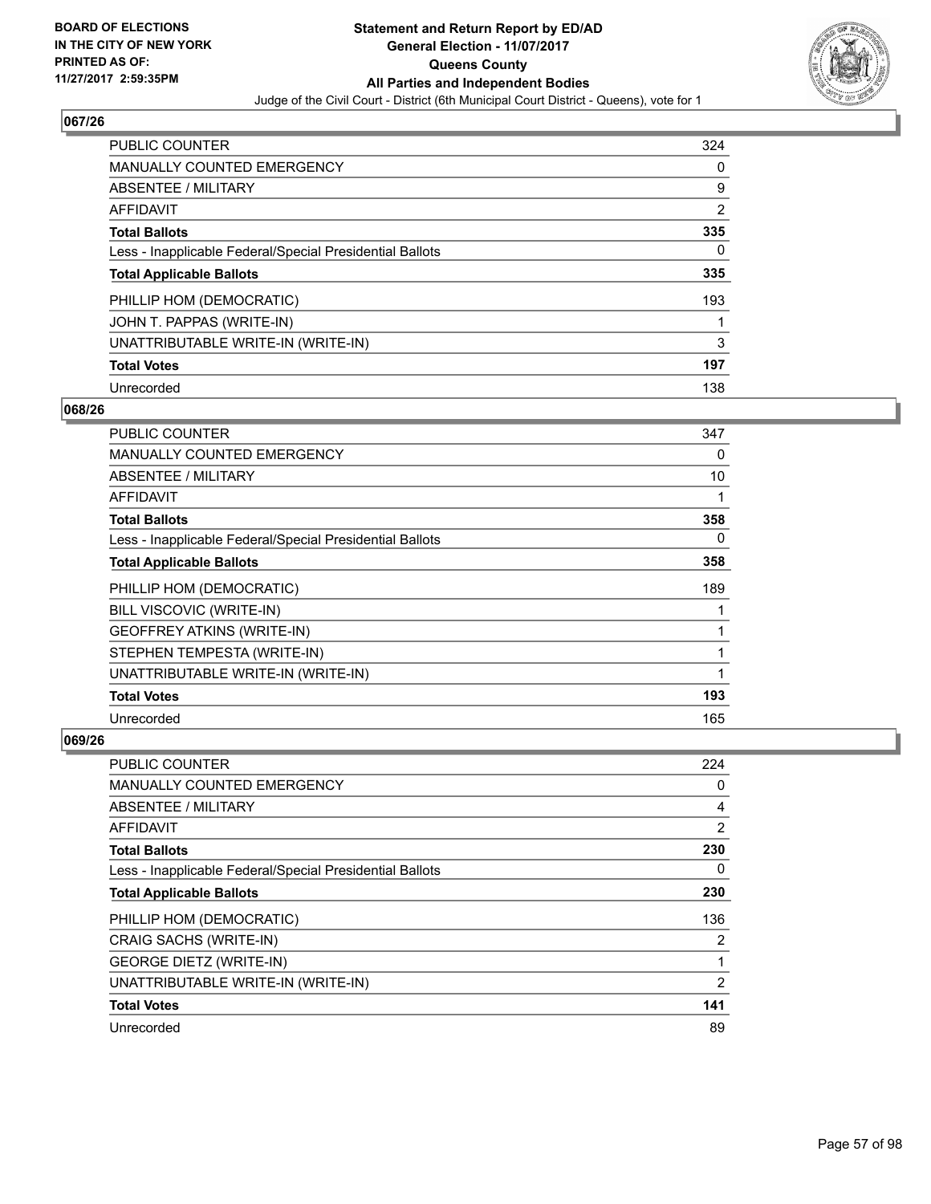BOARD OF ELECTIONS
IN THE CITY OF NEW YORK
PRINTED AS OF:
11/27/2017 2:59:35PM

# Statement and Return Report by ED/AD
## General Election - 11/07/2017
## Queens County
## All Parties and Independent Bodies
Judge of the Civil Court - District (6th Municipal Court District - Queens), vote for 1

### 067/26

| | |
|---|---|
| PUBLIC COUNTER | 324 |
| MANUALLY COUNTED EMERGENCY | 0 |
| ABSENTEE / MILITARY | 9 |
| AFFIDAVIT | 2 |
| **Total Ballots** | **335** |
| Less - Inapplicable Federal/Special Presidential Ballots | 0 |
| **Total Applicable Ballots** | **335** |
| PHILLIP HOM (DEMOCRATIC) | 193 |
| JOHN T. PAPPAS (WRITE-IN) | 1 |
| UNATTRIBUTABLE WRITE-IN (WRITE-IN) | 3 |
| **Total Votes** | **197** |
| Unrecorded | 138 |

### 068/26

| | |
|---|---|
| PUBLIC COUNTER | 347 |
| MANUALLY COUNTED EMERGENCY | 0 |
| ABSENTEE / MILITARY | 10 |
| AFFIDAVIT | 1 |
| **Total Ballots** | **358** |
| Less - Inapplicable Federal/Special Presidential Ballots | 0 |
| **Total Applicable Ballots** | **358** |
| PHILLIP HOM (DEMOCRATIC) | 189 |
| BILL VISCOVIC (WRITE-IN) | 1 |
| GEOFFREY ATKINS (WRITE-IN) | 1 |
| STEPHEN TEMPESTA (WRITE-IN) | 1 |
| UNATTRIBUTABLE WRITE-IN (WRITE-IN) | 1 |
| **Total Votes** | **193** |
| Unrecorded | 165 |

### 069/26

| | |
|---|---|
| PUBLIC COUNTER | 224 |
| MANUALLY COUNTED EMERGENCY | 0 |
| ABSENTEE / MILITARY | 4 |
| AFFIDAVIT | 2 |
| **Total Ballots** | **230** |
| Less - Inapplicable Federal/Special Presidential Ballots | 0 |
| **Total Applicable Ballots** | **230** |
| PHILLIP HOM (DEMOCRATIC) | 136 |
| CRAIG SACHS (WRITE-IN) | 2 |
| GEORGE DIETZ (WRITE-IN) | 1 |
| UNATTRIBUTABLE WRITE-IN (WRITE-IN) | 2 |
| **Total Votes** | **141** |
| Unrecorded | 89 |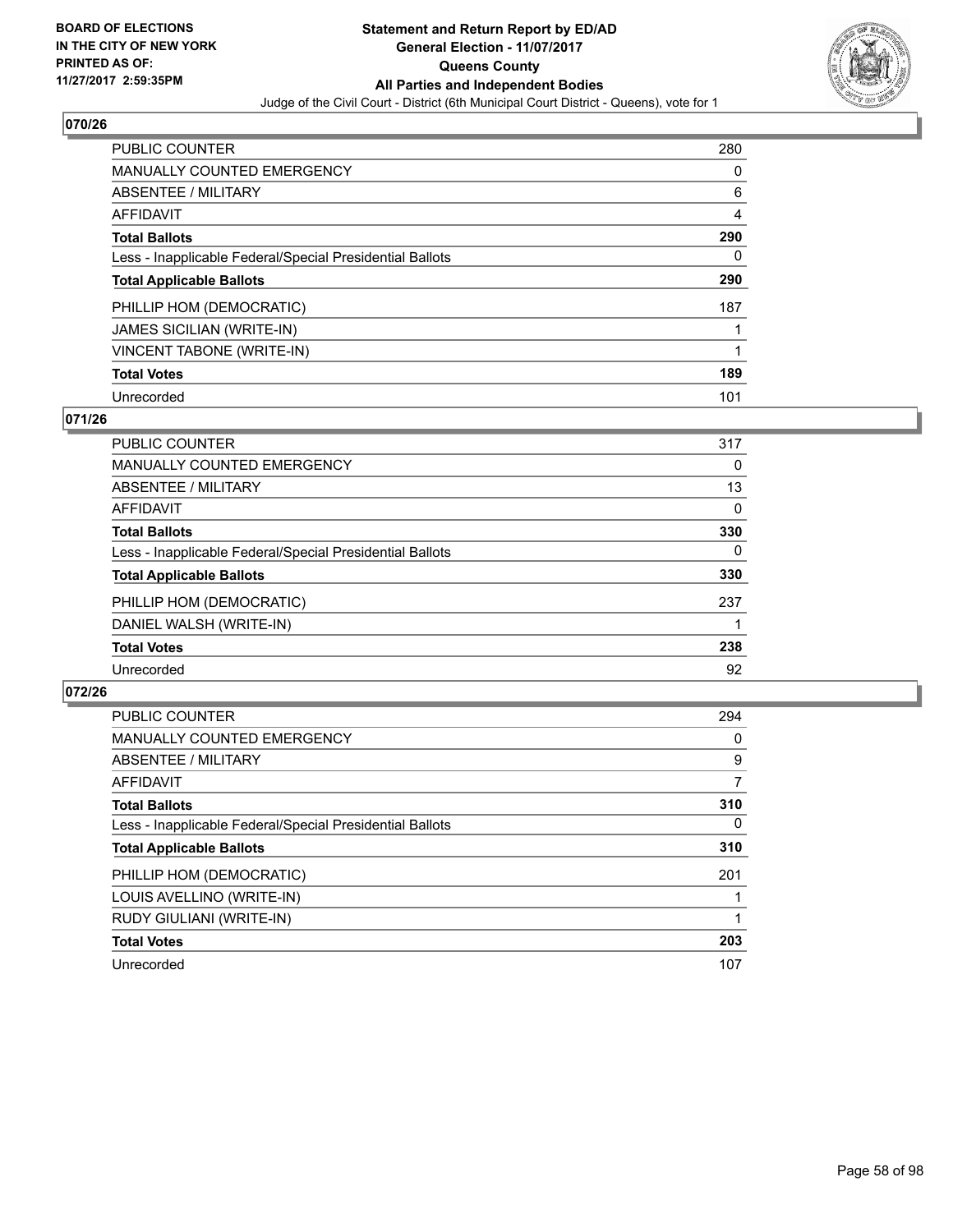BOARD OF ELECTIONS
IN THE CITY OF NEW YORK
PRINTED AS OF:
11/27/2017 2:59:35PM

**Statement and Return Report by ED/AD**
**General Election - 11/07/2017**
**Queens County**
**All Parties and Independent Bodies**
Judge of the Civil Court - District (6th Municipal Court District - Queens), vote for 1

## 070/26

| | |
|---|---|
| PUBLIC COUNTER | 280 |
| MANUALLY COUNTED EMERGENCY | 0 |
| ABSENTEE / MILITARY | 6 |
| AFFIDAVIT | 4 |
| **Total Ballots** | **290** |
| Less - Inapplicable Federal/Special Presidential Ballots | 0 |
| **Total Applicable Ballots** | **290** |
| PHILLIP HOM (DEMOCRATIC) | 187 |
| JAMES SICILIAN (WRITE-IN) | 1 |
| VINCENT TABONE (WRITE-IN) | 1 |
| **Total Votes** | **189** |
| Unrecorded | 101 |

## 071/26

| | |
|---|---|
| PUBLIC COUNTER | 317 |
| MANUALLY COUNTED EMERGENCY | 0 |
| ABSENTEE / MILITARY | 13 |
| AFFIDAVIT | 0 |
| **Total Ballots** | **330** |
| Less - Inapplicable Federal/Special Presidential Ballots | 0 |
| **Total Applicable Ballots** | **330** |
| PHILLIP HOM (DEMOCRATIC) | 237 |
| DANIEL WALSH (WRITE-IN) | 1 |
| **Total Votes** | **238** |
| Unrecorded | 92 |

## 072/26

| | |
|---|---|
| PUBLIC COUNTER | 294 |
| MANUALLY COUNTED EMERGENCY | 0 |
| ABSENTEE / MILITARY | 9 |
| AFFIDAVIT | 7 |
| **Total Ballots** | **310** |
| Less - Inapplicable Federal/Special Presidential Ballots | 0 |
| **Total Applicable Ballots** | **310** |
| PHILLIP HOM (DEMOCRATIC) | 201 |
| LOUIS AVELLINO (WRITE-IN) | 1 |
| RUDY GIULIANI (WRITE-IN) | 1 |
| **Total Votes** | **203** |
| Unrecorded | 107 |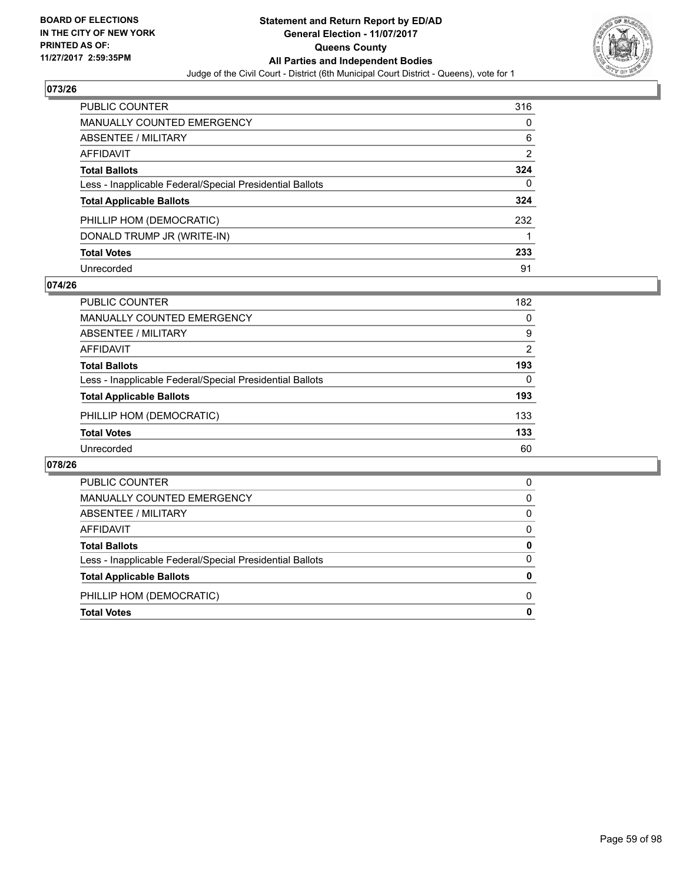**BOARD OF ELECTIONS IN THE CITY OF NEW YORK PRINTED AS OF: 11/27/2017 2:59:35PM**

**Statement and Return Report by ED/AD**
**General Election - 11/07/2017**
**Queens County**
**All Parties and Independent Bodies**
Judge of the Civil Court - District (6th Municipal Court District - Queens), vote for 1

## 073/26

| | |
|---|---|
| PUBLIC COUNTER | 316 |
| MANUALLY COUNTED EMERGENCY | 0 |
| ABSENTEE / MILITARY | 6 |
| AFFIDAVIT | 2 |
| **Total Ballots** | **324** |
| Less - Inapplicable Federal/Special Presidential Ballots | 0 |
| **Total Applicable Ballots** | **324** |
| PHILLIP HOM (DEMOCRATIC) | 232 |
| DONALD TRUMP JR (WRITE-IN) | 1 |
| **Total Votes** | **233** |
| Unrecorded | 91 |

## 074/26

| | |
|---|---|
| PUBLIC COUNTER | 182 |
| MANUALLY COUNTED EMERGENCY | 0 |
| ABSENTEE / MILITARY | 9 |
| AFFIDAVIT | 2 |
| **Total Ballots** | **193** |
| Less - Inapplicable Federal/Special Presidential Ballots | 0 |
| **Total Applicable Ballots** | **193** |
| PHILLIP HOM (DEMOCRATIC) | 133 |
| **Total Votes** | **133** |
| Unrecorded | 60 |

## 078/26

| | |
|---|---|
| PUBLIC COUNTER | 0 |
| MANUALLY COUNTED EMERGENCY | 0 |
| ABSENTEE / MILITARY | 0 |
| AFFIDAVIT | 0 |
| **Total Ballots** | **0** |
| Less - Inapplicable Federal/Special Presidential Ballots | 0 |
| **Total Applicable Ballots** | **0** |
| PHILLIP HOM (DEMOCRATIC) | 0 |
| **Total Votes** | **0** |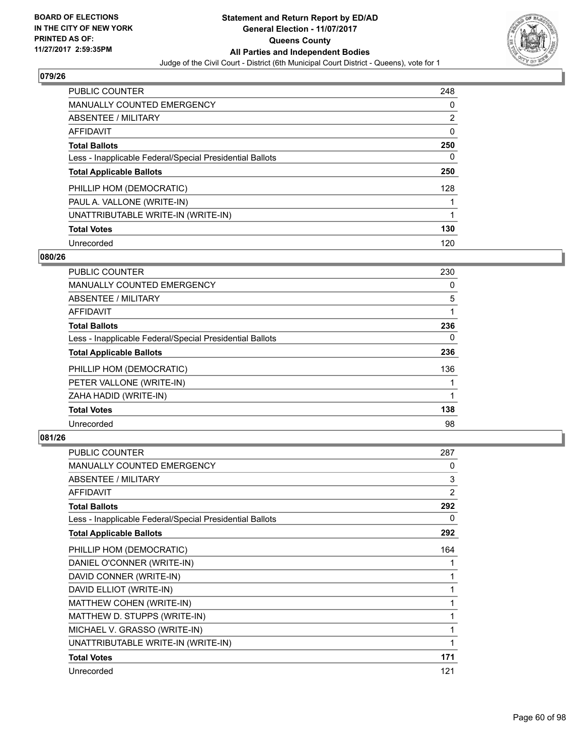## 079/26

| | |
|---|---|
| PUBLIC COUNTER | 248 |
| MANUALLY COUNTED EMERGENCY | 0 |
| ABSENTEE / MILITARY | 2 |
| AFFIDAVIT | 0 |
| **Total Ballots** | **250** |
| Less - Inapplicable Federal/Special Presidential Ballots | 0 |
| **Total Applicable Ballots** | **250** |
| PHILLIP HOM (DEMOCRATIC) | 128 |
| PAUL A. VALLONE (WRITE-IN) | 1 |
| UNATTRIBUTABLE WRITE-IN (WRITE-IN) | 1 |
| **Total Votes** | **130** |
| Unrecorded | 120 |

## 080/26

| | |
|---|---|
| PUBLIC COUNTER | 230 |
| MANUALLY COUNTED EMERGENCY | 0 |
| ABSENTEE / MILITARY | 5 |
| AFFIDAVIT | 1 |
| **Total Ballots** | **236** |
| Less - Inapplicable Federal/Special Presidential Ballots | 0 |
| **Total Applicable Ballots** | **236** |
| PHILLIP HOM (DEMOCRATIC) | 136 |
| PETER VALLONE (WRITE-IN) | 1 |
| ZAHA HADID (WRITE-IN) | 1 |
| **Total Votes** | **138** |
| Unrecorded | 98 |

## 081/26

| | |
|---|---|
| PUBLIC COUNTER | 287 |
| MANUALLY COUNTED EMERGENCY | 0 |
| ABSENTEE / MILITARY | 3 |
| AFFIDAVIT | 2 |
| **Total Ballots** | **292** |
| Less - Inapplicable Federal/Special Presidential Ballots | 0 |
| **Total Applicable Ballots** | **292** |
| PHILLIP HOM (DEMOCRATIC) | 164 |
| DANIEL O'CONNER (WRITE-IN) | 1 |
| DAVID CONNER (WRITE-IN) | 1 |
| DAVID ELLIOT (WRITE-IN) | 1 |
| MATTHEW COHEN (WRITE-IN) | 1 |
| MATTHEW D. STUPPS (WRITE-IN) | 1 |
| MICHAEL V. GRASSO (WRITE-IN) | 1 |
| UNATTRIBUTABLE WRITE-IN (WRITE-IN) | 1 |
| **Total Votes** | **171** |
| Unrecorded | 121 |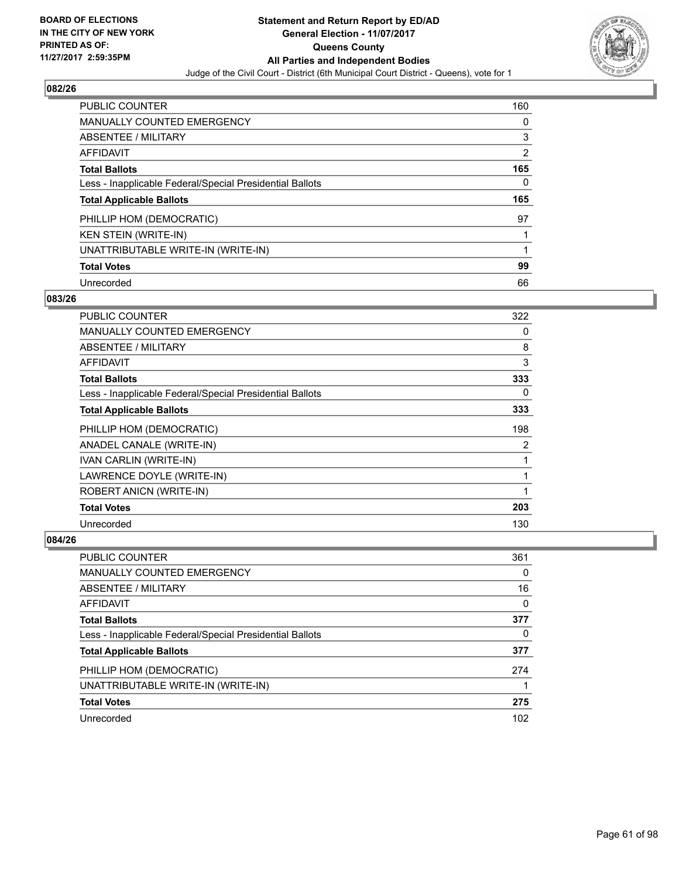**BOARD OF ELECTIONS IN THE CITY OF NEW YORK PRINTED AS OF: 11/27/2017 2:59:35PM**

# Statement and Return Report by ED/AD
## General Election - 11/07/2017
## Queens County
## All Parties and Independent Bodies
Judge of the Civil Court - District (6th Municipal Court District - Queens), vote for 1

### 082/26

| | |
|---|---|
| PUBLIC COUNTER | 160 |
| MANUALLY COUNTED EMERGENCY | 0 |
| ABSENTEE / MILITARY | 3 |
| AFFIDAVIT | 2 |
| **Total Ballots** | **165** |
| Less - Inapplicable Federal/Special Presidential Ballots | 0 |
| **Total Applicable Ballots** | **165** |
| PHILLIP HOM (DEMOCRATIC) | 97 |
| KEN STEIN (WRITE-IN) | 1 |
| UNATTRIBUTABLE WRITE-IN (WRITE-IN) | 1 |
| **Total Votes** | **99** |
| Unrecorded | 66 |

### 083/26

| | |
|---|---|
| PUBLIC COUNTER | 322 |
| MANUALLY COUNTED EMERGENCY | 0 |
| ABSENTEE / MILITARY | 8 |
| AFFIDAVIT | 3 |
| **Total Ballots** | **333** |
| Less - Inapplicable Federal/Special Presidential Ballots | 0 |
| **Total Applicable Ballots** | **333** |
| PHILLIP HOM (DEMOCRATIC) | 198 |
| ANADEL CANALE (WRITE-IN) | 2 |
| IVAN CARLIN (WRITE-IN) | 1 |
| LAWRENCE DOYLE (WRITE-IN) | 1 |
| ROBERT ANICN (WRITE-IN) | 1 |
| **Total Votes** | **203** |
| Unrecorded | 130 |

### 084/26

| | |
|---|---|
| PUBLIC COUNTER | 361 |
| MANUALLY COUNTED EMERGENCY | 0 |
| ABSENTEE / MILITARY | 16 |
| AFFIDAVIT | 0 |
| **Total Ballots** | **377** |
| Less - Inapplicable Federal/Special Presidential Ballots | 0 |
| **Total Applicable Ballots** | **377** |
| PHILLIP HOM (DEMOCRATIC) | 274 |
| UNATTRIBUTABLE WRITE-IN (WRITE-IN) | 1 |
| **Total Votes** | **275** |
| Unrecorded | 102 |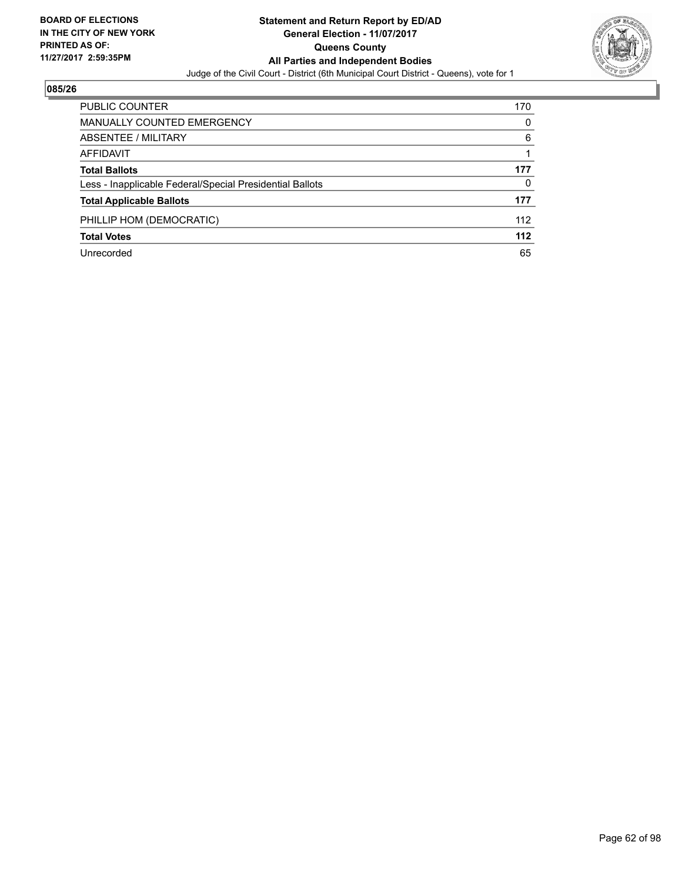**BOARD OF ELECTIONS IN THE CITY OF NEW YORK PRINTED AS OF: 11/27/2017 2:59:35PM**

**Statement and Return Report by ED/AD**
**General Election - 11/07/2017**
**Queens County**
**All Parties and Independent Bodies**
Judge of the Civil Court - District (6th Municipal Court District - Queens), vote for 1

## 085/26

| | |
|---|---|
| PUBLIC COUNTER | 170 |
| MANUALLY COUNTED EMERGENCY | 0 |
| ABSENTEE / MILITARY | 6 |
| AFFIDAVIT | 1 |
| **Total Ballots** | **177** |
| Less - Inapplicable Federal/Special Presidential Ballots | 0 |
| **Total Applicable Ballots** | **177** |
| PHILLIP HOM (DEMOCRATIC) | 112 |
| **Total Votes** | **112** |
| Unrecorded | 65 |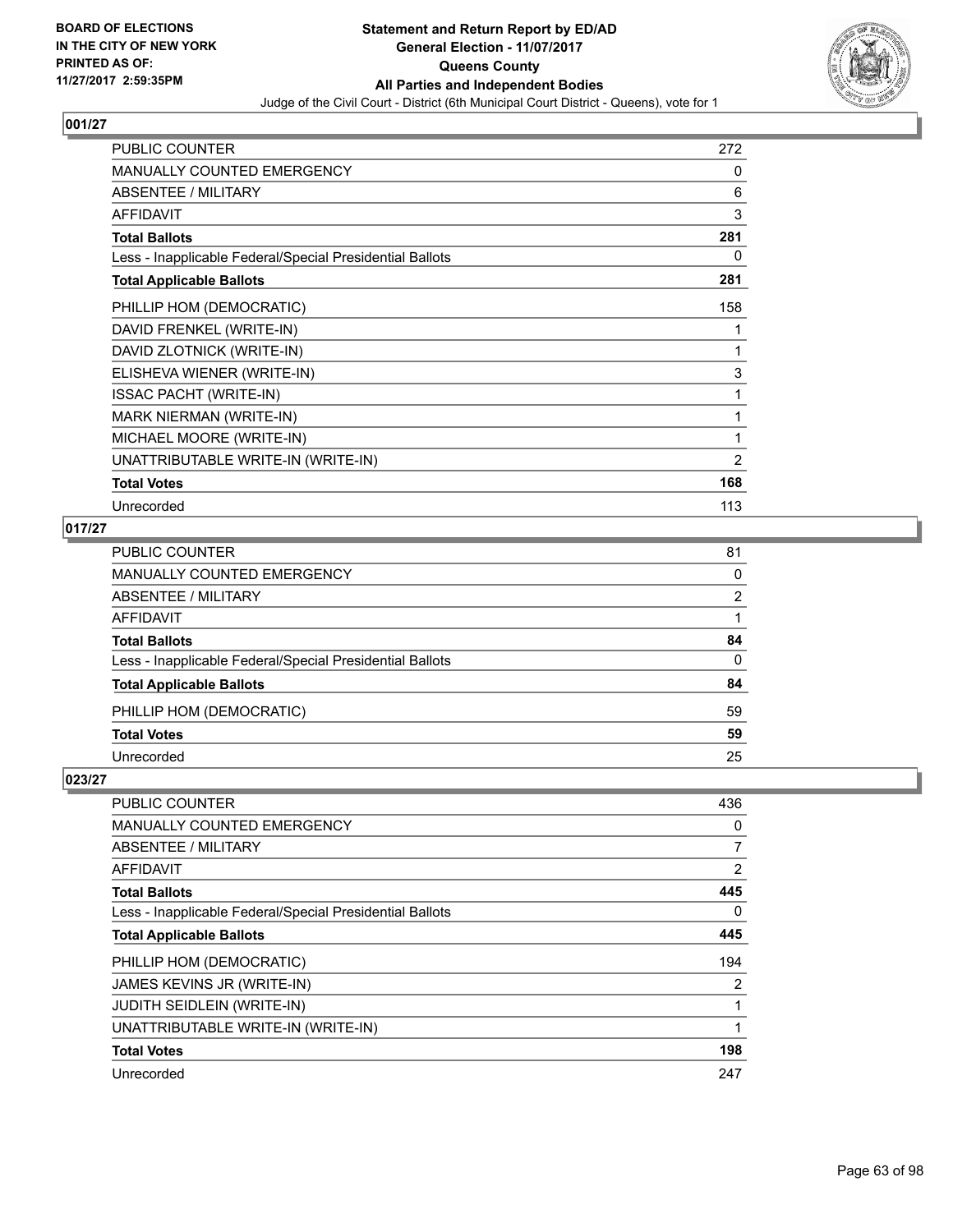BOARD OF ELECTIONS
IN THE CITY OF NEW YORK
PRINTED AS OF:
11/27/2017 2:59:35PM

**Statement and Return Report by ED/AD**
**General Election - 11/07/2017**
**Queens County**
**All Parties and Independent Bodies**
Judge of the Civil Court - District (6th Municipal Court District - Queens), vote for 1

### 001/27

| | |
|---|---|
| PUBLIC COUNTER | 272 |
| MANUALLY COUNTED EMERGENCY | 0 |
| ABSENTEE / MILITARY | 6 |
| AFFIDAVIT | 3 |
| **Total Ballots** | **281** |
| Less - Inapplicable Federal/Special Presidential Ballots | 0 |
| **Total Applicable Ballots** | **281** |
| PHILLIP HOM (DEMOCRATIC) | 158 |
| DAVID FRENKEL (WRITE-IN) | 1 |
| DAVID ZLOTNICK (WRITE-IN) | 1 |
| ELISHEVA WIENER (WRITE-IN) | 3 |
| ISSAC PACHT (WRITE-IN) | 1 |
| MARK NIERMAN (WRITE-IN) | 1 |
| MICHAEL MOORE (WRITE-IN) | 1 |
| UNATTRIBUTABLE WRITE-IN (WRITE-IN) | 2 |
| **Total Votes** | **168** |
| Unrecorded | 113 |

### 017/27

| | |
|---|---|
| PUBLIC COUNTER | 81 |
| MANUALLY COUNTED EMERGENCY | 0 |
| ABSENTEE / MILITARY | 2 |
| AFFIDAVIT | 1 |
| **Total Ballots** | **84** |
| Less - Inapplicable Federal/Special Presidential Ballots | 0 |
| **Total Applicable Ballots** | **84** |
| PHILLIP HOM (DEMOCRATIC) | 59 |
| **Total Votes** | **59** |
| Unrecorded | 25 |

### 023/27

| | |
|---|---|
| PUBLIC COUNTER | 436 |
| MANUALLY COUNTED EMERGENCY | 0 |
| ABSENTEE / MILITARY | 7 |
| AFFIDAVIT | 2 |
| **Total Ballots** | **445** |
| Less - Inapplicable Federal/Special Presidential Ballots | 0 |
| **Total Applicable Ballots** | **445** |
| PHILLIP HOM (DEMOCRATIC) | 194 |
| JAMES KEVINS JR (WRITE-IN) | 2 |
| JUDITH SEIDLEIN (WRITE-IN) | 1 |
| UNATTRIBUTABLE WRITE-IN (WRITE-IN) | 1 |
| **Total Votes** | **198** |
| Unrecorded | 247 |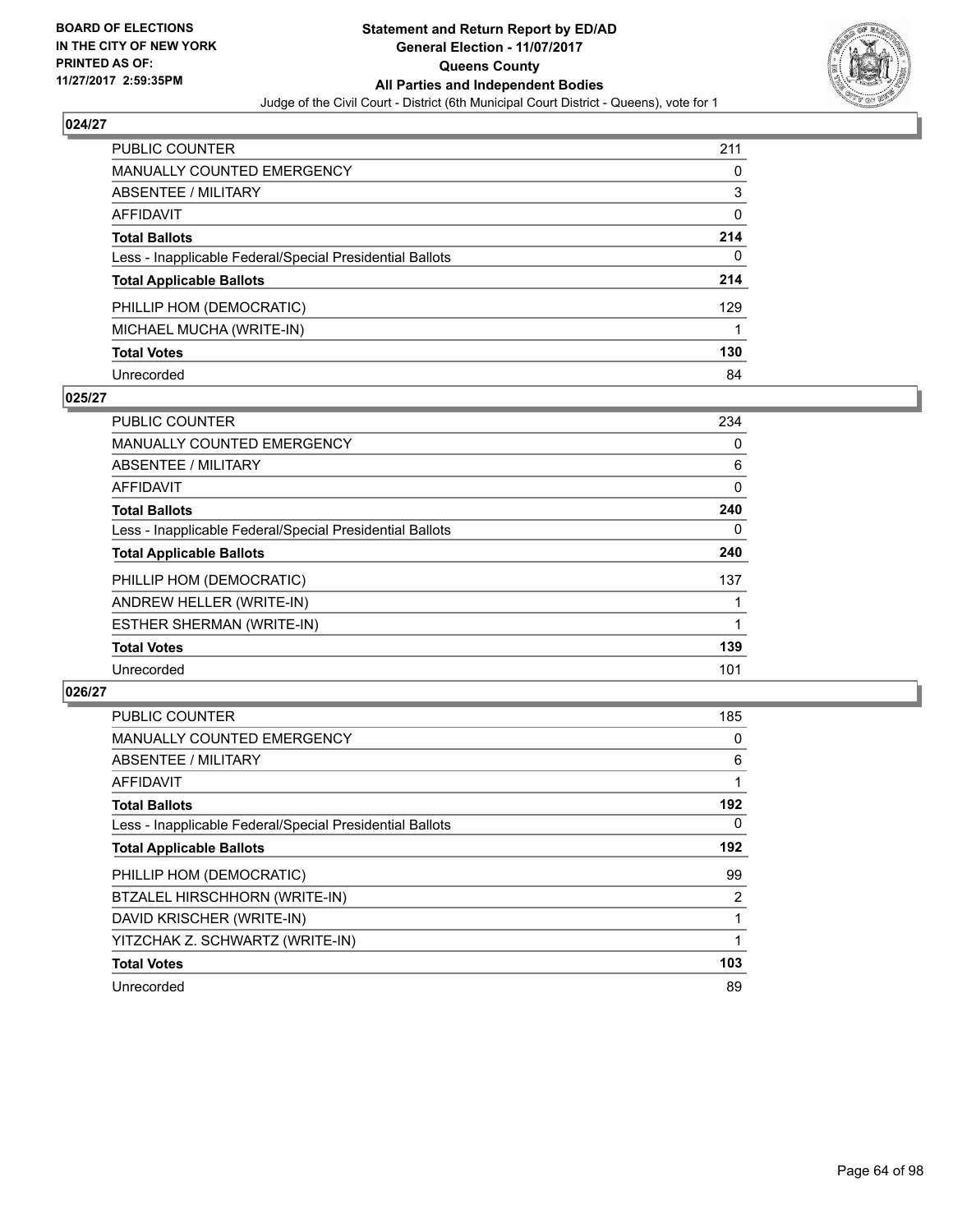**Statement and Return Report by ED/AD**
**General Election - 11/07/2017**
**Queens County**
**All Parties and Independent Bodies**
Judge of the Civil Court - District (6th Municipal Court District - Queens), vote for 1

BOARD OF ELECTIONS
IN THE CITY OF NEW YORK
PRINTED AS OF:
11/27/2017 2:59:35PM

## 024/27

| | |
|---|---|
| PUBLIC COUNTER | 211 |
| MANUALLY COUNTED EMERGENCY | 0 |
| ABSENTEE / MILITARY | 3 |
| AFFIDAVIT | 0 |
| **Total Ballots** | **214** |
| Less - Inapplicable Federal/Special Presidential Ballots | 0 |
| **Total Applicable Ballots** | **214** |
| PHILLIP HOM (DEMOCRATIC) | 129 |
| MICHAEL MUCHA (WRITE-IN) | 1 |
| **Total Votes** | **130** |
| Unrecorded | 84 |

## 025/27

| | |
|---|---|
| PUBLIC COUNTER | 234 |
| MANUALLY COUNTED EMERGENCY | 0 |
| ABSENTEE / MILITARY | 6 |
| AFFIDAVIT | 0 |
| **Total Ballots** | **240** |
| Less - Inapplicable Federal/Special Presidential Ballots | 0 |
| **Total Applicable Ballots** | **240** |
| PHILLIP HOM (DEMOCRATIC) | 137 |
| ANDREW HELLER (WRITE-IN) | 1 |
| ESTHER SHERMAN (WRITE-IN) | 1 |
| **Total Votes** | **139** |
| Unrecorded | 101 |

## 026/27

| | |
|---|---|
| PUBLIC COUNTER | 185 |
| MANUALLY COUNTED EMERGENCY | 0 |
| ABSENTEE / MILITARY | 6 |
| AFFIDAVIT | 1 |
| **Total Ballots** | **192** |
| Less - Inapplicable Federal/Special Presidential Ballots | 0 |
| **Total Applicable Ballots** | **192** |
| PHILLIP HOM (DEMOCRATIC) | 99 |
| BTZALEL HIRSCHHORN (WRITE-IN) | 2 |
| DAVID KRISCHER (WRITE-IN) | 1 |
| YITZCHAK Z. SCHWARTZ (WRITE-IN) | 1 |
| **Total Votes** | **103** |
| Unrecorded | 89 |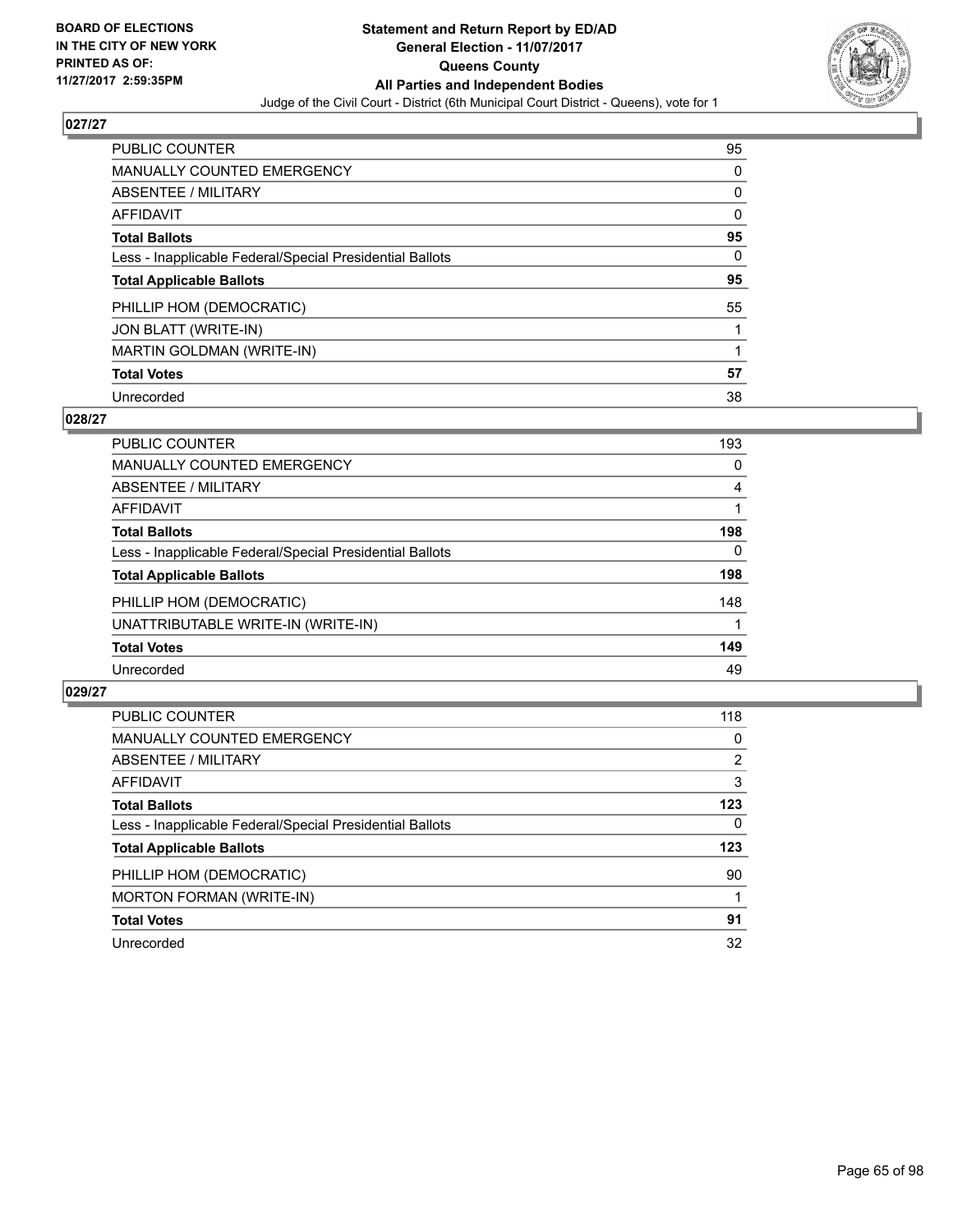BOARD OF ELECTIONS
IN THE CITY OF NEW YORK
PRINTED AS OF:
11/27/2017 2:59:35PM

**Statement and Return Report by ED/AD**
**General Election - 11/07/2017**
**Queens County**
**All Parties and Independent Bodies**
Judge of the Civil Court - District (6th Municipal Court District - Queens), vote for 1

### 027/27

| | |
|---|---|
| PUBLIC COUNTER | 95 |
| MANUALLY COUNTED EMERGENCY | 0 |
| ABSENTEE / MILITARY | 0 |
| AFFIDAVIT | 0 |
| **Total Ballots** | **95** |
| Less - Inapplicable Federal/Special Presidential Ballots | 0 |
| **Total Applicable Ballots** | **95** |
| PHILLIP HOM (DEMOCRATIC) | 55 |
| JON BLATT (WRITE-IN) | 1 |
| MARTIN GOLDMAN (WRITE-IN) | 1 |
| **Total Votes** | **57** |
| Unrecorded | 38 |

### 028/27

| | |
|---|---|
| PUBLIC COUNTER | 193 |
| MANUALLY COUNTED EMERGENCY | 0 |
| ABSENTEE / MILITARY | 4 |
| AFFIDAVIT | 1 |
| **Total Ballots** | **198** |
| Less - Inapplicable Federal/Special Presidential Ballots | 0 |
| **Total Applicable Ballots** | **198** |
| PHILLIP HOM (DEMOCRATIC) | 148 |
| UNATTRIBUTABLE WRITE-IN (WRITE-IN) | 1 |
| **Total Votes** | **149** |
| Unrecorded | 49 |

### 029/27

| | |
|---|---|
| PUBLIC COUNTER | 118 |
| MANUALLY COUNTED EMERGENCY | 0 |
| ABSENTEE / MILITARY | 2 |
| AFFIDAVIT | 3 |
| **Total Ballots** | **123** |
| Less - Inapplicable Federal/Special Presidential Ballots | 0 |
| **Total Applicable Ballots** | **123** |
| PHILLIP HOM (DEMOCRATIC) | 90 |
| MORTON FORMAN (WRITE-IN) | 1 |
| **Total Votes** | **91** |
| Unrecorded | 32 |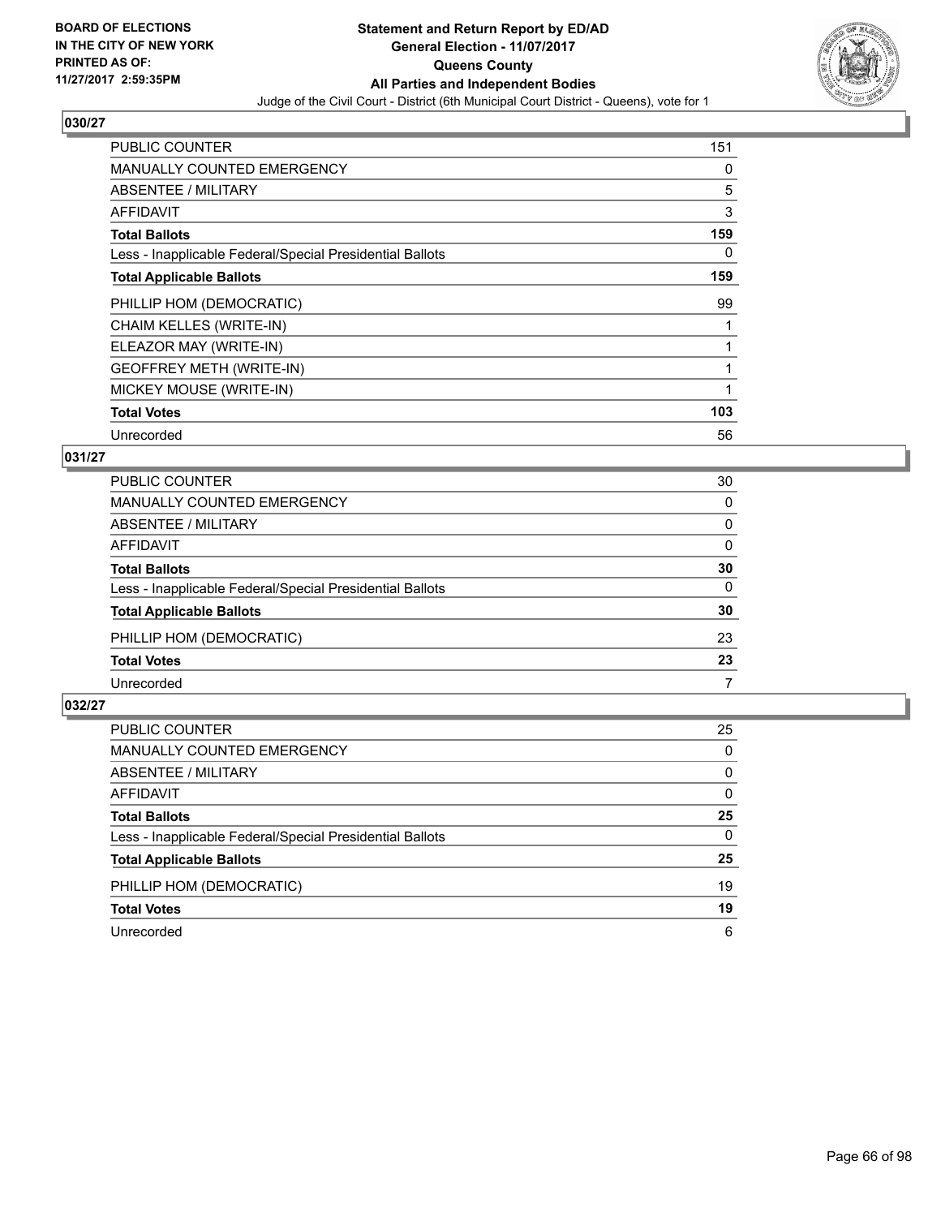**BOARD OF ELECTIONS IN THE CITY OF NEW YORK PRINTED AS OF: 11/27/2017 2:59:35PM**

**Statement and Return Report by ED/AD General Election - 11/07/2017 Queens County All Parties and Independent Bodies**

Judge of the Civil Court - District (6th Municipal Court District - Queens), vote for 1

## 030/27

| | |
|---|---|
| PUBLIC COUNTER | 151 |
| MANUALLY COUNTED EMERGENCY | 0 |
| ABSENTEE / MILITARY | 5 |
| AFFIDAVIT | 3 |
| **Total Ballots** | **159** |
| Less - Inapplicable Federal/Special Presidential Ballots | 0 |
| **Total Applicable Ballots** | **159** |
| PHILLIP HOM (DEMOCRATIC) | 99 |
| CHAIM KELLES (WRITE-IN) | 1 |
| ELEAZOR MAY (WRITE-IN) | 1 |
| GEOFFREY METH (WRITE-IN) | 1 |
| MICKEY MOUSE (WRITE-IN) | 1 |
| **Total Votes** | **103** |
| Unrecorded | 56 |

## 031/27

| | |
|---|---|
| PUBLIC COUNTER | 30 |
| MANUALLY COUNTED EMERGENCY | 0 |
| ABSENTEE / MILITARY | 0 |
| AFFIDAVIT | 0 |
| **Total Ballots** | **30** |
| Less - Inapplicable Federal/Special Presidential Ballots | 0 |
| **Total Applicable Ballots** | **30** |
| PHILLIP HOM (DEMOCRATIC) | 23 |
| **Total Votes** | **23** |
| Unrecorded | 7 |

## 032/27

| | |
|---|---|
| PUBLIC COUNTER | 25 |
| MANUALLY COUNTED EMERGENCY | 0 |
| ABSENTEE / MILITARY | 0 |
| AFFIDAVIT | 0 |
| **Total Ballots** | **25** |
| Less - Inapplicable Federal/Special Presidential Ballots | 0 |
| **Total Applicable Ballots** | **25** |
| PHILLIP HOM (DEMOCRATIC) | 19 |
| **Total Votes** | **19** |
| Unrecorded | 6 |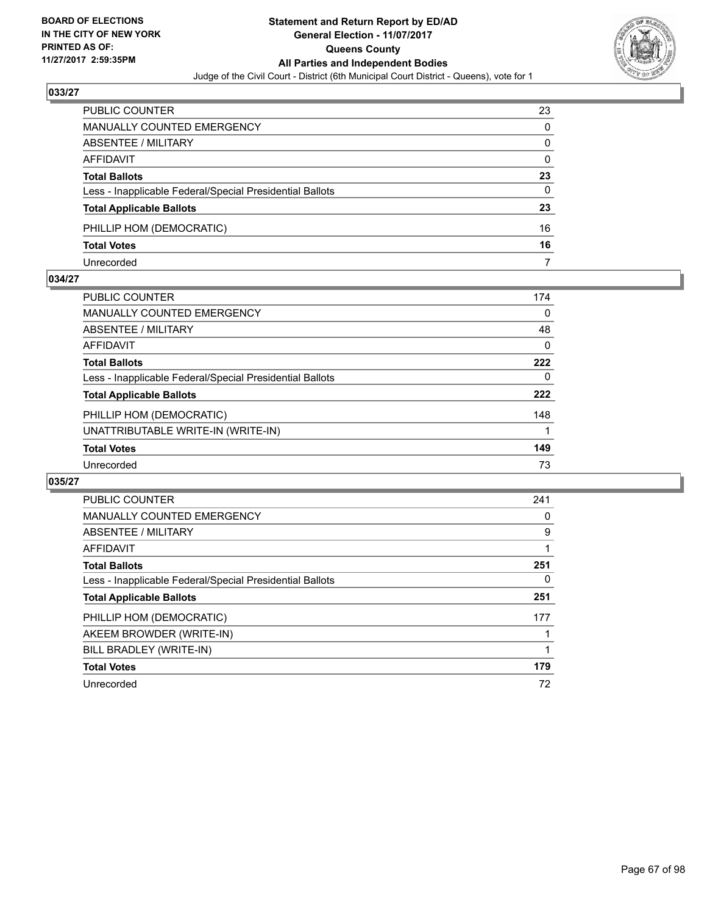BOARD OF ELECTIONS
IN THE CITY OF NEW YORK
PRINTED AS OF:
11/27/2017 2:59:35PM

**Statement and Return Report by ED/AD**
**General Election - 11/07/2017**
**Queens County**
**All Parties and Independent Bodies**
Judge of the Civil Court - District (6th Municipal Court District - Queens), vote for 1

### 033/27

| | |
|---|---|
| PUBLIC COUNTER | 23 |
| MANUALLY COUNTED EMERGENCY | 0 |
| ABSENTEE / MILITARY | 0 |
| AFFIDAVIT | 0 |
| **Total Ballots** | **23** |
| Less - Inapplicable Federal/Special Presidential Ballots | 0 |
| **Total Applicable Ballots** | **23** |
| PHILLIP HOM (DEMOCRATIC) | 16 |
| **Total Votes** | **16** |
| Unrecorded | 7 |

### 034/27

| | |
|---|---|
| PUBLIC COUNTER | 174 |
| MANUALLY COUNTED EMERGENCY | 0 |
| ABSENTEE / MILITARY | 48 |
| AFFIDAVIT | 0 |
| **Total Ballots** | **222** |
| Less - Inapplicable Federal/Special Presidential Ballots | 0 |
| **Total Applicable Ballots** | **222** |
| PHILLIP HOM (DEMOCRATIC) | 148 |
| UNATTRIBUTABLE WRITE-IN (WRITE-IN) | 1 |
| **Total Votes** | **149** |
| Unrecorded | 73 |

### 035/27

| | |
|---|---|
| PUBLIC COUNTER | 241 |
| MANUALLY COUNTED EMERGENCY | 0 |
| ABSENTEE / MILITARY | 9 |
| AFFIDAVIT | 1 |
| **Total Ballots** | **251** |
| Less - Inapplicable Federal/Special Presidential Ballots | 0 |
| **Total Applicable Ballots** | **251** |
| PHILLIP HOM (DEMOCRATIC) | 177 |
| AKEEM BROWDER (WRITE-IN) | 1 |
| BILL BRADLEY (WRITE-IN) | 1 |
| **Total Votes** | **179** |
| Unrecorded | 72 |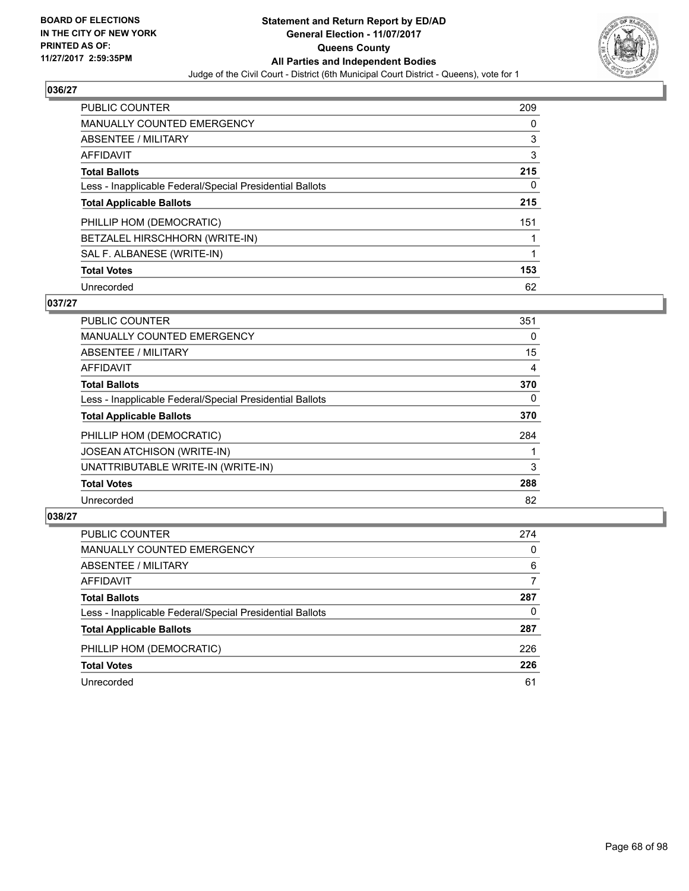BOARD OF ELECTIONS
IN THE CITY OF NEW YORK
PRINTED AS OF:
11/27/2017 2:59:35PM

**Statement and Return Report by ED/AD**
**General Election - 11/07/2017**
**Queens County**
**All Parties and Independent Bodies**
Judge of the Civil Court - District (6th Municipal Court District - Queens), vote for 1

### 036/27

| | |
|---|---|
| PUBLIC COUNTER | 209 |
| MANUALLY COUNTED EMERGENCY | 0 |
| ABSENTEE / MILITARY | 3 |
| AFFIDAVIT | 3 |
| **Total Ballots** | **215** |
| Less - Inapplicable Federal/Special Presidential Ballots | 0 |
| **Total Applicable Ballots** | **215** |
| PHILLIP HOM (DEMOCRATIC) | 151 |
| BETZALEL HIRSCHHORN (WRITE-IN) | 1 |
| SAL F. ALBANESE (WRITE-IN) | 1 |
| **Total Votes** | **153** |
| Unrecorded | 62 |

### 037/27

| | |
|---|---|
| PUBLIC COUNTER | 351 |
| MANUALLY COUNTED EMERGENCY | 0 |
| ABSENTEE / MILITARY | 15 |
| AFFIDAVIT | 4 |
| **Total Ballots** | **370** |
| Less - Inapplicable Federal/Special Presidential Ballots | 0 |
| **Total Applicable Ballots** | **370** |
| PHILLIP HOM (DEMOCRATIC) | 284 |
| JOSEAN ATCHISON (WRITE-IN) | 1 |
| UNATTRIBUTABLE WRITE-IN (WRITE-IN) | 3 |
| **Total Votes** | **288** |
| Unrecorded | 82 |

### 038/27

| | |
|---|---|
| PUBLIC COUNTER | 274 |
| MANUALLY COUNTED EMERGENCY | 0 |
| ABSENTEE / MILITARY | 6 |
| AFFIDAVIT | 7 |
| **Total Ballots** | **287** |
| Less - Inapplicable Federal/Special Presidential Ballots | 0 |
| **Total Applicable Ballots** | **287** |
| PHILLIP HOM (DEMOCRATIC) | 226 |
| **Total Votes** | **226** |
| Unrecorded | 61 |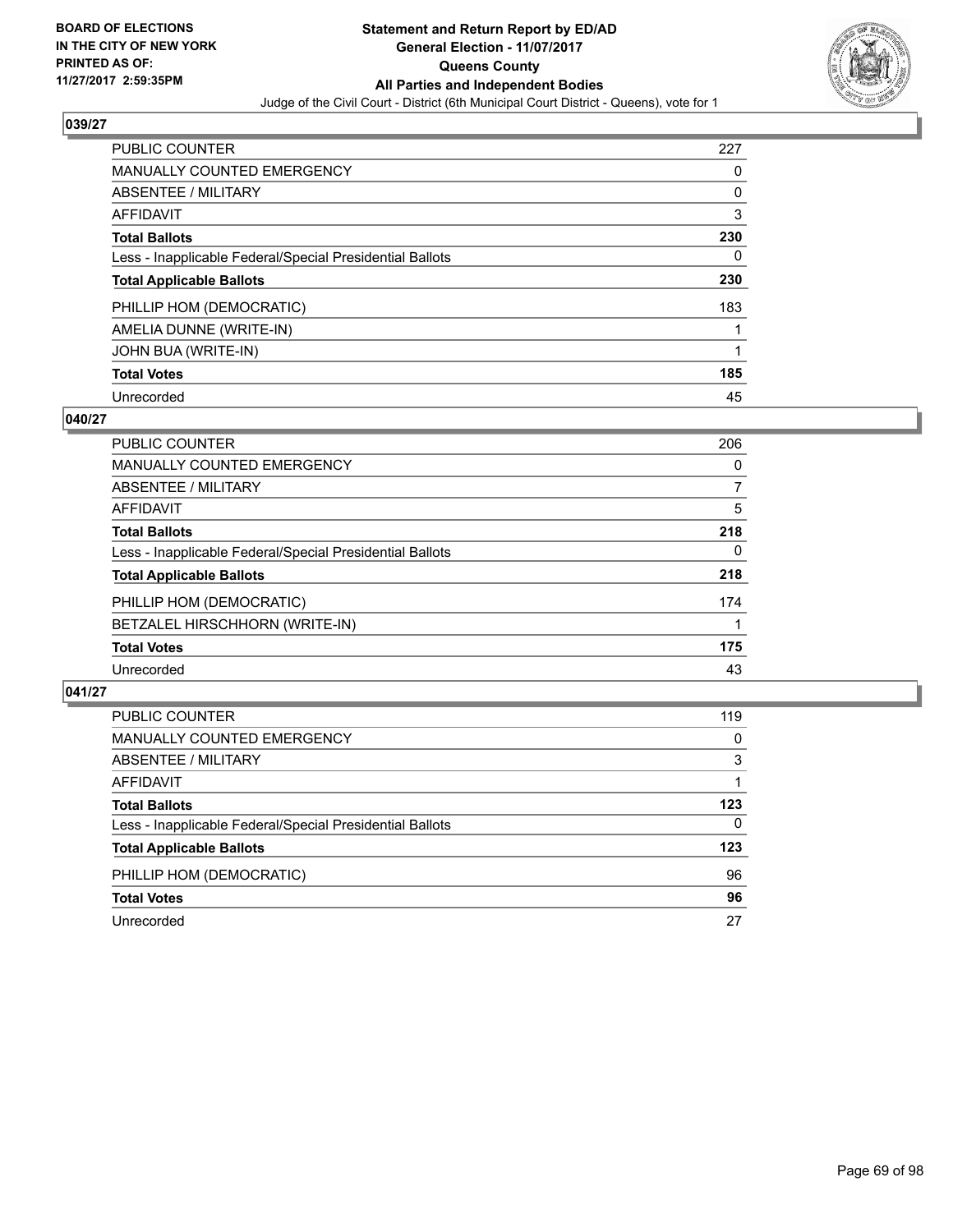**BOARD OF ELECTIONS IN THE CITY OF NEW YORK PRINTED AS OF: 11/27/2017 2:59:35PM**

# Statement and Return Report by ED/AD
## General Election - 11/07/2017
## Queens County
## All Parties and Independent Bodies
Judge of the Civil Court - District (6th Municipal Court District - Queens), vote for 1

### 039/27

| | |
|---|---|
| PUBLIC COUNTER | 227 |
| MANUALLY COUNTED EMERGENCY | 0 |
| ABSENTEE / MILITARY | 0 |
| AFFIDAVIT | 3 |
| **Total Ballots** | **230** |
| Less - Inapplicable Federal/Special Presidential Ballots | 0 |
| **Total Applicable Ballots** | **230** |
| PHILLIP HOM (DEMOCRATIC) | 183 |
| AMELIA DUNNE (WRITE-IN) | 1 |
| JOHN BUA (WRITE-IN) | 1 |
| **Total Votes** | **185** |
| Unrecorded | 45 |

### 040/27

| | |
|---|---|
| PUBLIC COUNTER | 206 |
| MANUALLY COUNTED EMERGENCY | 0 |
| ABSENTEE / MILITARY | 7 |
| AFFIDAVIT | 5 |
| **Total Ballots** | **218** |
| Less - Inapplicable Federal/Special Presidential Ballots | 0 |
| **Total Applicable Ballots** | **218** |
| PHILLIP HOM (DEMOCRATIC) | 174 |
| BETZALEL HIRSCHHORN (WRITE-IN) | 1 |
| **Total Votes** | **175** |
| Unrecorded | 43 |

### 041/27

| | |
|---|---|
| PUBLIC COUNTER | 119 |
| MANUALLY COUNTED EMERGENCY | 0 |
| ABSENTEE / MILITARY | 3 |
| AFFIDAVIT | 1 |
| **Total Ballots** | **123** |
| Less - Inapplicable Federal/Special Presidential Ballots | 0 |
| **Total Applicable Ballots** | **123** |
| PHILLIP HOM (DEMOCRATIC) | 96 |
| **Total Votes** | **96** |
| Unrecorded | 27 |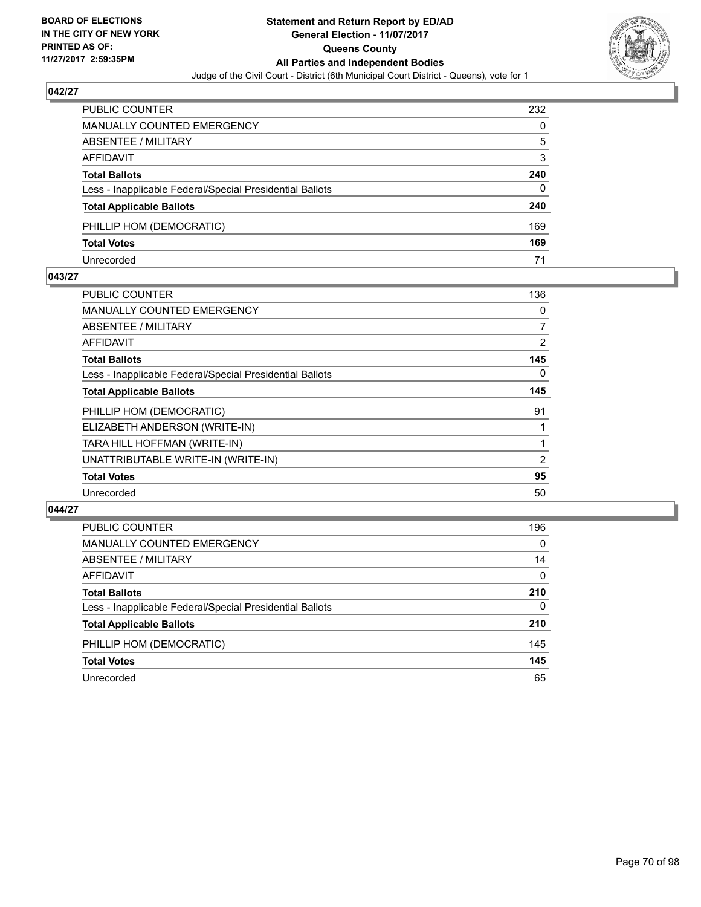**BOARD OF ELECTIONS IN THE CITY OF NEW YORK PRINTED AS OF: 11/27/2017 2:59:35PM**

# Statement and Return Report by ED/AD
## General Election - 11/07/2017
## Queens County
## All Parties and Independent Bodies

Judge of the Civil Court - District (6th Municipal Court District - Queens), vote for 1

### 042/27

| | |
|---|---|
| PUBLIC COUNTER | 232 |
| MANUALLY COUNTED EMERGENCY | 0 |
| ABSENTEE / MILITARY | 5 |
| AFFIDAVIT | 3 |
| **Total Ballots** | **240** |
| Less - Inapplicable Federal/Special Presidential Ballots | 0 |
| **Total Applicable Ballots** | **240** |
| PHILLIP HOM (DEMOCRATIC) | 169 |
| **Total Votes** | **169** |
| Unrecorded | 71 |

### 043/27

| | |
|---|---|
| PUBLIC COUNTER | 136 |
| MANUALLY COUNTED EMERGENCY | 0 |
| ABSENTEE / MILITARY | 7 |
| AFFIDAVIT | 2 |
| **Total Ballots** | **145** |
| Less - Inapplicable Federal/Special Presidential Ballots | 0 |
| **Total Applicable Ballots** | **145** |
| PHILLIP HOM (DEMOCRATIC) | 91 |
| ELIZABETH ANDERSON (WRITE-IN) | 1 |
| TARA HILL HOFFMAN (WRITE-IN) | 1 |
| UNATTRIBUTABLE WRITE-IN (WRITE-IN) | 2 |
| **Total Votes** | **95** |
| Unrecorded | 50 |

### 044/27

| | |
|---|---|
| PUBLIC COUNTER | 196 |
| MANUALLY COUNTED EMERGENCY | 0 |
| ABSENTEE / MILITARY | 14 |
| AFFIDAVIT | 0 |
| **Total Ballots** | **210** |
| Less - Inapplicable Federal/Special Presidential Ballots | 0 |
| **Total Applicable Ballots** | **210** |
| PHILLIP HOM (DEMOCRATIC) | 145 |
| **Total Votes** | **145** |
| Unrecorded | 65 |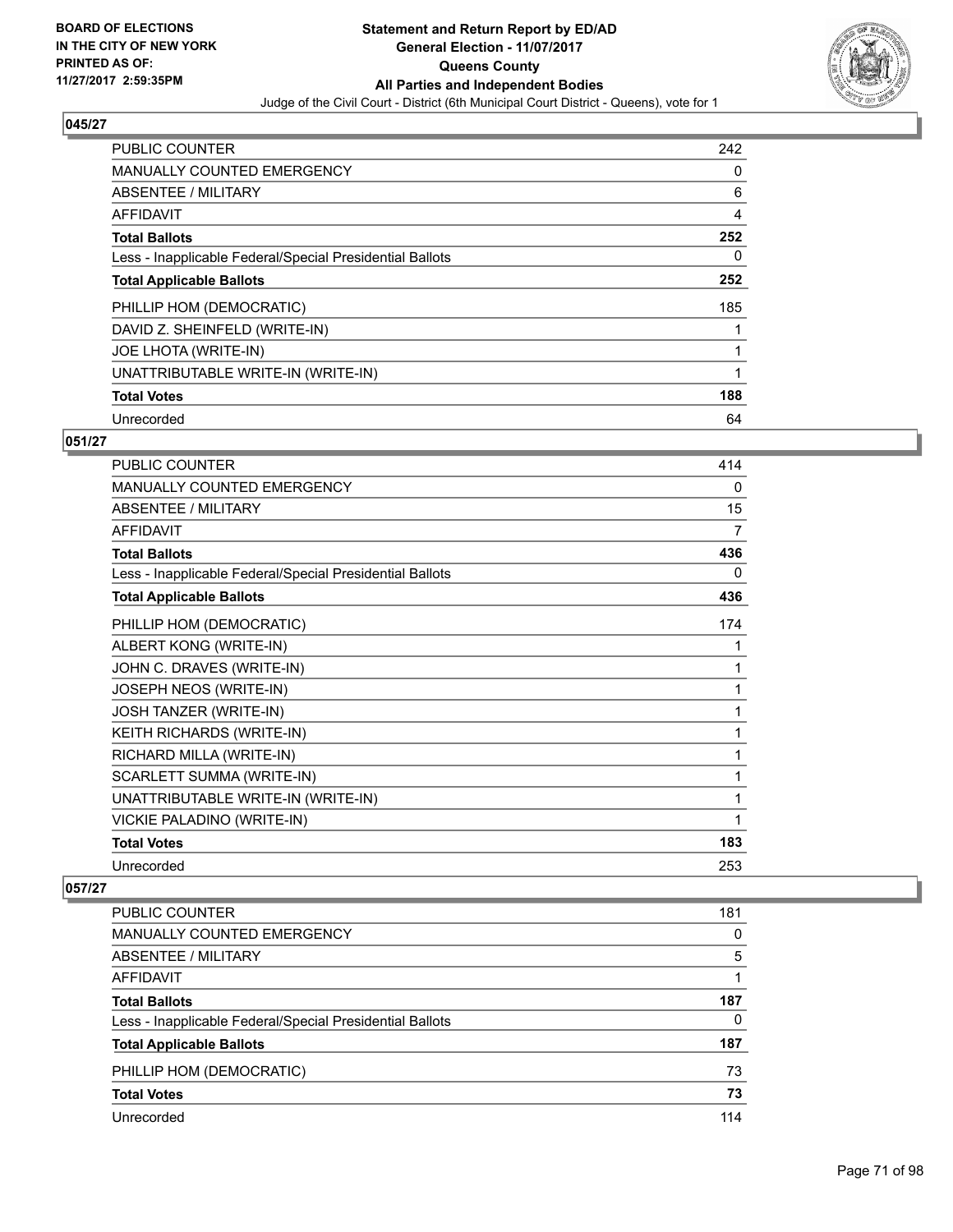**BOARD OF ELECTIONS IN THE CITY OF NEW YORK PRINTED AS OF: 11/27/2017 2:59:35PM**

**Statement and Return Report by ED/AD General Election - 11/07/2017 Queens County All Parties and Independent Bodies**

Judge of the Civil Court - District (6th Municipal Court District - Queens), vote for 1

## 045/27

| | |
|---|---|
| PUBLIC COUNTER | 242 |
| MANUALLY COUNTED EMERGENCY | 0 |
| ABSENTEE / MILITARY | 6 |
| AFFIDAVIT | 4 |
| **Total Ballots** | **252** |
| Less - Inapplicable Federal/Special Presidential Ballots | 0 |
| **Total Applicable Ballots** | **252** |
| PHILLIP HOM (DEMOCRATIC) | 185 |
| DAVID Z. SHEINFELD (WRITE-IN) | 1 |
| JOE LHOTA (WRITE-IN) | 1 |
| UNATTRIBUTABLE WRITE-IN (WRITE-IN) | 1 |
| **Total Votes** | **188** |
| Unrecorded | 64 |

## 051/27

| | |
|---|---|
| PUBLIC COUNTER | 414 |
| MANUALLY COUNTED EMERGENCY | 0 |
| ABSENTEE / MILITARY | 15 |
| AFFIDAVIT | 7 |
| **Total Ballots** | **436** |
| Less - Inapplicable Federal/Special Presidential Ballots | 0 |
| **Total Applicable Ballots** | **436** |
| PHILLIP HOM (DEMOCRATIC) | 174 |
| ALBERT KONG (WRITE-IN) | 1 |
| JOHN C. DRAVES (WRITE-IN) | 1 |
| JOSEPH NEOS (WRITE-IN) | 1 |
| JOSH TANZER (WRITE-IN) | 1 |
| KEITH RICHARDS (WRITE-IN) | 1 |
| RICHARD MILLA (WRITE-IN) | 1 |
| SCARLETT SUMMA (WRITE-IN) | 1 |
| UNATTRIBUTABLE WRITE-IN (WRITE-IN) | 1 |
| VICKIE PALADINO (WRITE-IN) | 1 |
| **Total Votes** | **183** |
| Unrecorded | 253 |

## 057/27

| | |
|---|---|
| PUBLIC COUNTER | 181 |
| MANUALLY COUNTED EMERGENCY | 0 |
| ABSENTEE / MILITARY | 5 |
| AFFIDAVIT | 1 |
| **Total Ballots** | **187** |
| Less - Inapplicable Federal/Special Presidential Ballots | 0 |
| **Total Applicable Ballots** | **187** |
| PHILLIP HOM (DEMOCRATIC) | 73 |
| **Total Votes** | **73** |
| Unrecorded | 114 |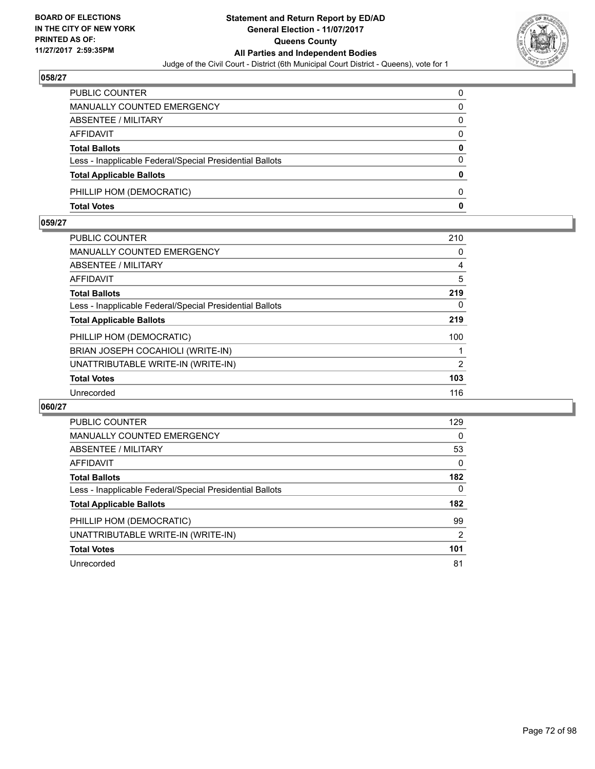**BOARD OF ELECTIONS IN THE CITY OF NEW YORK PRINTED AS OF: 11/27/2017 2:59:35PM**

# Statement and Return Report by ED/AD
## General Election - 11/07/2017
## Queens County
## All Parties and Independent Bodies
Judge of the Civil Court - District (6th Municipal Court District - Queens), vote for 1

### 058/27

| | |
|---|---|
| PUBLIC COUNTER | 0 |
| MANUALLY COUNTED EMERGENCY | 0 |
| ABSENTEE / MILITARY | 0 |
| AFFIDAVIT | 0 |
| **Total Ballots** | **0** |
| Less - Inapplicable Federal/Special Presidential Ballots | 0 |
| **Total Applicable Ballots** | **0** |
| PHILLIP HOM (DEMOCRATIC) | 0 |
| **Total Votes** | **0** |

### 059/27

| | |
|---|---|
| PUBLIC COUNTER | 210 |
| MANUALLY COUNTED EMERGENCY | 0 |
| ABSENTEE / MILITARY | 4 |
| AFFIDAVIT | 5 |
| **Total Ballots** | **219** |
| Less - Inapplicable Federal/Special Presidential Ballots | 0 |
| **Total Applicable Ballots** | **219** |
| PHILLIP HOM (DEMOCRATIC) | 100 |
| BRIAN JOSEPH COCAHIOLI (WRITE-IN) | 1 |
| UNATTRIBUTABLE WRITE-IN (WRITE-IN) | 2 |
| **Total Votes** | **103** |
| Unrecorded | 116 |

### 060/27

| | |
|---|---|
| PUBLIC COUNTER | 129 |
| MANUALLY COUNTED EMERGENCY | 0 |
| ABSENTEE / MILITARY | 53 |
| AFFIDAVIT | 0 |
| **Total Ballots** | **182** |
| Less - Inapplicable Federal/Special Presidential Ballots | 0 |
| **Total Applicable Ballots** | **182** |
| PHILLIP HOM (DEMOCRATIC) | 99 |
| UNATTRIBUTABLE WRITE-IN (WRITE-IN) | 2 |
| **Total Votes** | **101** |
| Unrecorded | 81 |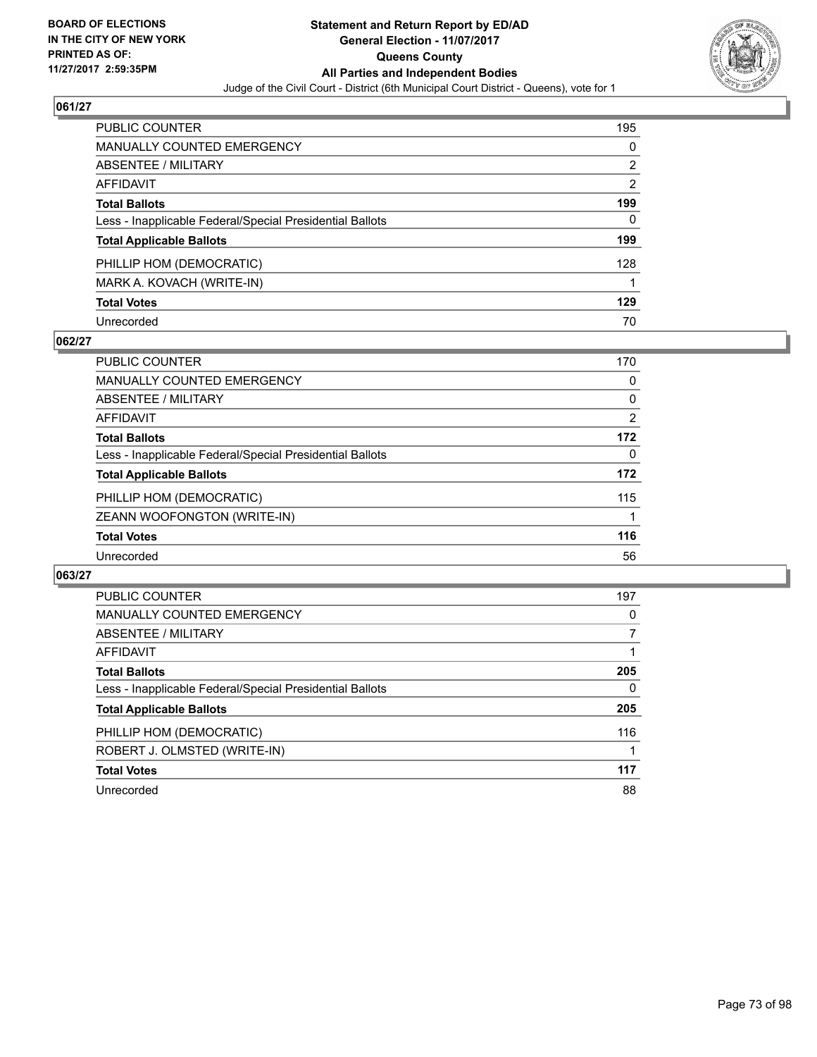**BOARD OF ELECTIONS IN THE CITY OF NEW YORK PRINTED AS OF: 11/27/2017 2:59:35PM**

# Statement and Return Report by ED/AD
## General Election - 11/07/2017
## Queens County
## All Parties and Independent Bodies
Judge of the Civil Court - District (6th Municipal Court District - Queens), vote for 1

### 061/27

| | |
|---|---|
| PUBLIC COUNTER | 195 |
| MANUALLY COUNTED EMERGENCY | 0 |
| ABSENTEE / MILITARY | 2 |
| AFFIDAVIT | 2 |
| **Total Ballots** | **199** |
| Less - Inapplicable Federal/Special Presidential Ballots | 0 |
| **Total Applicable Ballots** | **199** |
| PHILLIP HOM (DEMOCRATIC) | 128 |
| MARK A. KOVACH (WRITE-IN) | 1 |
| **Total Votes** | **129** |
| Unrecorded | 70 |

### 062/27

| | |
|---|---|
| PUBLIC COUNTER | 170 |
| MANUALLY COUNTED EMERGENCY | 0 |
| ABSENTEE / MILITARY | 0 |
| AFFIDAVIT | 2 |
| **Total Ballots** | **172** |
| Less - Inapplicable Federal/Special Presidential Ballots | 0 |
| **Total Applicable Ballots** | **172** |
| PHILLIP HOM (DEMOCRATIC) | 115 |
| ZEANN WOOFONGTON (WRITE-IN) | 1 |
| **Total Votes** | **116** |
| Unrecorded | 56 |

### 063/27

| | |
|---|---|
| PUBLIC COUNTER | 197 |
| MANUALLY COUNTED EMERGENCY | 0 |
| ABSENTEE / MILITARY | 7 |
| AFFIDAVIT | 1 |
| **Total Ballots** | **205** |
| Less - Inapplicable Federal/Special Presidential Ballots | 0 |
| **Total Applicable Ballots** | **205** |
| PHILLIP HOM (DEMOCRATIC) | 116 |
| ROBERT J. OLMSTED (WRITE-IN) | 1 |
| **Total Votes** | **117** |
| Unrecorded | 88 |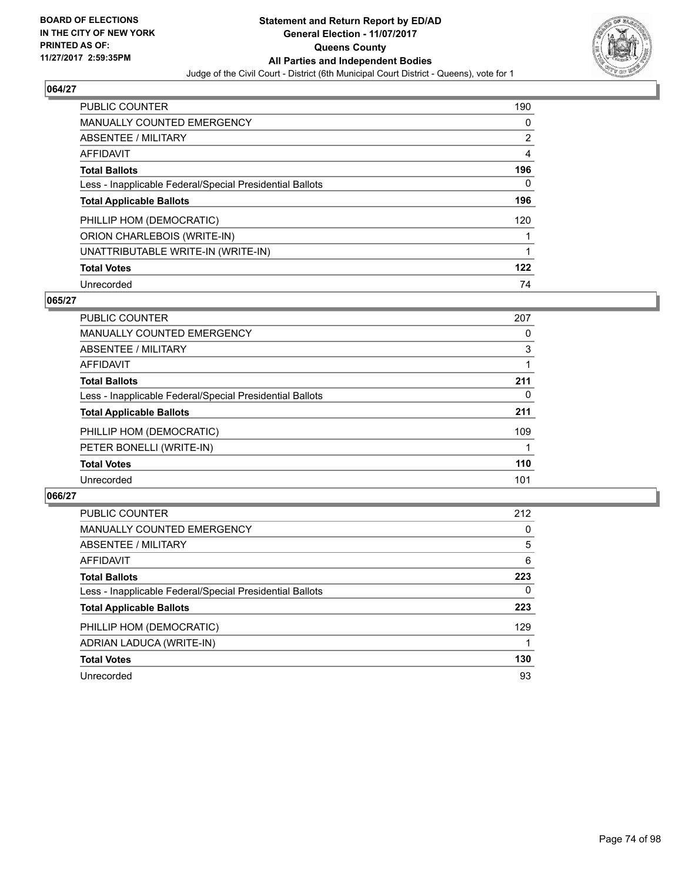BOARD OF ELECTIONS
IN THE CITY OF NEW YORK
PRINTED AS OF:
11/27/2017 2:59:35PM

**Statement and Return Report by ED/AD**
**General Election - 11/07/2017**
**Queens County**
**All Parties and Independent Bodies**
Judge of the Civil Court - District (6th Municipal Court District - Queens), vote for 1

## 064/27

| | |
|---|---|
| PUBLIC COUNTER | 190 |
| MANUALLY COUNTED EMERGENCY | 0 |
| ABSENTEE / MILITARY | 2 |
| AFFIDAVIT | 4 |
| **Total Ballots** | **196** |
| Less - Inapplicable Federal/Special Presidential Ballots | 0 |
| **Total Applicable Ballots** | **196** |
| PHILLIP HOM (DEMOCRATIC) | 120 |
| ORION CHARLEBOIS (WRITE-IN) | 1 |
| UNATTRIBUTABLE WRITE-IN (WRITE-IN) | 1 |
| **Total Votes** | **122** |
| Unrecorded | 74 |

## 065/27

| | |
|---|---|
| PUBLIC COUNTER | 207 |
| MANUALLY COUNTED EMERGENCY | 0 |
| ABSENTEE / MILITARY | 3 |
| AFFIDAVIT | 1 |
| **Total Ballots** | **211** |
| Less - Inapplicable Federal/Special Presidential Ballots | 0 |
| **Total Applicable Ballots** | **211** |
| PHILLIP HOM (DEMOCRATIC) | 109 |
| PETER BONELLI (WRITE-IN) | 1 |
| **Total Votes** | **110** |
| Unrecorded | 101 |

## 066/27

| | |
|---|---|
| PUBLIC COUNTER | 212 |
| MANUALLY COUNTED EMERGENCY | 0 |
| ABSENTEE / MILITARY | 5 |
| AFFIDAVIT | 6 |
| **Total Ballots** | **223** |
| Less - Inapplicable Federal/Special Presidential Ballots | 0 |
| **Total Applicable Ballots** | **223** |
| PHILLIP HOM (DEMOCRATIC) | 129 |
| ADRIAN LADUCA (WRITE-IN) | 1 |
| **Total Votes** | **130** |
| Unrecorded | 93 |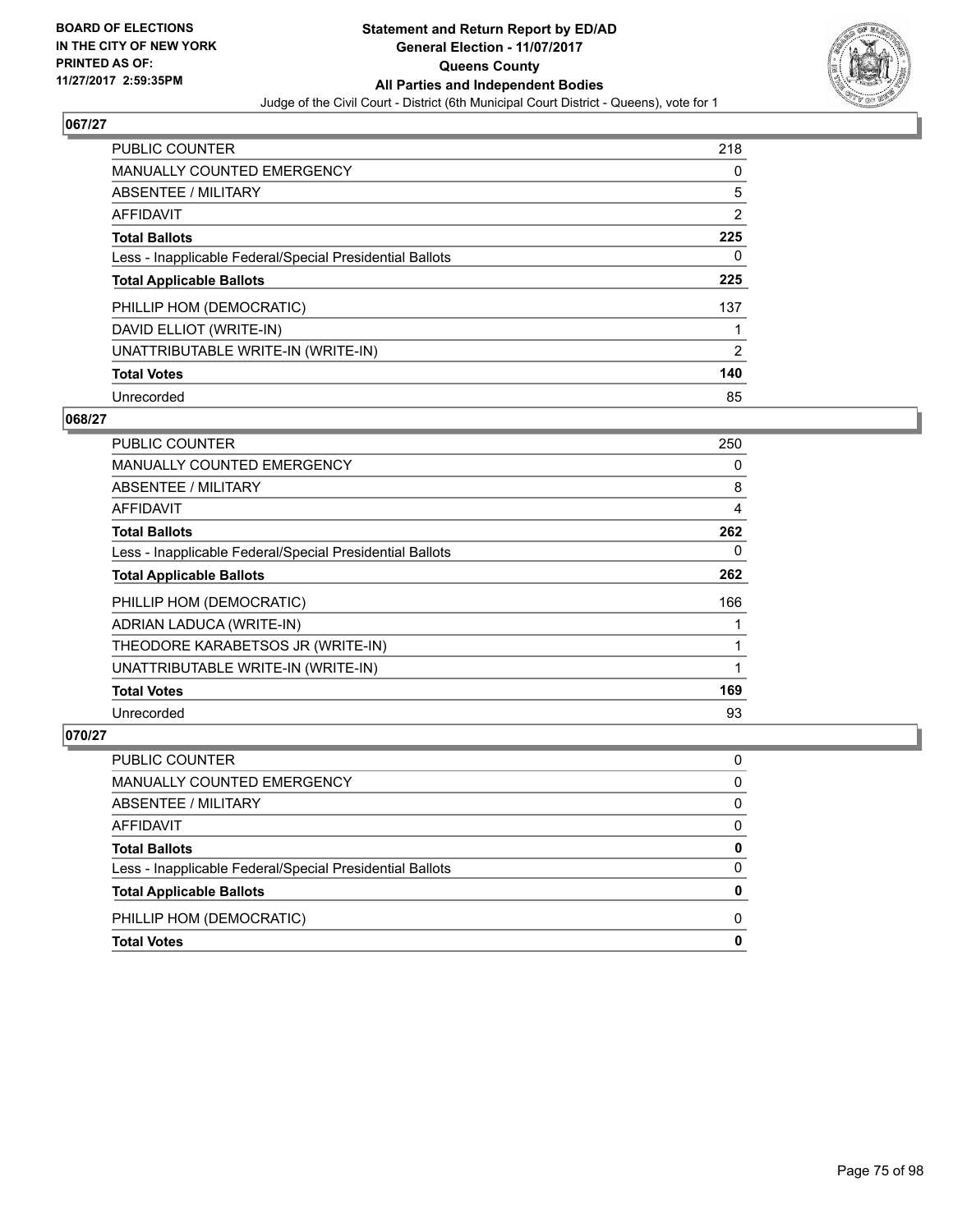BOARD OF ELECTIONS
IN THE CITY OF NEW YORK
PRINTED AS OF:
11/27/2017 2:59:35PM

# Statement and Return Report by ED/AD
## General Election - 11/07/2017
## Queens County
## All Parties and Independent Bodies
Judge of the Civil Court - District (6th Municipal Court District - Queens), vote for 1

### 067/27

| | |
|---|---|
| PUBLIC COUNTER | 218 |
| MANUALLY COUNTED EMERGENCY | 0 |
| ABSENTEE / MILITARY | 5 |
| AFFIDAVIT | 2 |
| **Total Ballots** | **225** |
| Less - Inapplicable Federal/Special Presidential Ballots | 0 |
| **Total Applicable Ballots** | **225** |
| PHILLIP HOM (DEMOCRATIC) | 137 |
| DAVID ELLIOT (WRITE-IN) | 1 |
| UNATTRIBUTABLE WRITE-IN (WRITE-IN) | 2 |
| **Total Votes** | **140** |
| Unrecorded | 85 |

### 068/27

| | |
|---|---|
| PUBLIC COUNTER | 250 |
| MANUALLY COUNTED EMERGENCY | 0 |
| ABSENTEE / MILITARY | 8 |
| AFFIDAVIT | 4 |
| **Total Ballots** | **262** |
| Less - Inapplicable Federal/Special Presidential Ballots | 0 |
| **Total Applicable Ballots** | **262** |
| PHILLIP HOM (DEMOCRATIC) | 166 |
| ADRIAN LADUCA (WRITE-IN) | 1 |
| THEODORE KARABETSOS JR (WRITE-IN) | 1 |
| UNATTRIBUTABLE WRITE-IN (WRITE-IN) | 1 |
| **Total Votes** | **169** |
| Unrecorded | 93 |

### 070/27

| | |
|---|---|
| PUBLIC COUNTER | 0 |
| MANUALLY COUNTED EMERGENCY | 0 |
| ABSENTEE / MILITARY | 0 |
| AFFIDAVIT | 0 |
| **Total Ballots** | **0** |
| Less - Inapplicable Federal/Special Presidential Ballots | 0 |
| **Total Applicable Ballots** | **0** |
| PHILLIP HOM (DEMOCRATIC) | 0 |
| **Total Votes** | **0** |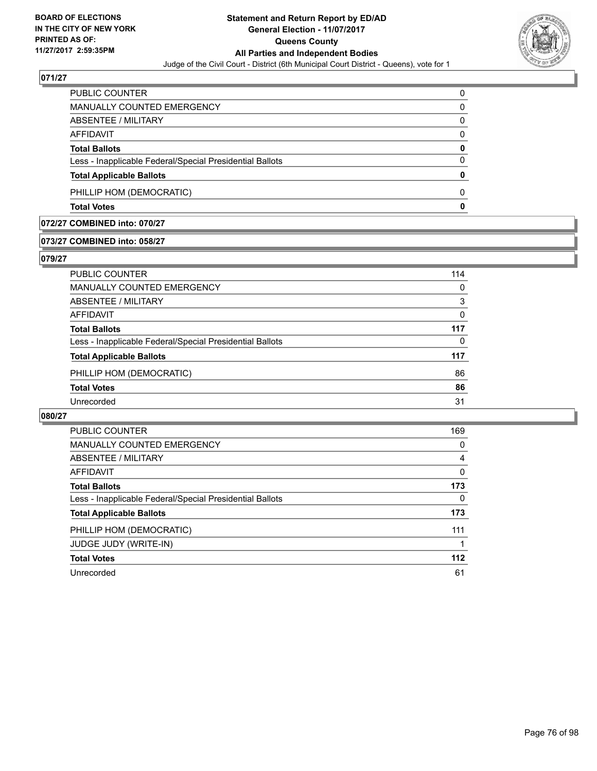**BOARD OF ELECTIONS IN THE CITY OF NEW YORK PRINTED AS OF: 11/27/2017 2:59:35PM**

# Statement and Return Report by ED/AD
## General Election - 11/07/2017
## Queens County
## All Parties and Independent Bodies
Judge of the Civil Court - District (6th Municipal Court District - Queens), vote for 1

### 071/27

| | |
|---|---|
| PUBLIC COUNTER | 0 |
| MANUALLY COUNTED EMERGENCY | 0 |
| ABSENTEE / MILITARY | 0 |
| AFFIDAVIT | 0 |
| **Total Ballots** | **0** |
| Less - Inapplicable Federal/Special Presidential Ballots | 0 |
| **Total Applicable Ballots** | **0** |
| PHILLIP HOM (DEMOCRATIC) | 0 |
| **Total Votes** | **0** |

### 072/27 COMBINED into: 070/27

### 073/27 COMBINED into: 058/27

### 079/27

| | |
|---|---|
| PUBLIC COUNTER | 114 |
| MANUALLY COUNTED EMERGENCY | 0 |
| ABSENTEE / MILITARY | 3 |
| AFFIDAVIT | 0 |
| **Total Ballots** | **117** |
| Less - Inapplicable Federal/Special Presidential Ballots | 0 |
| **Total Applicable Ballots** | **117** |
| PHILLIP HOM (DEMOCRATIC) | 86 |
| **Total Votes** | **86** |
| Unrecorded | 31 |

### 080/27

| | |
|---|---|
| PUBLIC COUNTER | 169 |
| MANUALLY COUNTED EMERGENCY | 0 |
| ABSENTEE / MILITARY | 4 |
| AFFIDAVIT | 0 |
| **Total Ballots** | **173** |
| Less - Inapplicable Federal/Special Presidential Ballots | 0 |
| **Total Applicable Ballots** | **173** |
| PHILLIP HOM (DEMOCRATIC) | 111 |
| JUDGE JUDY (WRITE-IN) | 1 |
| **Total Votes** | **112** |
| Unrecorded | 61 |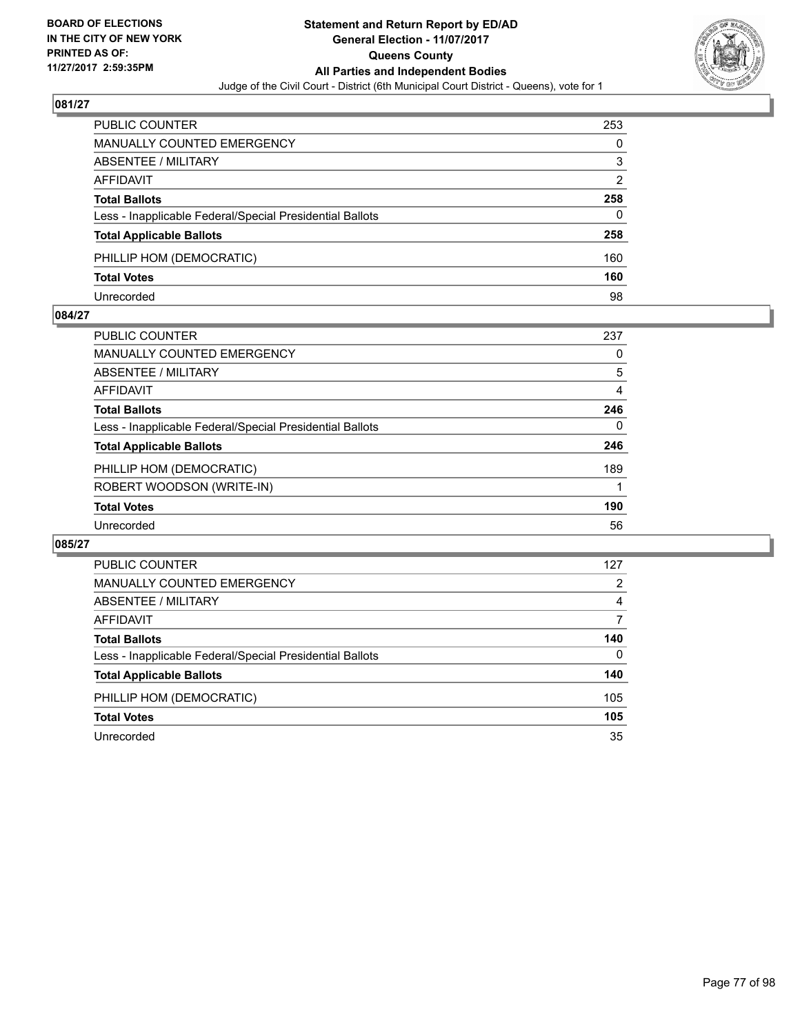BOARD OF ELECTIONS
IN THE CITY OF NEW YORK
PRINTED AS OF:
11/27/2017 2:59:35PM

**Statement and Return Report by ED/AD**
**General Election - 11/07/2017**
**Queens County**
**All Parties and Independent Bodies**
Judge of the Civil Court - District (6th Municipal Court District - Queens), vote for 1

## 081/27

| | |
|---|---|
| PUBLIC COUNTER | 253 |
| MANUALLY COUNTED EMERGENCY | 0 |
| ABSENTEE / MILITARY | 3 |
| AFFIDAVIT | 2 |
| **Total Ballots** | **258** |
| Less - Inapplicable Federal/Special Presidential Ballots | 0 |
| **Total Applicable Ballots** | **258** |
| PHILLIP HOM (DEMOCRATIC) | 160 |
| **Total Votes** | **160** |
| Unrecorded | 98 |

## 084/27

| | |
|---|---|
| PUBLIC COUNTER | 237 |
| MANUALLY COUNTED EMERGENCY | 0 |
| ABSENTEE / MILITARY | 5 |
| AFFIDAVIT | 4 |
| **Total Ballots** | **246** |
| Less - Inapplicable Federal/Special Presidential Ballots | 0 |
| **Total Applicable Ballots** | **246** |
| PHILLIP HOM (DEMOCRATIC) | 189 |
| ROBERT WOODSON (WRITE-IN) | 1 |
| **Total Votes** | **190** |
| Unrecorded | 56 |

## 085/27

| | |
|---|---|
| PUBLIC COUNTER | 127 |
| MANUALLY COUNTED EMERGENCY | 2 |
| ABSENTEE / MILITARY | 4 |
| AFFIDAVIT | 7 |
| **Total Ballots** | **140** |
| Less - Inapplicable Federal/Special Presidential Ballots | 0 |
| **Total Applicable Ballots** | **140** |
| PHILLIP HOM (DEMOCRATIC) | 105 |
| **Total Votes** | **105** |
| Unrecorded | 35 |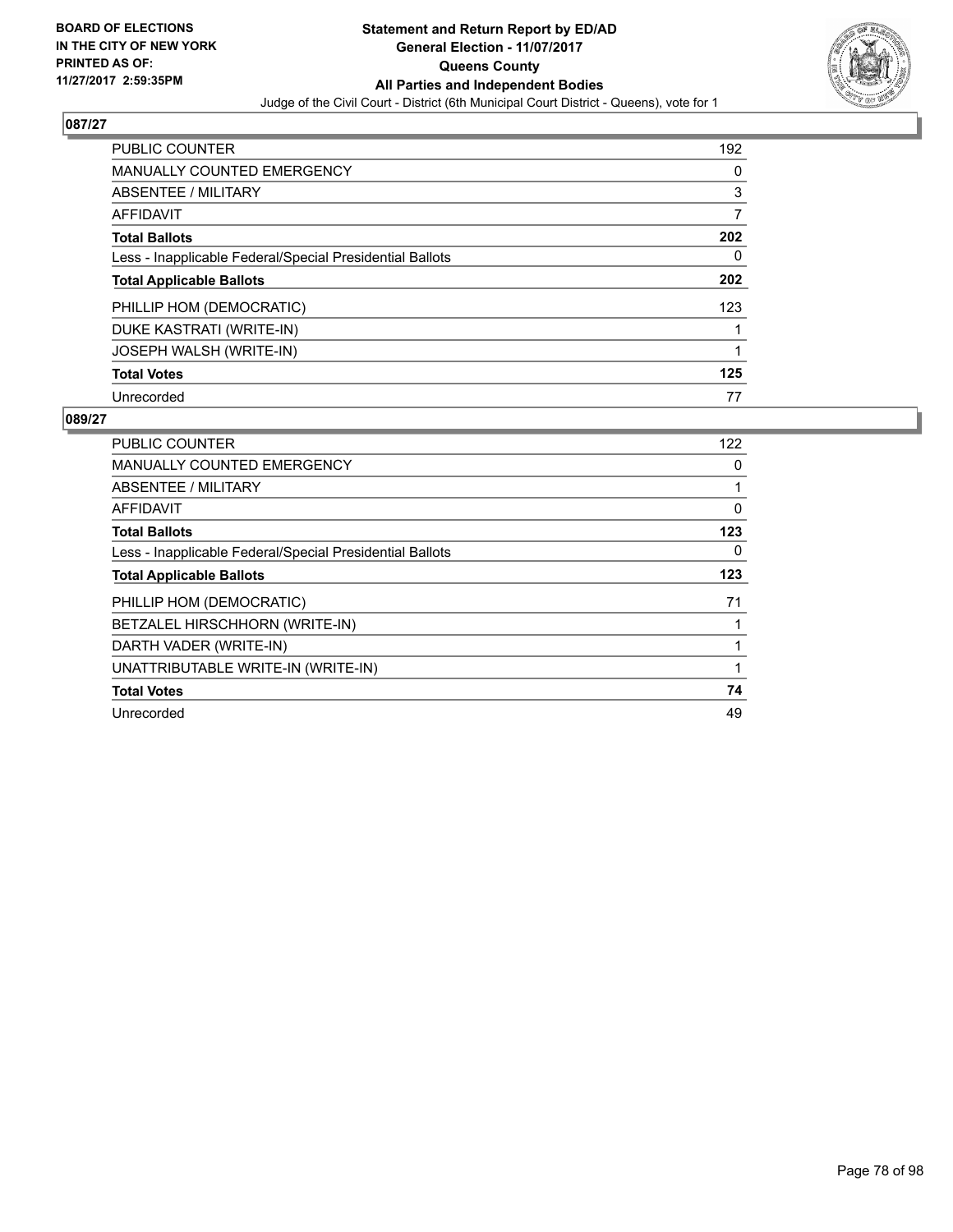## 087/27

| | |
|---|---|
| PUBLIC COUNTER | 192 |
| MANUALLY COUNTED EMERGENCY | 0 |
| ABSENTEE / MILITARY | 3 |
| AFFIDAVIT | 7 |
| **Total Ballots** | **202** |
| Less - Inapplicable Federal/Special Presidential Ballots | 0 |
| **Total Applicable Ballots** | **202** |
| PHILLIP HOM (DEMOCRATIC) | 123 |
| DUKE KASTRATI (WRITE-IN) | 1 |
| JOSEPH WALSH (WRITE-IN) | 1 |
| **Total Votes** | **125** |
| Unrecorded | 77 |

## 089/27

| | |
|---|---|
| PUBLIC COUNTER | 122 |
| MANUALLY COUNTED EMERGENCY | 0 |
| ABSENTEE / MILITARY | 1 |
| AFFIDAVIT | 0 |
| **Total Ballots** | **123** |
| Less - Inapplicable Federal/Special Presidential Ballots | 0 |
| **Total Applicable Ballots** | **123** |
| PHILLIP HOM (DEMOCRATIC) | 71 |
| BETZALEL HIRSCHHORN (WRITE-IN) | 1 |
| DARTH VADER (WRITE-IN) | 1 |
| UNATTRIBUTABLE WRITE-IN (WRITE-IN) | 1 |
| **Total Votes** | **74** |
| Unrecorded | 49 |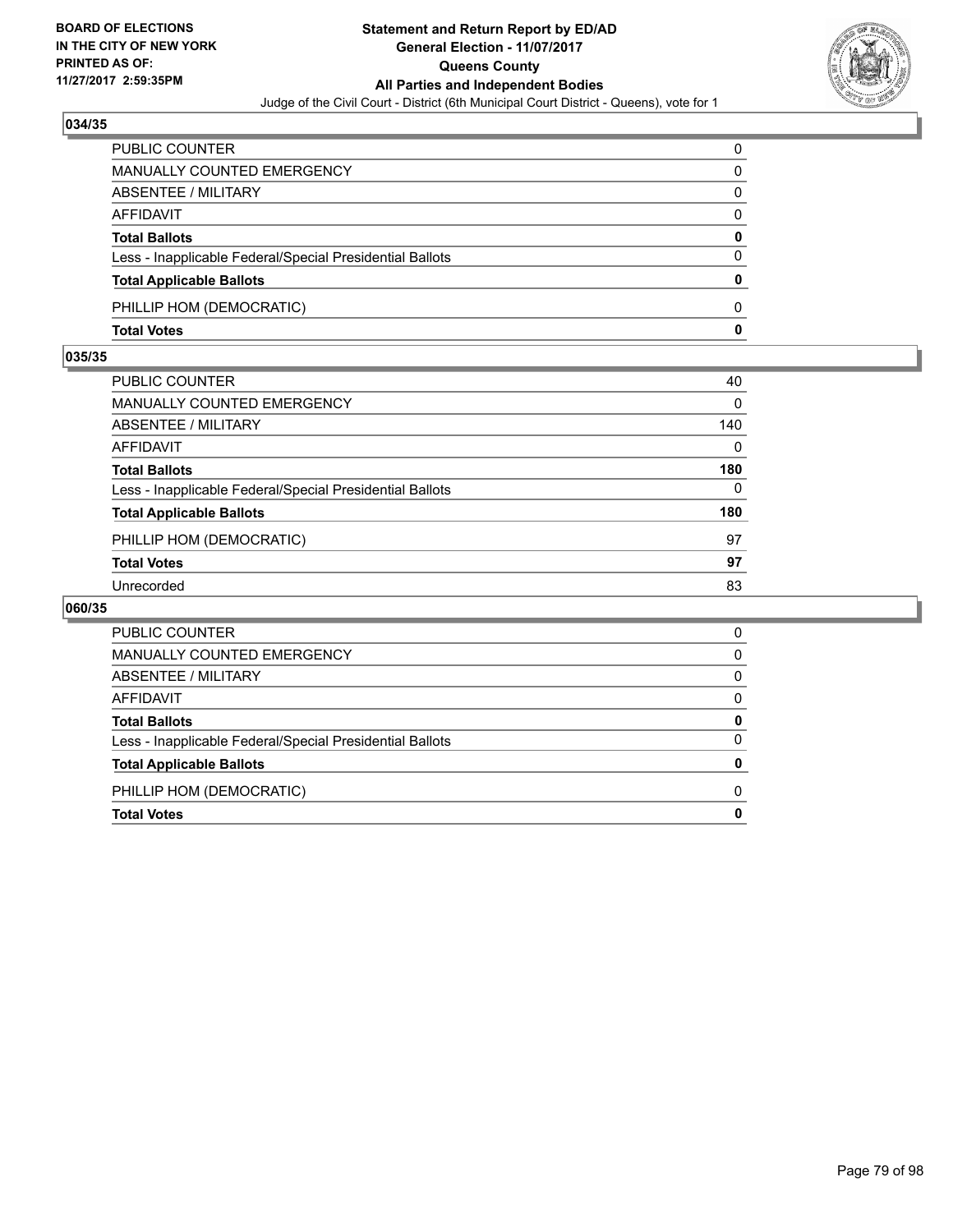**BOARD OF ELECTIONS IN THE CITY OF NEW YORK PRINTED AS OF: 11/27/2017 2:59:35PM**

# Statement and Return Report by ED/AD
## General Election - 11/07/2017
## Queens County
## All Parties and Independent Bodies
Judge of the Civil Court - District (6th Municipal Court District - Queens), vote for 1

### 034/35

| | |
|---|---|
| PUBLIC COUNTER | 0 |
| MANUALLY COUNTED EMERGENCY | 0 |
| ABSENTEE / MILITARY | 0 |
| AFFIDAVIT | 0 |
| **Total Ballots** | **0** |
| Less - Inapplicable Federal/Special Presidential Ballots | 0 |
| **Total Applicable Ballots** | **0** |
| PHILLIP HOM (DEMOCRATIC) | 0 |
| **Total Votes** | **0** |

### 035/35

| | |
|---|---|
| PUBLIC COUNTER | 40 |
| MANUALLY COUNTED EMERGENCY | 0 |
| ABSENTEE / MILITARY | 140 |
| AFFIDAVIT | 0 |
| **Total Ballots** | **180** |
| Less - Inapplicable Federal/Special Presidential Ballots | 0 |
| **Total Applicable Ballots** | **180** |
| PHILLIP HOM (DEMOCRATIC) | 97 |
| **Total Votes** | **97** |
| Unrecorded | 83 |

### 060/35

| | |
|---|---|
| PUBLIC COUNTER | 0 |
| MANUALLY COUNTED EMERGENCY | 0 |
| ABSENTEE / MILITARY | 0 |
| AFFIDAVIT | 0 |
| **Total Ballots** | **0** |
| Less - Inapplicable Federal/Special Presidential Ballots | 0 |
| **Total Applicable Ballots** | **0** |
| PHILLIP HOM (DEMOCRATIC) | 0 |
| **Total Votes** | **0** |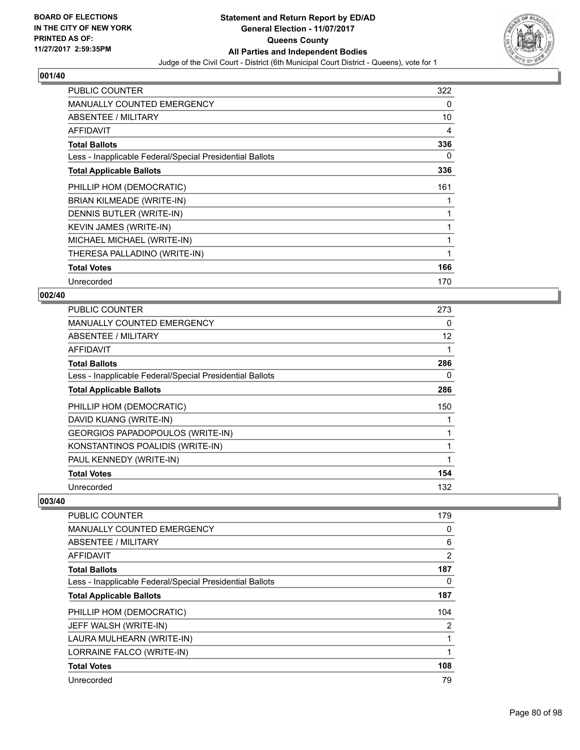**BOARD OF ELECTIONS IN THE CITY OF NEW YORK PRINTED AS OF: 11/27/2017 2:59:35PM**

# Statement and Return Report by ED/AD
## General Election - 11/07/2017
## Queens County
## All Parties and Independent Bodies
Judge of the Civil Court - District (6th Municipal Court District - Queens), vote for 1

### 001/40

| | |
|---|---|
| PUBLIC COUNTER | 322 |
| MANUALLY COUNTED EMERGENCY | 0 |
| ABSENTEE / MILITARY | 10 |
| AFFIDAVIT | 4 |
| **Total Ballots** | **336** |
| Less - Inapplicable Federal/Special Presidential Ballots | 0 |
| **Total Applicable Ballots** | **336** |
| PHILLIP HOM (DEMOCRATIC) | 161 |
| BRIAN KILMEADE (WRITE-IN) | 1 |
| DENNIS BUTLER (WRITE-IN) | 1 |
| KEVIN JAMES (WRITE-IN) | 1 |
| MICHAEL MICHAEL (WRITE-IN) | 1 |
| THERESA PALLADINO (WRITE-IN) | 1 |
| **Total Votes** | **166** |
| Unrecorded | 170 |

### 002/40

| | |
|---|---|
| PUBLIC COUNTER | 273 |
| MANUALLY COUNTED EMERGENCY | 0 |
| ABSENTEE / MILITARY | 12 |
| AFFIDAVIT | 1 |
| **Total Ballots** | **286** |
| Less - Inapplicable Federal/Special Presidential Ballots | 0 |
| **Total Applicable Ballots** | **286** |
| PHILLIP HOM (DEMOCRATIC) | 150 |
| DAVID KUANG (WRITE-IN) | 1 |
| GEORGIOS PAPADOPOULOS (WRITE-IN) | 1 |
| KONSTANTINOS POALIDIS (WRITE-IN) | 1 |
| PAUL KENNEDY (WRITE-IN) | 1 |
| **Total Votes** | **154** |
| Unrecorded | 132 |

### 003/40

| | |
|---|---|
| PUBLIC COUNTER | 179 |
| MANUALLY COUNTED EMERGENCY | 0 |
| ABSENTEE / MILITARY | 6 |
| AFFIDAVIT | 2 |
| **Total Ballots** | **187** |
| Less - Inapplicable Federal/Special Presidential Ballots | 0 |
| **Total Applicable Ballots** | **187** |
| PHILLIP HOM (DEMOCRATIC) | 104 |
| JEFF WALSH (WRITE-IN) | 2 |
| LAURA MULHEARN (WRITE-IN) | 1 |
| LORRAINE FALCO (WRITE-IN) | 1 |
| **Total Votes** | **108** |
| Unrecorded | 79 |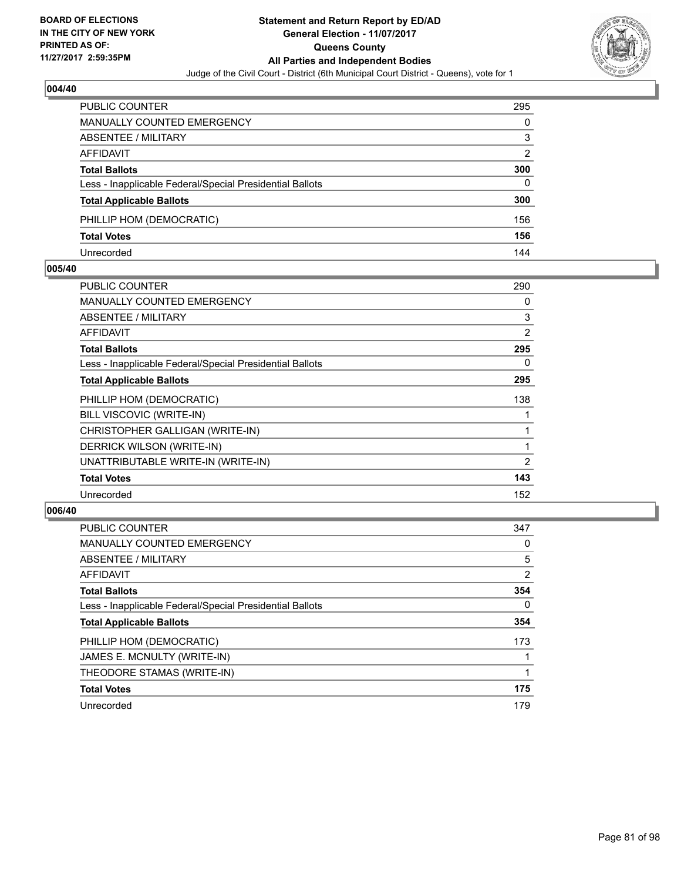BOARD OF ELECTIONS
IN THE CITY OF NEW YORK
PRINTED AS OF:
11/27/2017 2:59:35PM

**Statement and Return Report by ED/AD**
**General Election - 11/07/2017**
**Queens County**
**All Parties and Independent Bodies**
Judge of the Civil Court - District (6th Municipal Court District - Queens), vote for 1

### 004/40

| | |
|---|---|
| PUBLIC COUNTER | 295 |
| MANUALLY COUNTED EMERGENCY | 0 |
| ABSENTEE / MILITARY | 3 |
| AFFIDAVIT | 2 |
| **Total Ballots** | **300** |
| Less - Inapplicable Federal/Special Presidential Ballots | 0 |
| **Total Applicable Ballots** | **300** |
| PHILLIP HOM (DEMOCRATIC) | 156 |
| **Total Votes** | **156** |
| Unrecorded | 144 |

### 005/40

| | |
|---|---|
| PUBLIC COUNTER | 290 |
| MANUALLY COUNTED EMERGENCY | 0 |
| ABSENTEE / MILITARY | 3 |
| AFFIDAVIT | 2 |
| **Total Ballots** | **295** |
| Less - Inapplicable Federal/Special Presidential Ballots | 0 |
| **Total Applicable Ballots** | **295** |
| PHILLIP HOM (DEMOCRATIC) | 138 |
| BILL VISCOVIC (WRITE-IN) | 1 |
| CHRISTOPHER GALLIGAN (WRITE-IN) | 1 |
| DERRICK WILSON (WRITE-IN) | 1 |
| UNATTRIBUTABLE WRITE-IN (WRITE-IN) | 2 |
| **Total Votes** | **143** |
| Unrecorded | 152 |

### 006/40

| | |
|---|---|
| PUBLIC COUNTER | 347 |
| MANUALLY COUNTED EMERGENCY | 0 |
| ABSENTEE / MILITARY | 5 |
| AFFIDAVIT | 2 |
| **Total Ballots** | **354** |
| Less - Inapplicable Federal/Special Presidential Ballots | 0 |
| **Total Applicable Ballots** | **354** |
| PHILLIP HOM (DEMOCRATIC) | 173 |
| JAMES E. MCNULTY (WRITE-IN) | 1 |
| THEODORE STAMAS (WRITE-IN) | 1 |
| **Total Votes** | **175** |
| Unrecorded | 179 |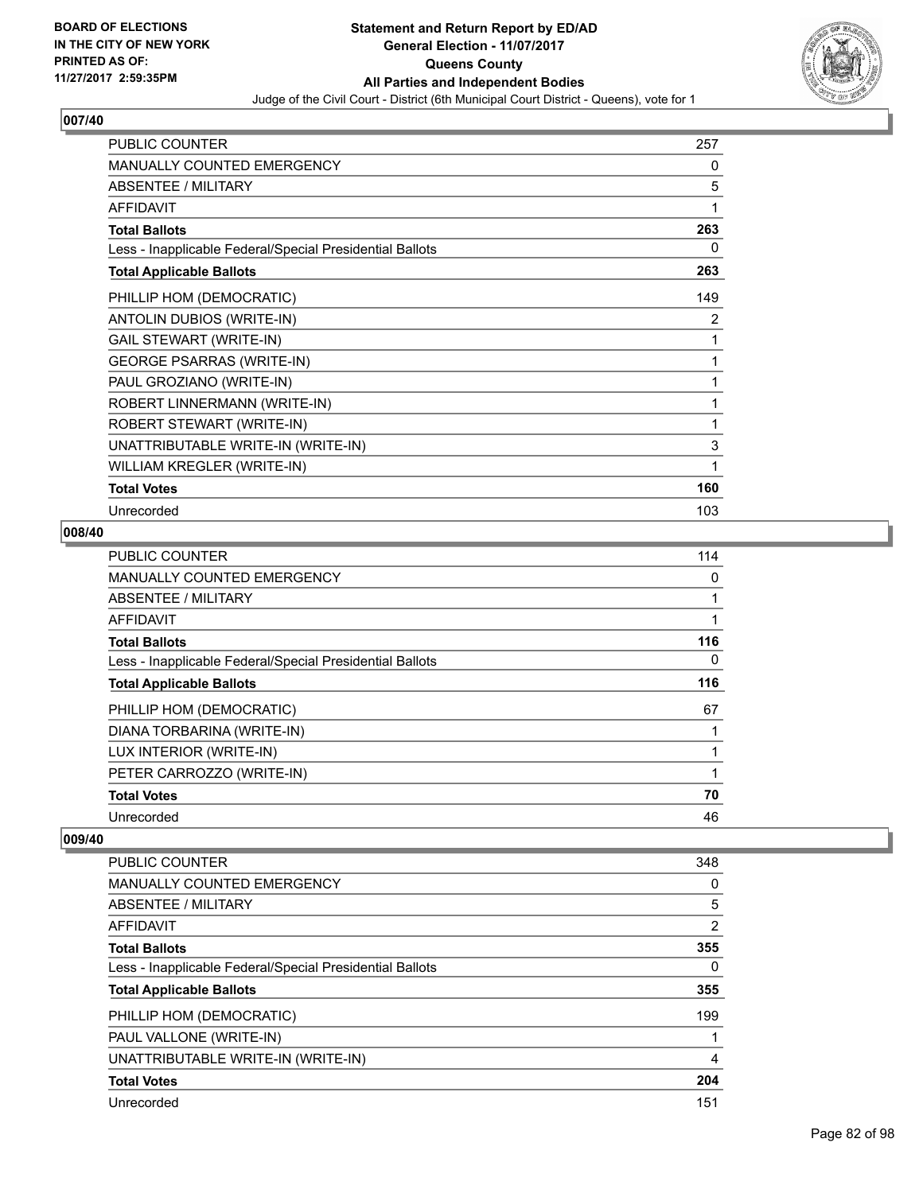## 007/40

| | |
|---|---|
| PUBLIC COUNTER | 257 |
| MANUALLY COUNTED EMERGENCY | 0 |
| ABSENTEE / MILITARY | 5 |
| AFFIDAVIT | 1 |
| **Total Ballots** | **263** |
| Less - Inapplicable Federal/Special Presidential Ballots | 0 |
| **Total Applicable Ballots** | **263** |
| PHILLIP HOM (DEMOCRATIC) | 149 |
| ANTOLIN DUBIOS (WRITE-IN) | 2 |
| GAIL STEWART (WRITE-IN) | 1 |
| GEORGE PSARRAS (WRITE-IN) | 1 |
| PAUL GROZIANO (WRITE-IN) | 1 |
| ROBERT LINNERMANN (WRITE-IN) | 1 |
| ROBERT STEWART (WRITE-IN) | 1 |
| UNATTRIBUTABLE WRITE-IN (WRITE-IN) | 3 |
| WILLIAM KREGLER (WRITE-IN) | 1 |
| **Total Votes** | **160** |
| Unrecorded | 103 |

## 008/40

| | |
|---|---|
| PUBLIC COUNTER | 114 |
| MANUALLY COUNTED EMERGENCY | 0 |
| ABSENTEE / MILITARY | 1 |
| AFFIDAVIT | 1 |
| **Total Ballots** | **116** |
| Less - Inapplicable Federal/Special Presidential Ballots | 0 |
| **Total Applicable Ballots** | **116** |
| PHILLIP HOM (DEMOCRATIC) | 67 |
| DIANA TORBARINA (WRITE-IN) | 1 |
| LUX INTERIOR (WRITE-IN) | 1 |
| PETER CARROZZO (WRITE-IN) | 1 |
| **Total Votes** | **70** |
| Unrecorded | 46 |

## 009/40

| | |
|---|---|
| PUBLIC COUNTER | 348 |
| MANUALLY COUNTED EMERGENCY | 0 |
| ABSENTEE / MILITARY | 5 |
| AFFIDAVIT | 2 |
| **Total Ballots** | **355** |
| Less - Inapplicable Federal/Special Presidential Ballots | 0 |
| **Total Applicable Ballots** | **355** |
| PHILLIP HOM (DEMOCRATIC) | 199 |
| PAUL VALLONE (WRITE-IN) | 1 |
| UNATTRIBUTABLE WRITE-IN (WRITE-IN) | 4 |
| **Total Votes** | **204** |
| Unrecorded | 151 |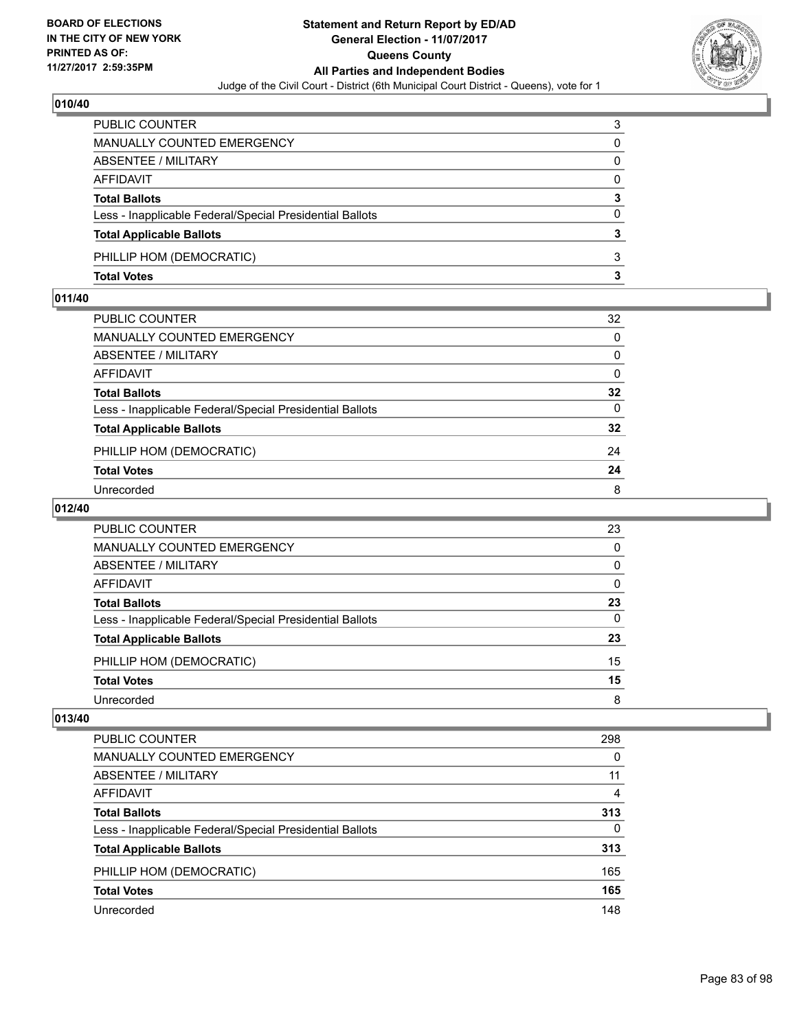**BOARD OF ELECTIONS IN THE CITY OF NEW YORK PRINTED AS OF: 11/27/2017 2:59:35PM**

# Statement and Return Report by ED/AD
## General Election - 11/07/2017
## Queens County
## All Parties and Independent Bodies
Judge of the Civil Court - District (6th Municipal Court District - Queens), vote for 1

### 010/40

| | |
|---|---|
| PUBLIC COUNTER | 3 |
| MANUALLY COUNTED EMERGENCY | 0 |
| ABSENTEE / MILITARY | 0 |
| AFFIDAVIT | 0 |
| **Total Ballots** | **3** |
| Less - Inapplicable Federal/Special Presidential Ballots | 0 |
| **Total Applicable Ballots** | **3** |
| PHILLIP HOM (DEMOCRATIC) | 3 |
| **Total Votes** | **3** |

### 011/40

| | |
|---|---|
| PUBLIC COUNTER | 32 |
| MANUALLY COUNTED EMERGENCY | 0 |
| ABSENTEE / MILITARY | 0 |
| AFFIDAVIT | 0 |
| **Total Ballots** | **32** |
| Less - Inapplicable Federal/Special Presidential Ballots | 0 |
| **Total Applicable Ballots** | **32** |
| PHILLIP HOM (DEMOCRATIC) | 24 |
| **Total Votes** | **24** |
| Unrecorded | 8 |

### 012/40

| | |
|---|---|
| PUBLIC COUNTER | 23 |
| MANUALLY COUNTED EMERGENCY | 0 |
| ABSENTEE / MILITARY | 0 |
| AFFIDAVIT | 0 |
| **Total Ballots** | **23** |
| Less - Inapplicable Federal/Special Presidential Ballots | 0 |
| **Total Applicable Ballots** | **23** |
| PHILLIP HOM (DEMOCRATIC) | 15 |
| **Total Votes** | **15** |
| Unrecorded | 8 |

### 013/40

| | |
|---|---|
| PUBLIC COUNTER | 298 |
| MANUALLY COUNTED EMERGENCY | 0 |
| ABSENTEE / MILITARY | 11 |
| AFFIDAVIT | 4 |
| **Total Ballots** | **313** |
| Less - Inapplicable Federal/Special Presidential Ballots | 0 |
| **Total Applicable Ballots** | **313** |
| PHILLIP HOM (DEMOCRATIC) | 165 |
| **Total Votes** | **165** |
| Unrecorded | 148 |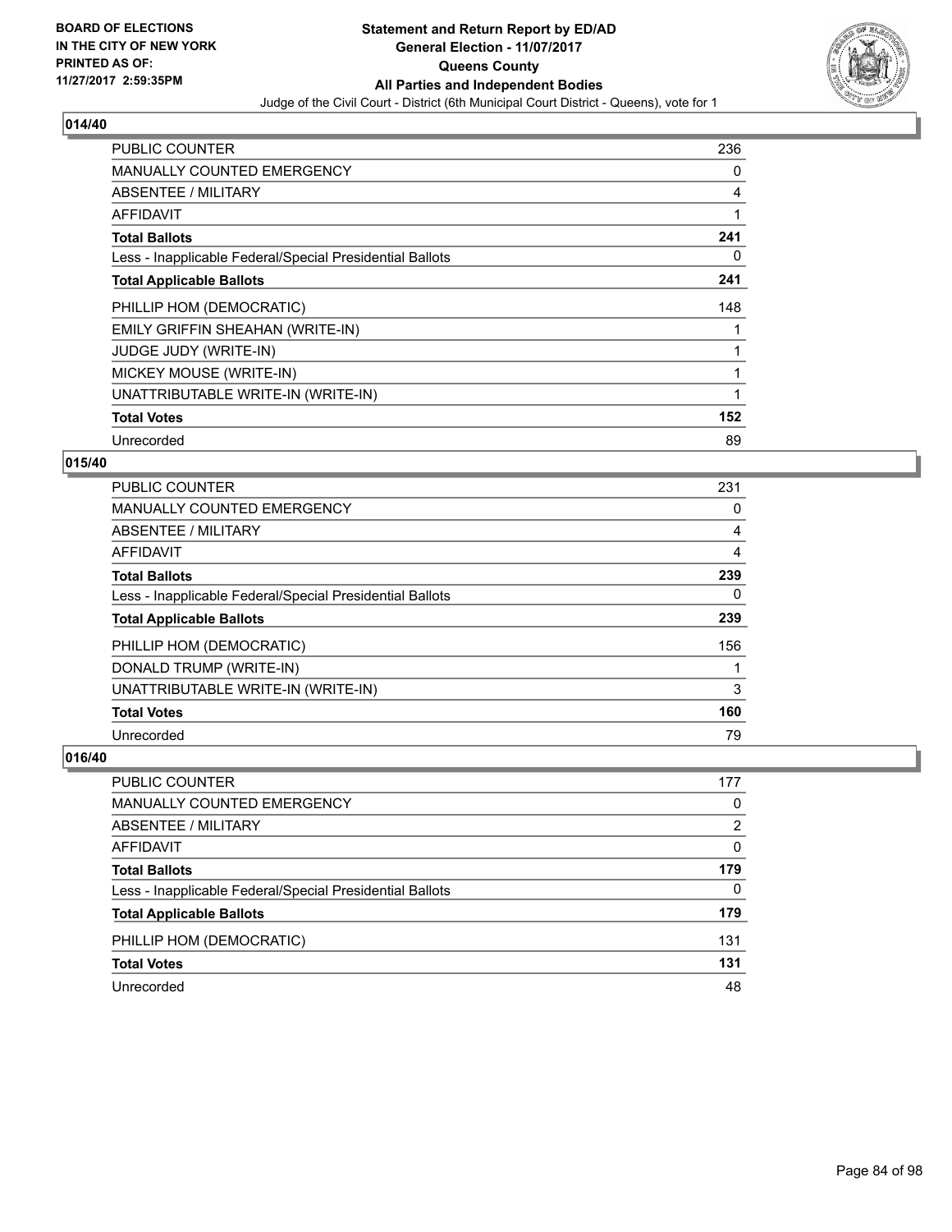BOARD OF ELECTIONS
IN THE CITY OF NEW YORK
PRINTED AS OF:
11/27/2017 2:59:35PM

**Statement and Return Report by ED/AD**
**General Election - 11/07/2017**
**Queens County**
**All Parties and Independent Bodies**
Judge of the Civil Court - District (6th Municipal Court District - Queens), vote for 1

## 014/40

| | |
|---|---|
| PUBLIC COUNTER | 236 |
| MANUALLY COUNTED EMERGENCY | 0 |
| ABSENTEE / MILITARY | 4 |
| AFFIDAVIT | 1 |
| **Total Ballots** | **241** |
| Less - Inapplicable Federal/Special Presidential Ballots | 0 |
| **Total Applicable Ballots** | **241** |
| PHILLIP HOM (DEMOCRATIC) | 148 |
| EMILY GRIFFIN SHEAHAN (WRITE-IN) | 1 |
| JUDGE JUDY (WRITE-IN) | 1 |
| MICKEY MOUSE (WRITE-IN) | 1 |
| UNATTRIBUTABLE WRITE-IN (WRITE-IN) | 1 |
| **Total Votes** | **152** |
| Unrecorded | 89 |

## 015/40

| | |
|---|---|
| PUBLIC COUNTER | 231 |
| MANUALLY COUNTED EMERGENCY | 0 |
| ABSENTEE / MILITARY | 4 |
| AFFIDAVIT | 4 |
| **Total Ballots** | **239** |
| Less - Inapplicable Federal/Special Presidential Ballots | 0 |
| **Total Applicable Ballots** | **239** |
| PHILLIP HOM (DEMOCRATIC) | 156 |
| DONALD TRUMP (WRITE-IN) | 1 |
| UNATTRIBUTABLE WRITE-IN (WRITE-IN) | 3 |
| **Total Votes** | **160** |
| Unrecorded | 79 |

## 016/40

| | |
|---|---|
| PUBLIC COUNTER | 177 |
| MANUALLY COUNTED EMERGENCY | 0 |
| ABSENTEE / MILITARY | 2 |
| AFFIDAVIT | 0 |
| **Total Ballots** | **179** |
| Less - Inapplicable Federal/Special Presidential Ballots | 0 |
| **Total Applicable Ballots** | **179** |
| PHILLIP HOM (DEMOCRATIC) | 131 |
| **Total Votes** | **131** |
| Unrecorded | 48 |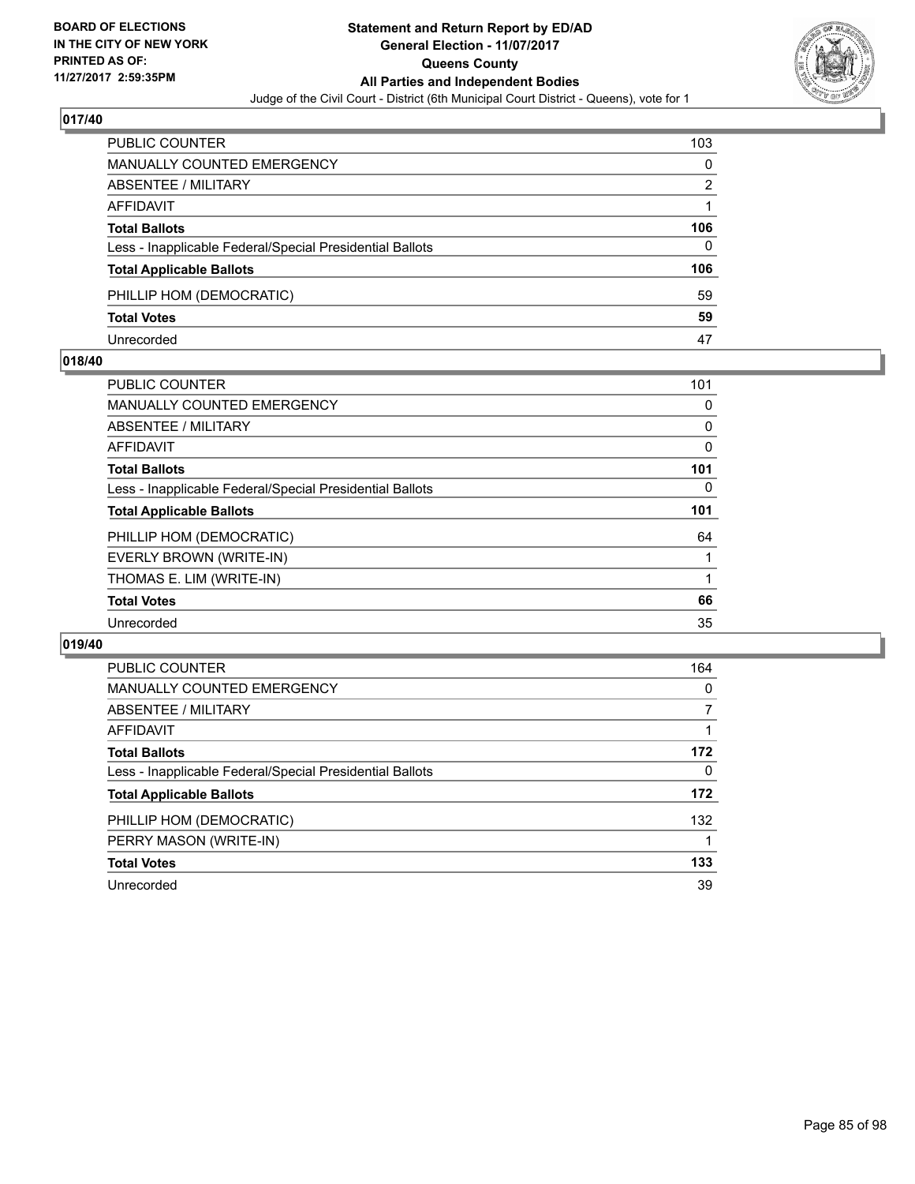## 017/40

| | |
|---|---|
| PUBLIC COUNTER | 103 |
| MANUALLY COUNTED EMERGENCY | 0 |
| ABSENTEE / MILITARY | 2 |
| AFFIDAVIT | 1 |
| **Total Ballots** | **106** |
| Less - Inapplicable Federal/Special Presidential Ballots | 0 |
| **Total Applicable Ballots** | **106** |
| PHILLIP HOM (DEMOCRATIC) | 59 |
| **Total Votes** | **59** |
| Unrecorded | 47 |

## 018/40

| | |
|---|---|
| PUBLIC COUNTER | 101 |
| MANUALLY COUNTED EMERGENCY | 0 |
| ABSENTEE / MILITARY | 0 |
| AFFIDAVIT | 0 |
| **Total Ballots** | **101** |
| Less - Inapplicable Federal/Special Presidential Ballots | 0 |
| **Total Applicable Ballots** | **101** |
| PHILLIP HOM (DEMOCRATIC) | 64 |
| EVERLY BROWN (WRITE-IN) | 1 |
| THOMAS E. LIM (WRITE-IN) | 1 |
| **Total Votes** | **66** |
| Unrecorded | 35 |

## 019/40

| | |
|---|---|
| PUBLIC COUNTER | 164 |
| MANUALLY COUNTED EMERGENCY | 0 |
| ABSENTEE / MILITARY | 7 |
| AFFIDAVIT | 1 |
| **Total Ballots** | **172** |
| Less - Inapplicable Federal/Special Presidential Ballots | 0 |
| **Total Applicable Ballots** | **172** |
| PHILLIP HOM (DEMOCRATIC) | 132 |
| PERRY MASON (WRITE-IN) | 1 |
| **Total Votes** | **133** |
| Unrecorded | 39 |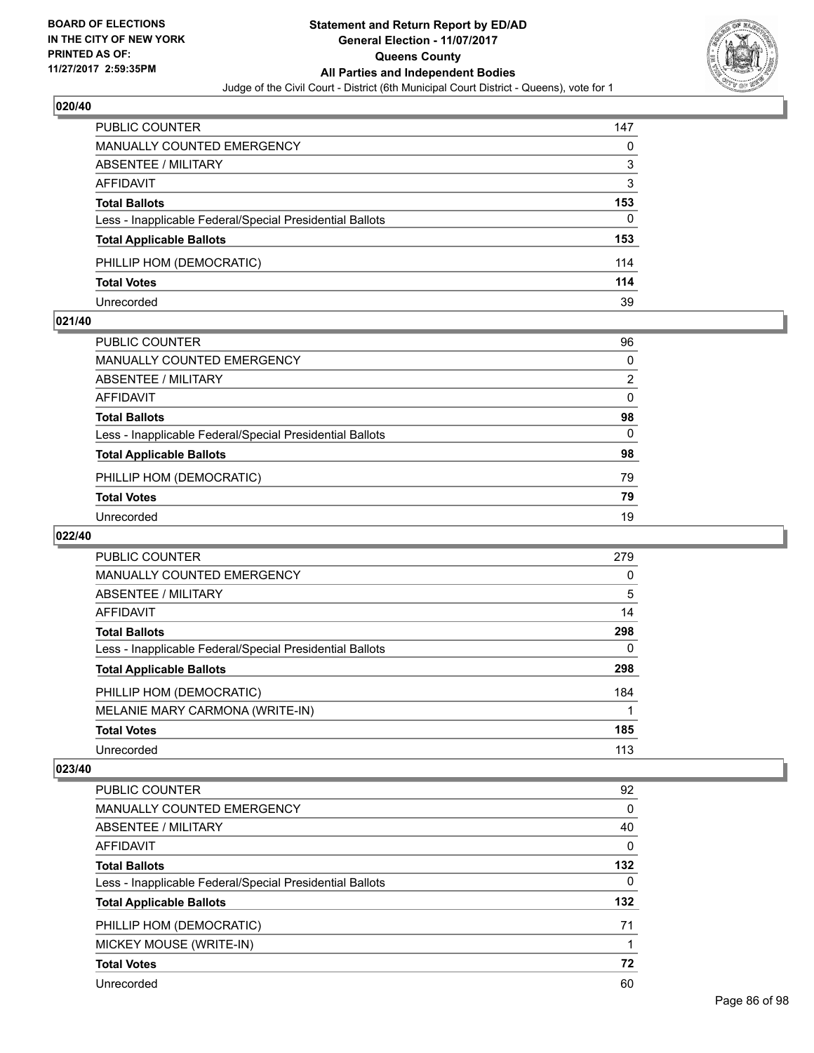## 020/40

| | |
|---|---|
| PUBLIC COUNTER | 147 |
| MANUALLY COUNTED EMERGENCY | 0 |
| ABSENTEE / MILITARY | 3 |
| AFFIDAVIT | 3 |
| **Total Ballots** | **153** |
| Less - Inapplicable Federal/Special Presidential Ballots | 0 |
| **Total Applicable Ballots** | **153** |
| PHILLIP HOM (DEMOCRATIC) | 114 |
| **Total Votes** | **114** |
| Unrecorded | 39 |

## 021/40

| | |
|---|---|
| PUBLIC COUNTER | 96 |
| MANUALLY COUNTED EMERGENCY | 0 |
| ABSENTEE / MILITARY | 2 |
| AFFIDAVIT | 0 |
| **Total Ballots** | **98** |
| Less - Inapplicable Federal/Special Presidential Ballots | 0 |
| **Total Applicable Ballots** | **98** |
| PHILLIP HOM (DEMOCRATIC) | 79 |
| **Total Votes** | **79** |
| Unrecorded | 19 |

## 022/40

| | |
|---|---|
| PUBLIC COUNTER | 279 |
| MANUALLY COUNTED EMERGENCY | 0 |
| ABSENTEE / MILITARY | 5 |
| AFFIDAVIT | 14 |
| **Total Ballots** | **298** |
| Less - Inapplicable Federal/Special Presidential Ballots | 0 |
| **Total Applicable Ballots** | **298** |
| PHILLIP HOM (DEMOCRATIC) | 184 |
| MELANIE MARY CARMONA (WRITE-IN) | 1 |
| **Total Votes** | **185** |
| Unrecorded | 113 |

## 023/40

| | |
|---|---|
| PUBLIC COUNTER | 92 |
| MANUALLY COUNTED EMERGENCY | 0 |
| ABSENTEE / MILITARY | 40 |
| AFFIDAVIT | 0 |
| **Total Ballots** | **132** |
| Less - Inapplicable Federal/Special Presidential Ballots | 0 |
| **Total Applicable Ballots** | **132** |
| PHILLIP HOM (DEMOCRATIC) | 71 |
| MICKEY MOUSE (WRITE-IN) | 1 |
| **Total Votes** | **72** |
| Unrecorded | 60 |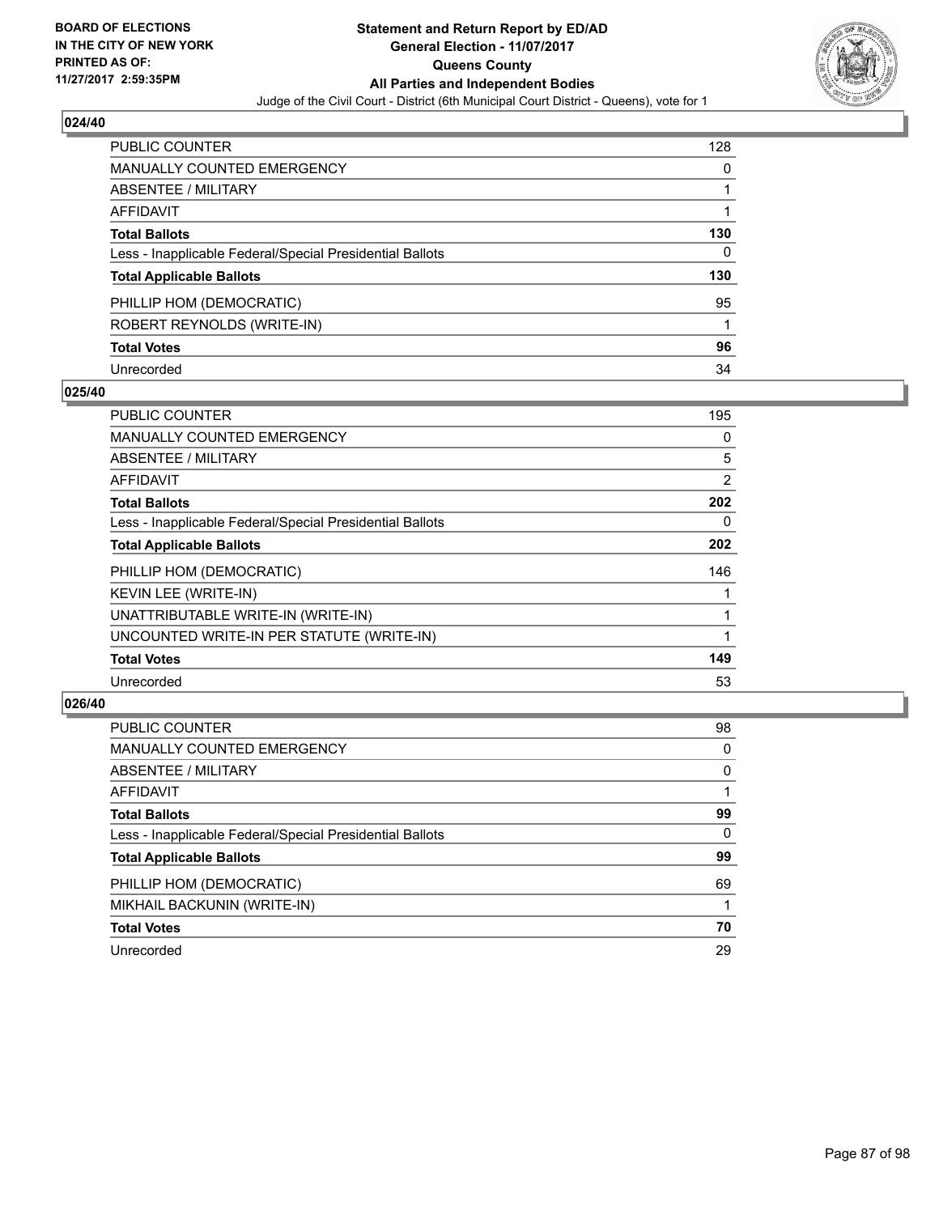**BOARD OF ELECTIONS IN THE CITY OF NEW YORK PRINTED AS OF: 11/27/2017 2:59:35PM**

# Statement and Return Report by ED/AD
## General Election - 11/07/2017
## Queens County
## All Parties and Independent Bodies
Judge of the Civil Court - District (6th Municipal Court District - Queens), vote for 1

### 024/40

| | |
|---|---|
| PUBLIC COUNTER | 128 |
| MANUALLY COUNTED EMERGENCY | 0 |
| ABSENTEE / MILITARY | 1 |
| AFFIDAVIT | 1 |
| **Total Ballots** | **130** |
| Less - Inapplicable Federal/Special Presidential Ballots | 0 |
| **Total Applicable Ballots** | **130** |
| PHILLIP HOM (DEMOCRATIC) | 95 |
| ROBERT REYNOLDS (WRITE-IN) | 1 |
| **Total Votes** | **96** |
| Unrecorded | 34 |

### 025/40

| | |
|---|---|
| PUBLIC COUNTER | 195 |
| MANUALLY COUNTED EMERGENCY | 0 |
| ABSENTEE / MILITARY | 5 |
| AFFIDAVIT | 2 |
| **Total Ballots** | **202** |
| Less - Inapplicable Federal/Special Presidential Ballots | 0 |
| **Total Applicable Ballots** | **202** |
| PHILLIP HOM (DEMOCRATIC) | 146 |
| KEVIN LEE (WRITE-IN) | 1 |
| UNATTRIBUTABLE WRITE-IN (WRITE-IN) | 1 |
| UNCOUNTED WRITE-IN PER STATUTE (WRITE-IN) | 1 |
| **Total Votes** | **149** |
| Unrecorded | 53 |

### 026/40

| | |
|---|---|
| PUBLIC COUNTER | 98 |
| MANUALLY COUNTED EMERGENCY | 0 |
| ABSENTEE / MILITARY | 0 |
| AFFIDAVIT | 1 |
| **Total Ballots** | **99** |
| Less - Inapplicable Federal/Special Presidential Ballots | 0 |
| **Total Applicable Ballots** | **99** |
| PHILLIP HOM (DEMOCRATIC) | 69 |
| MIKHAIL BACKUNIN (WRITE-IN) | 1 |
| **Total Votes** | **70** |
| Unrecorded | 29 |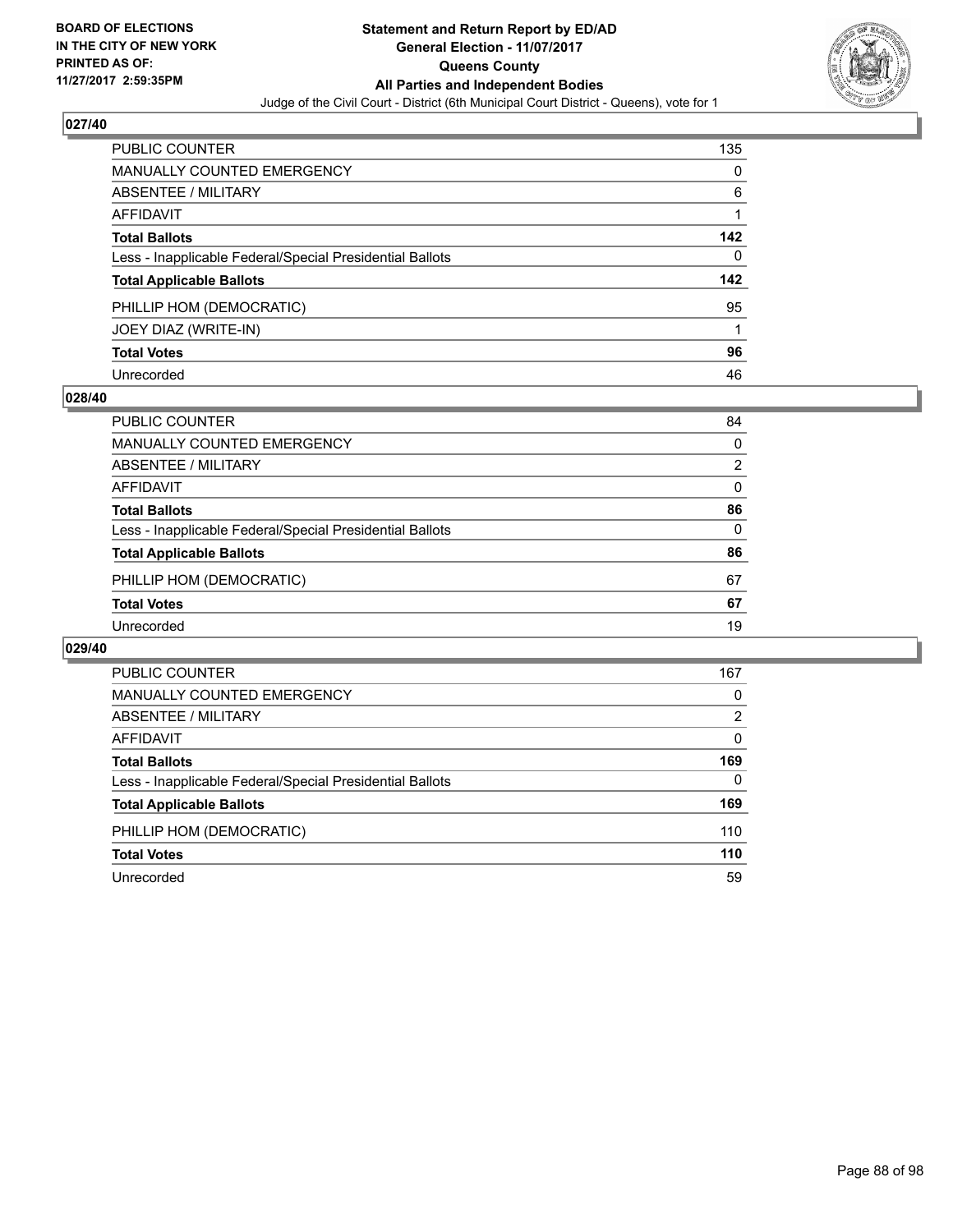## 027/40

| | |
|---|---|
| PUBLIC COUNTER | 135 |
| MANUALLY COUNTED EMERGENCY | 0 |
| ABSENTEE / MILITARY | 6 |
| AFFIDAVIT | 1 |
| **Total Ballots** | **142** |
| Less - Inapplicable Federal/Special Presidential Ballots | 0 |
| **Total Applicable Ballots** | **142** |
| PHILLIP HOM (DEMOCRATIC) | 95 |
| JOEY DIAZ (WRITE-IN) | 1 |
| **Total Votes** | **96** |
| Unrecorded | 46 |

## 028/40

| | |
|---|---|
| PUBLIC COUNTER | 84 |
| MANUALLY COUNTED EMERGENCY | 0 |
| ABSENTEE / MILITARY | 2 |
| AFFIDAVIT | 0 |
| **Total Ballots** | **86** |
| Less - Inapplicable Federal/Special Presidential Ballots | 0 |
| **Total Applicable Ballots** | **86** |
| PHILLIP HOM (DEMOCRATIC) | 67 |
| **Total Votes** | **67** |
| Unrecorded | 19 |

## 029/40

| | |
|---|---|
| PUBLIC COUNTER | 167 |
| MANUALLY COUNTED EMERGENCY | 0 |
| ABSENTEE / MILITARY | 2 |
| AFFIDAVIT | 0 |
| **Total Ballots** | **169** |
| Less - Inapplicable Federal/Special Presidential Ballots | 0 |
| **Total Applicable Ballots** | **169** |
| PHILLIP HOM (DEMOCRATIC) | 110 |
| **Total Votes** | **110** |
| Unrecorded | 59 |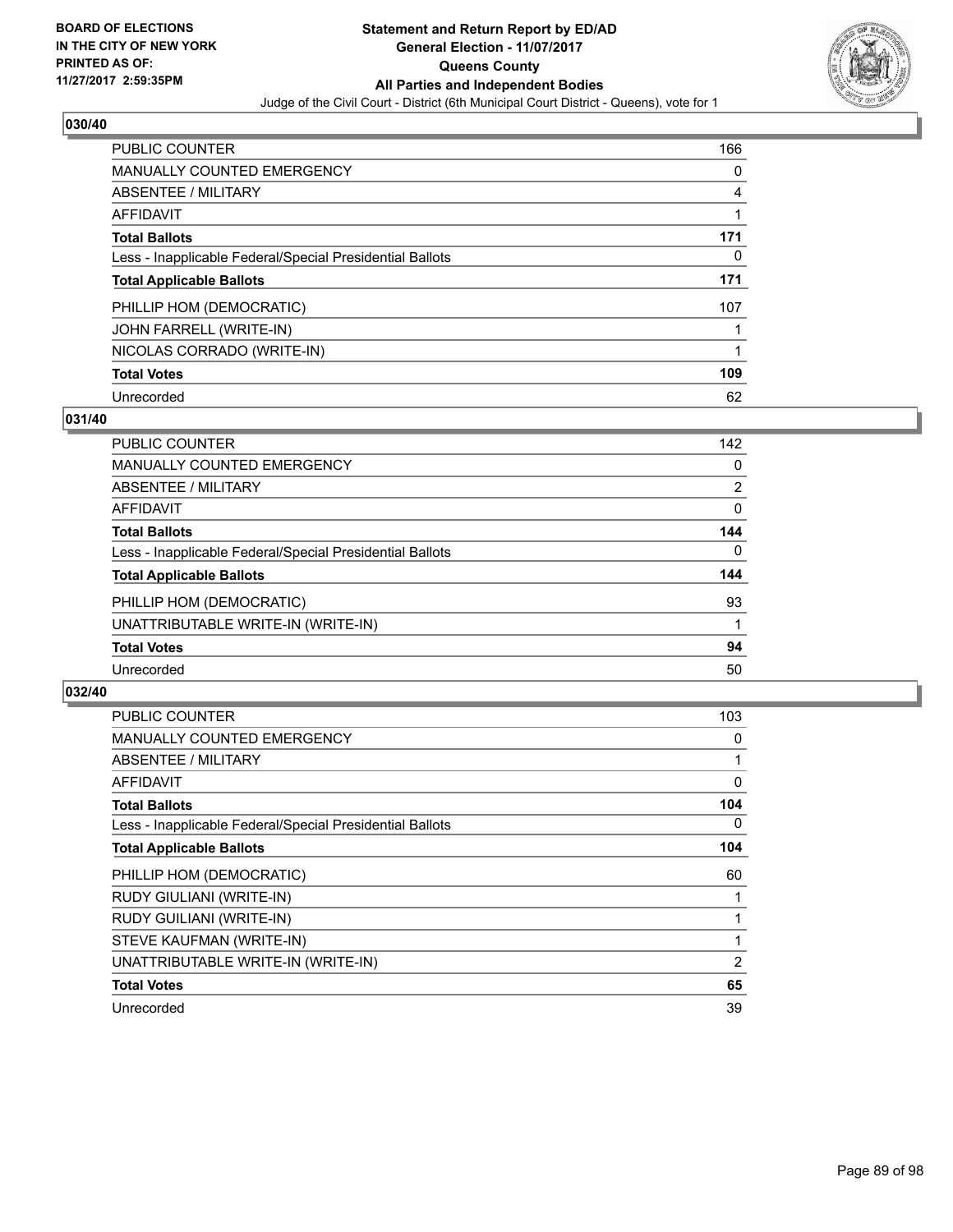**BOARD OF ELECTIONS IN THE CITY OF NEW YORK PRINTED AS OF: 11/27/2017 2:59:35PM**

# Statement and Return Report by ED/AD
## General Election - 11/07/2017
## Queens County
## All Parties and Independent Bodies
Judge of the Civil Court - District (6th Municipal Court District - Queens), vote for 1

### 030/40

| | |
|---|---|
| PUBLIC COUNTER | 166 |
| MANUALLY COUNTED EMERGENCY | 0 |
| ABSENTEE / MILITARY | 4 |
| AFFIDAVIT | 1 |
| **Total Ballots** | **171** |
| Less - Inapplicable Federal/Special Presidential Ballots | 0 |
| **Total Applicable Ballots** | **171** |
| PHILLIP HOM (DEMOCRATIC) | 107 |
| JOHN FARRELL (WRITE-IN) | 1 |
| NICOLAS CORRADO (WRITE-IN) | 1 |
| **Total Votes** | **109** |
| Unrecorded | 62 |

### 031/40

| | |
|---|---|
| PUBLIC COUNTER | 142 |
| MANUALLY COUNTED EMERGENCY | 0 |
| ABSENTEE / MILITARY | 2 |
| AFFIDAVIT | 0 |
| **Total Ballots** | **144** |
| Less - Inapplicable Federal/Special Presidential Ballots | 0 |
| **Total Applicable Ballots** | **144** |
| PHILLIP HOM (DEMOCRATIC) | 93 |
| UNATTRIBUTABLE WRITE-IN (WRITE-IN) | 1 |
| **Total Votes** | **94** |
| Unrecorded | 50 |

### 032/40

| | |
|---|---|
| PUBLIC COUNTER | 103 |
| MANUALLY COUNTED EMERGENCY | 0 |
| ABSENTEE / MILITARY | 1 |
| AFFIDAVIT | 0 |
| **Total Ballots** | **104** |
| Less - Inapplicable Federal/Special Presidential Ballots | 0 |
| **Total Applicable Ballots** | **104** |
| PHILLIP HOM (DEMOCRATIC) | 60 |
| RUDY GIULIANI (WRITE-IN) | 1 |
| RUDY GUILIANI (WRITE-IN) | 1 |
| STEVE KAUFMAN (WRITE-IN) | 1 |
| UNATTRIBUTABLE WRITE-IN (WRITE-IN) | 2 |
| **Total Votes** | **65** |
| Unrecorded | 39 |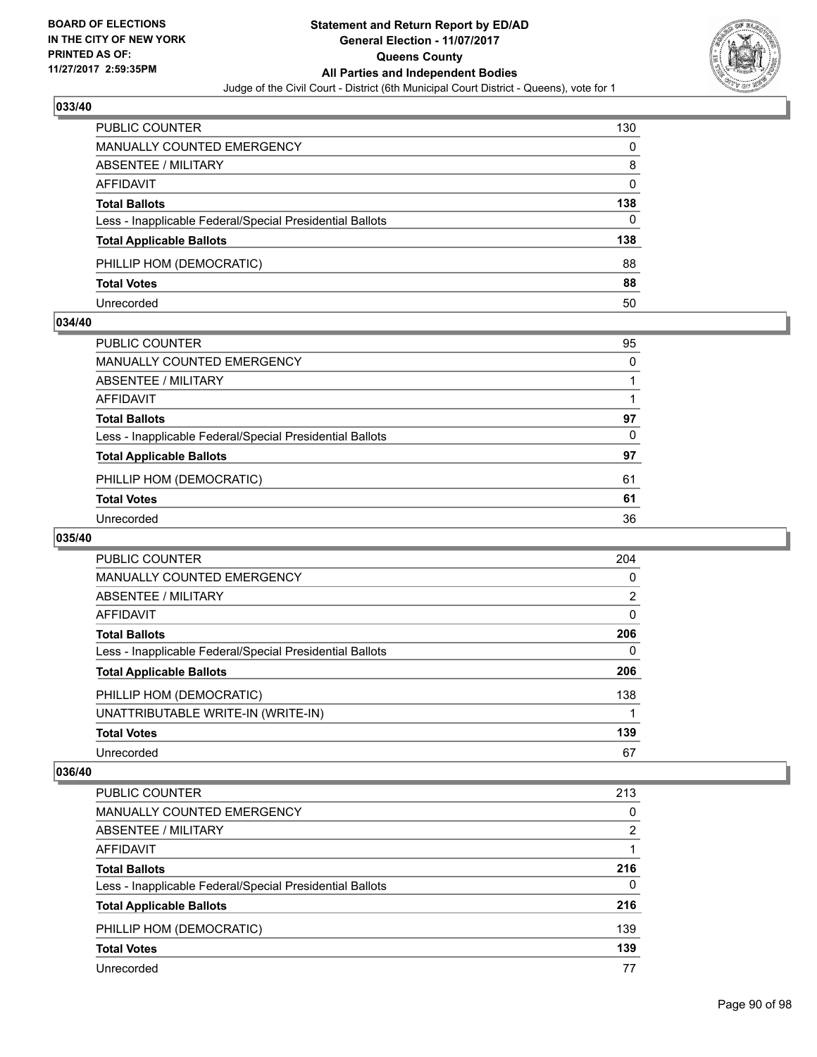### 033/40

| | |
|---|---|
| PUBLIC COUNTER | 130 |
| MANUALLY COUNTED EMERGENCY | 0 |
| ABSENTEE / MILITARY | 8 |
| AFFIDAVIT | 0 |
| **Total Ballots** | **138** |
| Less - Inapplicable Federal/Special Presidential Ballots | 0 |
| **Total Applicable Ballots** | **138** |
| PHILLIP HOM (DEMOCRATIC) | 88 |
| **Total Votes** | **88** |
| Unrecorded | 50 |

### 034/40

| | |
|---|---|
| PUBLIC COUNTER | 95 |
| MANUALLY COUNTED EMERGENCY | 0 |
| ABSENTEE / MILITARY | 1 |
| AFFIDAVIT | 1 |
| **Total Ballots** | **97** |
| Less - Inapplicable Federal/Special Presidential Ballots | 0 |
| **Total Applicable Ballots** | **97** |
| PHILLIP HOM (DEMOCRATIC) | 61 |
| **Total Votes** | **61** |
| Unrecorded | 36 |

### 035/40

| | |
|---|---|
| PUBLIC COUNTER | 204 |
| MANUALLY COUNTED EMERGENCY | 0 |
| ABSENTEE / MILITARY | 2 |
| AFFIDAVIT | 0 |
| **Total Ballots** | **206** |
| Less - Inapplicable Federal/Special Presidential Ballots | 0 |
| **Total Applicable Ballots** | **206** |
| PHILLIP HOM (DEMOCRATIC) | 138 |
| UNATTRIBUTABLE WRITE-IN (WRITE-IN) | 1 |
| **Total Votes** | **139** |
| Unrecorded | 67 |

### 036/40

| | |
|---|---|
| PUBLIC COUNTER | 213 |
| MANUALLY COUNTED EMERGENCY | 0 |
| ABSENTEE / MILITARY | 2 |
| AFFIDAVIT | 1 |
| **Total Ballots** | **216** |
| Less - Inapplicable Federal/Special Presidential Ballots | 0 |
| **Total Applicable Ballots** | **216** |
| PHILLIP HOM (DEMOCRATIC) | 139 |
| **Total Votes** | **139** |
| Unrecorded | 77 |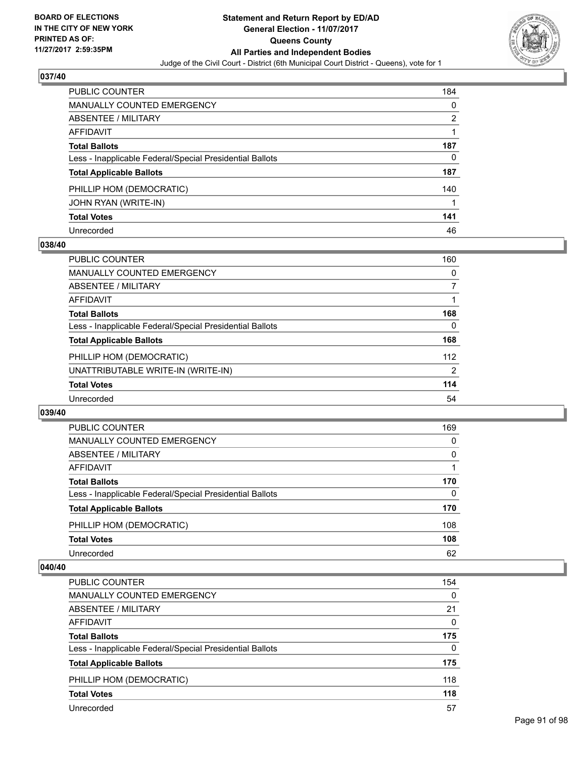### 037/40

| | |
|---|---|
| PUBLIC COUNTER | 184 |
| MANUALLY COUNTED EMERGENCY | 0 |
| ABSENTEE / MILITARY | 2 |
| AFFIDAVIT | 1 |
| **Total Ballots** | **187** |
| Less - Inapplicable Federal/Special Presidential Ballots | 0 |
| **Total Applicable Ballots** | **187** |
| PHILLIP HOM (DEMOCRATIC) | 140 |
| JOHN RYAN (WRITE-IN) | 1 |
| **Total Votes** | **141** |
| Unrecorded | 46 |

### 038/40

| | |
|---|---|
| PUBLIC COUNTER | 160 |
| MANUALLY COUNTED EMERGENCY | 0 |
| ABSENTEE / MILITARY | 7 |
| AFFIDAVIT | 1 |
| **Total Ballots** | **168** |
| Less - Inapplicable Federal/Special Presidential Ballots | 0 |
| **Total Applicable Ballots** | **168** |
| PHILLIP HOM (DEMOCRATIC) | 112 |
| UNATTRIBUTABLE WRITE-IN (WRITE-IN) | 2 |
| **Total Votes** | **114** |
| Unrecorded | 54 |

### 039/40

| | |
|---|---|
| PUBLIC COUNTER | 169 |
| MANUALLY COUNTED EMERGENCY | 0 |
| ABSENTEE / MILITARY | 0 |
| AFFIDAVIT | 1 |
| **Total Ballots** | **170** |
| Less - Inapplicable Federal/Special Presidential Ballots | 0 |
| **Total Applicable Ballots** | **170** |
| PHILLIP HOM (DEMOCRATIC) | 108 |
| **Total Votes** | **108** |
| Unrecorded | 62 |

### 040/40

| | |
|---|---|
| PUBLIC COUNTER | 154 |
| MANUALLY COUNTED EMERGENCY | 0 |
| ABSENTEE / MILITARY | 21 |
| AFFIDAVIT | 0 |
| **Total Ballots** | **175** |
| Less - Inapplicable Federal/Special Presidential Ballots | 0 |
| **Total Applicable Ballots** | **175** |
| PHILLIP HOM (DEMOCRATIC) | 118 |
| **Total Votes** | **118** |
| Unrecorded | 57 |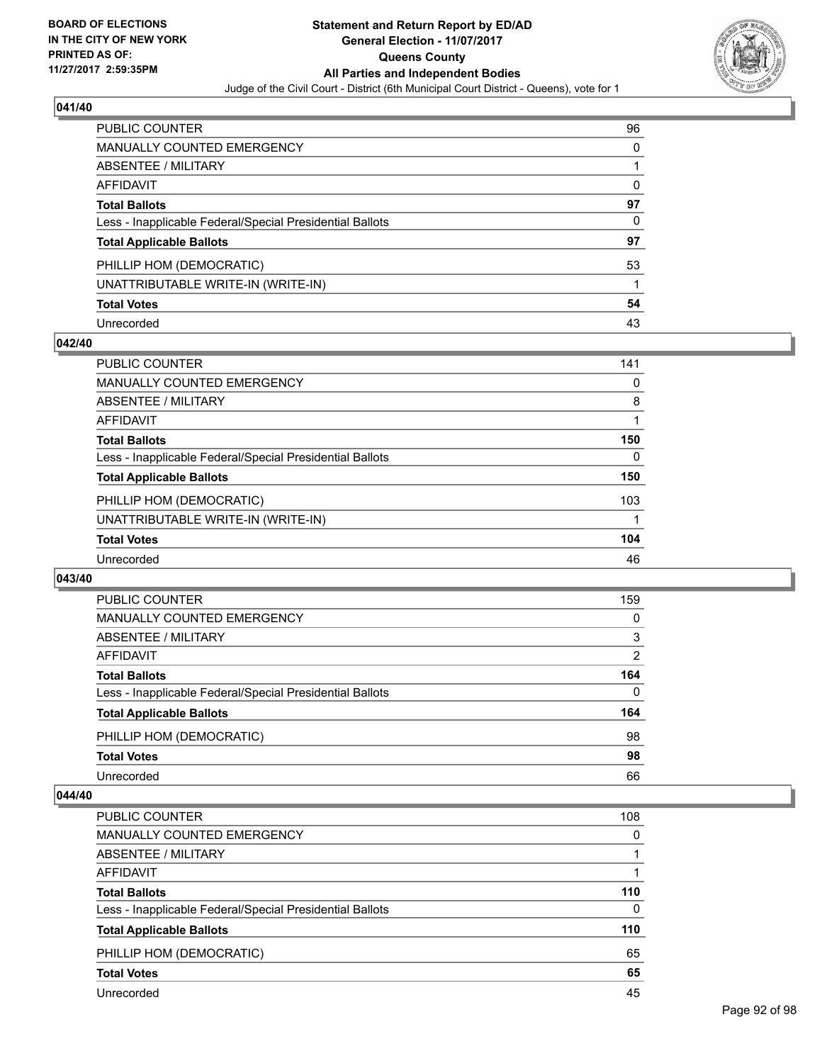## 041/40

| | |
|---|---|
| PUBLIC COUNTER | 96 |
| MANUALLY COUNTED EMERGENCY | 0 |
| ABSENTEE / MILITARY | 1 |
| AFFIDAVIT | 0 |
| **Total Ballots** | **97** |
| Less - Inapplicable Federal/Special Presidential Ballots | 0 |
| **Total Applicable Ballots** | **97** |
| PHILLIP HOM (DEMOCRATIC) | 53 |
| UNATTRIBUTABLE WRITE-IN (WRITE-IN) | 1 |
| **Total Votes** | **54** |
| Unrecorded | 43 |

## 042/40

| | |
|---|---|
| PUBLIC COUNTER | 141 |
| MANUALLY COUNTED EMERGENCY | 0 |
| ABSENTEE / MILITARY | 8 |
| AFFIDAVIT | 1 |
| **Total Ballots** | **150** |
| Less - Inapplicable Federal/Special Presidential Ballots | 0 |
| **Total Applicable Ballots** | **150** |
| PHILLIP HOM (DEMOCRATIC) | 103 |
| UNATTRIBUTABLE WRITE-IN (WRITE-IN) | 1 |
| **Total Votes** | **104** |
| Unrecorded | 46 |

## 043/40

| | |
|---|---|
| PUBLIC COUNTER | 159 |
| MANUALLY COUNTED EMERGENCY | 0 |
| ABSENTEE / MILITARY | 3 |
| AFFIDAVIT | 2 |
| **Total Ballots** | **164** |
| Less - Inapplicable Federal/Special Presidential Ballots | 0 |
| **Total Applicable Ballots** | **164** |
| PHILLIP HOM (DEMOCRATIC) | 98 |
| **Total Votes** | **98** |
| Unrecorded | 66 |

## 044/40

| | |
|---|---|
| PUBLIC COUNTER | 108 |
| MANUALLY COUNTED EMERGENCY | 0 |
| ABSENTEE / MILITARY | 1 |
| AFFIDAVIT | 1 |
| **Total Ballots** | **110** |
| Less - Inapplicable Federal/Special Presidential Ballots | 0 |
| **Total Applicable Ballots** | **110** |
| PHILLIP HOM (DEMOCRATIC) | 65 |
| **Total Votes** | **65** |
| Unrecorded | 45 |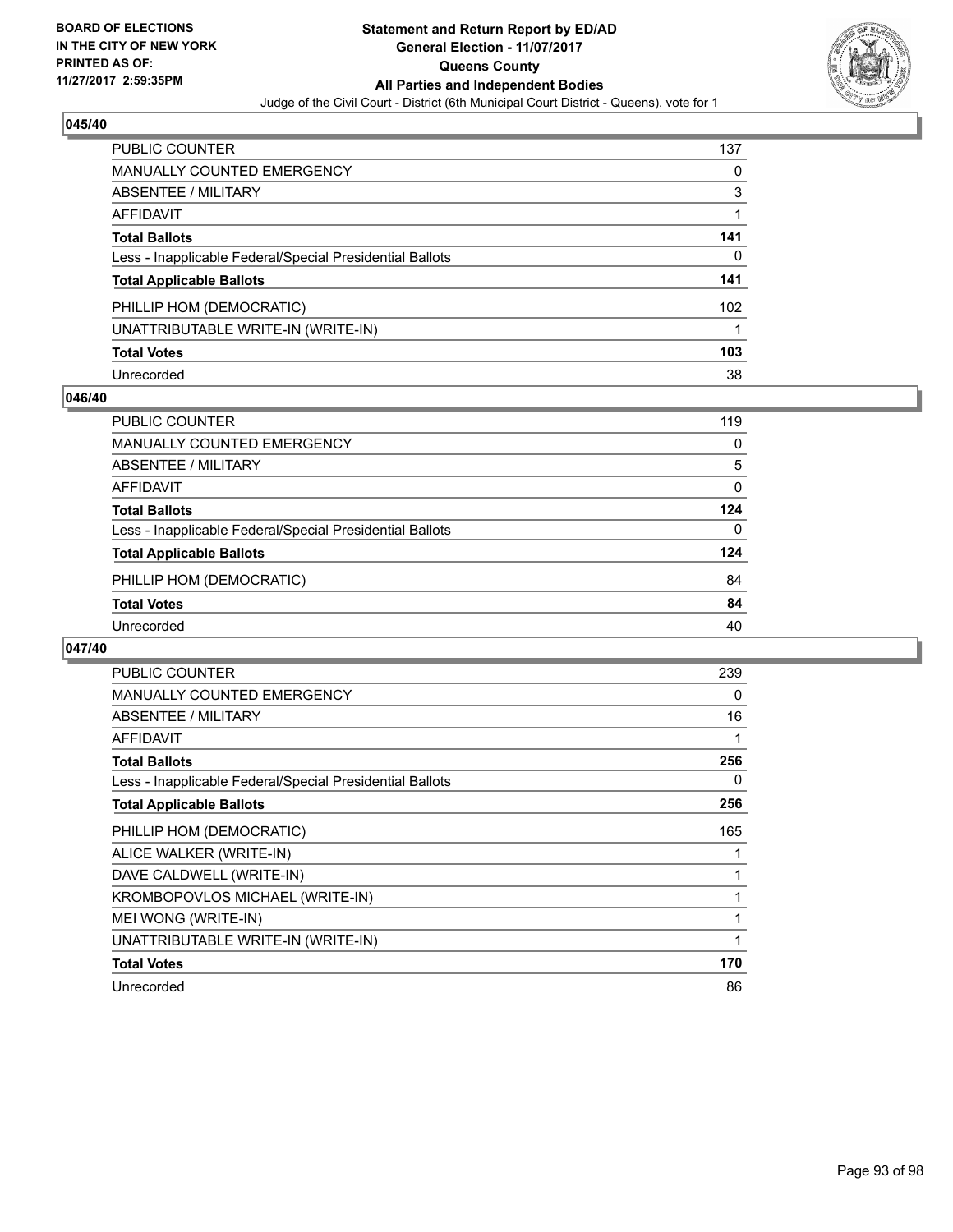**BOARD OF ELECTIONS IN THE CITY OF NEW YORK PRINTED AS OF: 11/27/2017 2:59:35PM**

**Statement and Return Report by ED/AD General Election - 11/07/2017 Queens County All Parties and Independent Bodies**

Judge of the Civil Court - District (6th Municipal Court District - Queens), vote for 1

## 045/40

| | |
|---|---|
| PUBLIC COUNTER | 137 |
| MANUALLY COUNTED EMERGENCY | 0 |
| ABSENTEE / MILITARY | 3 |
| AFFIDAVIT | 1 |
| **Total Ballots** | **141** |
| Less - Inapplicable Federal/Special Presidential Ballots | 0 |
| **Total Applicable Ballots** | **141** |
| PHILLIP HOM (DEMOCRATIC) | 102 |
| UNATTRIBUTABLE WRITE-IN (WRITE-IN) | 1 |
| **Total Votes** | **103** |
| Unrecorded | 38 |

## 046/40

| | |
|---|---|
| PUBLIC COUNTER | 119 |
| MANUALLY COUNTED EMERGENCY | 0 |
| ABSENTEE / MILITARY | 5 |
| AFFIDAVIT | 0 |
| **Total Ballots** | **124** |
| Less - Inapplicable Federal/Special Presidential Ballots | 0 |
| **Total Applicable Ballots** | **124** |
| PHILLIP HOM (DEMOCRATIC) | 84 |
| **Total Votes** | **84** |
| Unrecorded | 40 |

## 047/40

| | |
|---|---|
| PUBLIC COUNTER | 239 |
| MANUALLY COUNTED EMERGENCY | 0 |
| ABSENTEE / MILITARY | 16 |
| AFFIDAVIT | 1 |
| **Total Ballots** | **256** |
| Less - Inapplicable Federal/Special Presidential Ballots | 0 |
| **Total Applicable Ballots** | **256** |
| PHILLIP HOM (DEMOCRATIC) | 165 |
| ALICE WALKER (WRITE-IN) | 1 |
| DAVE CALDWELL (WRITE-IN) | 1 |
| KROMBOPOVLOS MICHAEL (WRITE-IN) | 1 |
| MEI WONG (WRITE-IN) | 1 |
| UNATTRIBUTABLE WRITE-IN (WRITE-IN) | 1 |
| **Total Votes** | **170** |
| Unrecorded | 86 |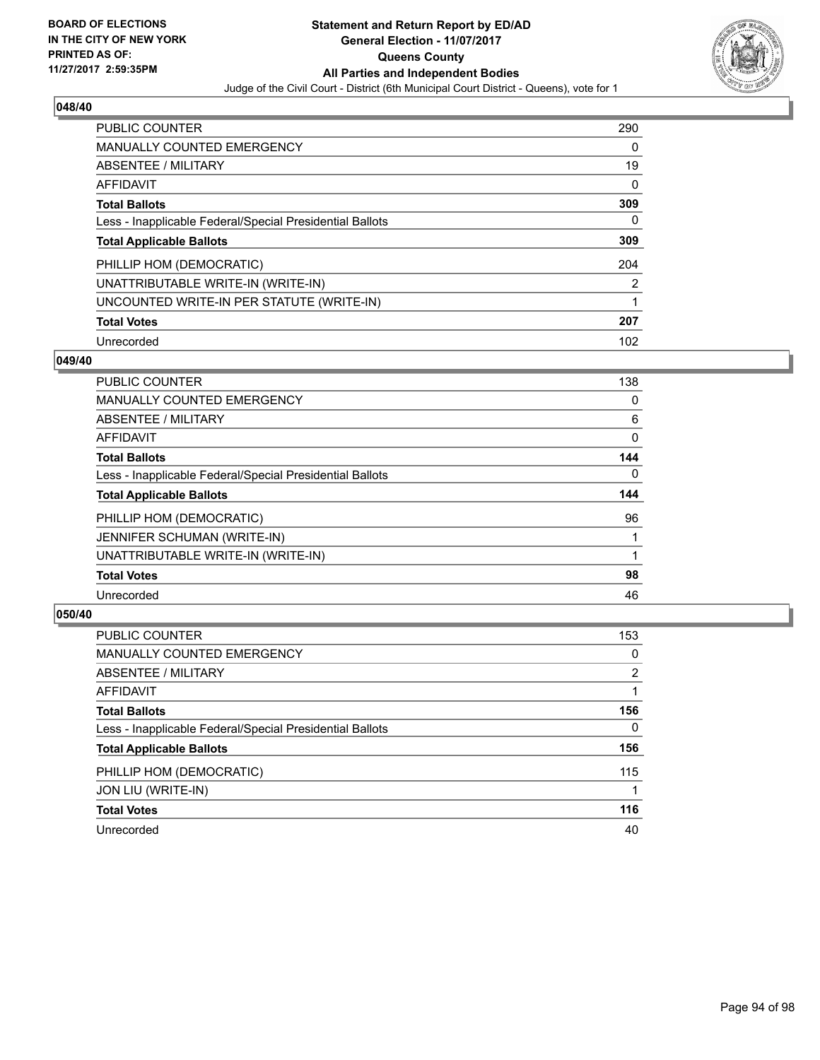**BOARD OF ELECTIONS IN THE CITY OF NEW YORK PRINTED AS OF: 11/27/2017 2:59:35PM**

# Statement and Return Report by ED/AD
## General Election - 11/07/2017
## Queens County
## All Parties and Independent Bodies

Judge of the Civil Court - District (6th Municipal Court District - Queens), vote for 1

### 048/40

| | |
|---|---|
| PUBLIC COUNTER | 290 |
| MANUALLY COUNTED EMERGENCY | 0 |
| ABSENTEE / MILITARY | 19 |
| AFFIDAVIT | 0 |
| **Total Ballots** | **309** |
| Less - Inapplicable Federal/Special Presidential Ballots | 0 |
| **Total Applicable Ballots** | **309** |
| PHILLIP HOM (DEMOCRATIC) | 204 |
| UNATTRIBUTABLE WRITE-IN (WRITE-IN) | 2 |
| UNCOUNTED WRITE-IN PER STATUTE (WRITE-IN) | 1 |
| **Total Votes** | **207** |
| Unrecorded | 102 |

### 049/40

| | |
|---|---|
| PUBLIC COUNTER | 138 |
| MANUALLY COUNTED EMERGENCY | 0 |
| ABSENTEE / MILITARY | 6 |
| AFFIDAVIT | 0 |
| **Total Ballots** | **144** |
| Less - Inapplicable Federal/Special Presidential Ballots | 0 |
| **Total Applicable Ballots** | **144** |
| PHILLIP HOM (DEMOCRATIC) | 96 |
| JENNIFER SCHUMAN (WRITE-IN) | 1 |
| UNATTRIBUTABLE WRITE-IN (WRITE-IN) | 1 |
| **Total Votes** | **98** |
| Unrecorded | 46 |

### 050/40

| | |
|---|---|
| PUBLIC COUNTER | 153 |
| MANUALLY COUNTED EMERGENCY | 0 |
| ABSENTEE / MILITARY | 2 |
| AFFIDAVIT | 1 |
| **Total Ballots** | **156** |
| Less - Inapplicable Federal/Special Presidential Ballots | 0 |
| **Total Applicable Ballots** | **156** |
| PHILLIP HOM (DEMOCRATIC) | 115 |
| JON LIU (WRITE-IN) | 1 |
| **Total Votes** | **116** |
| Unrecorded | 40 |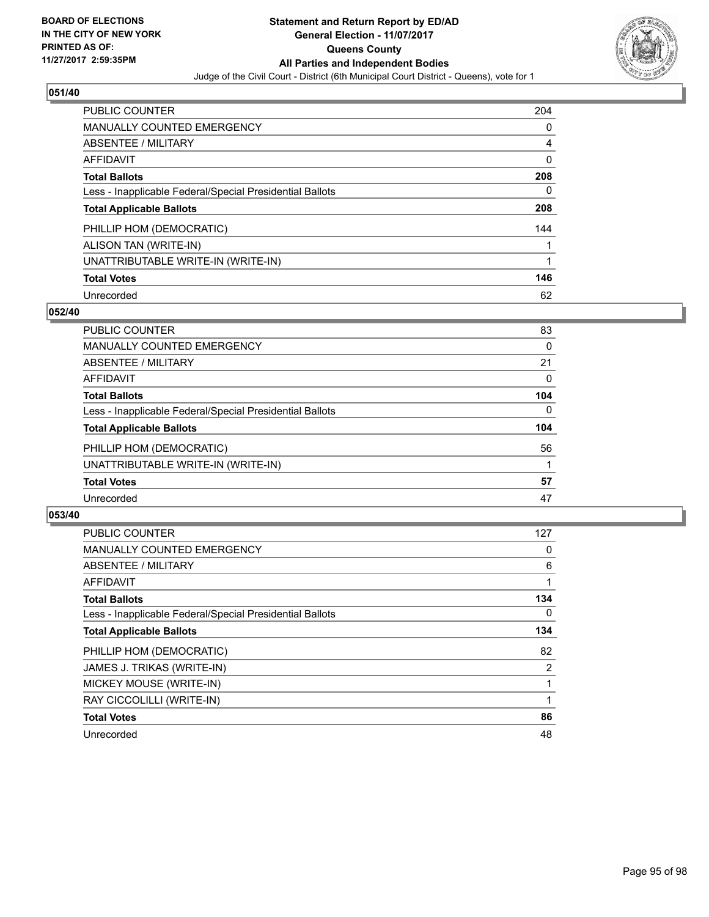**BOARD OF ELECTIONS IN THE CITY OF NEW YORK PRINTED AS OF: 11/27/2017 2:59:35PM**

# Statement and Return Report by ED/AD
## General Election - 11/07/2017
## Queens County
## All Parties and Independent Bodies
### Judge of the Civil Court - District (6th Municipal Court District - Queens), vote for 1

### 051/40

| | |
|---|---|
| PUBLIC COUNTER | 204 |
| MANUALLY COUNTED EMERGENCY | 0 |
| ABSENTEE / MILITARY | 4 |
| AFFIDAVIT | 0 |
| **Total Ballots** | **208** |
| Less - Inapplicable Federal/Special Presidential Ballots | 0 |
| **Total Applicable Ballots** | **208** |
| PHILLIP HOM (DEMOCRATIC) | 144 |
| ALISON TAN (WRITE-IN) | 1 |
| UNATTRIBUTABLE WRITE-IN (WRITE-IN) | 1 |
| **Total Votes** | **146** |
| Unrecorded | 62 |

### 052/40

| | |
|---|---|
| PUBLIC COUNTER | 83 |
| MANUALLY COUNTED EMERGENCY | 0 |
| ABSENTEE / MILITARY | 21 |
| AFFIDAVIT | 0 |
| **Total Ballots** | **104** |
| Less - Inapplicable Federal/Special Presidential Ballots | 0 |
| **Total Applicable Ballots** | **104** |
| PHILLIP HOM (DEMOCRATIC) | 56 |
| UNATTRIBUTABLE WRITE-IN (WRITE-IN) | 1 |
| **Total Votes** | **57** |
| Unrecorded | 47 |

### 053/40

| | |
|---|---|
| PUBLIC COUNTER | 127 |
| MANUALLY COUNTED EMERGENCY | 0 |
| ABSENTEE / MILITARY | 6 |
| AFFIDAVIT | 1 |
| **Total Ballots** | **134** |
| Less - Inapplicable Federal/Special Presidential Ballots | 0 |
| **Total Applicable Ballots** | **134** |
| PHILLIP HOM (DEMOCRATIC) | 82 |
| JAMES J. TRIKAS (WRITE-IN) | 2 |
| MICKEY MOUSE (WRITE-IN) | 1 |
| RAY CICCOLILLI (WRITE-IN) | 1 |
| **Total Votes** | **86** |
| Unrecorded | 48 |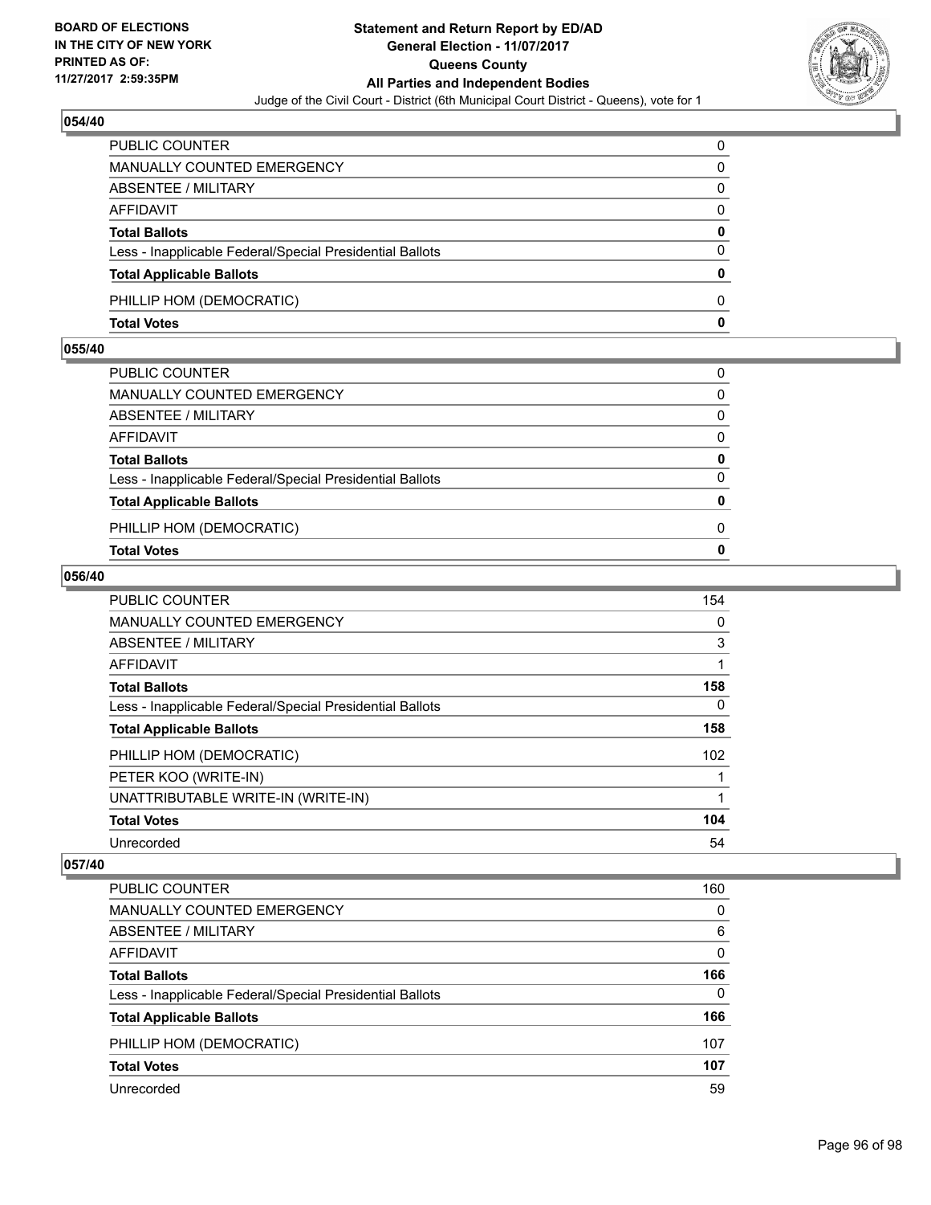## 054/40

| | |
|---|---|
| PUBLIC COUNTER | 0 |
| MANUALLY COUNTED EMERGENCY | 0 |
| ABSENTEE / MILITARY | 0 |
| AFFIDAVIT | 0 |
| **Total Ballots** | **0** |
| Less - Inapplicable Federal/Special Presidential Ballots | 0 |
| **Total Applicable Ballots** | **0** |
| PHILLIP HOM (DEMOCRATIC) | 0 |
| **Total Votes** | **0** |

## 055/40

| | |
|---|---|
| PUBLIC COUNTER | 0 |
| MANUALLY COUNTED EMERGENCY | 0 |
| ABSENTEE / MILITARY | 0 |
| AFFIDAVIT | 0 |
| **Total Ballots** | **0** |
| Less - Inapplicable Federal/Special Presidential Ballots | 0 |
| **Total Applicable Ballots** | **0** |
| PHILLIP HOM (DEMOCRATIC) | 0 |
| **Total Votes** | **0** |

## 056/40

| | |
|---|---|
| PUBLIC COUNTER | 154 |
| MANUALLY COUNTED EMERGENCY | 0 |
| ABSENTEE / MILITARY | 3 |
| AFFIDAVIT | 1 |
| **Total Ballots** | **158** |
| Less - Inapplicable Federal/Special Presidential Ballots | 0 |
| **Total Applicable Ballots** | **158** |
| PHILLIP HOM (DEMOCRATIC) | 102 |
| PETER KOO (WRITE-IN) | 1 |
| UNATTRIBUTABLE WRITE-IN (WRITE-IN) | 1 |
| **Total Votes** | **104** |
| Unrecorded | 54 |

## 057/40

| | |
|---|---|
| PUBLIC COUNTER | 160 |
| MANUALLY COUNTED EMERGENCY | 0 |
| ABSENTEE / MILITARY | 6 |
| AFFIDAVIT | 0 |
| **Total Ballots** | **166** |
| Less - Inapplicable Federal/Special Presidential Ballots | 0 |
| **Total Applicable Ballots** | **166** |
| PHILLIP HOM (DEMOCRATIC) | 107 |
| **Total Votes** | **107** |
| Unrecorded | 59 |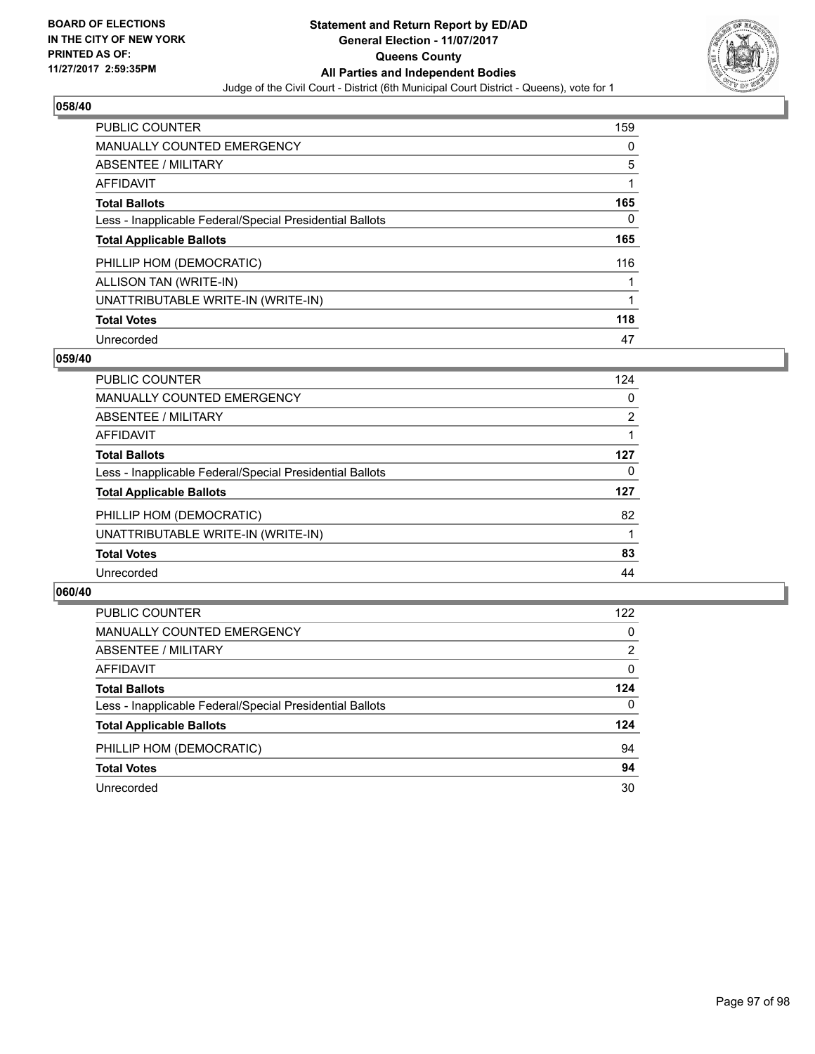BOARD OF ELECTIONS
IN THE CITY OF NEW YORK
PRINTED AS OF:
11/27/2017 2:59:35PM

**Statement and Return Report by ED/AD**
**General Election - 11/07/2017**
**Queens County**
**All Parties and Independent Bodies**
Judge of the Civil Court - District (6th Municipal Court District - Queens), vote for 1

### 058/40

| | |
|---|---|
| PUBLIC COUNTER | 159 |
| MANUALLY COUNTED EMERGENCY | 0 |
| ABSENTEE / MILITARY | 5 |
| AFFIDAVIT | 1 |
| **Total Ballots** | **165** |
| Less - Inapplicable Federal/Special Presidential Ballots | 0 |
| **Total Applicable Ballots** | **165** |
| PHILLIP HOM (DEMOCRATIC) | 116 |
| ALLISON TAN (WRITE-IN) | 1 |
| UNATTRIBUTABLE WRITE-IN (WRITE-IN) | 1 |
| **Total Votes** | **118** |
| Unrecorded | 47 |

### 059/40

| | |
|---|---|
| PUBLIC COUNTER | 124 |
| MANUALLY COUNTED EMERGENCY | 0 |
| ABSENTEE / MILITARY | 2 |
| AFFIDAVIT | 1 |
| **Total Ballots** | **127** |
| Less - Inapplicable Federal/Special Presidential Ballots | 0 |
| **Total Applicable Ballots** | **127** |
| PHILLIP HOM (DEMOCRATIC) | 82 |
| UNATTRIBUTABLE WRITE-IN (WRITE-IN) | 1 |
| **Total Votes** | **83** |
| Unrecorded | 44 |

### 060/40

| | |
|---|---|
| PUBLIC COUNTER | 122 |
| MANUALLY COUNTED EMERGENCY | 0 |
| ABSENTEE / MILITARY | 2 |
| AFFIDAVIT | 0 |
| **Total Ballots** | **124** |
| Less - Inapplicable Federal/Special Presidential Ballots | 0 |
| **Total Applicable Ballots** | **124** |
| PHILLIP HOM (DEMOCRATIC) | 94 |
| **Total Votes** | **94** |
| Unrecorded | 30 |